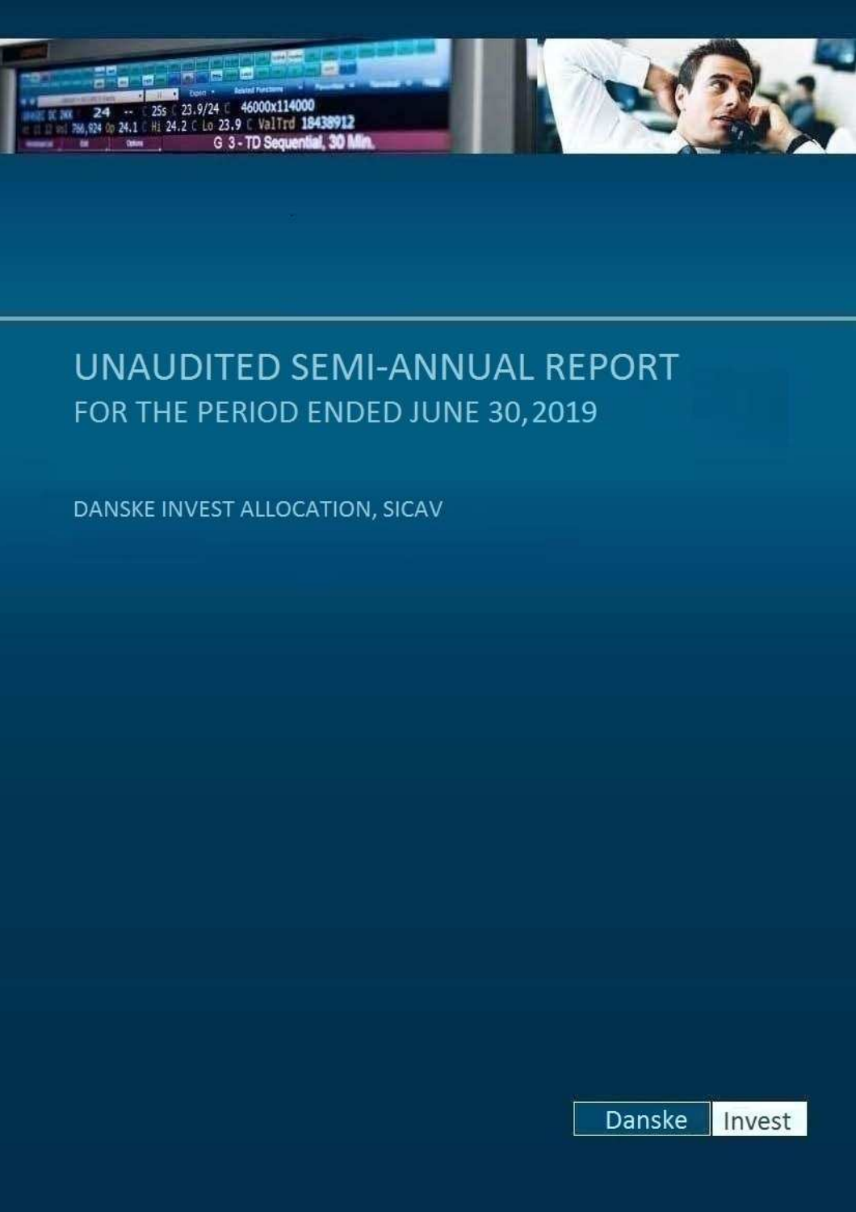# UNAUDITED SEMI-ANNUAL REPORT

## FOR THE PERIOD ENDED JUNE 30, 2019

DANSKE INVEST ALLOCATION, SICAV

Danske Invest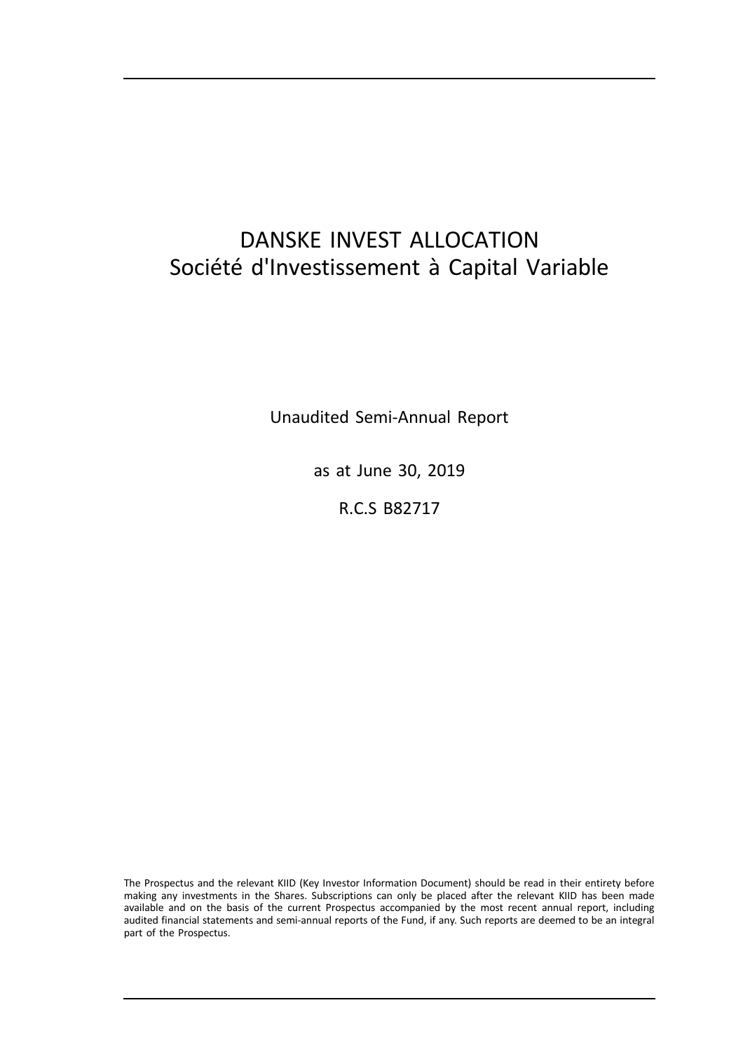# DANSKE INVEST ALLOCATION
## Société d'Investissement à Capital Variable

Unaudited Semi-Annual Report

as at June 30, 2019

R.C.S B82717

The Prospectus and the relevant KIID (Key Investor Information Document) should be read in their entirety before making any investments in the Shares. Subscriptions can only be placed after the relevant KIID has been made available and on the basis of the current Prospectus accompanied by the most recent annual report, including audited financial statements and semi-annual reports of the Fund, if any. Such reports are deemed to be an integral part of the Prospectus.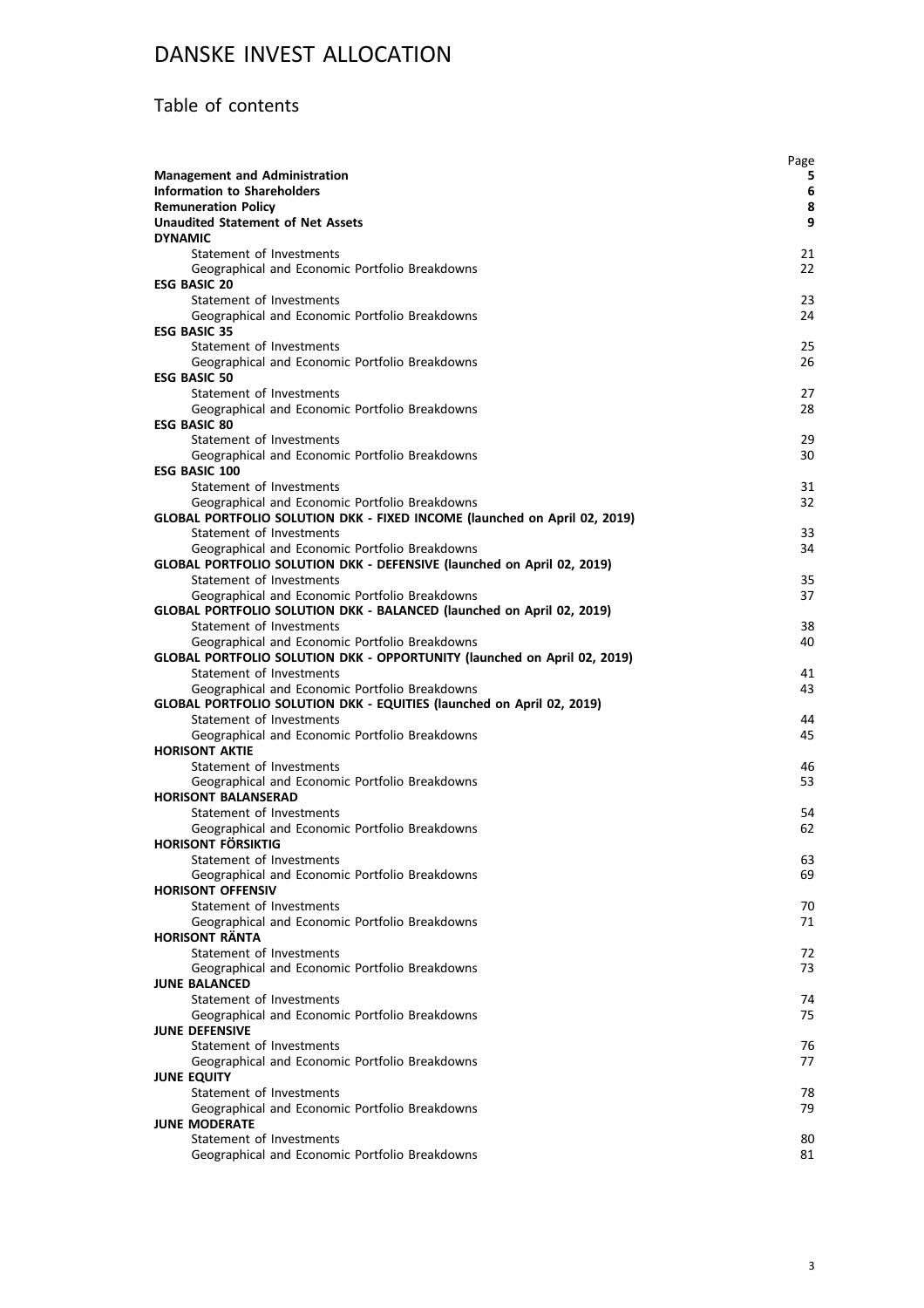# DANSKE INVEST ALLOCATION

## Table of contents

| | Page |
|---|---|
| **Management and Administration** | **5** |
| **Information to Shareholders** | **6** |
| **Remuneration Policy** | **8** |
| **Unaudited Statement of Net Assets** | **9** |
| **DYNAMIC** | |
| Statement of Investments | 21 |
| Geographical and Economic Portfolio Breakdowns | 22 |
| **ESG BASIC 20** | |
| Statement of Investments | 23 |
| Geographical and Economic Portfolio Breakdowns | 24 |
| **ESG BASIC 35** | |
| Statement of Investments | 25 |
| Geographical and Economic Portfolio Breakdowns | 26 |
| **ESG BASIC 50** | |
| Statement of Investments | 27 |
| Geographical and Economic Portfolio Breakdowns | 28 |
| **ESG BASIC 80** | |
| Statement of Investments | 29 |
| Geographical and Economic Portfolio Breakdowns | 30 |
| **ESG BASIC 100** | |
| Statement of Investments | 31 |
| Geographical and Economic Portfolio Breakdowns | 32 |
| **GLOBAL PORTFOLIO SOLUTION DKK - FIXED INCOME (launched on April 02, 2019)** | |
| Statement of Investments | 33 |
| Geographical and Economic Portfolio Breakdowns | 34 |
| **GLOBAL PORTFOLIO SOLUTION DKK - DEFENSIVE (launched on April 02, 2019)** | |
| Statement of Investments | 35 |
| Geographical and Economic Portfolio Breakdowns | 37 |
| **GLOBAL PORTFOLIO SOLUTION DKK - BALANCED (launched on April 02, 2019)** | |
| Statement of Investments | 38 |
| Geographical and Economic Portfolio Breakdowns | 40 |
| **GLOBAL PORTFOLIO SOLUTION DKK - OPPORTUNITY (launched on April 02, 2019)** | |
| Statement of Investments | 41 |
| Geographical and Economic Portfolio Breakdowns | 43 |
| **GLOBAL PORTFOLIO SOLUTION DKK - EQUITIES (launched on April 02, 2019)** | |
| Statement of Investments | 44 |
| Geographical and Economic Portfolio Breakdowns | 45 |
| **HORISONT AKTIE** | |
| Statement of Investments | 46 |
| Geographical and Economic Portfolio Breakdowns | 53 |
| **HORISONT BALANSERAD** | |
| Statement of Investments | 54 |
| Geographical and Economic Portfolio Breakdowns | 62 |
| **HORISONT FÖRSIKTIG** | |
| Statement of Investments | 63 |
| Geographical and Economic Portfolio Breakdowns | 69 |
| **HORISONT OFFENSIV** | |
| Statement of Investments | 70 |
| Geographical and Economic Portfolio Breakdowns | 71 |
| **HORISONT RÄNTA** | |
| Statement of Investments | 72 |
| Geographical and Economic Portfolio Breakdowns | 73 |
| **JUNE BALANCED** | |
| Statement of Investments | 74 |
| Geographical and Economic Portfolio Breakdowns | 75 |
| **JUNE DEFENSIVE** | |
| Statement of Investments | 76 |
| Geographical and Economic Portfolio Breakdowns | 77 |
| **JUNE EQUITY** | |
| Statement of Investments | 78 |
| Geographical and Economic Portfolio Breakdowns | 79 |
| **JUNE MODERATE** | |
| Statement of Investments | 80 |
| Geographical and Economic Portfolio Breakdowns | 81 |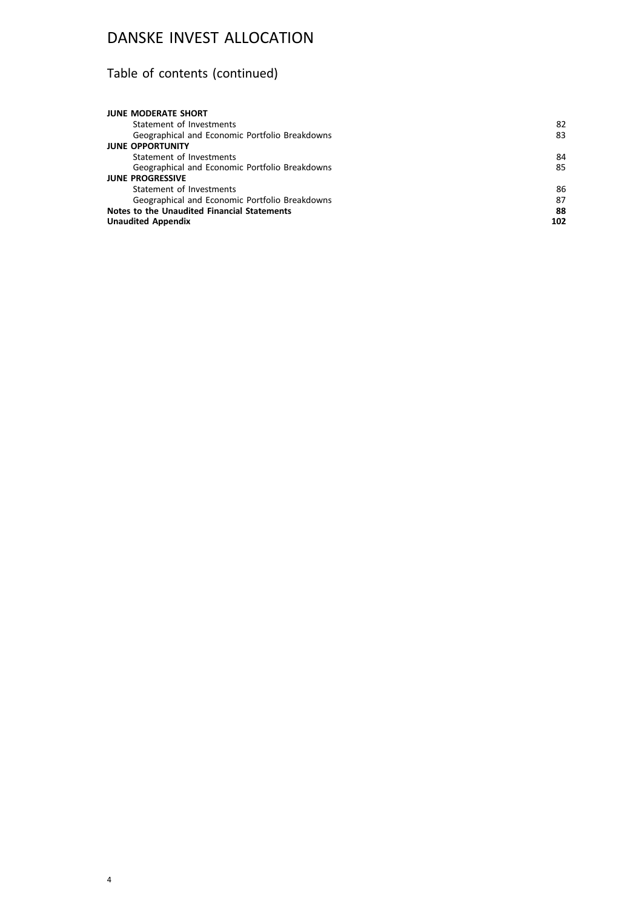# DANSKE INVEST ALLOCATION

## Table of contents (continued)

| | |
|---|---|
| **JUNE MODERATE SHORT** | |
| Statement of Investments | 82 |
| Geographical and Economic Portfolio Breakdowns | 83 |
| **JUNE OPPORTUNITY** | |
| Statement of Investments | 84 |
| Geographical and Economic Portfolio Breakdowns | 85 |
| **JUNE PROGRESSIVE** | |
| Statement of Investments | 86 |
| Geographical and Economic Portfolio Breakdowns | 87 |
| **Notes to the Unaudited Financial Statements** | **88** |
| **Unaudited Appendix** | **102** |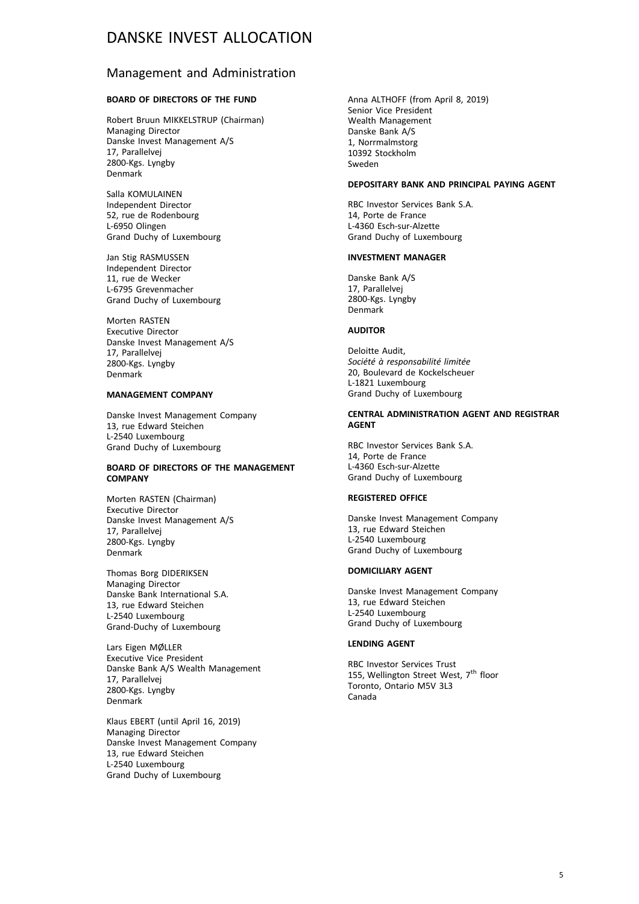# DANSKE INVEST ALLOCATION

## Management and Administration

**BOARD OF DIRECTORS OF THE FUND**

Robert Bruun MIKKELSTRUP (Chairman)
Managing Director
Danske Invest Management A/S
17, Parallelvej
2800-Kgs. Lyngby
Denmark

Salla KOMULAINEN
Independent Director
52, rue de Rodenbourg
L-6950 Olingen
Grand Duchy of Luxembourg

Jan Stig RASMUSSEN
Independent Director
11, rue de Wecker
L-6795 Grevenmacher
Grand Duchy of Luxembourg

Morten RASTEN
Executive Director
Danske Invest Management A/S
17, Parallelvej
2800-Kgs. Lyngby
Denmark

**MANAGEMENT COMPANY**

Danske Invest Management Company
13, rue Edward Steichen
L-2540 Luxembourg
Grand Duchy of Luxembourg

**BOARD OF DIRECTORS OF THE MANAGEMENT COMPANY**

Morten RASTEN (Chairman)
Executive Director
Danske Invest Management A/S
17, Parallelvej
2800-Kgs. Lyngby
Denmark

Thomas Borg DIDERIKSEN
Managing Director
Danske Bank International S.A.
13, rue Edward Steichen
L-2540 Luxembourg
Grand-Duchy of Luxembourg

Lars Eigen MØLLER
Executive Vice President
Danske Bank A/S Wealth Management
17, Parallelvej
2800-Kgs. Lyngby
Denmark

Klaus EBERT (until April 16, 2019)
Managing Director
Danske Invest Management Company
13, rue Edward Steichen
L-2540 Luxembourg
Grand Duchy of Luxembourg

Anna ALTHOFF (from April 8, 2019)
Senior Vice President
Wealth Management
Danske Bank A/S
1, Norrmalmstorg
10392 Stockholm
Sweden

**DEPOSITARY BANK AND PRINCIPAL PAYING AGENT**

RBC Investor Services Bank S.A.
14, Porte de France
L-4360 Esch-sur-Alzette
Grand Duchy of Luxembourg

**INVESTMENT MANAGER**

Danske Bank A/S
17, Parallelvej
2800-Kgs. Lyngby
Denmark

**AUDITOR**

Deloitte Audit,
*Société à responsabilité limitée*
20, Boulevard de Kockelscheuer
L-1821 Luxembourg
Grand Duchy of Luxembourg

**CENTRAL ADMINISTRATION AGENT AND REGISTRAR AGENT**

RBC Investor Services Bank S.A.
14, Porte de France
L-4360 Esch-sur-Alzette
Grand Duchy of Luxembourg

**REGISTERED OFFICE**

Danske Invest Management Company
13, rue Edward Steichen
L-2540 Luxembourg
Grand Duchy of Luxembourg

**DOMICILIARY AGENT**

Danske Invest Management Company
13, rue Edward Steichen
L-2540 Luxembourg
Grand Duchy of Luxembourg

**LENDING AGENT**

RBC Investor Services Trust
155, Wellington Street West, 7th floor
Toronto, Ontario M5V 3L3
Canada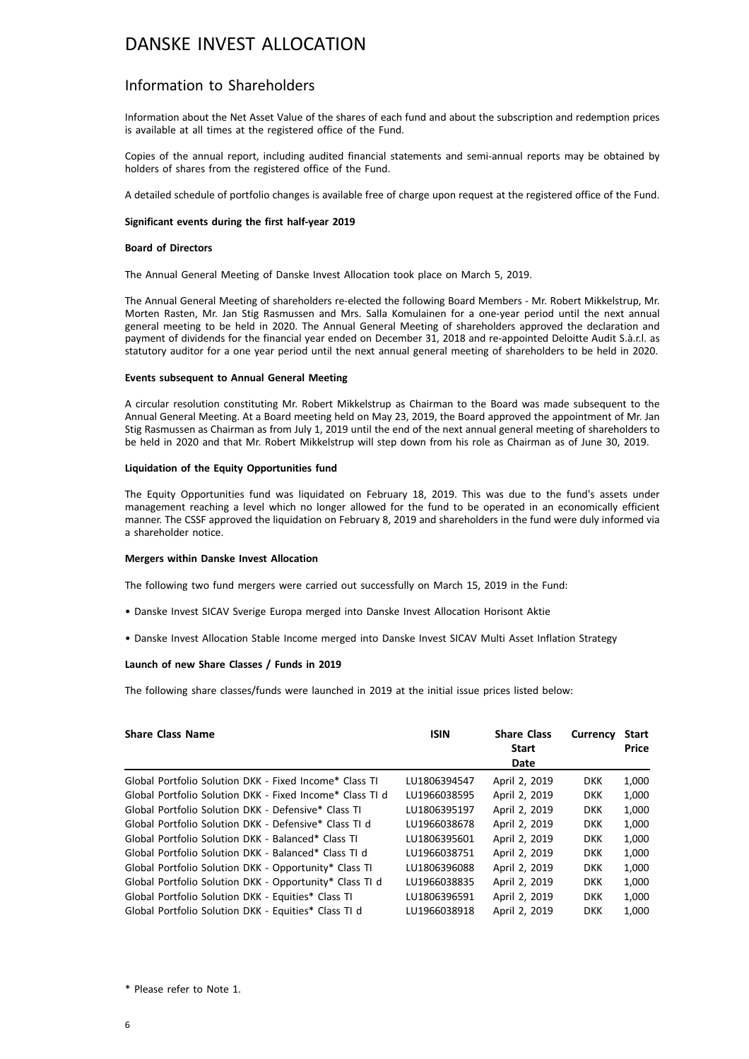# DANSKE INVEST ALLOCATION

## Information to Shareholders

Information about the Net Asset Value of the shares of each fund and about the subscription and redemption prices is available at all times at the registered office of the Fund.

Copies of the annual report, including audited financial statements and semi-annual reports may be obtained by holders of shares from the registered office of the Fund.

A detailed schedule of portfolio changes is available free of charge upon request at the registered office of the Fund.

**Significant events during the first half-year 2019**

**Board of Directors**

The Annual General Meeting of Danske Invest Allocation took place on March 5, 2019.

The Annual General Meeting of shareholders re-elected the following Board Members - Mr. Robert Mikkelstrup, Mr. Morten Rasten, Mr. Jan Stig Rasmussen and Mrs. Salla Komulainen for a one-year period until the next annual general meeting to be held in 2020. The Annual General Meeting of shareholders approved the declaration and payment of dividends for the financial year ended on December 31, 2018 and re-appointed Deloitte Audit S.à.r.l. as statutory auditor for a one year period until the next annual general meeting of shareholders to be held in 2020.

**Events subsequent to Annual General Meeting**

A circular resolution constituting Mr. Robert Mikkelstrup as Chairman to the Board was made subsequent to the Annual General Meeting. At a Board meeting held on May 23, 2019, the Board approved the appointment of Mr. Jan Stig Rasmussen as Chairman as from July 1, 2019 until the end of the next annual general meeting of shareholders to be held in 2020 and that Mr. Robert Mikkelstrup will step down from his role as Chairman as of June 30, 2019.

**Liquidation of the Equity Opportunities fund**

The Equity Opportunities fund was liquidated on February 18, 2019. This was due to the fund's assets under management reaching a level which no longer allowed for the fund to be operated in an economically efficient manner. The CSSF approved the liquidation on February 8, 2019 and shareholders in the fund were duly informed via a shareholder notice.

**Mergers within Danske Invest Allocation**

The following two fund mergers were carried out successfully on March 15, 2019 in the Fund:

- Danske Invest SICAV Sverige Europa merged into Danske Invest Allocation Horisont Aktie
- Danske Invest Allocation Stable Income merged into Danske Invest SICAV Multi Asset Inflation Strategy

**Launch of new Share Classes / Funds in 2019**

The following share classes/funds were launched in 2019 at the initial issue prices listed below:

| Share Class Name | ISIN | Share Class Start Date | Currency | Start Price |
|---|---|---|---|---|
| Global Portfolio Solution DKK - Fixed Income* Class TI | LU1806394547 | April 2, 2019 | DKK | 1,000 |
| Global Portfolio Solution DKK - Fixed Income* Class TI d | LU1966038595 | April 2, 2019 | DKK | 1,000 |
| Global Portfolio Solution DKK - Defensive* Class TI | LU1806395197 | April 2, 2019 | DKK | 1,000 |
| Global Portfolio Solution DKK - Defensive* Class TI d | LU1966038678 | April 2, 2019 | DKK | 1,000 |
| Global Portfolio Solution DKK - Balanced* Class TI | LU1806395601 | April 2, 2019 | DKK | 1,000 |
| Global Portfolio Solution DKK - Balanced* Class TI d | LU1966038751 | April 2, 2019 | DKK | 1,000 |
| Global Portfolio Solution DKK - Opportunity* Class TI | LU1806396088 | April 2, 2019 | DKK | 1,000 |
| Global Portfolio Solution DKK - Opportunity* Class TI d | LU1966038835 | April 2, 2019 | DKK | 1,000 |
| Global Portfolio Solution DKK - Equities* Class TI | LU1806396591 | April 2, 2019 | DKK | 1,000 |
| Global Portfolio Solution DKK - Equities* Class TI d | LU1966038918 | April 2, 2019 | DKK | 1,000 |

* Please refer to Note 1.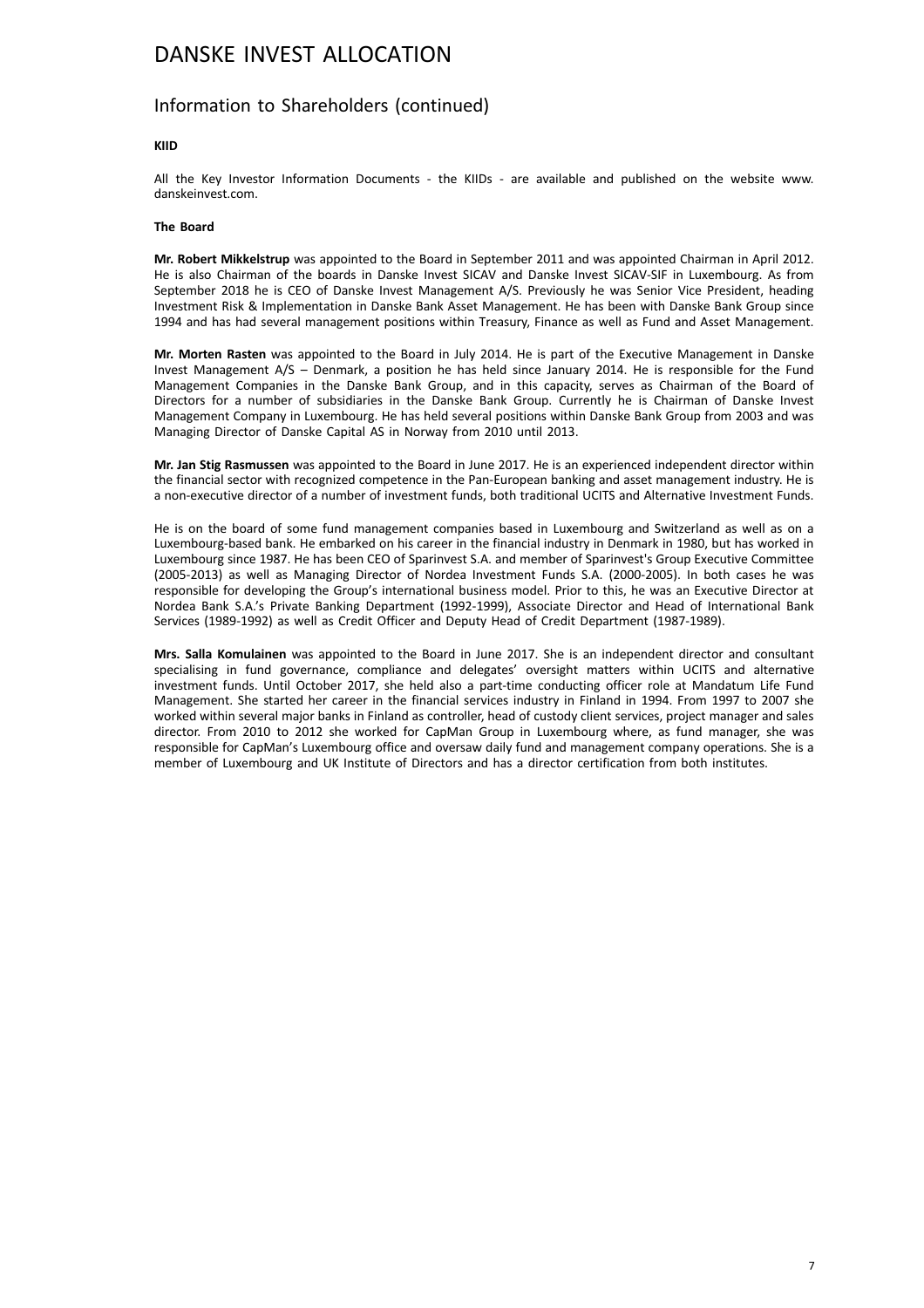# DANSKE INVEST ALLOCATION

## Information to Shareholders (continued)

**KIID**

All the Key Investor Information Documents - the KIIDs - are available and published on the website www. danskeinvest.com.

**The Board**

**Mr. Robert Mikkelstrup** was appointed to the Board in September 2011 and was appointed Chairman in April 2012. He is also Chairman of the boards in Danske Invest SICAV and Danske Invest SICAV-SIF in Luxembourg. As from September 2018 he is CEO of Danske Invest Management A/S. Previously he was Senior Vice President, heading Investment Risk & Implementation in Danske Bank Asset Management. He has been with Danske Bank Group since 1994 and has had several management positions within Treasury, Finance as well as Fund and Asset Management.

**Mr. Morten Rasten** was appointed to the Board in July 2014. He is part of the Executive Management in Danske Invest Management A/S – Denmark, a position he has held since January 2014. He is responsible for the Fund Management Companies in the Danske Bank Group, and in this capacity, serves as Chairman of the Board of Directors for a number of subsidiaries in the Danske Bank Group. Currently he is Chairman of Danske Invest Management Company in Luxembourg. He has held several positions within Danske Bank Group from 2003 and was Managing Director of Danske Capital AS in Norway from 2010 until 2013.

**Mr. Jan Stig Rasmussen** was appointed to the Board in June 2017. He is an experienced independent director within the financial sector with recognized competence in the Pan-European banking and asset management industry. He is a non-executive director of a number of investment funds, both traditional UCITS and Alternative Investment Funds.

He is on the board of some fund management companies based in Luxembourg and Switzerland as well as on a Luxembourg-based bank. He embarked on his career in the financial industry in Denmark in 1980, but has worked in Luxembourg since 1987. He has been CEO of Sparinvest S.A. and member of Sparinvest's Group Executive Committee (2005-2013) as well as Managing Director of Nordea Investment Funds S.A. (2000-2005). In both cases he was responsible for developing the Group's international business model. Prior to this, he was an Executive Director at Nordea Bank S.A.'s Private Banking Department (1992-1999), Associate Director and Head of International Bank Services (1989-1992) as well as Credit Officer and Deputy Head of Credit Department (1987-1989).

**Mrs. Salla Komulainen** was appointed to the Board in June 2017. She is an independent director and consultant specialising in fund governance, compliance and delegates' oversight matters within UCITS and alternative investment funds. Until October 2017, she held also a part-time conducting officer role at Mandatum Life Fund Management. She started her career in the financial services industry in Finland in 1994. From 1997 to 2007 she worked within several major banks in Finland as controller, head of custody client services, project manager and sales director. From 2010 to 2012 she worked for CapMan Group in Luxembourg where, as fund manager, she was responsible for CapMan's Luxembourg office and oversaw daily fund and management company operations. She is a member of Luxembourg and UK Institute of Directors and has a director certification from both institutes.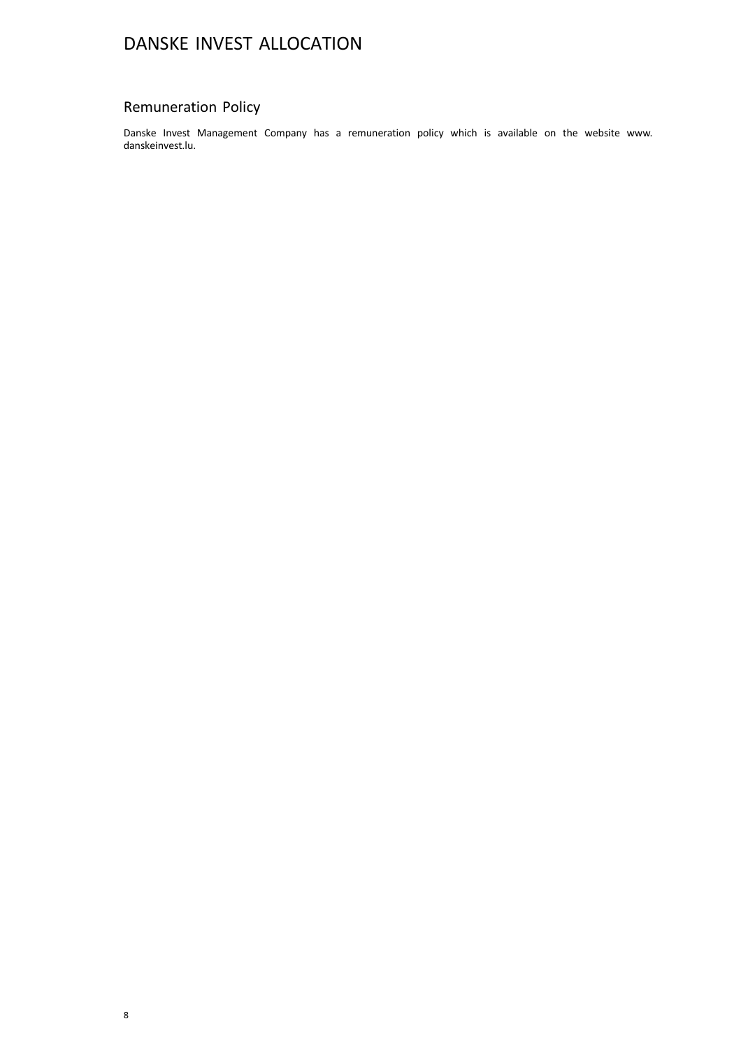## Remuneration Policy

Danske Invest Management Company has a remuneration policy which is available on the website www. danskeinvest.lu.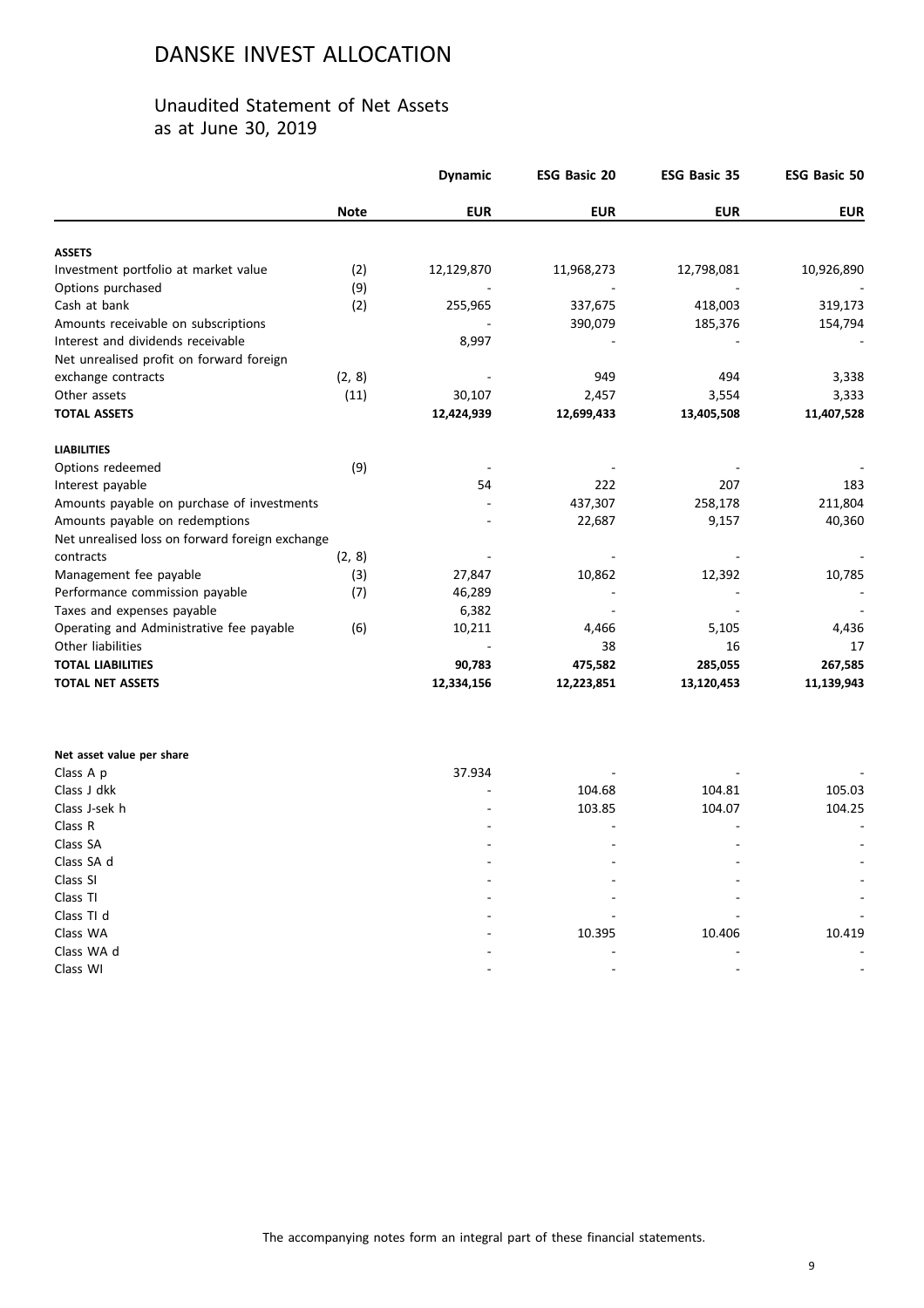# DANSKE INVEST ALLOCATION

## Unaudited Statement of Net Assets as at June 30, 2019

| | Note | Dynamic | ESG Basic 20 | ESG Basic 35 | ESG Basic 50 |
|---|---|---|---|---|---|
| | | EUR | EUR | EUR | EUR |
| **ASSETS** | | | | | |
| Investment portfolio at market value | (2) | 12,129,870 | 11,968,273 | 12,798,081 | 10,926,890 |
| Options purchased | (9) | - | - | - | - |
| Cash at bank | (2) | 255,965 | 337,675 | 418,003 | 319,173 |
| Amounts receivable on subscriptions | | - | 390,079 | 185,376 | 154,794 |
| Interest and dividends receivable | | 8,997 | - | - | - |
| Net unrealised profit on forward foreign exchange contracts | (2, 8) | - | 949 | 494 | 3,338 |
| Other assets | (11) | 30,107 | 2,457 | 3,554 | 3,333 |
| **TOTAL ASSETS** | | **12,424,939** | **12,699,433** | **13,405,508** | **11,407,528** |
| **LIABILITIES** | | | | | |
| Options redeemed | (9) | - | - | - | - |
| Interest payable | | 54 | 222 | 207 | 183 |
| Amounts payable on purchase of investments | | - | 437,307 | 258,178 | 211,804 |
| Amounts payable on redemptions | | - | 22,687 | 9,157 | 40,360 |
| Net unrealised loss on forward foreign exchange contracts | (2, 8) | - | - | - | - |
| Management fee payable | (3) | 27,847 | 10,862 | 12,392 | 10,785 |
| Performance commission payable | (7) | 46,289 | - | - | - |
| Taxes and expenses payable | | 6,382 | - | - | - |
| Operating and Administrative fee payable | (6) | 10,211 | 4,466 | 5,105 | 4,436 |
| Other liabilities | | - | 38 | 16 | 17 |
| **TOTAL LIABILITIES** | | **90,783** | **475,582** | **285,055** | **267,585** |
| **TOTAL NET ASSETS** | | **12,334,156** | **12,223,851** | **13,120,453** | **11,139,943** |

| Net asset value per share | | Dynamic | ESG Basic 20 | ESG Basic 35 | ESG Basic 50 |
|---|---|---|---|---|---|
| Class A p | | 37.934 | - | - | - |
| Class J dkk | | - | 104.68 | 104.81 | 105.03 |
| Class J-sek h | | - | 103.85 | 104.07 | 104.25 |
| Class R | | - | - | - | - |
| Class SA | | - | - | - | - |
| Class SA d | | - | - | - | - |
| Class SI | | - | - | - | - |
| Class TI | | - | - | - | - |
| Class TI d | | - | - | - | - |
| Class WA | | - | 10.395 | 10.406 | 10.419 |
| Class WA d | | - | - | - | - |
| Class WI | | - | - | - | - |

The accompanying notes form an integral part of these financial statements.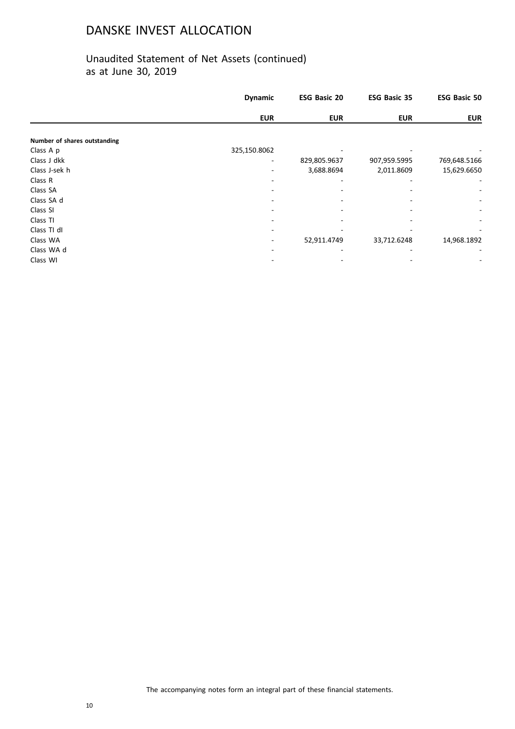# DANSKE INVEST ALLOCATION

## Unaudited Statement of Net Assets (continued)
as at June 30, 2019

| | Dynamic | ESG Basic 20 | ESG Basic 35 | ESG Basic 50 |
|---|---|---|---|---|
| | **EUR** | **EUR** | **EUR** | **EUR** |
| **Number of shares outstanding** | | | | |
| Class A p | 325,150.8062 | - | - | - |
| Class J dkk | - | 829,805.9637 | 907,959.5995 | 769,648.5166 |
| Class J-sek h | - | 3,688.8694 | 2,011.8609 | 15,629.6650 |
| Class R | - | - | - | - |
| Class SA | - | - | - | - |
| Class SA d | - | - | - | - |
| Class SI | - | - | - | - |
| Class TI | - | - | - | - |
| Class TI dl | - | - | - | - |
| Class WA | - | 52,911.4749 | 33,712.6248 | 14,968.1892 |
| Class WA d | - | - | - | - |
| Class WI | - | - | - | - |

The accompanying notes form an integral part of these financial statements.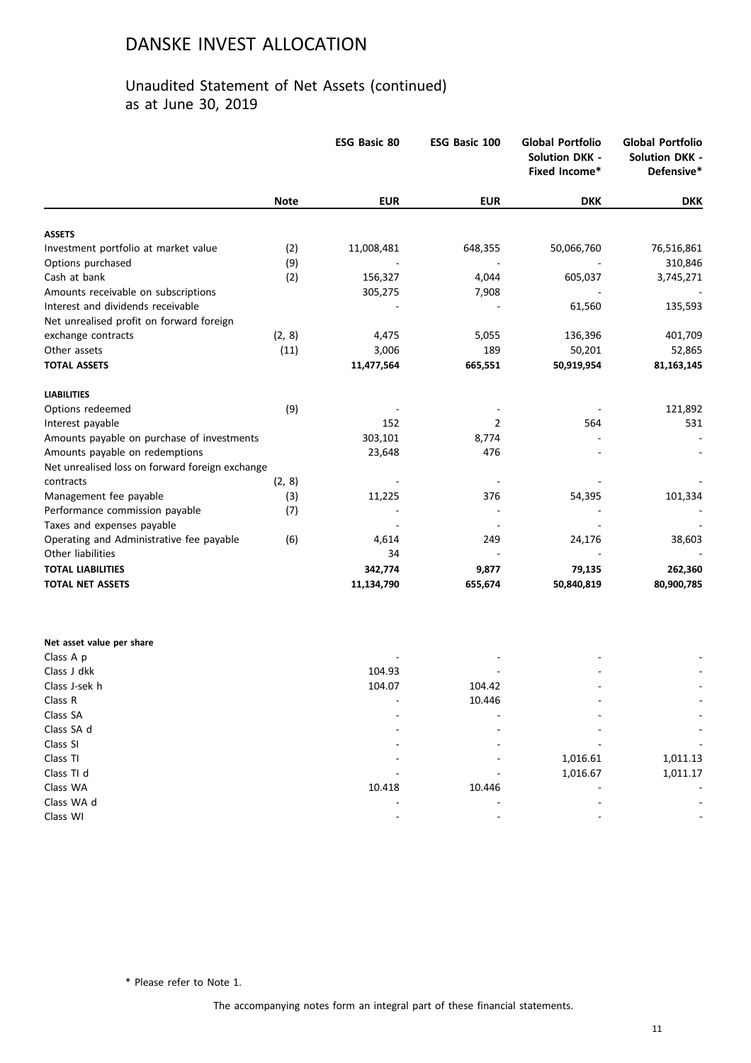# DANSKE INVEST ALLOCATION

## Unaudited Statement of Net Assets (continued)
as at June 30, 2019

| | Note | ESG Basic 80 | ESG Basic 100 | Global Portfolio Solution DKK - Fixed Income* | Global Portfolio Solution DKK - Defensive* |
|---|---|---|---|---|---|
| | | **EUR** | **EUR** | **DKK** | **DKK** |
| **ASSETS** | | | | | |
| Investment portfolio at market value | (2) | 11,008,481 | 648,355 | 50,066,760 | 76,516,861 |
| Options purchased | (9) | - | - | - | 310,846 |
| Cash at bank | (2) | 156,327 | 4,044 | 605,037 | 3,745,271 |
| Amounts receivable on subscriptions | | 305,275 | 7,908 | - | - |
| Interest and dividends receivable | | - | - | 61,560 | 135,593 |
| Net unrealised profit on forward foreign exchange contracts | (2, 8) | 4,475 | 5,055 | 136,396 | 401,709 |
| Other assets | (11) | 3,006 | 189 | 50,201 | 52,865 |
| **TOTAL ASSETS** | | **11,477,564** | **665,551** | **50,919,954** | **81,163,145** |
| **LIABILITIES** | | | | | |
| Options redeemed | (9) | - | - | - | 121,892 |
| Interest payable | | 152 | 2 | 564 | 531 |
| Amounts payable on purchase of investments | | 303,101 | 8,774 | - | - |
| Amounts payable on redemptions | | 23,648 | 476 | - | - |
| Net unrealised loss on forward foreign exchange contracts | (2, 8) | - | - | - | - |
| Management fee payable | (3) | 11,225 | 376 | 54,395 | 101,334 |
| Performance commission payable | (7) | - | - | - | - |
| Taxes and expenses payable | | - | - | - | - |
| Operating and Administrative fee payable | (6) | 4,614 | 249 | 24,176 | 38,603 |
| Other liabilities | | 34 | - | - | - |
| **TOTAL LIABILITIES** | | **342,774** | **9,877** | **79,135** | **262,360** |
| **TOTAL NET ASSETS** | | **11,134,790** | **655,674** | **50,840,819** | **80,900,785** |
| | | | | | |
| **Net asset value per share** | | | | | |
| Class A p | | - | - | - | - |
| Class J dkk | | 104.93 | - | - | - |
| Class J-sek h | | 104.07 | 104.42 | - | - |
| Class R | | - | 10.446 | - | - |
| Class SA | | - | - | - | - |
| Class SA d | | - | - | - | - |
| Class SI | | - | - | - | - |
| Class TI | | - | - | 1,016.61 | 1,011.13 |
| Class TI d | | - | - | 1,016.67 | 1,011.17 |
| Class WA | | 10.418 | 10.446 | - | - |
| Class WA d | | - | - | - | - |
| Class WI | | - | - | - | - |

\* Please refer to Note 1.

The accompanying notes form an integral part of these financial statements.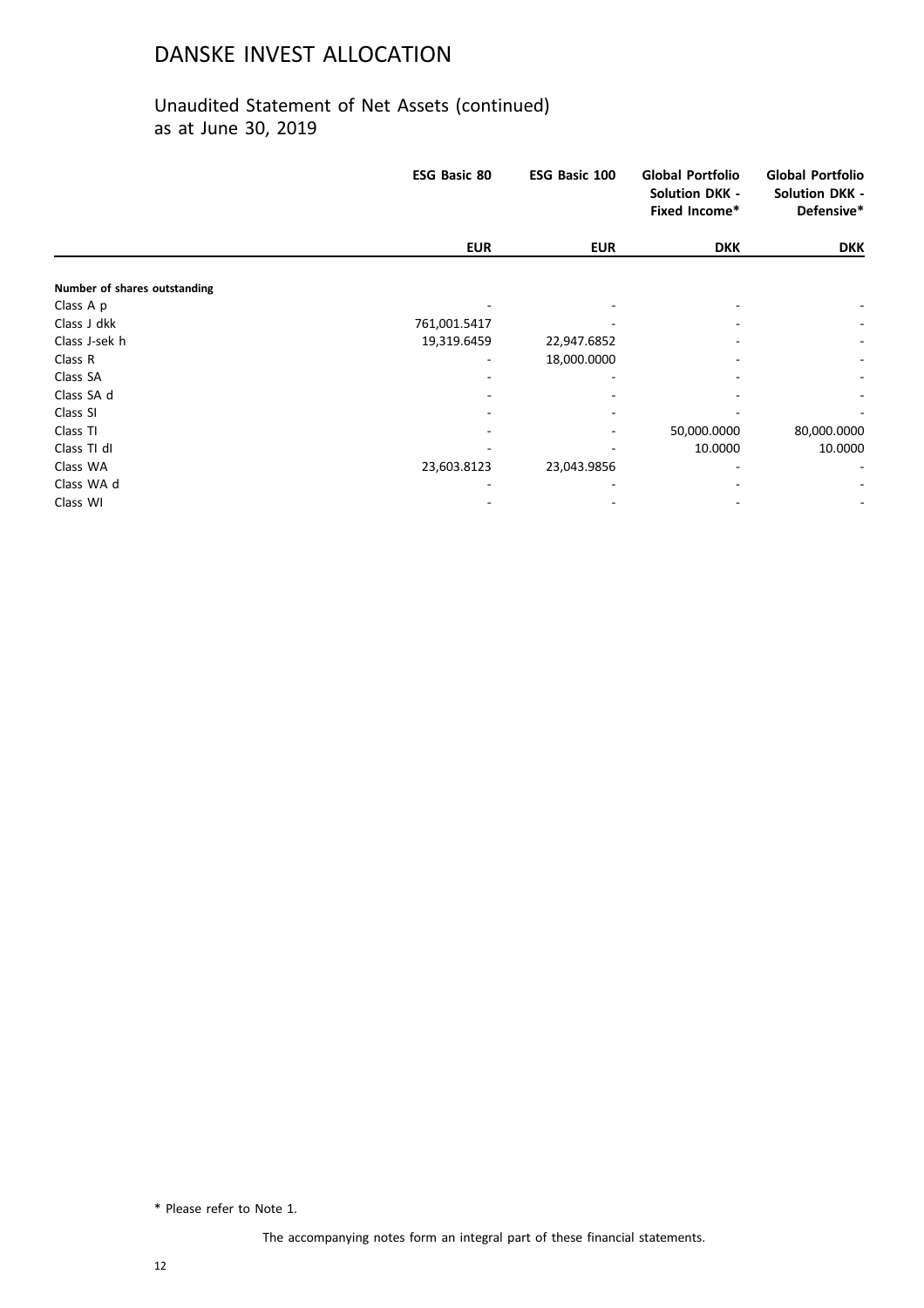# DANSKE INVEST ALLOCATION

## Unaudited Statement of Net Assets (continued)
as at June 30, 2019

| | ESG Basic 80 | ESG Basic 100 | Global Portfolio Solution DKK - Fixed Income* | Global Portfolio Solution DKK - Defensive* |
|---|---|---|---|---|
| | EUR | EUR | DKK | DKK |
| **Number of shares outstanding** | | | | |
| Class A p | - | - | - | - |
| Class J dkk | 761,001.5417 | - | - | - |
| Class J-sek h | 19,319.6459 | 22,947.6852 | - | - |
| Class R | - | 18,000.0000 | - | - |
| Class SA | - | - | - | - |
| Class SA d | - | - | - | - |
| Class SI | - | - | - | - |
| Class TI | - | - | 50,000.0000 | 80,000.0000 |
| Class TI dl | - | - | 10.0000 | 10.0000 |
| Class WA | 23,603.8123 | 23,043.9856 | - | - |
| Class WA d | - | - | - | - |
| Class WI | - | - | - | - |

* Please refer to Note 1.

The accompanying notes form an integral part of these financial statements.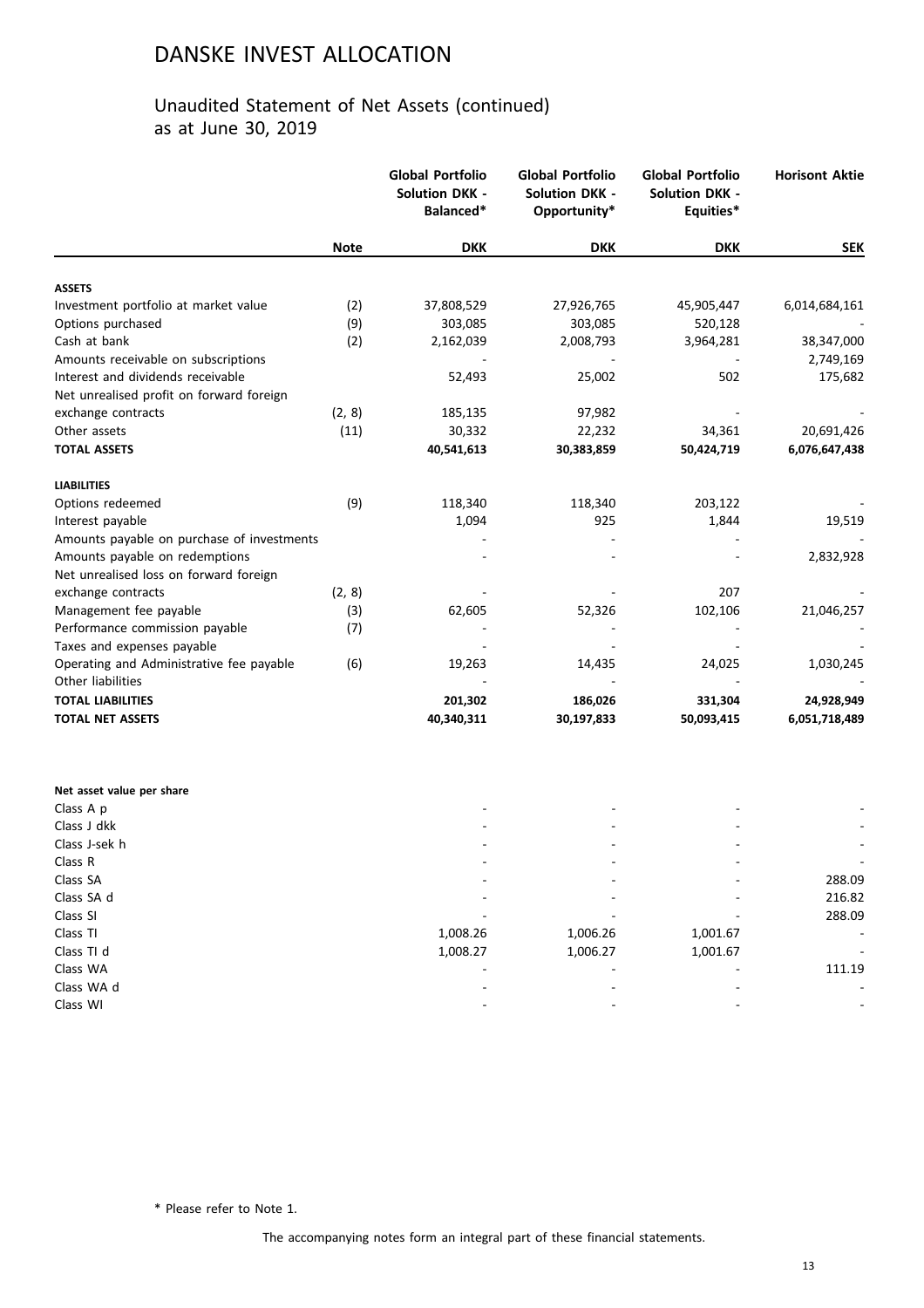# DANSKE INVEST ALLOCATION

## Unaudited Statement of Net Assets (continued)
as at June 30, 2019

| | Note | Global Portfolio Solution DKK - Balanced* | Global Portfolio Solution DKK - Opportunity* | Global Portfolio Solution DKK - Equities* | Horisont Aktie |
|---|---|---|---|---|---|
| | | DKK | DKK | DKK | SEK |
| **ASSETS** | | | | | |
| Investment portfolio at market value | (2) | 37,808,529 | 27,926,765 | 45,905,447 | 6,014,684,161 |
| Options purchased | (9) | 303,085 | 303,085 | 520,128 | - |
| Cash at bank | (2) | 2,162,039 | 2,008,793 | 3,964,281 | 38,347,000 |
| Amounts receivable on subscriptions | | - | - | - | 2,749,169 |
| Interest and dividends receivable | | 52,493 | 25,002 | 502 | 175,682 |
| Net unrealised profit on forward foreign exchange contracts | (2, 8) | 185,135 | 97,982 | - | - |
| Other assets | (11) | 30,332 | 22,232 | 34,361 | 20,691,426 |
| **TOTAL ASSETS** | | **40,541,613** | **30,383,859** | **50,424,719** | **6,076,647,438** |
| **LIABILITIES** | | | | | |
| Options redeemed | (9) | 118,340 | 118,340 | 203,122 | - |
| Interest payable | | 1,094 | 925 | 1,844 | 19,519 |
| Amounts payable on purchase of investments | | - | - | - | - |
| Amounts payable on redemptions | | - | - | - | 2,832,928 |
| Net unrealised loss on forward foreign exchange contracts | (2, 8) | - | - | 207 | - |
| Management fee payable | (3) | 62,605 | 52,326 | 102,106 | 21,046,257 |
| Performance commission payable | (7) | - | - | - | - |
| Taxes and expenses payable | | - | - | - | - |
| Operating and Administrative fee payable | (6) | 19,263 | 14,435 | 24,025 | 1,030,245 |
| Other liabilities | | - | - | - | - |
| **TOTAL LIABILITIES** | | **201,302** | **186,026** | **331,304** | **24,928,949** |
| **TOTAL NET ASSETS** | | **40,340,311** | **30,197,833** | **50,093,415** | **6,051,718,489** |

| **Net asset value per share** | | | | |
|---|---|---|---|---|
| Class A p | - | - | - | - |
| Class J dkk | - | - | - | - |
| Class J-sek h | - | - | - | - |
| Class R | - | - | - | - |
| Class SA | - | - | - | 288.09 |
| Class SA d | - | - | - | 216.82 |
| Class SI | - | - | - | 288.09 |
| Class TI | 1,008.26 | 1,006.26 | 1,001.67 | - |
| Class TI d | 1,008.27 | 1,006.27 | 1,001.67 | - |
| Class WA | - | - | - | 111.19 |
| Class WA d | - | - | - | - |
| Class WI | - | - | - | - |

* Please refer to Note 1.

The accompanying notes form an integral part of these financial statements.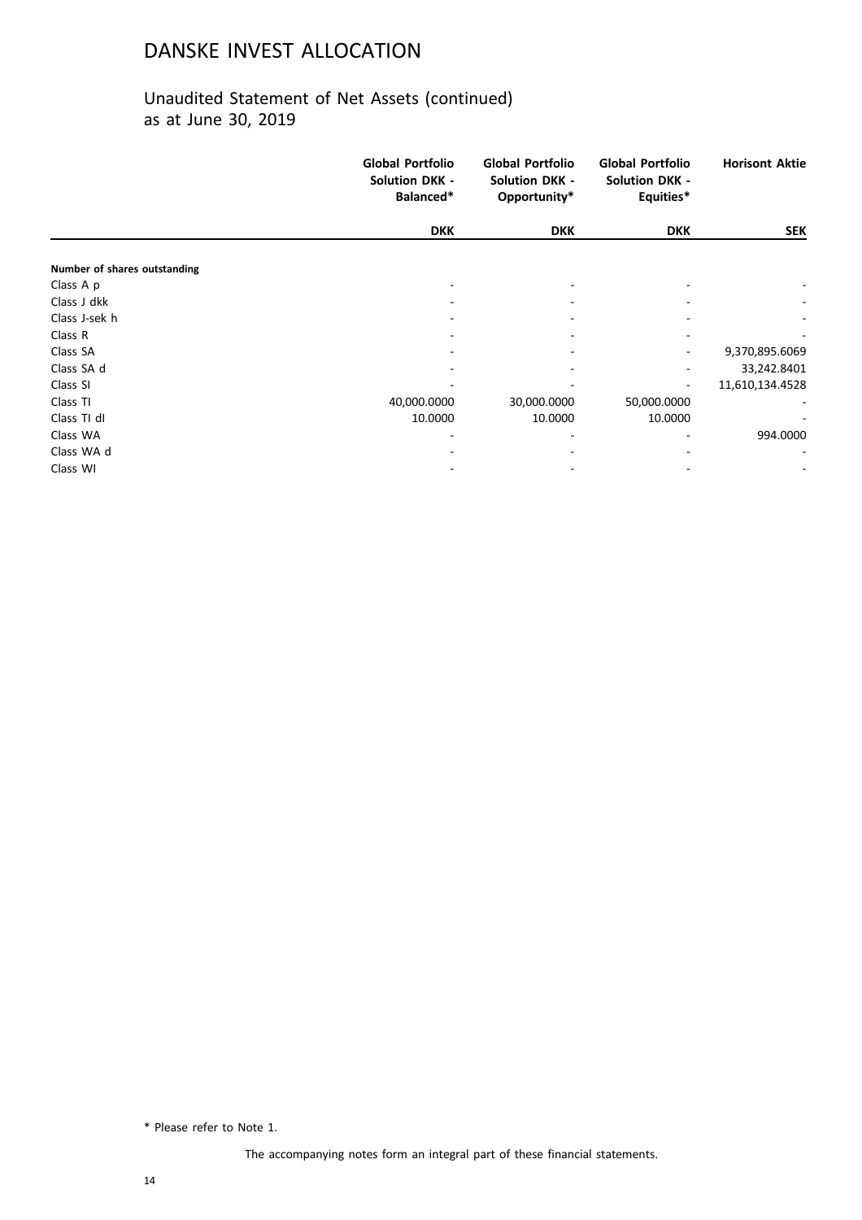# DANSKE INVEST ALLOCATION

## Unaudited Statement of Net Assets (continued)
as at June 30, 2019

| | Global Portfolio Solution DKK - Balanced* | Global Portfolio Solution DKK - Opportunity* | Global Portfolio Solution DKK - Equities* | Horisont Aktie |
|---|---|---|---|---|
| | DKK | DKK | DKK | SEK |
| **Number of shares outstanding** | | | | |
| Class A p | - | - | - | - |
| Class J dkk | - | - | - | - |
| Class J-sek h | - | - | - | - |
| Class R | - | - | - | - |
| Class SA | - | - | - | 9,370,895.6069 |
| Class SA d | - | - | - | 33,242.8401 |
| Class SI | - | - | - | 11,610,134.4528 |
| Class TI | 40,000.0000 | 30,000.0000 | 50,000.0000 | - |
| Class TI dl | 10.0000 | 10.0000 | 10.0000 | - |
| Class WA | - | - | - | 994.0000 |
| Class WA d | - | - | - | - |
| Class WI | - | - | - | - |

* Please refer to Note 1.

The accompanying notes form an integral part of these financial statements.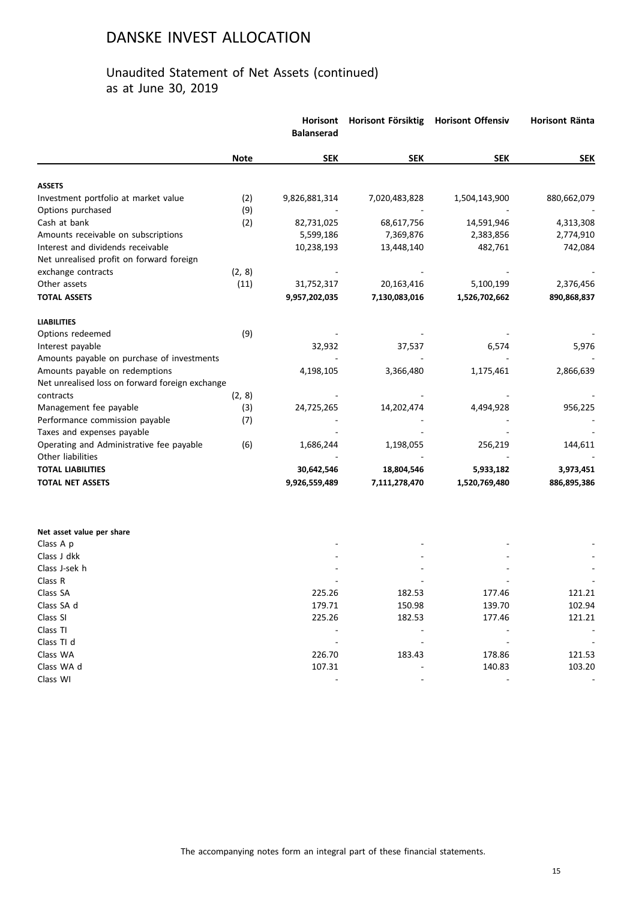# DANSKE INVEST ALLOCATION

## Unaudited Statement of Net Assets (continued) as at June 30, 2019

| | Note | Horisont Balanserad | Horisont Försiktig | Horisont Offensiv | Horisont Ränta |
|---|---|---|---|---|---|
| | | **SEK** | **SEK** | **SEK** | **SEK** |
| **ASSETS** | | | | | |
| Investment portfolio at market value | (2) | 9,826,881,314 | 7,020,483,828 | 1,504,143,900 | 880,662,079 |
| Options purchased | (9) | - | - | - | - |
| Cash at bank | (2) | 82,731,025 | 68,617,756 | 14,591,946 | 4,313,308 |
| Amounts receivable on subscriptions | | 5,599,186 | 7,369,876 | 2,383,856 | 2,774,910 |
| Interest and dividends receivable | | 10,238,193 | 13,448,140 | 482,761 | 742,084 |
| Net unrealised profit on forward foreign exchange contracts | (2, 8) | - | - | - | - |
| Other assets | (11) | 31,752,317 | 20,163,416 | 5,100,199 | 2,376,456 |
| **TOTAL ASSETS** | | **9,957,202,035** | **7,130,083,016** | **1,526,702,662** | **890,868,837** |
| **LIABILITIES** | | | | | |
| Options redeemed | (9) | - | - | - | - |
| Interest payable | | 32,932 | 37,537 | 6,574 | 5,976 |
| Amounts payable on purchase of investments | | - | - | - | - |
| Amounts payable on redemptions | | 4,198,105 | 3,366,480 | 1,175,461 | 2,866,639 |
| Net unrealised loss on forward foreign exchange contracts | (2, 8) | - | - | - | - |
| Management fee payable | (3) | 24,725,265 | 14,202,474 | 4,494,928 | 956,225 |
| Performance commission payable | (7) | - | - | - | - |
| Taxes and expenses payable | | - | - | - | - |
| Operating and Administrative fee payable | (6) | 1,686,244 | 1,198,055 | 256,219 | 144,611 |
| Other liabilities | | - | - | - | - |
| **TOTAL LIABILITIES** | | **30,642,546** | **18,804,546** | **5,933,182** | **3,973,451** |
| **TOTAL NET ASSETS** | | **9,926,559,489** | **7,111,278,470** | **1,520,769,480** | **886,895,386** |

| **Net asset value per share** | Horisont Balanserad | Horisont Försiktig | Horisont Offensiv | Horisont Ränta |
|---|---|---|---|---|
| Class A p | - | - | - | - |
| Class J dkk | - | - | - | - |
| Class J-sek h | - | - | - | - |
| Class R | - | - | - | - |
| Class SA | 225.26 | 182.53 | 177.46 | 121.21 |
| Class SA d | 179.71 | 150.98 | 139.70 | 102.94 |
| Class SI | 225.26 | 182.53 | 177.46 | 121.21 |
| Class TI | - | - | - | - |
| Class TI d | - | - | - | - |
| Class WA | 226.70 | 183.43 | 178.86 | 121.53 |
| Class WA d | 107.31 | - | 140.83 | 103.20 |
| Class WI | - | - | - | - |

The accompanying notes form an integral part of these financial statements.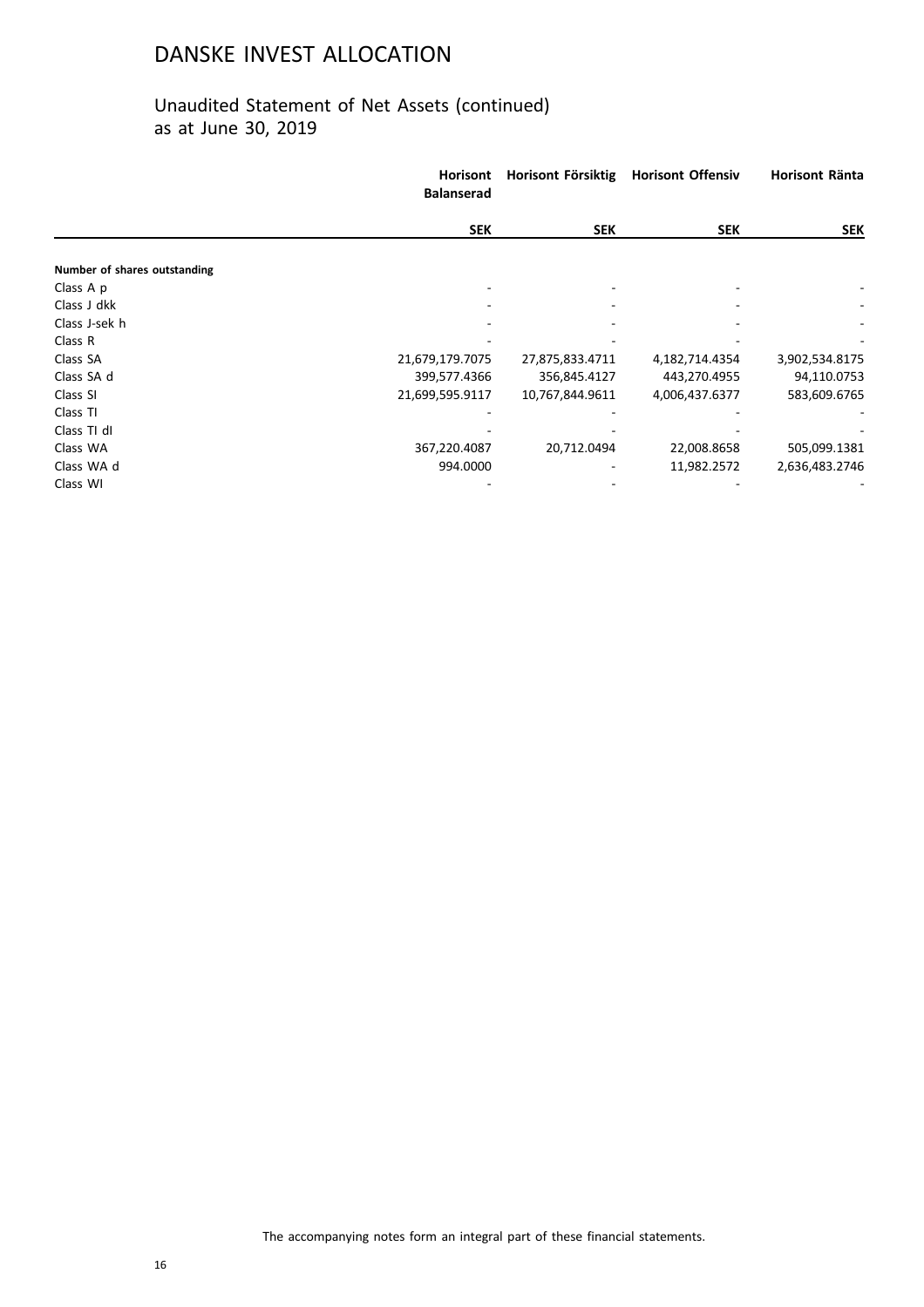# DANSKE INVEST ALLOCATION

## Unaudited Statement of Net Assets (continued) as at June 30, 2019

| | Horisont Balanserad | Horisont Försiktig | Horisont Offensiv | Horisont Ränta |
|---|---|---|---|---|
| | **SEK** | **SEK** | **SEK** | **SEK** |
| **Number of shares outstanding** | | | | |
| Class A p | - | - | - | - |
| Class J dkk | - | - | - | - |
| Class J-sek h | - | - | - | - |
| Class R | - | - | - | - |
| Class SA | 21,679,179.7075 | 27,875,833.4711 | 4,182,714.4354 | 3,902,534.8175 |
| Class SA d | 399,577.4366 | 356,845.4127 | 443,270.4955 | 94,110.0753 |
| Class SI | 21,699,595.9117 | 10,767,844.9611 | 4,006,437.6377 | 583,609.6765 |
| Class TI | - | - | - | - |
| Class TI dl | - | - | - | - |
| Class WA | 367,220.4087 | 20,712.0494 | 22,008.8658 | 505,099.1381 |
| Class WA d | 994.0000 | - | 11,982.2572 | 2,636,483.2746 |
| Class WI | - | - | - | - |

The accompanying notes form an integral part of these financial statements.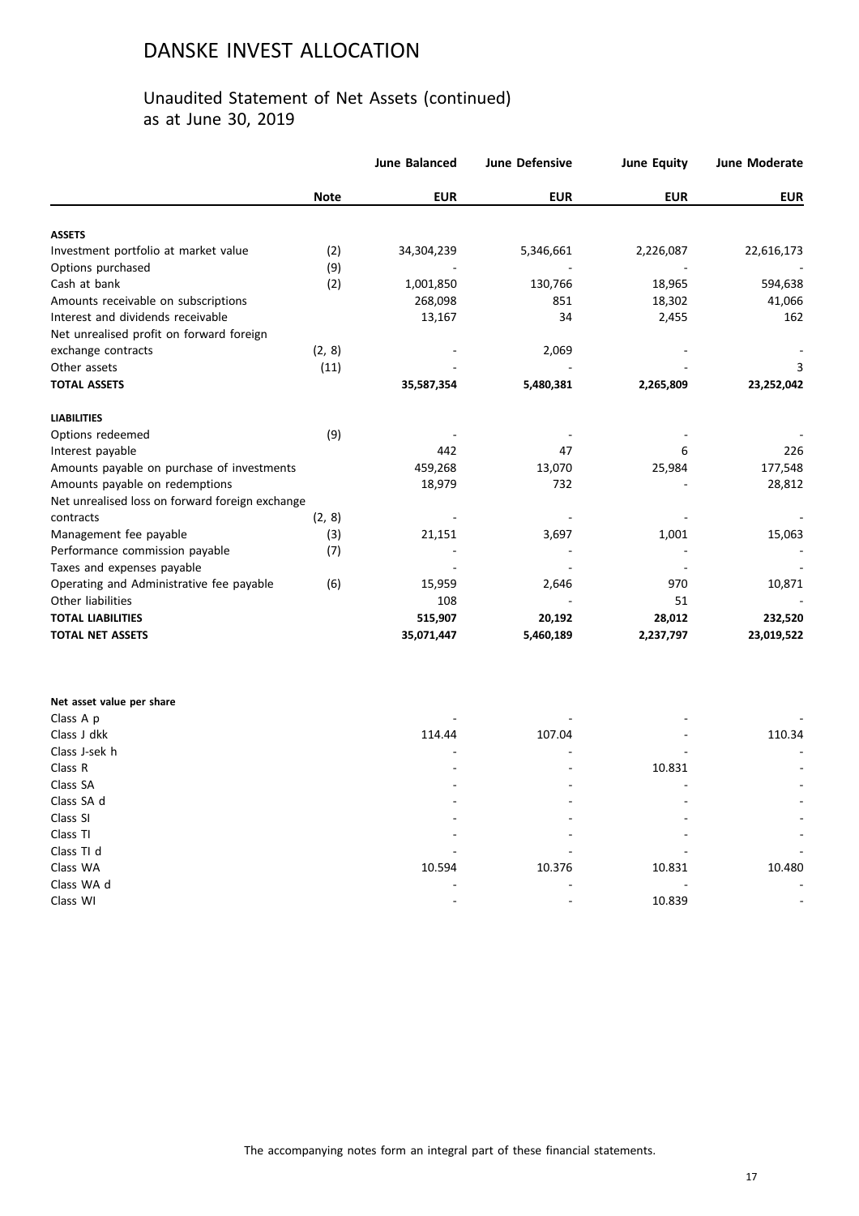# DANSKE INVEST ALLOCATION

## Unaudited Statement of Net Assets (continued)
as at June 30, 2019

| | | June Balanced | June Defensive | June Equity | June Moderate |
|---|---|---|---|---|---|
| | **Note** | **EUR** | **EUR** | **EUR** | **EUR** |
| **ASSETS** | | | | | |
| Investment portfolio at market value | (2) | 34,304,239 | 5,346,661 | 2,226,087 | 22,616,173 |
| Options purchased | (9) | - | - | - | - |
| Cash at bank | (2) | 1,001,850 | 130,766 | 18,965 | 594,638 |
| Amounts receivable on subscriptions | | 268,098 | 851 | 18,302 | 41,066 |
| Interest and dividends receivable | | 13,167 | 34 | 2,455 | 162 |
| Net unrealised profit on forward foreign exchange contracts | (2, 8) | - | 2,069 | - | - |
| Other assets | (11) | - | - | - | 3 |
| **TOTAL ASSETS** | | **35,587,354** | **5,480,381** | **2,265,809** | **23,252,042** |
| **LIABILITIES** | | | | | |
| Options redeemed | (9) | - | - | - | - |
| Interest payable | | 442 | 47 | 6 | 226 |
| Amounts payable on purchase of investments | | 459,268 | 13,070 | 25,984 | 177,548 |
| Amounts payable on redemptions | | 18,979 | 732 | - | 28,812 |
| Net unrealised loss on forward foreign exchange contracts | (2, 8) | - | - | - | - |
| Management fee payable | (3) | 21,151 | 3,697 | 1,001 | 15,063 |
| Performance commission payable | (7) | - | - | - | - |
| Taxes and expenses payable | | - | - | - | - |
| Operating and Administrative fee payable | (6) | 15,959 | 2,646 | 970 | 10,871 |
| Other liabilities | | 108 | - | 51 | - |
| **TOTAL LIABILITIES** | | **515,907** | **20,192** | **28,012** | **232,520** |
| **TOTAL NET ASSETS** | | **35,071,447** | **5,460,189** | **2,237,797** | **23,019,522** |

| **Net asset value per share** | | June Balanced | June Defensive | June Equity | June Moderate |
|---|---|---|---|---|---|
| Class A p | | - | - | - | - |
| Class J dkk | | 114.44 | 107.04 | - | 110.34 |
| Class J-sek h | | - | - | - | - |
| Class R | | - | - | 10.831 | - |
| Class SA | | - | - | - | - |
| Class SA d | | - | - | - | - |
| Class SI | | - | - | - | - |
| Class TI | | - | - | - | - |
| Class TI d | | - | - | - | - |
| Class WA | | 10.594 | 10.376 | 10.831 | 10.480 |
| Class WA d | | - | - | - | - |
| Class WI | | - | - | 10.839 | - |

The accompanying notes form an integral part of these financial statements.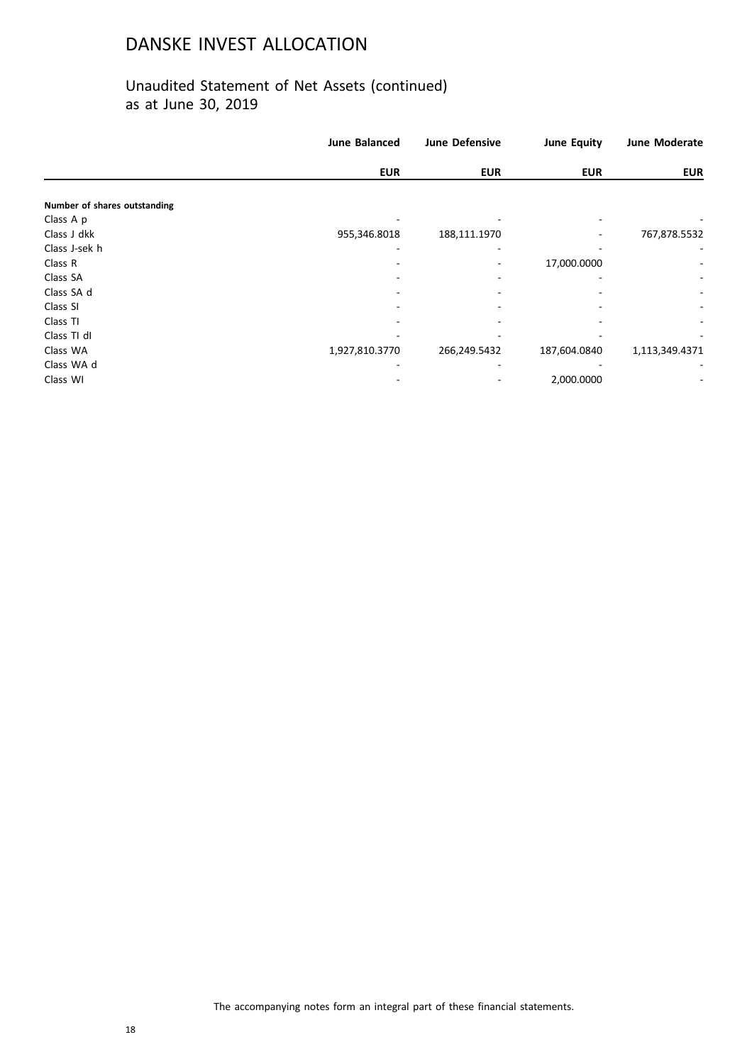# DANSKE INVEST ALLOCATION

## Unaudited Statement of Net Assets (continued)
as at June 30, 2019

| | June Balanced | June Defensive | June Equity | June Moderate |
|---|---|---|---|---|
| | EUR | EUR | EUR | EUR |
| **Number of shares outstanding** | | | | |
| Class A p | - | - | - | - |
| Class J dkk | 955,346.8018 | 188,111.1970 | - | 767,878.5532 |
| Class J-sek h | - | - | - | - |
| Class R | - | - | 17,000.0000 | - |
| Class SA | - | - | - | - |
| Class SA d | - | - | - | - |
| Class SI | - | - | - | - |
| Class TI | - | - | - | - |
| Class TI dl | - | - | - | - |
| Class WA | 1,927,810.3770 | 266,249.5432 | 187,604.0840 | 1,113,349.4371 |
| Class WA d | - | - | - | - |
| Class WI | - | - | 2,000.0000 | - |

The accompanying notes form an integral part of these financial statements.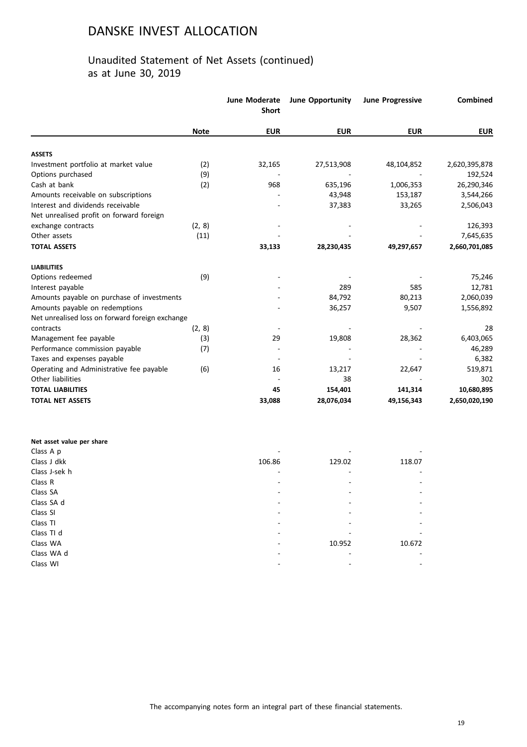# DANSKE INVEST ALLOCATION

## Unaudited Statement of Net Assets (continued)
as at June 30, 2019

| | Note | June Moderate Short | June Opportunity | June Progressive | Combined |
|---|---|---|---|---|---|
| | | EUR | EUR | EUR | EUR |
| **ASSETS** | | | | | |
| Investment portfolio at market value | (2) | 32,165 | 27,513,908 | 48,104,852 | 2,620,395,878 |
| Options purchased | (9) | - | - | - | 192,524 |
| Cash at bank | (2) | 968 | 635,196 | 1,006,353 | 26,290,346 |
| Amounts receivable on subscriptions | | - | 43,948 | 153,187 | 3,544,266 |
| Interest and dividends receivable | | - | 37,383 | 33,265 | 2,506,043 |
| Net unrealised profit on forward foreign exchange contracts | (2, 8) | - | - | - | 126,393 |
| Other assets | (11) | - | - | - | 7,645,635 |
| **TOTAL ASSETS** | | **33,133** | **28,230,435** | **49,297,657** | **2,660,701,085** |
| **LIABILITIES** | | | | | |
| Options redeemed | (9) | - | - | - | 75,246 |
| Interest payable | | - | 289 | 585 | 12,781 |
| Amounts payable on purchase of investments | | - | 84,792 | 80,213 | 2,060,039 |
| Amounts payable on redemptions | | - | 36,257 | 9,507 | 1,556,892 |
| Net unrealised loss on forward foreign exchange contracts | (2, 8) | - | - | - | 28 |
| Management fee payable | (3) | 29 | 19,808 | 28,362 | 6,403,065 |
| Performance commission payable | (7) | - | - | - | 46,289 |
| Taxes and expenses payable | | - | - | - | 6,382 |
| Operating and Administrative fee payable | (6) | 16 | 13,217 | 22,647 | 519,871 |
| Other liabilities | | - | 38 | - | 302 |
| **TOTAL LIABILITIES** | | **45** | **154,401** | **141,314** | **10,680,895** |
| **TOTAL NET ASSETS** | | **33,088** | **28,076,034** | **49,156,343** | **2,650,020,190** |

| **Net asset value per share** | June Moderate Short | June Opportunity | June Progressive |
|---|---|---|---|
| Class A p | - | - | - |
| Class J dkk | 106.86 | 129.02 | 118.07 |
| Class J-sek h | - | - | - |
| Class R | - | - | - |
| Class SA | - | - | - |
| Class SA d | - | - | - |
| Class SI | - | - | - |
| Class TI | - | - | - |
| Class TI d | - | - | - |
| Class WA | - | 10.952 | 10.672 |
| Class WA d | - | - | - |
| Class WI | - | - | - |

The accompanying notes form an integral part of these financial statements.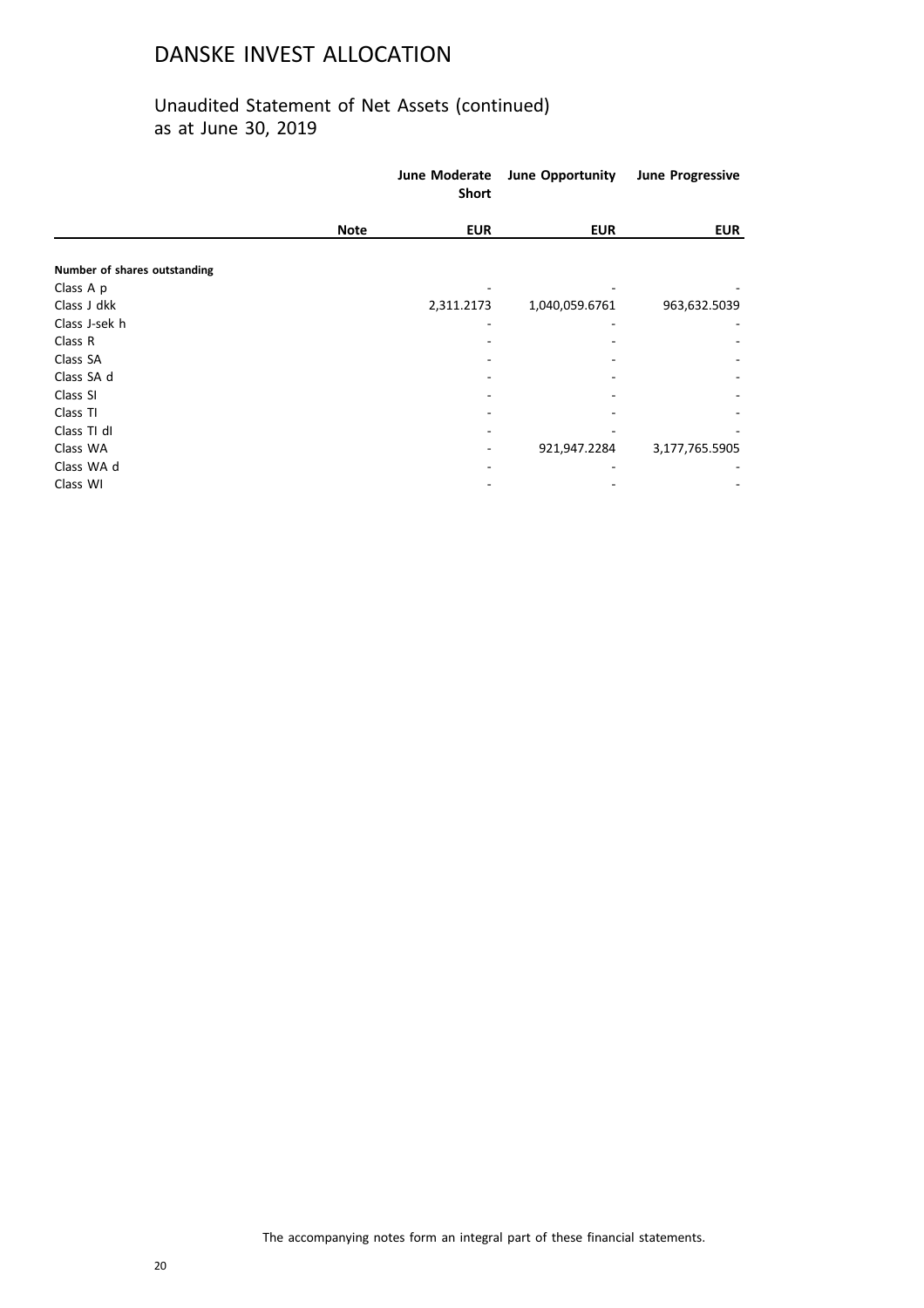# DANSKE INVEST ALLOCATION

## Unaudited Statement of Net Assets (continued)
as at June 30, 2019

| | Note | June Moderate Short | June Opportunity | June Progressive |
|---|---|---|---|---|
| | | EUR | EUR | EUR |
| **Number of shares outstanding** | | | | |
| Class A p | | - | - | - |
| Class J dkk | | 2,311.2173 | 1,040,059.6761 | 963,632.5039 |
| Class J-sek h | | - | - | - |
| Class R | | - | - | - |
| Class SA | | - | - | - |
| Class SA d | | - | - | - |
| Class SI | | - | - | - |
| Class TI | | - | - | - |
| Class TI dI | | - | - | - |
| Class WA | | - | 921,947.2284 | 3,177,765.5905 |
| Class WA d | | - | - | - |
| Class WI | | - | - | - |

The accompanying notes form an integral part of these financial statements.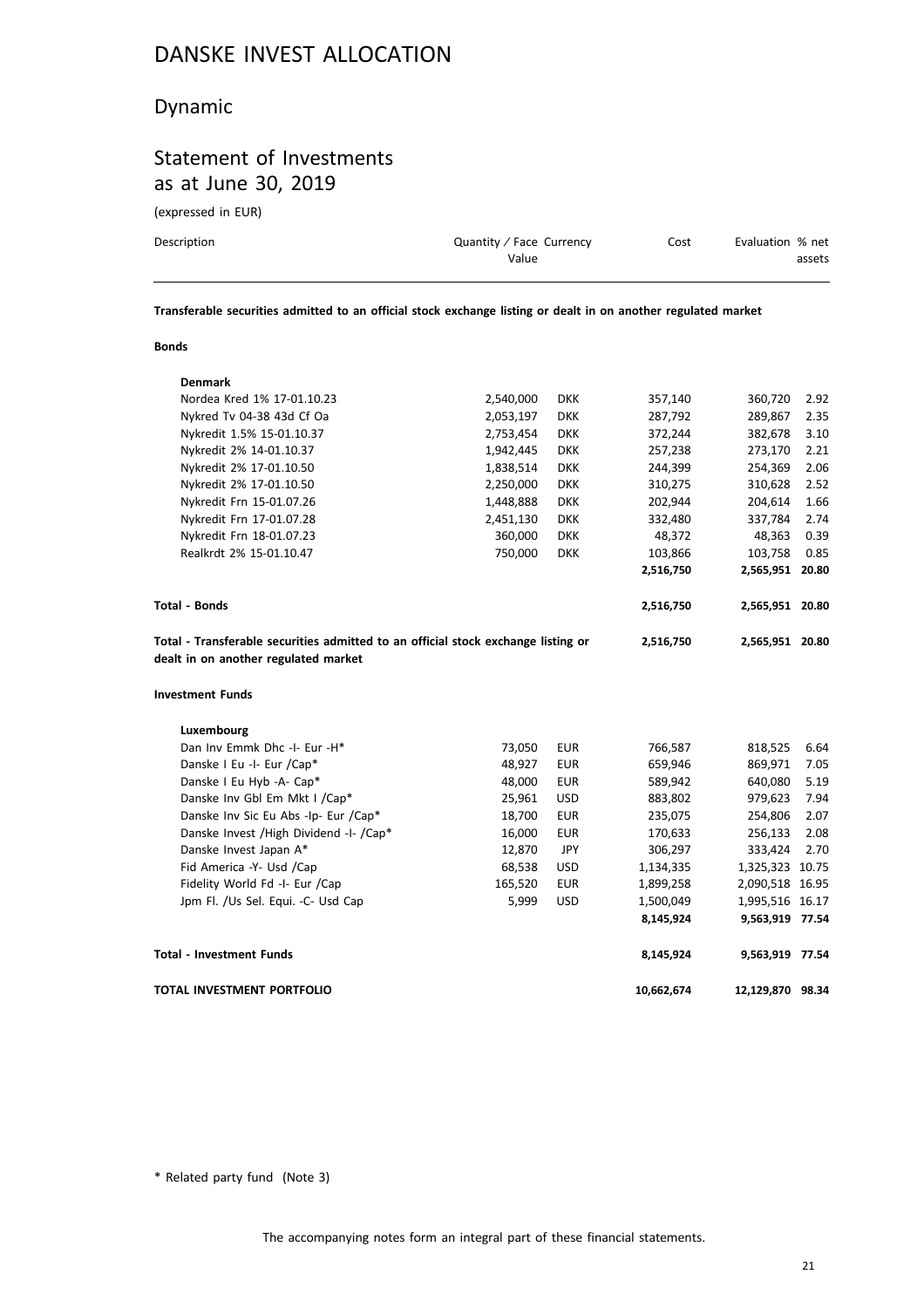# DANSKE INVEST ALLOCATION

## Dynamic

## Statement of Investments as at June 30, 2019

(expressed in EUR)

| Description | Quantity / Face Value | Currency | Cost | Evaluation | % net assets |
|---|---|---|---|---|---|
| **Transferable securities admitted to an official stock exchange listing or dealt in on another regulated market** | | | | | |
| **Bonds** | | | | | |
| **Denmark** | | | | | |
| Nordea Kred 1% 17-01.10.23 | 2,540,000 | DKK | 357,140 | 360,720 | 2.92 |
| Nykred Tv 04-38 43d Cf Oa | 2,053,197 | DKK | 287,792 | 289,867 | 2.35 |
| Nykredit 1.5% 15-01.10.37 | 2,753,454 | DKK | 372,244 | 382,678 | 3.10 |
| Nykredit 2% 14-01.10.37 | 1,942,445 | DKK | 257,238 | 273,170 | 2.21 |
| Nykredit 2% 17-01.10.50 | 1,838,514 | DKK | 244,399 | 254,369 | 2.06 |
| Nykredit 2% 17-01.10.50 | 2,250,000 | DKK | 310,275 | 310,628 | 2.52 |
| Nykredit Frn 15-01.07.26 | 1,448,888 | DKK | 202,944 | 204,614 | 1.66 |
| Nykredit Frn 17-01.07.28 | 2,451,130 | DKK | 332,480 | 337,784 | 2.74 |
| Nykredit Frn 18-01.07.23 | 360,000 | DKK | 48,372 | 48,363 | 0.39 |
| Realkrdt 2% 15-01.10.47 | 750,000 | DKK | 103,866 | 103,758 | 0.85 |
| | | | **2,516,750** | **2,565,951** | **20.80** |
| **Total - Bonds** | | | **2,516,750** | **2,565,951** | **20.80** |
| **Total - Transferable securities admitted to an official stock exchange listing or dealt in on another regulated market** | | | **2,516,750** | **2,565,951** | **20.80** |
| **Investment Funds** | | | | | |
| **Luxembourg** | | | | | |
| Dan Inv Emmk Dhc -I- Eur -H* | 73,050 | EUR | 766,587 | 818,525 | 6.64 |
| Danske I Eu -I- Eur /Cap* | 48,927 | EUR | 659,946 | 869,971 | 7.05 |
| Danske I Eu Hyb -A- Cap* | 48,000 | EUR | 589,942 | 640,080 | 5.19 |
| Danske Inv Gbl Em Mkt I /Cap* | 25,961 | USD | 883,802 | 979,623 | 7.94 |
| Danske Inv Sic Eu Abs -Ip- Eur /Cap* | 18,700 | EUR | 235,075 | 254,806 | 2.07 |
| Danske Invest /High Dividend -I- /Cap* | 16,000 | EUR | 170,633 | 256,133 | 2.08 |
| Danske Invest Japan A* | 12,870 | JPY | 306,297 | 333,424 | 2.70 |
| Fid America -Y- Usd /Cap | 68,538 | USD | 1,134,335 | 1,325,323 | 10.75 |
| Fidelity World Fd -I- Eur /Cap | 165,520 | EUR | 1,899,258 | 2,090,518 | 16.95 |
| Jpm Fl. /Us Sel. Equi. -C- Usd Cap | 5,999 | USD | 1,500,049 | 1,995,516 | 16.17 |
| | | | **8,145,924** | **9,563,919** | **77.54** |
| **Total - Investment Funds** | | | **8,145,924** | **9,563,919** | **77.54** |
| **TOTAL INVESTMENT PORTFOLIO** | | | **10,662,674** | **12,129,870** | **98.34** |

\* Related party fund (Note 3)

The accompanying notes form an integral part of these financial statements.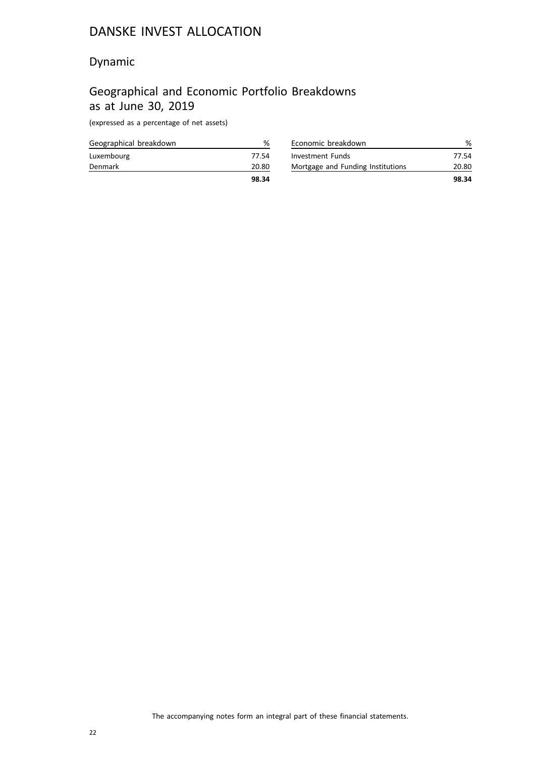# DANSKE INVEST ALLOCATION

## Dynamic

## Geographical and Economic Portfolio Breakdowns as at June 30, 2019

(expressed as a percentage of net assets)

| Geographical breakdown | % |
|---|---|
| Luxembourg | 77.54 |
| Denmark | 20.80 |
| | **98.34** |

| Economic breakdown | % |
|---|---|
| Investment Funds | 77.54 |
| Mortgage and Funding Institutions | 20.80 |
| | **98.34** |

The accompanying notes form an integral part of these financial statements.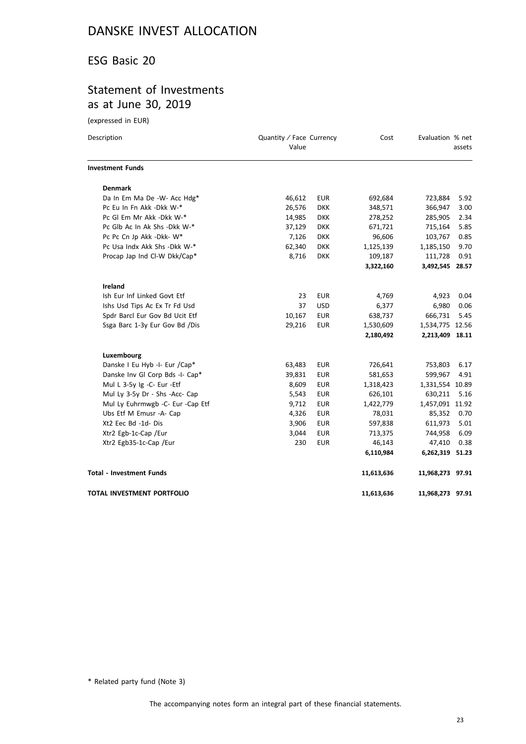# DANSKE INVEST ALLOCATION

## ESG Basic 20

## Statement of Investments as at June 30, 2019

(expressed in EUR)

| Description | Quantity / Face Value | Currency | Cost | Evaluation | % net assets |
|---|---|---|---|---|---|
| **Investment Funds** | | | | | |
| **Denmark** | | | | | |
| Da In Em Ma De -W- Acc Hdg* | 46,612 | EUR | 692,684 | 723,884 | 5.92 |
| Pc Eu In Fn Akk -Dkk W-* | 26,576 | DKK | 348,571 | 366,947 | 3.00 |
| Pc Gl Em Mr Akk -Dkk W-* | 14,985 | DKK | 278,252 | 285,905 | 2.34 |
| Pc Glb Ac In Ak Shs -Dkk W-* | 37,129 | DKK | 671,721 | 715,164 | 5.85 |
| Pc Pc Cn Jp Akk -Dkk- W* | 7,126 | DKK | 96,606 | 103,767 | 0.85 |
| Pc Usa Indx Akk Shs -Dkk W-* | 62,340 | DKK | 1,125,139 | 1,185,150 | 9.70 |
| Procap Jap Ind Cl-W Dkk/Cap* | 8,716 | DKK | 109,187 | 111,728 | 0.91 |
| | | | **3,322,160** | **3,492,545** | **28.57** |
| **Ireland** | | | | | |
| Ish Eur Inf Linked Govt Etf | 23 | EUR | 4,769 | 4,923 | 0.04 |
| Ishs Usd Tips Ac Ex Tr Fd Usd | 37 | USD | 6,377 | 6,980 | 0.06 |
| Spdr Barcl Eur Gov Bd Ucit Etf | 10,167 | EUR | 638,737 | 666,731 | 5.45 |
| Ssga Barc 1-3y Eur Gov Bd /Dis | 29,216 | EUR | 1,530,609 | 1,534,775 | 12.56 |
| | | | **2,180,492** | **2,213,409** | **18.11** |
| **Luxembourg** | | | | | |
| Danske I Eu Hyb -I- Eur /Cap* | 63,483 | EUR | 726,641 | 753,803 | 6.17 |
| Danske Inv Gl Corp Bds -I- Cap* | 39,831 | EUR | 581,653 | 599,967 | 4.91 |
| Mul L 3-5y Ig -C- Eur -Etf | 8,609 | EUR | 1,318,423 | 1,331,554 | 10.89 |
| Mul Ly 3-5y Dr - Shs -Acc- Cap | 5,543 | EUR | 626,101 | 630,211 | 5.16 |
| Mul Ly Euhrmwgb -C- Eur -Cap Etf | 9,712 | EUR | 1,422,779 | 1,457,091 | 11.92 |
| Ubs Etf M Emusr -A- Cap | 4,326 | EUR | 78,031 | 85,352 | 0.70 |
| Xt2 Eec Bd -1d- Dis | 3,906 | EUR | 597,838 | 611,973 | 5.01 |
| Xtr2 Egb-1c-Cap /Eur | 3,044 | EUR | 713,375 | 744,958 | 6.09 |
| Xtr2 Egb35-1c-Cap /Eur | 230 | EUR | 46,143 | 47,410 | 0.38 |
| | | | **6,110,984** | **6,262,319** | **51.23** |
| **Total - Investment Funds** | | | **11,613,636** | **11,968,273** | **97.91** |
| **TOTAL INVESTMENT PORTFOLIO** | | | **11,613,636** | **11,968,273** | **97.91** |

* Related party fund (Note 3)

The accompanying notes form an integral part of these financial statements.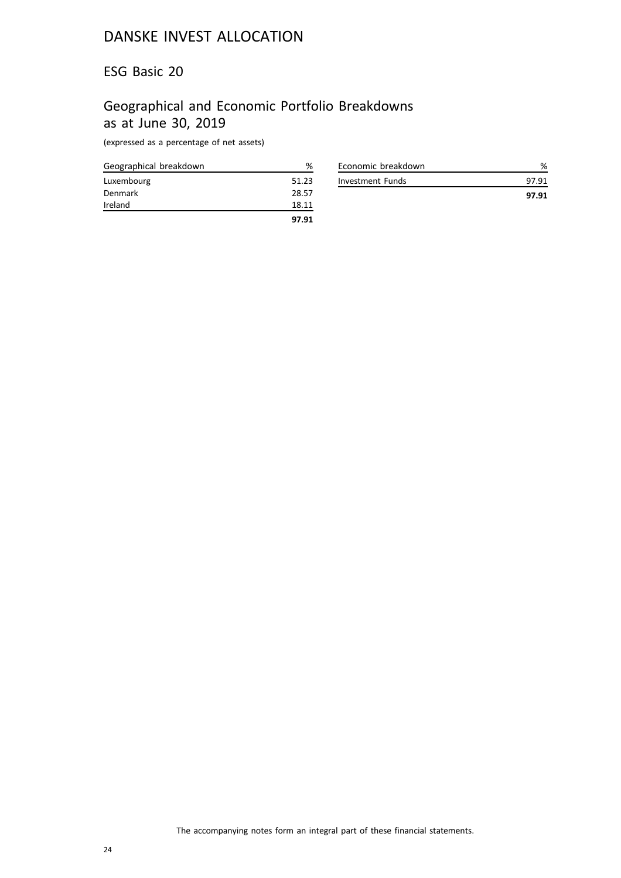# DANSKE INVEST ALLOCATION

## ESG Basic 20

## Geographical and Economic Portfolio Breakdowns as at June 30, 2019

(expressed as a percentage of net assets)

| Geographical breakdown | % |
|---|---|
| Luxembourg | 51.23 |
| Denmark | 28.57 |
| Ireland | 18.11 |
| | **97.91** |

| Economic breakdown | % |
|---|---|
| Investment Funds | 97.91 |
| | **97.91** |

The accompanying notes form an integral part of these financial statements.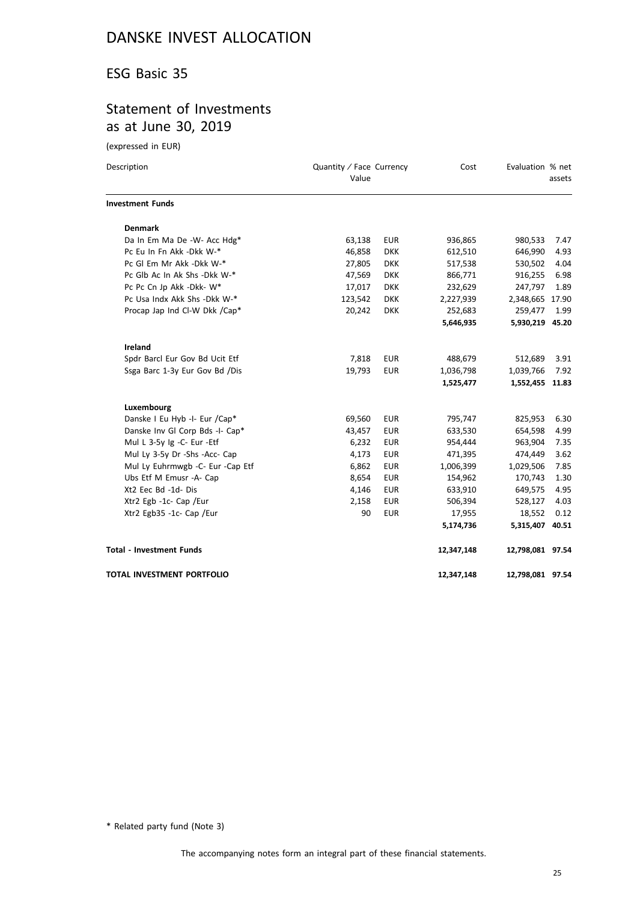# DANSKE INVEST ALLOCATION

## ESG Basic 35

## Statement of Investments as at June 30, 2019

(expressed in EUR)

| Description | Quantity / Face Value | Currency | Cost | Evaluation | % net assets |
|---|---|---|---|---|---|
| **Investment Funds** | | | | | |
| **Denmark** | | | | | |
| Da In Em Ma De -W- Acc Hdg* | 63,138 | EUR | 936,865 | 980,533 | 7.47 |
| Pc Eu In Fn Akk -Dkk W-* | 46,858 | DKK | 612,510 | 646,990 | 4.93 |
| Pc Gl Em Mr Akk -Dkk W-* | 27,805 | DKK | 517,538 | 530,502 | 4.04 |
| Pc Glb Ac In Ak Shs -Dkk W-* | 47,569 | DKK | 866,771 | 916,255 | 6.98 |
| Pc Pc Cn Jp Akk -Dkk- W* | 17,017 | DKK | 232,629 | 247,797 | 1.89 |
| Pc Usa Indx Akk Shs -Dkk W-* | 123,542 | DKK | 2,227,939 | 2,348,665 | 17.90 |
| Procap Jap Ind Cl-W Dkk /Cap* | 20,242 | DKK | 252,683 | 259,477 | 1.99 |
| | | | **5,646,935** | **5,930,219** | **45.20** |
| **Ireland** | | | | | |
| Spdr Barcl Eur Gov Bd Ucit Etf | 7,818 | EUR | 488,679 | 512,689 | 3.91 |
| Ssga Barc 1-3y Eur Gov Bd /Dis | 19,793 | EUR | 1,036,798 | 1,039,766 | 7.92 |
| | | | **1,525,477** | **1,552,455** | **11.83** |
| **Luxembourg** | | | | | |
| Danske I Eu Hyb -I- Eur /Cap* | 69,560 | EUR | 795,747 | 825,953 | 6.30 |
| Danske Inv Gl Corp Bds -I- Cap* | 43,457 | EUR | 633,530 | 654,598 | 4.99 |
| Mul L 3-5y Ig -C- Eur -Etf | 6,232 | EUR | 954,444 | 963,904 | 7.35 |
| Mul Ly 3-5y Dr -Shs -Acc- Cap | 4,173 | EUR | 471,395 | 474,449 | 3.62 |
| Mul Ly Euhrmwgb -C- Eur -Cap Etf | 6,862 | EUR | 1,006,399 | 1,029,506 | 7.85 |
| Ubs Etf M Emusr -A- Cap | 8,654 | EUR | 154,962 | 170,743 | 1.30 |
| Xt2 Eec Bd -1d- Dis | 4,146 | EUR | 633,910 | 649,575 | 4.95 |
| Xtr2 Egb -1c- Cap /Eur | 2,158 | EUR | 506,394 | 528,127 | 4.03 |
| Xtr2 Egb35 -1c- Cap /Eur | 90 | EUR | 17,955 | 18,552 | 0.12 |
| | | | **5,174,736** | **5,315,407** | **40.51** |
| **Total - Investment Funds** | | | **12,347,148** | **12,798,081** | **97.54** |
| **TOTAL INVESTMENT PORTFOLIO** | | | **12,347,148** | **12,798,081** | **97.54** |

\* Related party fund (Note 3)

The accompanying notes form an integral part of these financial statements.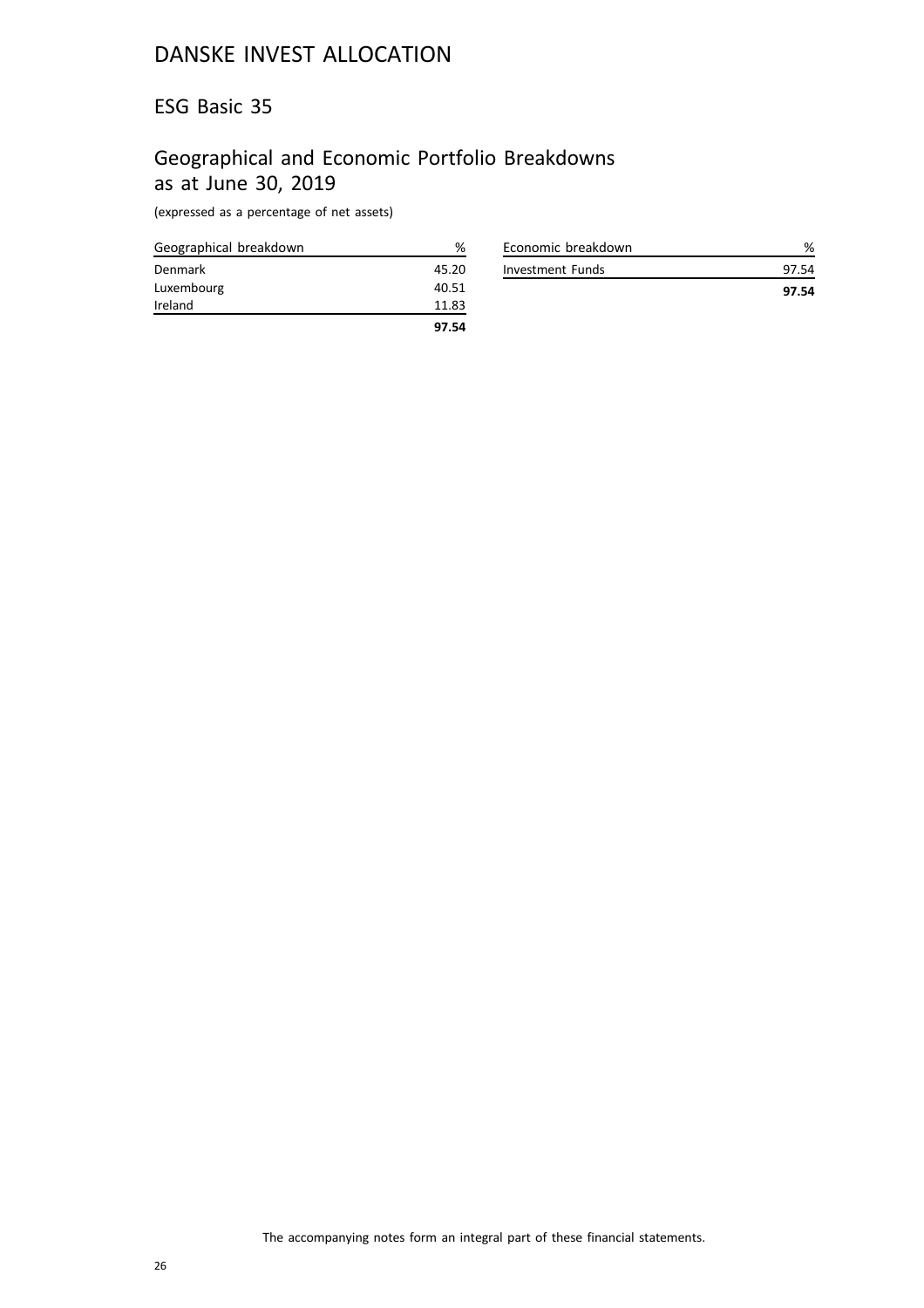# DANSKE INVEST ALLOCATION

## ESG Basic 35

## Geographical and Economic Portfolio Breakdowns as at June 30, 2019

(expressed as a percentage of net assets)

| Geographical breakdown | % |
|---|---|
| Denmark | 45.20 |
| Luxembourg | 40.51 |
| Ireland | 11.83 |
| | **97.54** |

| Economic breakdown | % |
|---|---|
| Investment Funds | 97.54 |
| | **97.54** |

The accompanying notes form an integral part of these financial statements.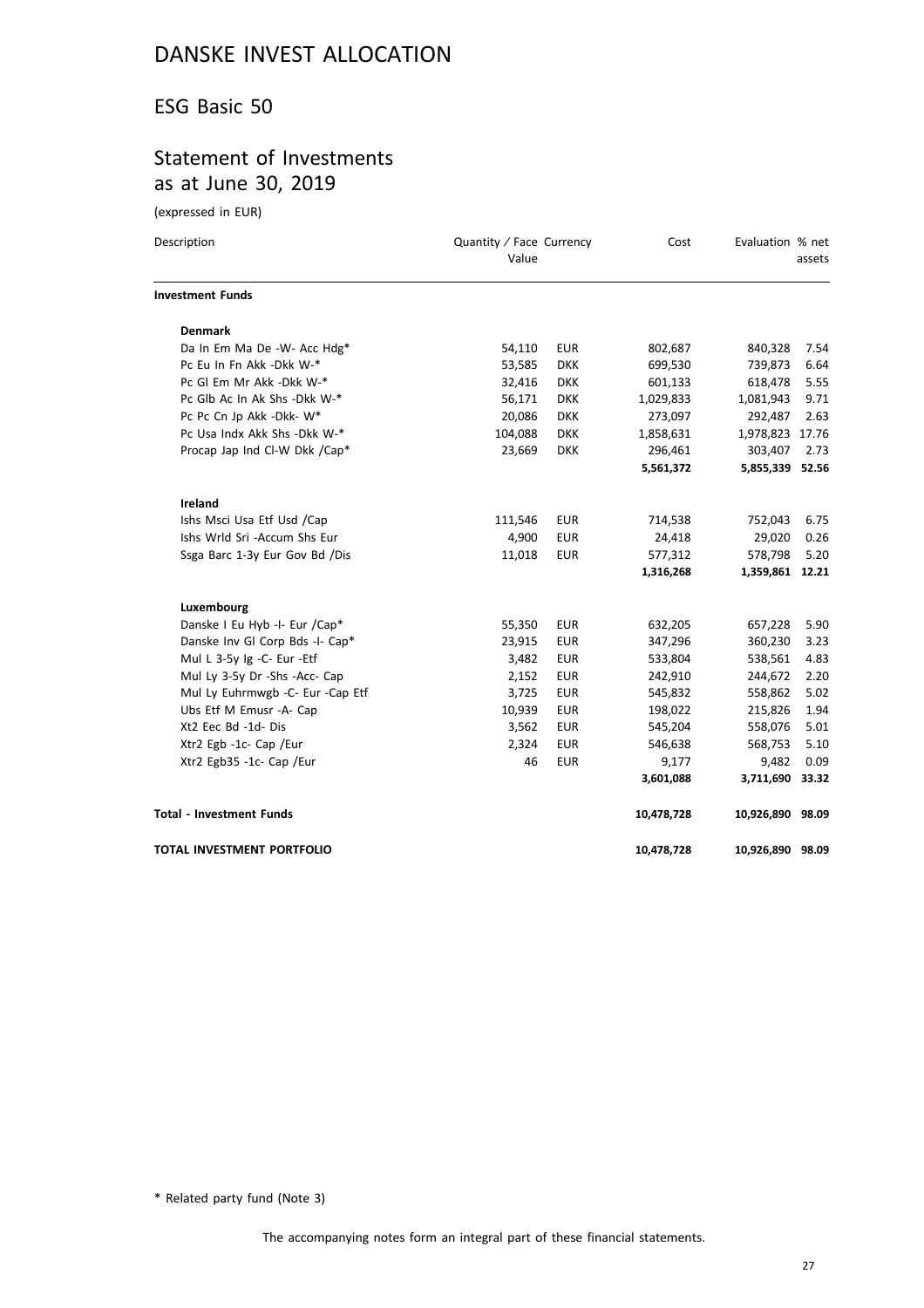# DANSKE INVEST ALLOCATION

## ESG Basic 50

## Statement of Investments as at June 30, 2019

(expressed in EUR)

| Description | Quantity / Face Value | Currency | Cost | Evaluation | % net assets |
|---|---|---|---|---|---|
| **Investment Funds** | | | | | |
| **Denmark** | | | | | |
| Da In Em Ma De -W- Acc Hdg* | 54,110 | EUR | 802,687 | 840,328 | 7.54 |
| Pc Eu In Fn Akk -Dkk W-* | 53,585 | DKK | 699,530 | 739,873 | 6.64 |
| Pc Gl Em Mr Akk -Dkk W-* | 32,416 | DKK | 601,133 | 618,478 | 5.55 |
| Pc Glb Ac In Ak Shs -Dkk W-* | 56,171 | DKK | 1,029,833 | 1,081,943 | 9.71 |
| Pc Pc Cn Jp Akk -Dkk- W* | 20,086 | DKK | 273,097 | 292,487 | 2.63 |
| Pc Usa Indx Akk Shs -Dkk W-* | 104,088 | DKK | 1,858,631 | 1,978,823 | 17.76 |
| Procap Jap Ind Cl-W Dkk /Cap* | 23,669 | DKK | 296,461 | 303,407 | 2.73 |
| | | | **5,561,372** | **5,855,339** | **52.56** |
| **Ireland** | | | | | |
| Ishs Msci Usa Etf Usd /Cap | 111,546 | EUR | 714,538 | 752,043 | 6.75 |
| Ishs Wrld Sri -Accum Shs Eur | 4,900 | EUR | 24,418 | 29,020 | 0.26 |
| Ssga Barc 1-3y Eur Gov Bd /Dis | 11,018 | EUR | 577,312 | 578,798 | 5.20 |
| | | | **1,316,268** | **1,359,861** | **12.21** |
| **Luxembourg** | | | | | |
| Danske I Eu Hyb -I- Eur /Cap* | 55,350 | EUR | 632,205 | 657,228 | 5.90 |
| Danske Inv Gl Corp Bds -I- Cap* | 23,915 | EUR | 347,296 | 360,230 | 3.23 |
| Mul L 3-5y Ig -C- Eur -Etf | 3,482 | EUR | 533,804 | 538,561 | 4.83 |
| Mul Ly 3-5y Dr -Shs -Acc- Cap | 2,152 | EUR | 242,910 | 244,672 | 2.20 |
| Mul Ly Euhrmwgb -C- Eur -Cap Etf | 3,725 | EUR | 545,832 | 558,862 | 5.02 |
| Ubs Etf M Emusr -A- Cap | 10,939 | EUR | 198,022 | 215,826 | 1.94 |
| Xt2 Eec Bd -1d- Dis | 3,562 | EUR | 545,204 | 558,076 | 5.01 |
| Xtr2 Egb -1c- Cap /Eur | 2,324 | EUR | 546,638 | 568,753 | 5.10 |
| Xtr2 Egb35 -1c- Cap /Eur | 46 | EUR | 9,177 | 9,482 | 0.09 |
| | | | **3,601,088** | **3,711,690** | **33.32** |
| **Total - Investment Funds** | | | **10,478,728** | **10,926,890** | **98.09** |
| **TOTAL INVESTMENT PORTFOLIO** | | | **10,478,728** | **10,926,890** | **98.09** |

\* Related party fund (Note 3)

The accompanying notes form an integral part of these financial statements.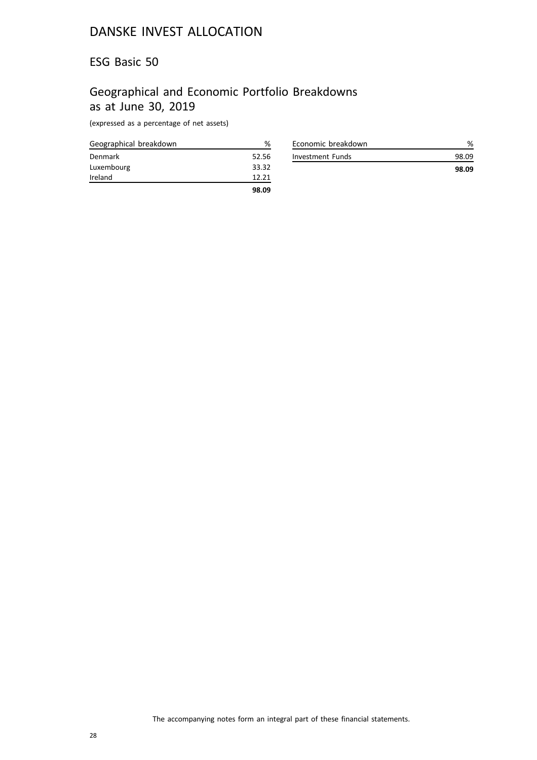# DANSKE INVEST ALLOCATION

## ESG Basic 50

## Geographical and Economic Portfolio Breakdowns as at June 30, 2019

(expressed as a percentage of net assets)

| Geographical breakdown | % |
|---|---|
| Denmark | 52.56 |
| Luxembourg | 33.32 |
| Ireland | 12.21 |
| | **98.09** |

| Economic breakdown | % |
|---|---|
| Investment Funds | 98.09 |
| | **98.09** |

The accompanying notes form an integral part of these financial statements.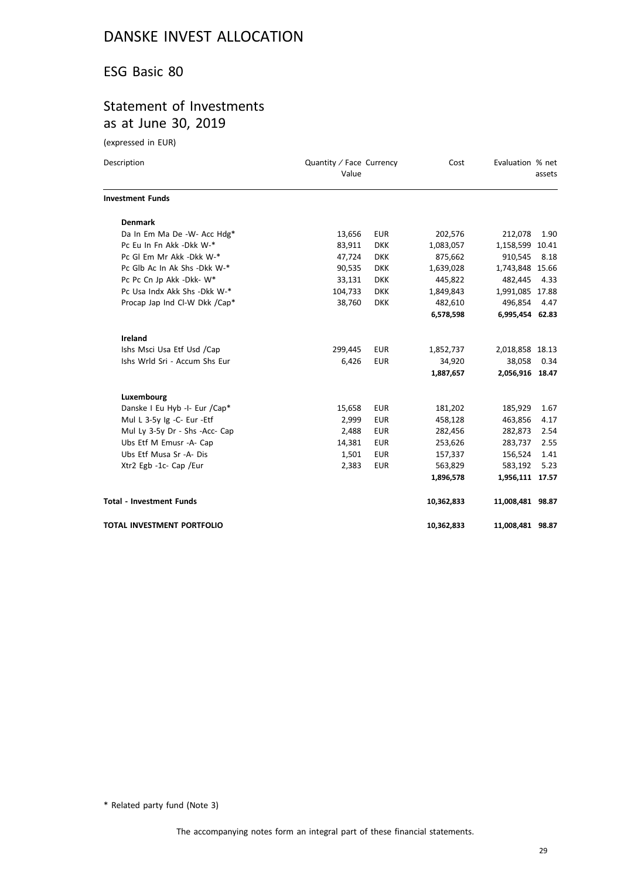# DANSKE INVEST ALLOCATION

## ESG Basic 80

## Statement of Investments as at June 30, 2019

(expressed in EUR)

| Description | Quantity / Face Value | Currency | Cost | Evaluation | % net assets |
|---|---|---|---|---|---|
| **Investment Funds** | | | | | |
| **Denmark** | | | | | |
| Da In Em Ma De -W- Acc Hdg* | 13,656 | EUR | 202,576 | 212,078 | 1.90 |
| Pc Eu In Fn Akk -Dkk W-* | 83,911 | DKK | 1,083,057 | 1,158,599 | 10.41 |
| Pc Gl Em Mr Akk -Dkk W-* | 47,724 | DKK | 875,662 | 910,545 | 8.18 |
| Pc Glb Ac In Ak Shs -Dkk W-* | 90,535 | DKK | 1,639,028 | 1,743,848 | 15.66 |
| Pc Pc Cn Jp Akk -Dkk- W* | 33,131 | DKK | 445,822 | 482,445 | 4.33 |
| Pc Usa Indx Akk Shs -Dkk W-* | 104,733 | DKK | 1,849,843 | 1,991,085 | 17.88 |
| Procap Jap Ind Cl-W Dkk /Cap* | 38,760 | DKK | 482,610 | 496,854 | 4.47 |
| | | | **6,578,598** | **6,995,454** | **62.83** |
| **Ireland** | | | | | |
| Ishs Msci Usa Etf Usd /Cap | 299,445 | EUR | 1,852,737 | 2,018,858 | 18.13 |
| Ishs Wrld Sri - Accum Shs Eur | 6,426 | EUR | 34,920 | 38,058 | 0.34 |
| | | | **1,887,657** | **2,056,916** | **18.47** |
| **Luxembourg** | | | | | |
| Danske I Eu Hyb -I- Eur /Cap* | 15,658 | EUR | 181,202 | 185,929 | 1.67 |
| Mul L 3-5y Ig -C- Eur -Etf | 2,999 | EUR | 458,128 | 463,856 | 4.17 |
| Mul Ly 3-5y Dr - Shs -Acc- Cap | 2,488 | EUR | 282,456 | 282,873 | 2.54 |
| Ubs Etf M Emusr -A- Cap | 14,381 | EUR | 253,626 | 283,737 | 2.55 |
| Ubs Etf Musa Sr -A- Dis | 1,501 | EUR | 157,337 | 156,524 | 1.41 |
| Xtr2 Egb -1c- Cap /Eur | 2,383 | EUR | 563,829 | 583,192 | 5.23 |
| | | | **1,896,578** | **1,956,111** | **17.57** |
| **Total - Investment Funds** | | | **10,362,833** | **11,008,481** | **98.87** |
| **TOTAL INVESTMENT PORTFOLIO** | | | **10,362,833** | **11,008,481** | **98.87** |

\* Related party fund (Note 3)

The accompanying notes form an integral part of these financial statements.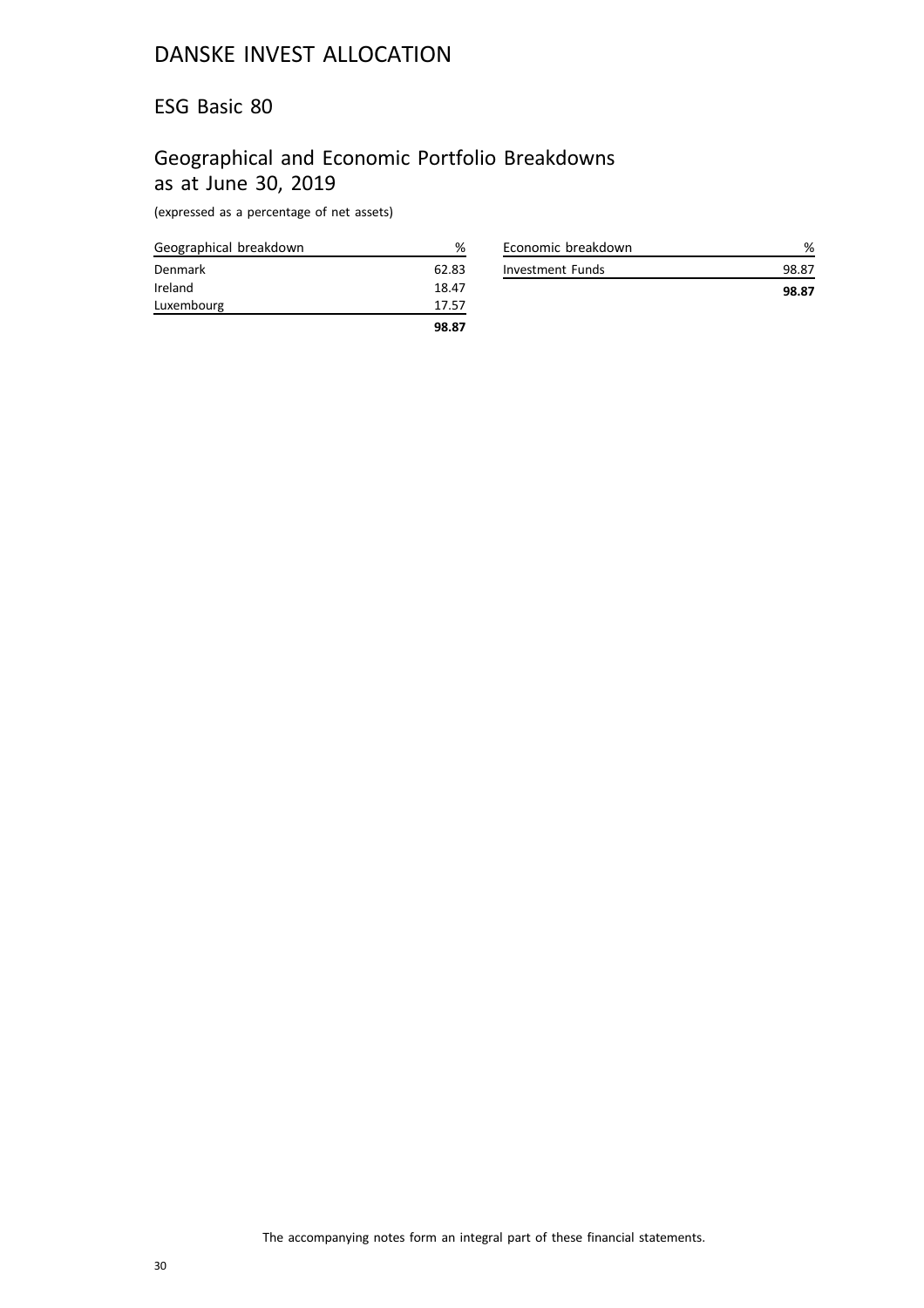# DANSKE INVEST ALLOCATION

## ESG Basic 80

## Geographical and Economic Portfolio Breakdowns as at June 30, 2019

(expressed as a percentage of net assets)

| Geographical breakdown | % |
|---|---|
| Denmark | 62.83 |
| Ireland | 18.47 |
| Luxembourg | 17.57 |
| | **98.87** |

| Economic breakdown | % |
|---|---|
| Investment Funds | 98.87 |
| | **98.87** |

The accompanying notes form an integral part of these financial statements.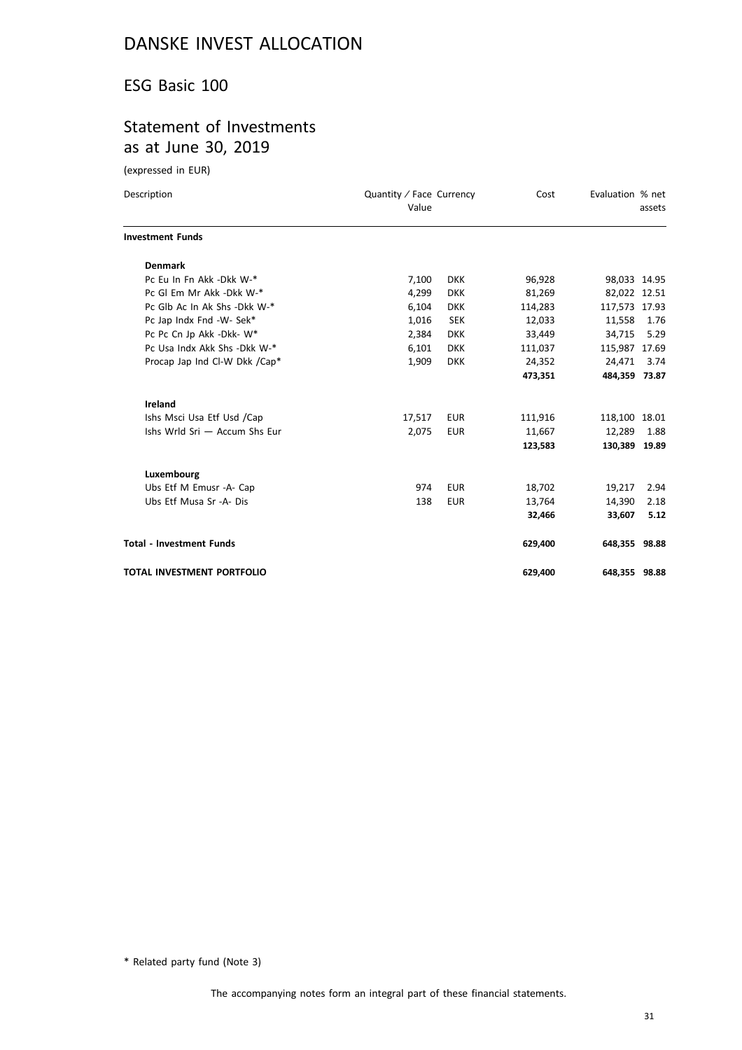# DANSKE INVEST ALLOCATION

## ESG Basic 100

## Statement of Investments as at June 30, 2019

(expressed in EUR)

| Description | Quantity / Face Value | Currency | Cost | Evaluation | % net assets |
|---|---|---|---|---|---|
| **Investment Funds** | | | | | |
| **Denmark** | | | | | |
| Pc Eu In Fn Akk -Dkk W-* | 7,100 | DKK | 96,928 | 98,033 | 14.95 |
| Pc Gl Em Mr Akk -Dkk W-* | 4,299 | DKK | 81,269 | 82,022 | 12.51 |
| Pc Glb Ac In Ak Shs -Dkk W-* | 6,104 | DKK | 114,283 | 117,573 | 17.93 |
| Pc Jap Indx Fnd -W- Sek* | 1,016 | SEK | 12,033 | 11,558 | 1.76 |
| Pc Pc Cn Jp Akk -Dkk- W* | 2,384 | DKK | 33,449 | 34,715 | 5.29 |
| Pc Usa Indx Akk Shs -Dkk W-* | 6,101 | DKK | 111,037 | 115,987 | 17.69 |
| Procap Jap Ind Cl-W Dkk /Cap* | 1,909 | DKK | 24,352 | 24,471 | 3.74 |
| | | | **473,351** | **484,359** | **73.87** |
| **Ireland** | | | | | |
| Ishs Msci Usa Etf Usd /Cap | 17,517 | EUR | 111,916 | 118,100 | 18.01 |
| Ishs Wrld Sri — Accum Shs Eur | 2,075 | EUR | 11,667 | 12,289 | 1.88 |
| | | | **123,583** | **130,389** | **19.89** |
| **Luxembourg** | | | | | |
| Ubs Etf M Emusr -A- Cap | 974 | EUR | 18,702 | 19,217 | 2.94 |
| Ubs Etf Musa Sr -A- Dis | 138 | EUR | 13,764 | 14,390 | 2.18 |
| | | | **32,466** | **33,607** | **5.12** |
| **Total - Investment Funds** | | | **629,400** | **648,355** | **98.88** |
| **TOTAL INVESTMENT PORTFOLIO** | | | **629,400** | **648,355** | **98.88** |

* Related party fund (Note 3)

The accompanying notes form an integral part of these financial statements.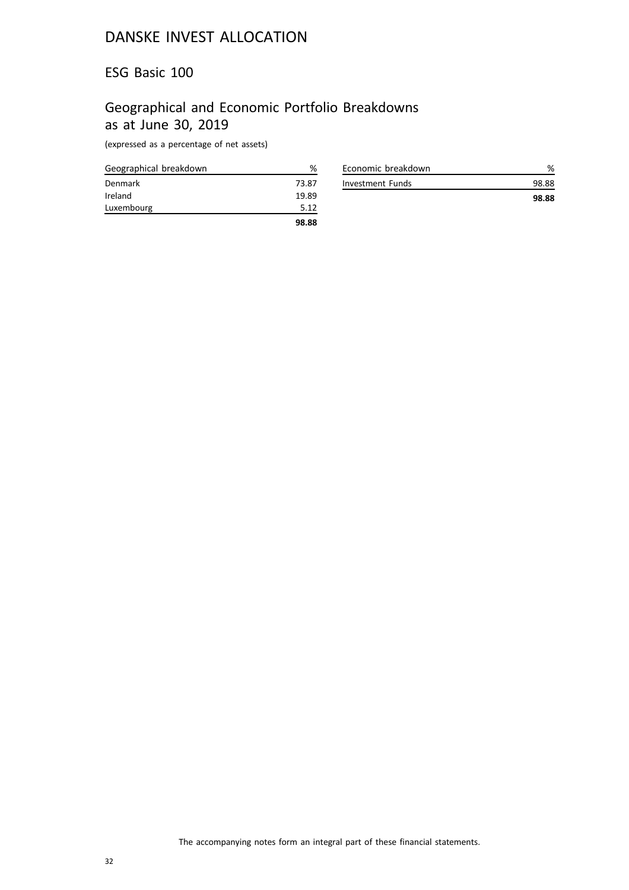# DANSKE INVEST ALLOCATION

## ESG Basic 100

## Geographical and Economic Portfolio Breakdowns as at June 30, 2019

(expressed as a percentage of net assets)

| Geographical breakdown | % |
|---|---|
| Denmark | 73.87 |
| Ireland | 19.89 |
| Luxembourg | 5.12 |
| | **98.88** |

| Economic breakdown | % |
|---|---|
| Investment Funds | 98.88 |
| | **98.88** |

The accompanying notes form an integral part of these financial statements.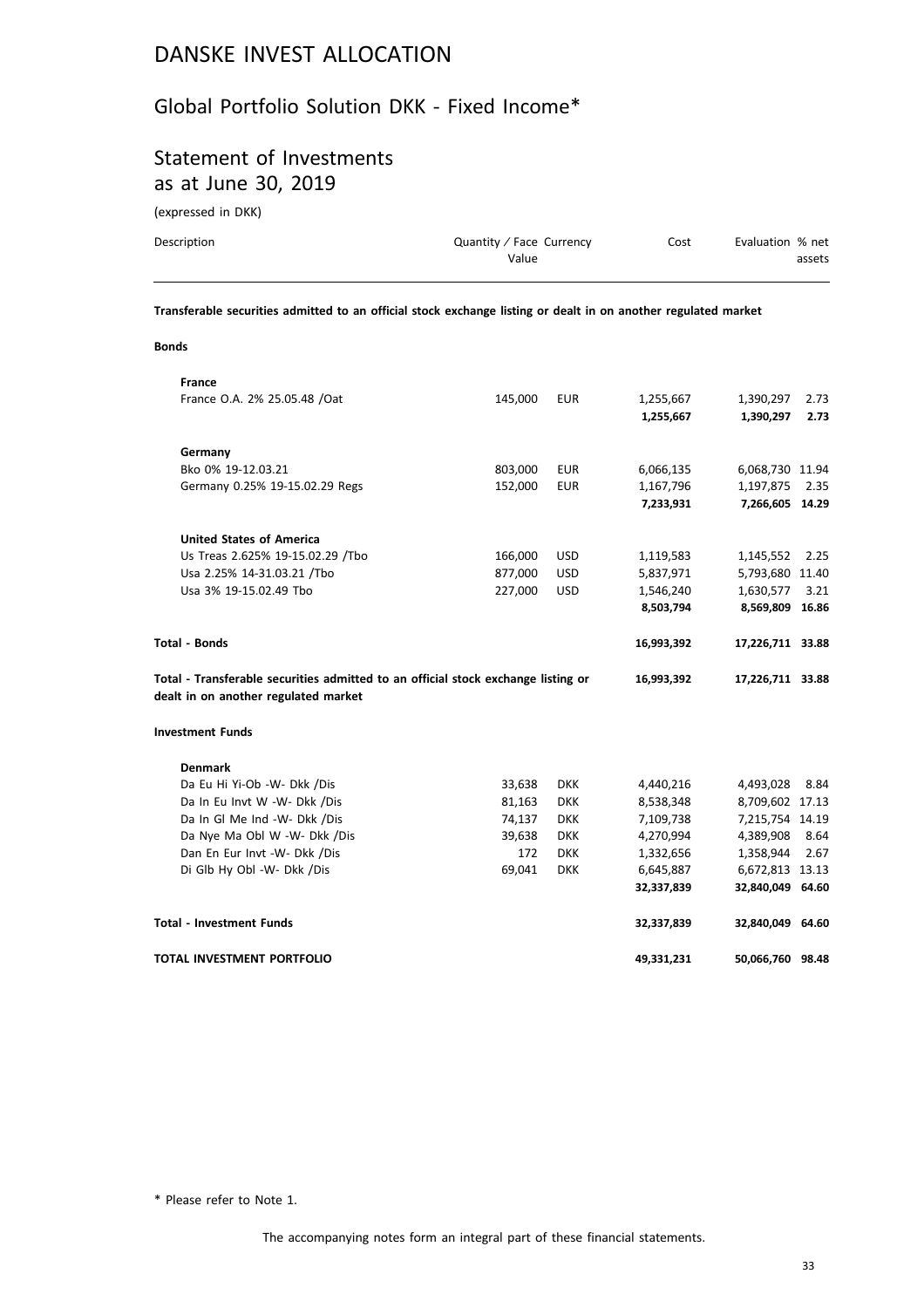# DANSKE INVEST ALLOCATION

## Global Portfolio Solution DKK - Fixed Income*

## Statement of Investments as at June 30, 2019

(expressed in DKK)

| Description | Quantity / Face Value | Currency | Cost | Evaluation | % net assets |
|---|---|---|---|---|---|
| **Transferable securities admitted to an official stock exchange listing or dealt in on another regulated market** | | | | | |
| **Bonds** | | | | | |
| **France** | | | | | |
| France O.A. 2% 25.05.48 /Oat | 145,000 | EUR | 1,255,667 | 1,390,297 | 2.73 |
| | | | **1,255,667** | **1,390,297** | **2.73** |
| **Germany** | | | | | |
| Bko 0% 19-12.03.21 | 803,000 | EUR | 6,066,135 | 6,068,730 | 11.94 |
| Germany 0.25% 19-15.02.29 Regs | 152,000 | EUR | 1,167,796 | 1,197,875 | 2.35 |
| | | | **7,233,931** | **7,266,605** | **14.29** |
| **United States of America** | | | | | |
| Us Treas 2.625% 19-15.02.29 /Tbo | 166,000 | USD | 1,119,583 | 1,145,552 | 2.25 |
| Usa 2.25% 14-31.03.21 /Tbo | 877,000 | USD | 5,837,971 | 5,793,680 | 11.40 |
| Usa 3% 19-15.02.49 Tbo | 227,000 | USD | 1,546,240 | 1,630,577 | 3.21 |
| | | | **8,503,794** | **8,569,809** | **16.86** |
| **Total - Bonds** | | | **16,993,392** | **17,226,711** | **33.88** |
| **Total - Transferable securities admitted to an official stock exchange listing or dealt in on another regulated market** | | | **16,993,392** | **17,226,711** | **33.88** |
| **Investment Funds** | | | | | |
| **Denmark** | | | | | |
| Da Eu Hi Yi-Ob -W- Dkk /Dis | 33,638 | DKK | 4,440,216 | 4,493,028 | 8.84 |
| Da In Eu Invt W -W- Dkk /Dis | 81,163 | DKK | 8,538,348 | 8,709,602 | 17.13 |
| Da In Gl Me Ind -W- Dkk /Dis | 74,137 | DKK | 7,109,738 | 7,215,754 | 14.19 |
| Da Nye Ma Obl W -W- Dkk /Dis | 39,638 | DKK | 4,270,994 | 4,389,908 | 8.64 |
| Dan En Eur Invt -W- Dkk /Dis | 172 | DKK | 1,332,656 | 1,358,944 | 2.67 |
| Di Glb Hy Obl -W- Dkk /Dis | 69,041 | DKK | 6,645,887 | 6,672,813 | 13.13 |
| | | | **32,337,839** | **32,840,049** | **64.60** |
| **Total - Investment Funds** | | | **32,337,839** | **32,840,049** | **64.60** |
| **TOTAL INVESTMENT PORTFOLIO** | | | **49,331,231** | **50,066,760** | **98.48** |

\* Please refer to Note 1.

The accompanying notes form an integral part of these financial statements.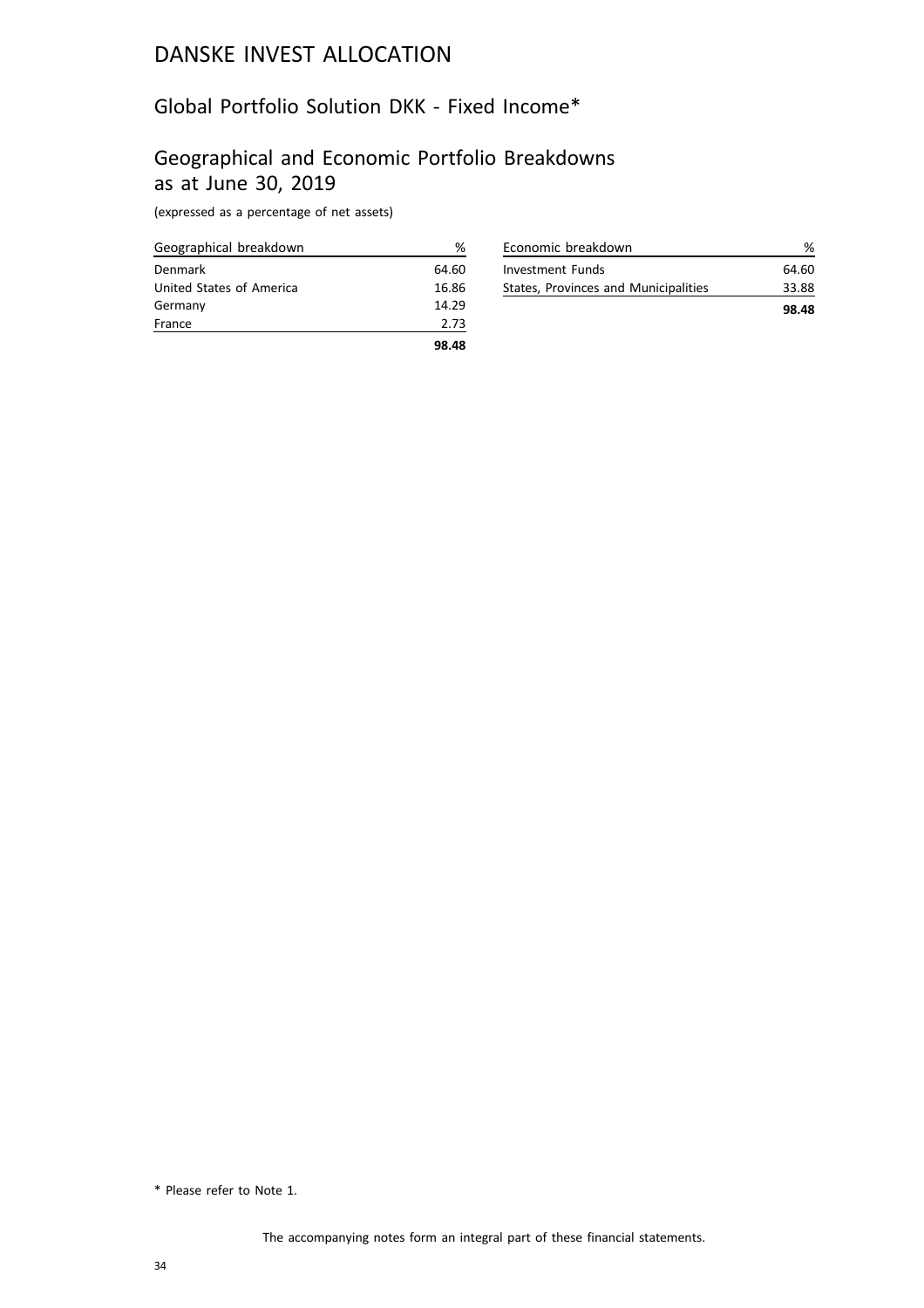# DANSKE INVEST ALLOCATION

## Global Portfolio Solution DKK - Fixed Income*

## Geographical and Economic Portfolio Breakdowns as at June 30, 2019

(expressed as a percentage of net assets)

| Geographical breakdown | % |
|---|---|
| Denmark | 64.60 |
| United States of America | 16.86 |
| Germany | 14.29 |
| France | 2.73 |
| | **98.48** |

| Economic breakdown | % |
|---|---|
| Investment Funds | 64.60 |
| States, Provinces and Municipalities | 33.88 |
| | **98.48** |

* Please refer to Note 1.

The accompanying notes form an integral part of these financial statements.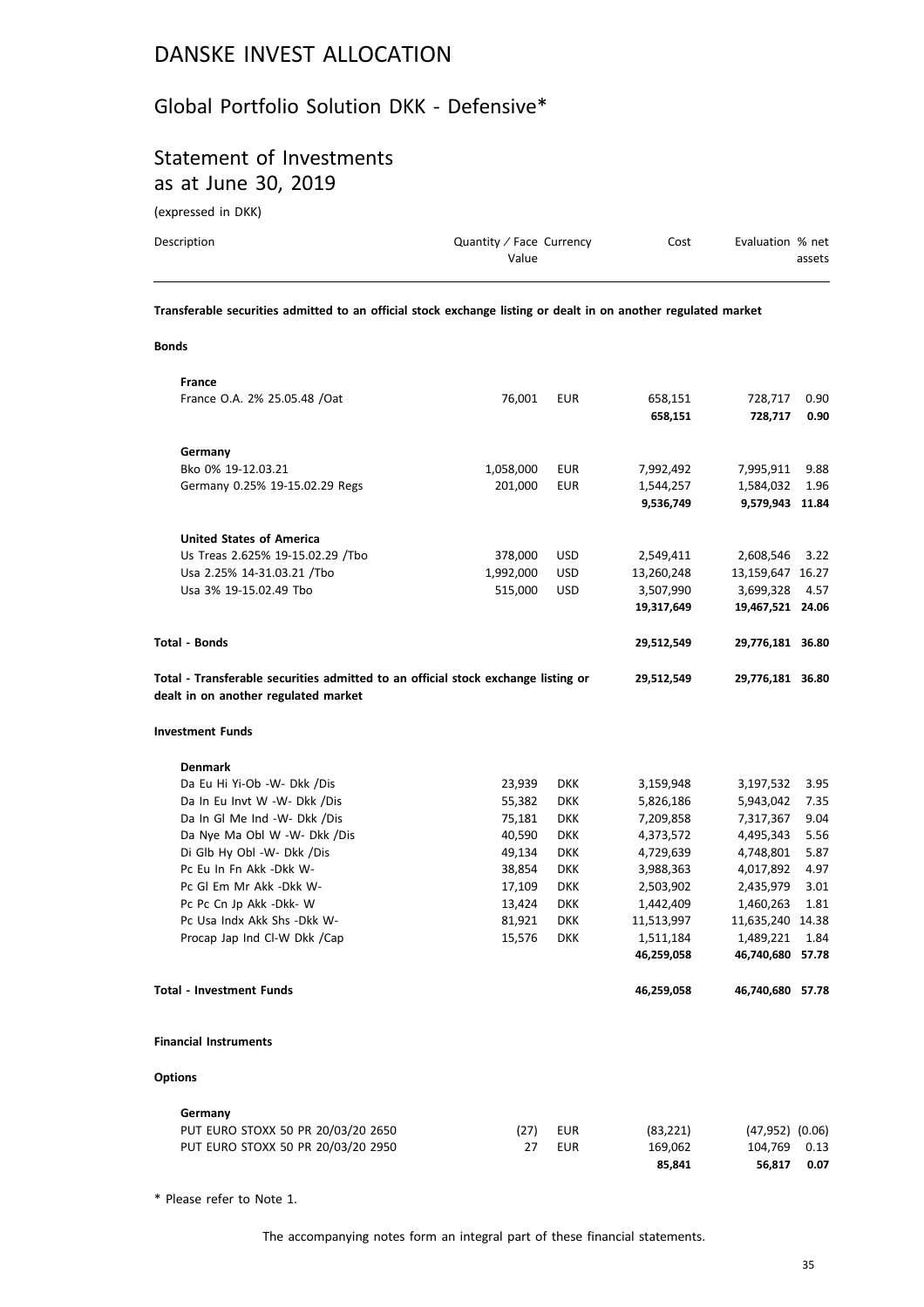# DANSKE INVEST ALLOCATION

## Global Portfolio Solution DKK - Defensive*

## Statement of Investments as at June 30, 2019

(expressed in DKK)

| Description | Quantity / Face Value | Currency | Cost | Evaluation | % net assets |
|---|---|---|---|---|---|
| **Transferable securities admitted to an official stock exchange listing or dealt in on another regulated market** | | | | | |
| **Bonds** | | | | | |
| **France** | | | | | |
| France O.A. 2% 25.05.48 /Oat | 76,001 | EUR | 658,151 | 728,717 | 0.90 |
| | | | **658,151** | **728,717** | **0.90** |
| **Germany** | | | | | |
| Bko 0% 19-12.03.21 | 1,058,000 | EUR | 7,992,492 | 7,995,911 | 9.88 |
| Germany 0.25% 19-15.02.29 Regs | 201,000 | EUR | 1,544,257 | 1,584,032 | 1.96 |
| | | | **9,536,749** | **9,579,943** | **11.84** |
| **United States of America** | | | | | |
| Us Treas 2.625% 19-15.02.29 /Tbo | 378,000 | USD | 2,549,411 | 2,608,546 | 3.22 |
| Usa 2.25% 14-31.03.21 /Tbo | 1,992,000 | USD | 13,260,248 | 13,159,647 | 16.27 |
| Usa 3% 19-15.02.49 Tbo | 515,000 | USD | 3,507,990 | 3,699,328 | 4.57 |
| | | | **19,317,649** | **19,467,521** | **24.06** |
| **Total - Bonds** | | | **29,512,549** | **29,776,181** | **36.80** |
| **Total - Transferable securities admitted to an official stock exchange listing or dealt in on another regulated market** | | | **29,512,549** | **29,776,181** | **36.80** |
| **Investment Funds** | | | | | |
| **Denmark** | | | | | |
| Da Eu Hi Yi-Ob -W- Dkk /Dis | 23,939 | DKK | 3,159,948 | 3,197,532 | 3.95 |
| Da In Eu Invt W -W- Dkk /Dis | 55,382 | DKK | 5,826,186 | 5,943,042 | 7.35 |
| Da In Gl Me Ind -W- Dkk /Dis | 75,181 | DKK | 7,209,858 | 7,317,367 | 9.04 |
| Da Nye Ma Obl W -W- Dkk /Dis | 40,590 | DKK | 4,373,572 | 4,495,343 | 5.56 |
| Di Glb Hy Obl -W- Dkk /Dis | 49,134 | DKK | 4,729,639 | 4,748,801 | 5.87 |
| Pc Eu In Fn Akk -Dkk W- | 38,854 | DKK | 3,988,363 | 4,017,892 | 4.97 |
| Pc Gl Em Mr Akk -Dkk W- | 17,109 | DKK | 2,503,902 | 2,435,979 | 3.01 |
| Pc Pc Cn Jp Akk -Dkk- W | 13,424 | DKK | 1,442,409 | 1,460,263 | 1.81 |
| Pc Usa Indx Akk Shs -Dkk W- | 81,921 | DKK | 11,513,997 | 11,635,240 | 14.38 |
| Procap Jap Ind Cl-W Dkk /Cap | 15,576 | DKK | 1,511,184 | 1,489,221 | 1.84 |
| | | | **46,259,058** | **46,740,680** | **57.78** |
| **Total - Investment Funds** | | | **46,259,058** | **46,740,680** | **57.78** |
| **Financial Instruments** | | | | | |
| **Options** | | | | | |
| **Germany** | | | | | |
| PUT EURO STOXX 50 PR 20/03/20 2650 | (27) | EUR | (83,221) | (47,952) | (0.06) |
| PUT EURO STOXX 50 PR 20/03/20 2950 | 27 | EUR | 169,062 | 104,769 | 0.13 |
| | | | **85,841** | **56,817** | **0.07** |

\* Please refer to Note 1.

The accompanying notes form an integral part of these financial statements.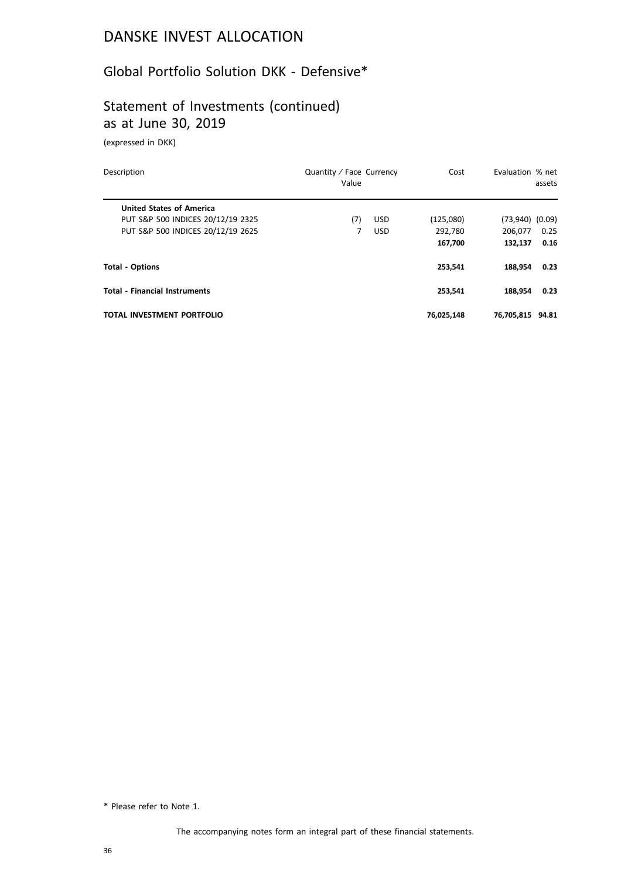# DANSKE INVEST ALLOCATION

## Global Portfolio Solution DKK - Defensive*

## Statement of Investments (continued) as at June 30, 2019

(expressed in DKK)

| Description | Quantity / Face Value | Currency | Cost | Evaluation | % net assets |
|---|---|---|---|---|---|
| **United States of America** | | | | | |
| PUT S&P 500 INDICES 20/12/19 2325 | (7) | USD | (125,080) | (73,940) | (0.09) |
| PUT S&P 500 INDICES 20/12/19 2625 | 7 | USD | 292,780 | 206,077 | 0.25 |
| | | | **167,700** | **132,137** | **0.16** |
| **Total - Options** | | | **253,541** | **188,954** | **0.23** |
| **Total - Financial Instruments** | | | **253,541** | **188,954** | **0.23** |
| **TOTAL INVESTMENT PORTFOLIO** | | | **76,025,148** | **76,705,815** | **94.81** |

* Please refer to Note 1.

The accompanying notes form an integral part of these financial statements.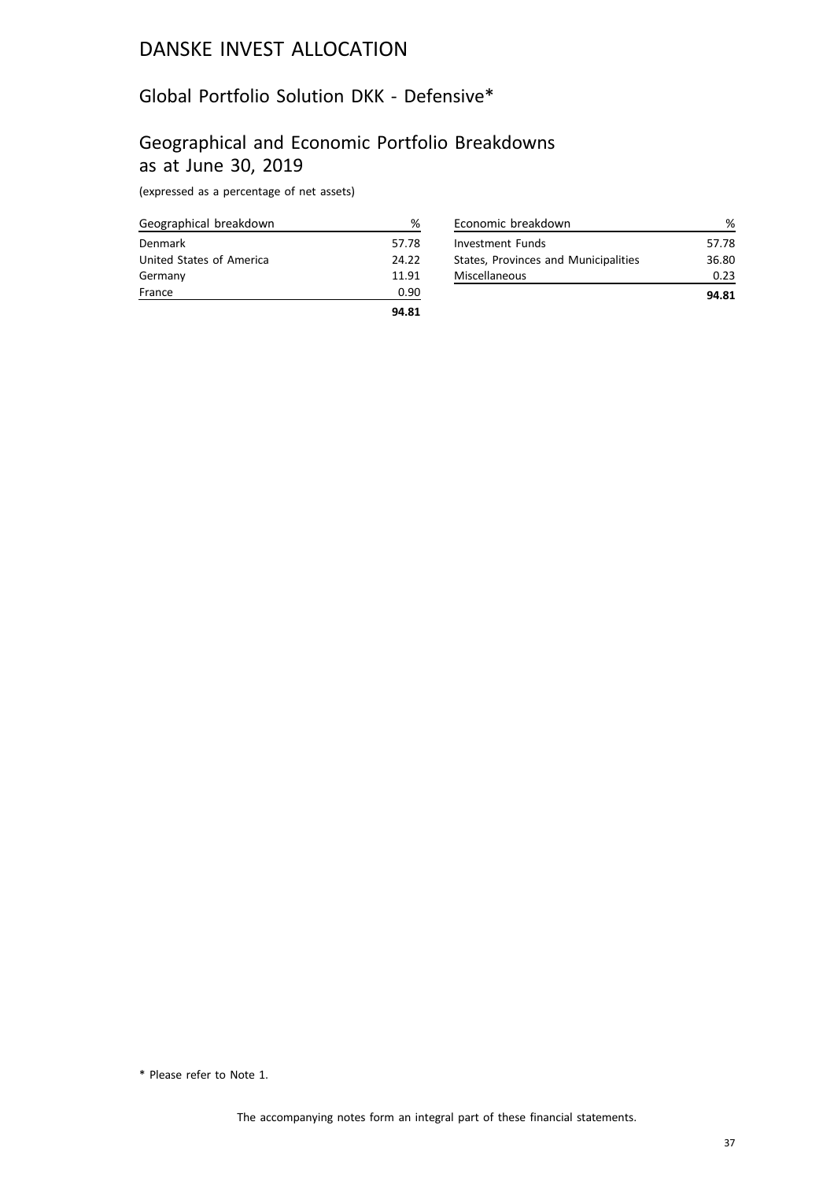# DANSKE INVEST ALLOCATION

## Global Portfolio Solution DKK - Defensive*

## Geographical and Economic Portfolio Breakdowns as at June 30, 2019

(expressed as a percentage of net assets)

| Geographical breakdown | % |
|---|---|
| Denmark | 57.78 |
| United States of America | 24.22 |
| Germany | 11.91 |
| France | 0.90 |
| | **94.81** |

| Economic breakdown | % |
|---|---|
| Investment Funds | 57.78 |
| States, Provinces and Municipalities | 36.80 |
| Miscellaneous | 0.23 |
| | **94.81** |

* Please refer to Note 1.

The accompanying notes form an integral part of these financial statements.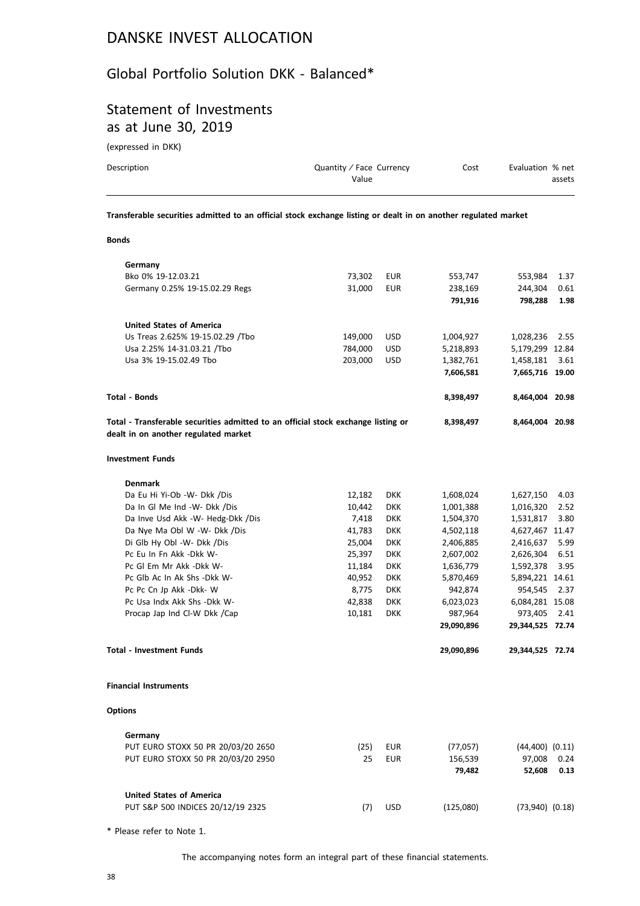# DANSKE INVEST ALLOCATION

## Global Portfolio Solution DKK - Balanced*

## Statement of Investments as at June 30, 2019

(expressed in DKK)

| Description | Quantity / Face Value | Currency | Cost | Evaluation | % net assets |
|---|---|---|---|---|---|
| **Transferable securities admitted to an official stock exchange listing or dealt in on another regulated market** | | | | | |
| **Bonds** | | | | | |
| **Germany** | | | | | |
| Bko 0% 19-12.03.21 | 73,302 | EUR | 553,747 | 553,984 | 1.37 |
| Germany 0.25% 19-15.02.29 Regs | 31,000 | EUR | 238,169 | 244,304 | 0.61 |
| | | | **791,916** | **798,288** | **1.98** |
| **United States of America** | | | | | |
| Us Treas 2.625% 19-15.02.29 /Tbo | 149,000 | USD | 1,004,927 | 1,028,236 | 2.55 |
| Usa 2.25% 14-31.03.21 /Tbo | 784,000 | USD | 5,218,893 | 5,179,299 | 12.84 |
| Usa 3% 19-15.02.49 Tbo | 203,000 | USD | 1,382,761 | 1,458,181 | 3.61 |
| | | | **7,606,581** | **7,665,716** | **19.00** |
| **Total - Bonds** | | | **8,398,497** | **8,464,004** | **20.98** |
| **Total - Transferable securities admitted to an official stock exchange listing or dealt in on another regulated market** | | | **8,398,497** | **8,464,004** | **20.98** |
| **Investment Funds** | | | | | |
| **Denmark** | | | | | |
| Da Eu Hi Yi-Ob -W- Dkk /Dis | 12,182 | DKK | 1,608,024 | 1,627,150 | 4.03 |
| Da In Gl Me Ind -W- Dkk /Dis | 10,442 | DKK | 1,001,388 | 1,016,320 | 2.52 |
| Da Inve Usd Akk -W- Hedg-Dkk /Dis | 7,418 | DKK | 1,504,370 | 1,531,817 | 3.80 |
| Da Nye Ma Obl W -W- Dkk /Dis | 41,783 | DKK | 4,502,118 | 4,627,467 | 11.47 |
| Di Glb Hy Obl -W- Dkk /Dis | 25,004 | DKK | 2,406,885 | 2,416,637 | 5.99 |
| Pc Eu In Fn Akk -Dkk W- | 25,397 | DKK | 2,607,002 | 2,626,304 | 6.51 |
| Pc Gl Em Mr Akk -Dkk W- | 11,184 | DKK | 1,636,779 | 1,592,378 | 3.95 |
| Pc Glb Ac In Ak Shs -Dkk W- | 40,952 | DKK | 5,870,469 | 5,894,221 | 14.61 |
| Pc Pc Cn Jp Akk -Dkk- W | 8,775 | DKK | 942,874 | 954,545 | 2.37 |
| Pc Usa Indx Akk Shs -Dkk W- | 42,838 | DKK | 6,023,023 | 6,084,281 | 15.08 |
| Procap Jap Ind Cl-W Dkk /Cap | 10,181 | DKK | 987,964 | 973,405 | 2.41 |
| | | | **29,090,896** | **29,344,525** | **72.74** |
| **Total - Investment Funds** | | | **29,090,896** | **29,344,525** | **72.74** |
| **Financial Instruments** | | | | | |
| **Options** | | | | | |
| **Germany** | | | | | |
| PUT EURO STOXX 50 PR 20/03/20 2650 | (25) | EUR | (77,057) | (44,400) | (0.11) |
| PUT EURO STOXX 50 PR 20/03/20 2950 | 25 | EUR | 156,539 | 97,008 | 0.24 |
| | | | **79,482** | **52,608** | **0.13** |
| **United States of America** | | | | | |
| PUT S&P 500 INDICES 20/12/19 2325 | (7) | USD | (125,080) | (73,940) | (0.18) |

\* Please refer to Note 1.

The accompanying notes form an integral part of these financial statements.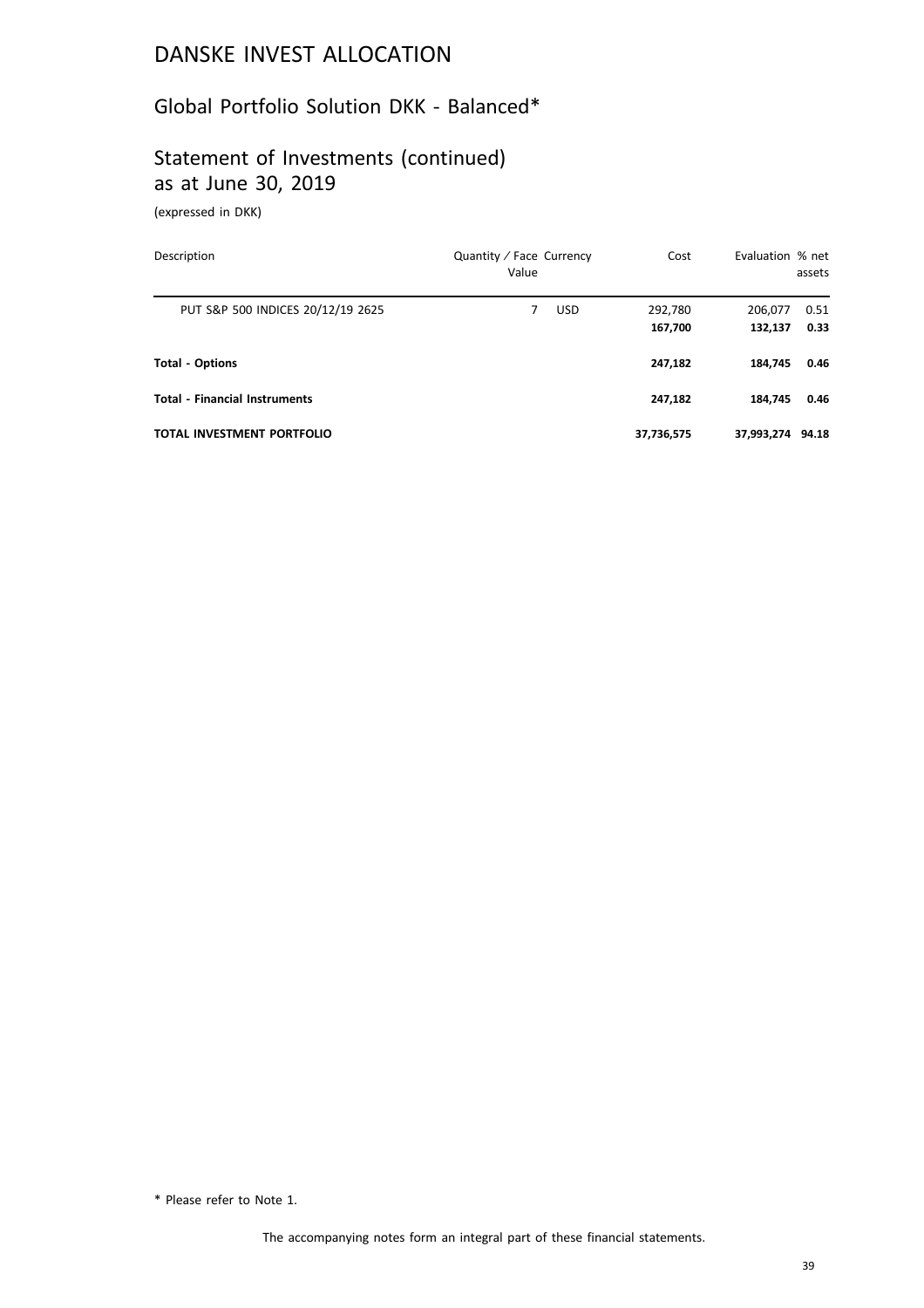# DANSKE INVEST ALLOCATION

## Global Portfolio Solution DKK - Balanced*

## Statement of Investments (continued) as at June 30, 2019

(expressed in DKK)

| Description | Quantity / Face Value | Currency | Cost | Evaluation | % net assets |
|---|---|---|---|---|---|
| PUT S&P 500 INDICES 20/12/19 2625 | 7 | USD | 292,780 | 206,077 | 0.51 |
| | | | **167,700** | **132,137** | **0.33** |
| **Total - Options** | | | **247,182** | **184,745** | **0.46** |
| **Total - Financial Instruments** | | | **247,182** | **184,745** | **0.46** |
| **TOTAL INVESTMENT PORTFOLIO** | | | **37,736,575** | **37,993,274** | **94.18** |

\* Please refer to Note 1.

The accompanying notes form an integral part of these financial statements.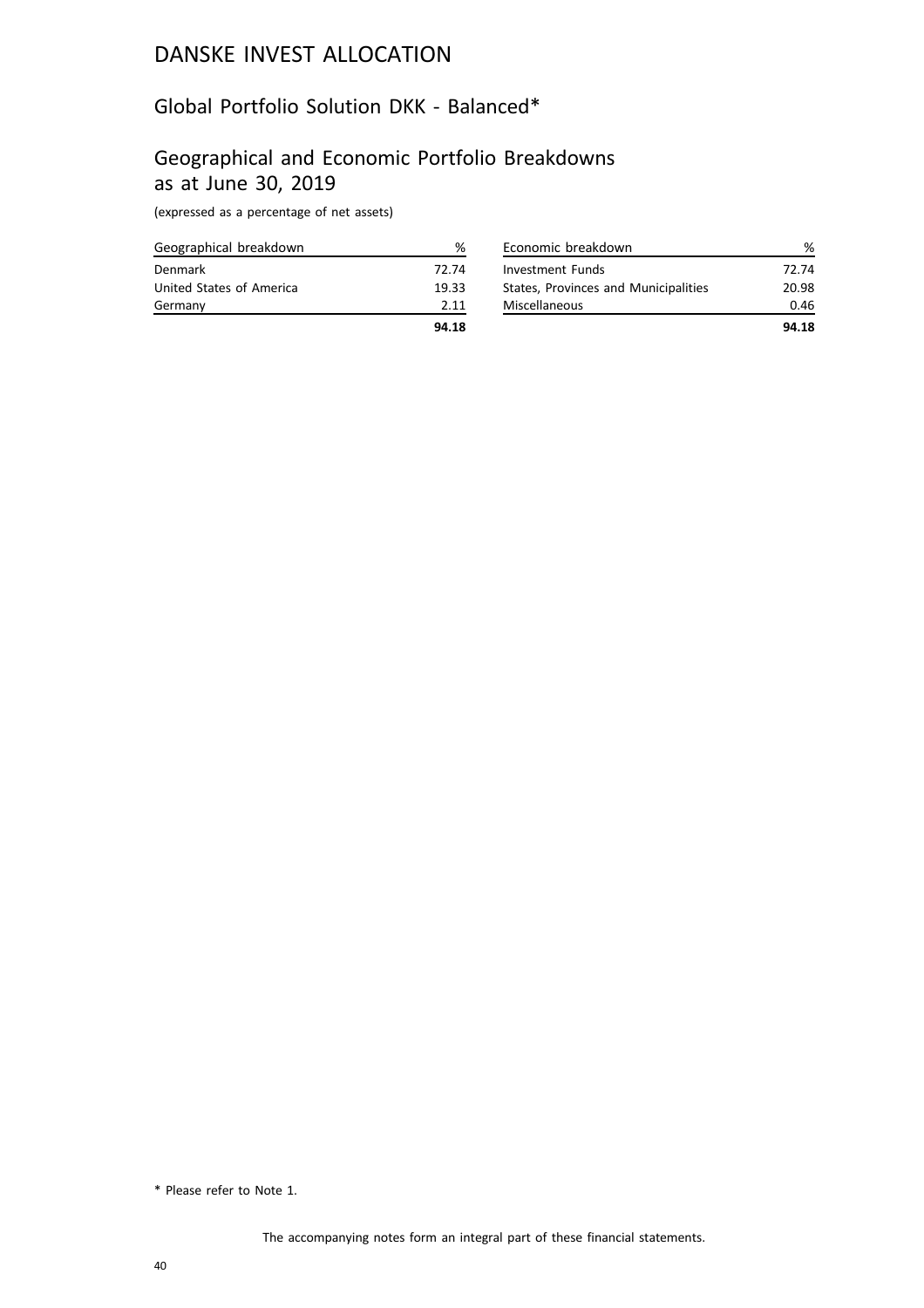# DANSKE INVEST ALLOCATION

## Global Portfolio Solution DKK - Balanced*

## Geographical and Economic Portfolio Breakdowns as at June 30, 2019

(expressed as a percentage of net assets)

| Geographical breakdown | % |
|---|---|
| Denmark | 72.74 |
| United States of America | 19.33 |
| Germany | 2.11 |
| | **94.18** |

| Economic breakdown | % |
|---|---|
| Investment Funds | 72.74 |
| States, Provinces and Municipalities | 20.98 |
| Miscellaneous | 0.46 |
| | **94.18** |

\* Please refer to Note 1.

The accompanying notes form an integral part of these financial statements.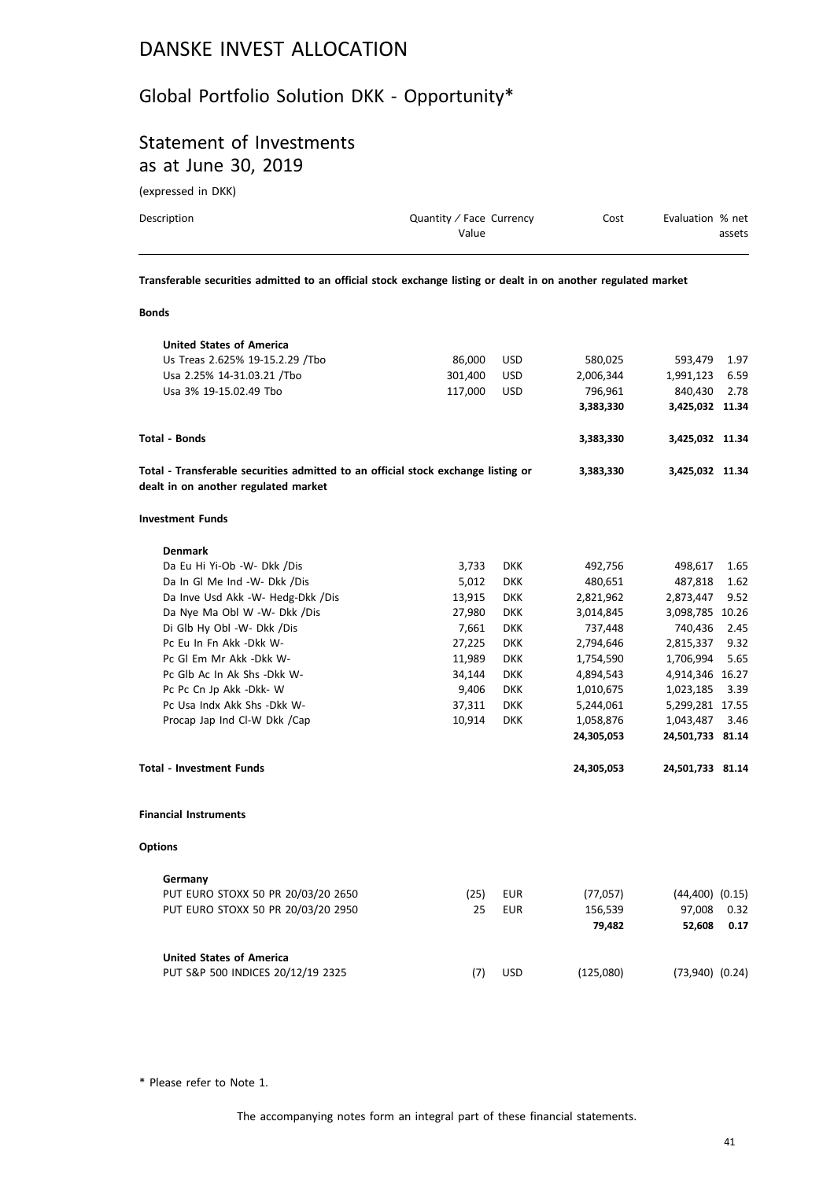# DANSKE INVEST ALLOCATION

## Global Portfolio Solution DKK - Opportunity*

## Statement of Investments as at June 30, 2019

(expressed in DKK)

| Description | Quantity / Face Value | Currency | Cost | Evaluation | % net assets |
|---|---|---|---|---|---|
| **Transferable securities admitted to an official stock exchange listing or dealt in on another regulated market** | | | | | |
| **Bonds** | | | | | |
| **United States of America** | | | | | |
| Us Treas 2.625% 19-15.2.29 /Tbo | 86,000 | USD | 580,025 | 593,479 | 1.97 |
| Usa 2.25% 14-31.03.21 /Tbo | 301,400 | USD | 2,006,344 | 1,991,123 | 6.59 |
| Usa 3% 19-15.02.49 Tbo | 117,000 | USD | 796,961 | 840,430 | 2.78 |
| | | | **3,383,330** | **3,425,032** | **11.34** |
| **Total - Bonds** | | | **3,383,330** | **3,425,032** | **11.34** |
| **Total - Transferable securities admitted to an official stock exchange listing or dealt in on another regulated market** | | | **3,383,330** | **3,425,032** | **11.34** |
| **Investment Funds** | | | | | |
| **Denmark** | | | | | |
| Da Eu Hi Yi-Ob -W- Dkk /Dis | 3,733 | DKK | 492,756 | 498,617 | 1.65 |
| Da In Gl Me Ind -W- Dkk /Dis | 5,012 | DKK | 480,651 | 487,818 | 1.62 |
| Da Inve Usd Akk -W- Hedg-Dkk /Dis | 13,915 | DKK | 2,821,962 | 2,873,447 | 9.52 |
| Da Nye Ma Obl W -W- Dkk /Dis | 27,980 | DKK | 3,014,845 | 3,098,785 | 10.26 |
| Di Glb Hy Obl -W- Dkk /Dis | 7,661 | DKK | 737,448 | 740,436 | 2.45 |
| Pc Eu In Fn Akk -Dkk W- | 27,225 | DKK | 2,794,646 | 2,815,337 | 9.32 |
| Pc Gl Em Mr Akk -Dkk W- | 11,989 | DKK | 1,754,590 | 1,706,994 | 5.65 |
| Pc Glb Ac In Ak Shs -Dkk W- | 34,144 | DKK | 4,894,543 | 4,914,346 | 16.27 |
| Pc Pc Cn Jp Akk -Dkk- W | 9,406 | DKK | 1,010,675 | 1,023,185 | 3.39 |
| Pc Usa Indx Akk Shs -Dkk W- | 37,311 | DKK | 5,244,061 | 5,299,281 | 17.55 |
| Procap Jap Ind Cl-W Dkk /Cap | 10,914 | DKK | 1,058,876 | 1,043,487 | 3.46 |
| | | | **24,305,053** | **24,501,733** | **81.14** |
| **Total - Investment Funds** | | | **24,305,053** | **24,501,733** | **81.14** |
| **Financial Instruments** | | | | | |
| **Options** | | | | | |
| **Germany** | | | | | |
| PUT EURO STOXX 50 PR 20/03/20 2650 | (25) | EUR | (77,057) | (44,400) | (0.15) |
| PUT EURO STOXX 50 PR 20/03/20 2950 | 25 | EUR | 156,539 | 97,008 | 0.32 |
| | | | **79,482** | **52,608** | **0.17** |
| **United States of America** | | | | | |
| PUT S&P 500 INDICES 20/12/19 2325 | (7) | USD | (125,080) | (73,940) | (0.24) |

\* Please refer to Note 1.

The accompanying notes form an integral part of these financial statements.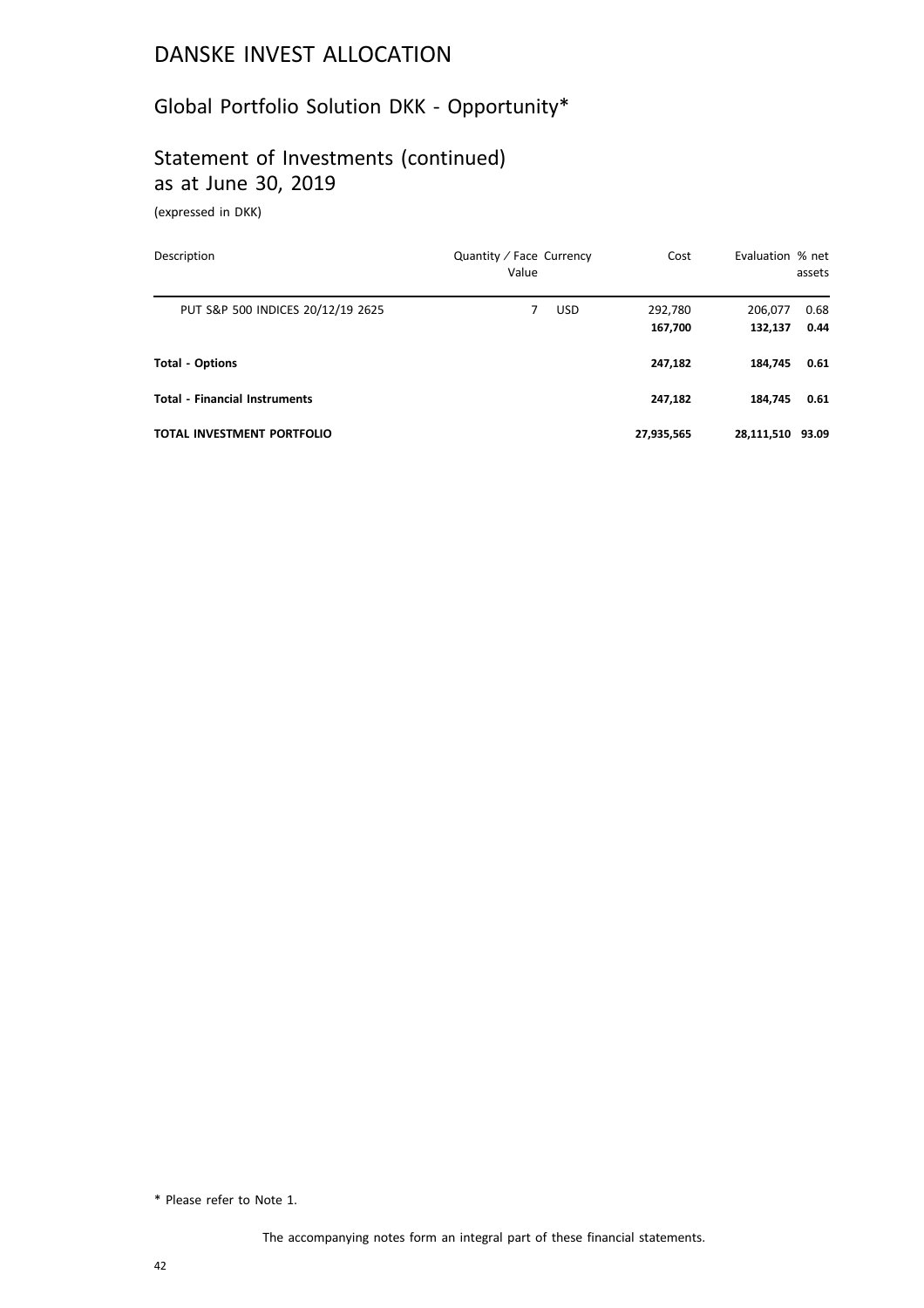# DANSKE INVEST ALLOCATION

## Global Portfolio Solution DKK - Opportunity*

## Statement of Investments (continued) as at June 30, 2019

(expressed in DKK)

| Description | Quantity / Face Value | Currency | Cost | Evaluation | % net assets |
|---|---|---|---|---|---|
| PUT S&P 500 INDICES 20/12/19 2625 | 7 | USD | 292,780 | 206,077 | 0.68 |
| | | | **167,700** | **132,137** | **0.44** |
| **Total - Options** | | | **247,182** | **184,745** | **0.61** |
| **Total - Financial Instruments** | | | **247,182** | **184,745** | **0.61** |
| **TOTAL INVESTMENT PORTFOLIO** | | | **27,935,565** | **28,111,510** | **93.09** |

* Please refer to Note 1.

The accompanying notes form an integral part of these financial statements.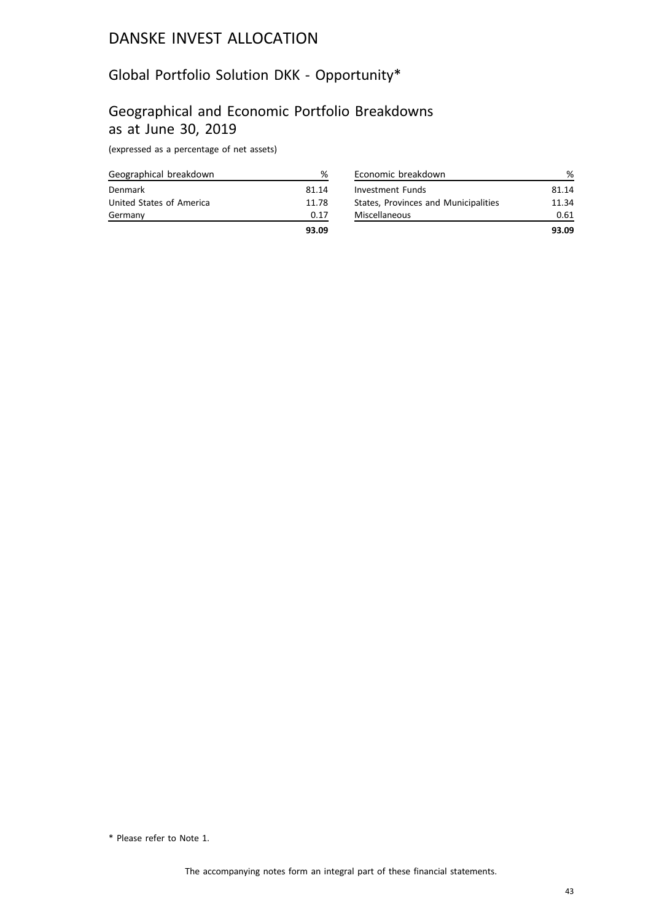# DANSKE INVEST ALLOCATION

## Global Portfolio Solution DKK - Opportunity*

## Geographical and Economic Portfolio Breakdowns as at June 30, 2019

(expressed as a percentage of net assets)

| Geographical breakdown | % |
|---|---|
| Denmark | 81.14 |
| United States of America | 11.78 |
| Germany | 0.17 |
| | **93.09** |

| Economic breakdown | % |
|---|---|
| Investment Funds | 81.14 |
| States, Provinces and Municipalities | 11.34 |
| Miscellaneous | 0.61 |
| | **93.09** |

\* Please refer to Note 1.

The accompanying notes form an integral part of these financial statements.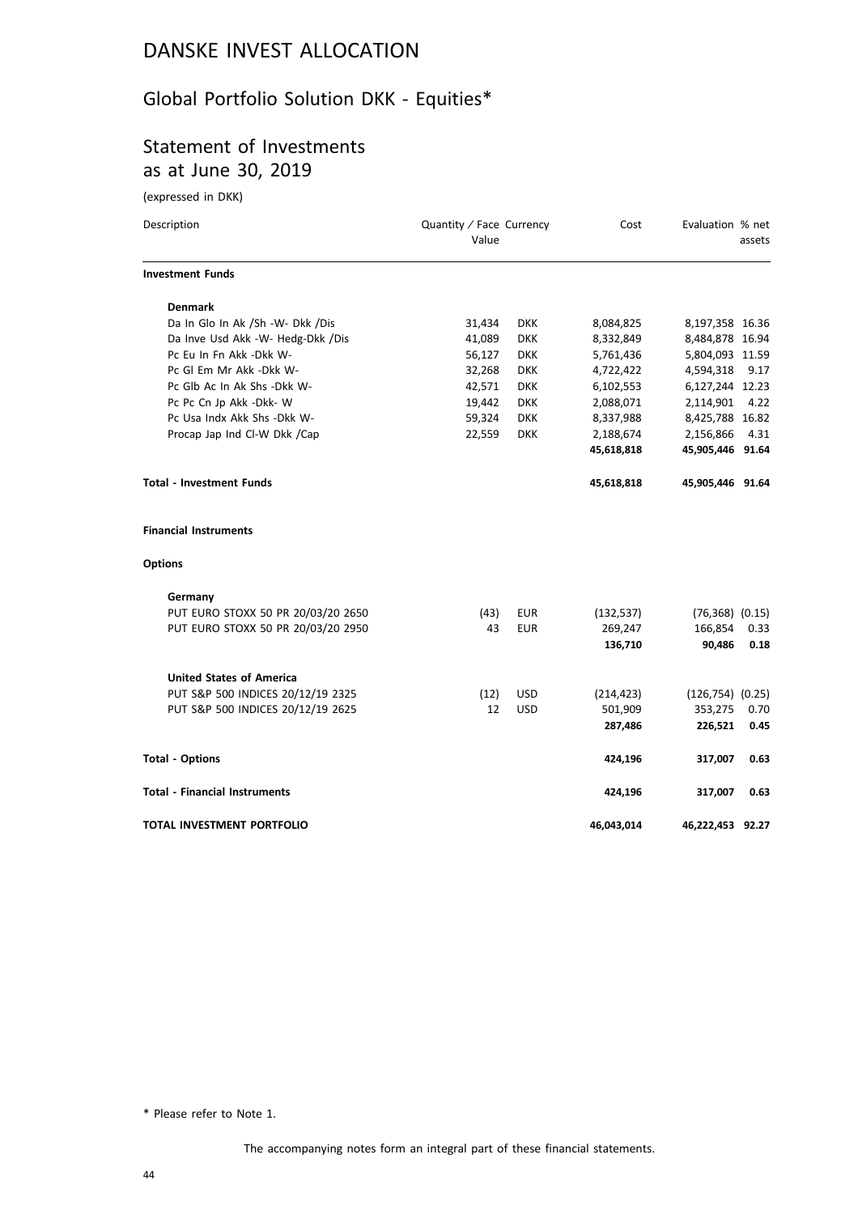# DANSKE INVEST ALLOCATION

## Global Portfolio Solution DKK - Equities*

## Statement of Investments as at June 30, 2019

(expressed in DKK)

| Description | Quantity / Face Value | Currency | Cost | Evaluation | % net assets |
|---|---|---|---|---|---|
| **Investment Funds** | | | | | |
| **Denmark** | | | | | |
| Da In Glo In Ak /Sh -W- Dkk /Dis | 31,434 | DKK | 8,084,825 | 8,197,358 | 16.36 |
| Da Inve Usd Akk -W- Hedg-Dkk /Dis | 41,089 | DKK | 8,332,849 | 8,484,878 | 16.94 |
| Pc Eu In Fn Akk -Dkk W- | 56,127 | DKK | 5,761,436 | 5,804,093 | 11.59 |
| Pc Gl Em Mr Akk -Dkk W- | 32,268 | DKK | 4,722,422 | 4,594,318 | 9.17 |
| Pc Glb Ac In Ak Shs -Dkk W- | 42,571 | DKK | 6,102,553 | 6,127,244 | 12.23 |
| Pc Pc Cn Jp Akk -Dkk- W | 19,442 | DKK | 2,088,071 | 2,114,901 | 4.22 |
| Pc Usa Indx Akk Shs -Dkk W- | 59,324 | DKK | 8,337,988 | 8,425,788 | 16.82 |
| Procap Jap Ind Cl-W Dkk /Cap | 22,559 | DKK | 2,188,674 | 2,156,866 | 4.31 |
| | | | **45,618,818** | **45,905,446** | **91.64** |
| **Total - Investment Funds** | | | **45,618,818** | **45,905,446** | **91.64** |
| **Financial Instruments** | | | | | |
| **Options** | | | | | |
| **Germany** | | | | | |
| PUT EURO STOXX 50 PR 20/03/20 2650 | (43) | EUR | (132,537) | (76,368) | (0.15) |
| PUT EURO STOXX 50 PR 20/03/20 2950 | 43 | EUR | 269,247 | 166,854 | 0.33 |
| | | | **136,710** | **90,486** | **0.18** |
| **United States of America** | | | | | |
| PUT S&P 500 INDICES 20/12/19 2325 | (12) | USD | (214,423) | (126,754) | (0.25) |
| PUT S&P 500 INDICES 20/12/19 2625 | 12 | USD | 501,909 | 353,275 | 0.70 |
| | | | **287,486** | **226,521** | **0.45** |
| **Total - Options** | | | **424,196** | **317,007** | **0.63** |
| **Total - Financial Instruments** | | | **424,196** | **317,007** | **0.63** |
| **TOTAL INVESTMENT PORTFOLIO** | | | **46,043,014** | **46,222,453** | **92.27** |

\* Please refer to Note 1.

The accompanying notes form an integral part of these financial statements.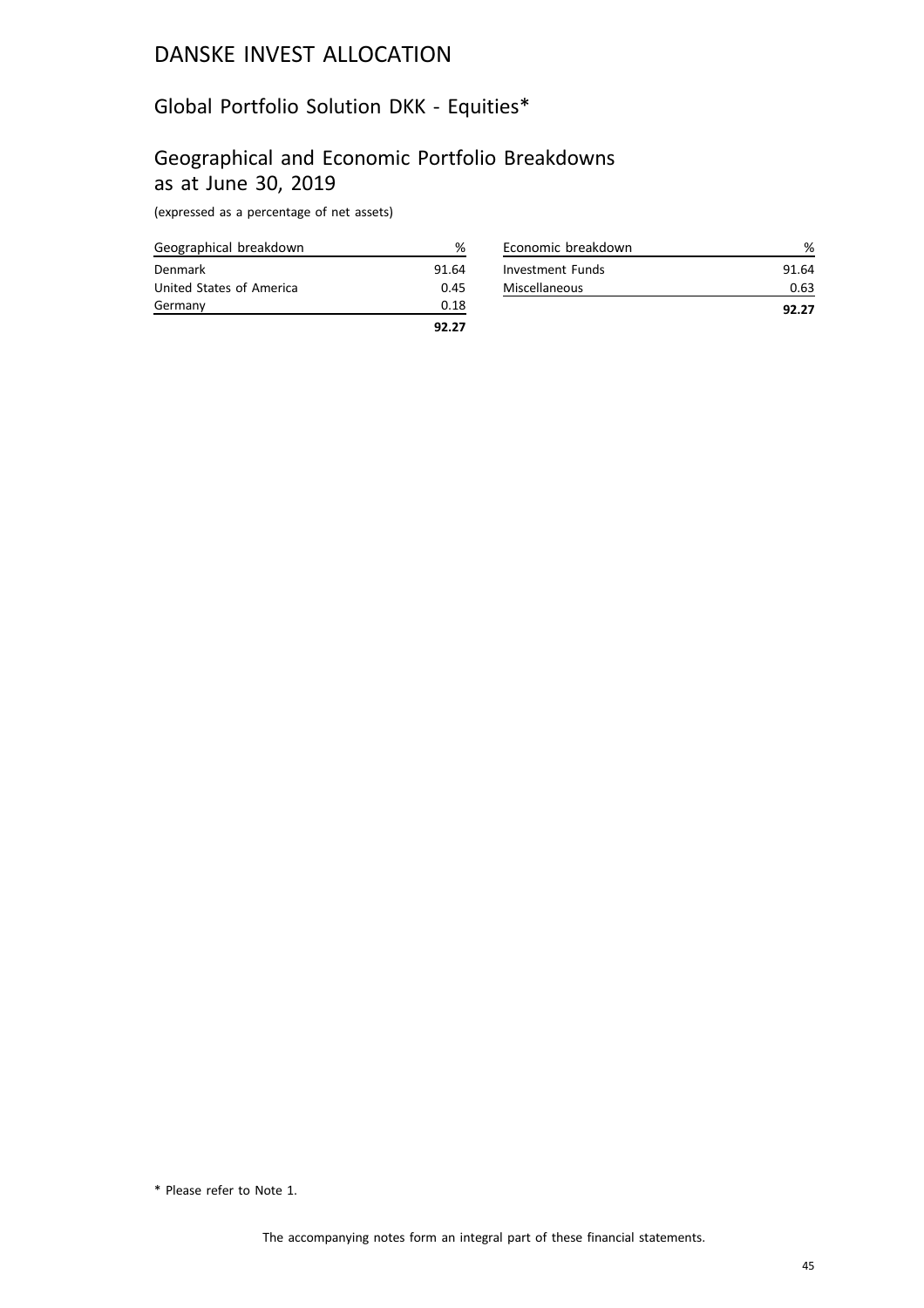# DANSKE INVEST ALLOCATION

## Global Portfolio Solution DKK - Equities*

## Geographical and Economic Portfolio Breakdowns as at June 30, 2019

(expressed as a percentage of net assets)

| Geographical breakdown | % |
|---|---|
| Denmark | 91.64 |
| United States of America | 0.45 |
| Germany | 0.18 |
| | **92.27** |

| Economic breakdown | % |
|---|---|
| Investment Funds | 91.64 |
| Miscellaneous | 0.63 |
| | **92.27** |

\* Please refer to Note 1.

The accompanying notes form an integral part of these financial statements.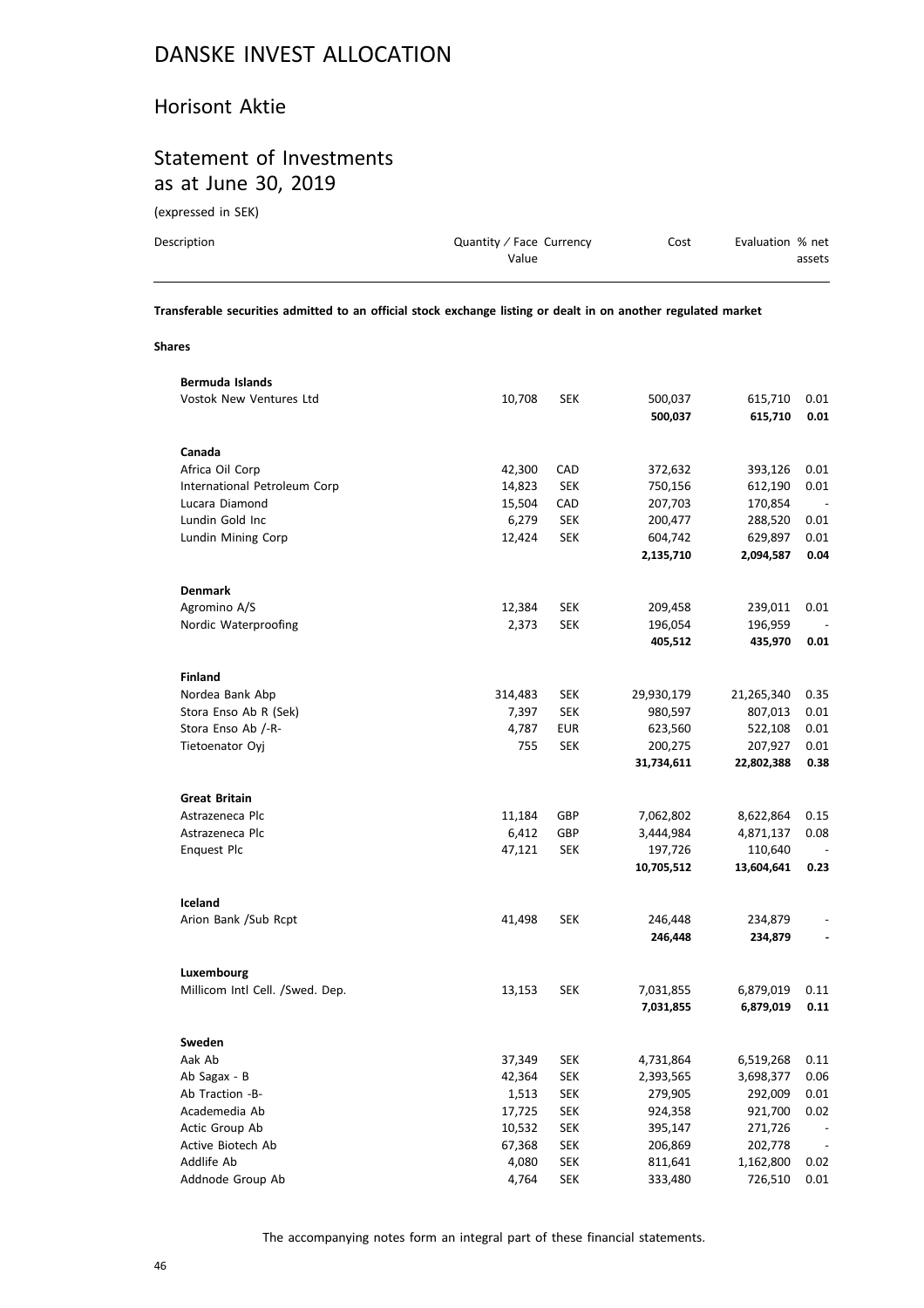# DANSKE INVEST ALLOCATION

## Horisont Aktie

## Statement of Investments as at June 30, 2019

(expressed in SEK)

| Description | Quantity / Face Value | Currency | Cost | Evaluation | % net assets |
|---|---|---|---|---|---|
| **Transferable securities admitted to an official stock exchange listing or dealt in on another regulated market** | | | | | |
| **Shares** | | | | | |
| **Bermuda Islands** | | | | | |
| Vostok New Ventures Ltd | 10,708 | SEK | 500,037 | 615,710 | 0.01 |
| | | | **500,037** | **615,710** | **0.01** |
| **Canada** | | | | | |
| Africa Oil Corp | 42,300 | CAD | 372,632 | 393,126 | 0.01 |
| International Petroleum Corp | 14,823 | SEK | 750,156 | 612,190 | 0.01 |
| Lucara Diamond | 15,504 | CAD | 207,703 | 170,854 | - |
| Lundin Gold Inc | 6,279 | SEK | 200,477 | 288,520 | 0.01 |
| Lundin Mining Corp | 12,424 | SEK | 604,742 | 629,897 | 0.01 |
| | | | **2,135,710** | **2,094,587** | **0.04** |
| **Denmark** | | | | | |
| Agromino A/S | 12,384 | SEK | 209,458 | 239,011 | 0.01 |
| Nordic Waterproofing | 2,373 | SEK | 196,054 | 196,959 | - |
| | | | **405,512** | **435,970** | **0.01** |
| **Finland** | | | | | |
| Nordea Bank Abp | 314,483 | SEK | 29,930,179 | 21,265,340 | 0.35 |
| Stora Enso Ab R (Sek) | 7,397 | SEK | 980,597 | 807,013 | 0.01 |
| Stora Enso Ab /-R- | 4,787 | EUR | 623,560 | 522,108 | 0.01 |
| Tietoenator Oyj | 755 | SEK | 200,275 | 207,927 | 0.01 |
| | | | **31,734,611** | **22,802,388** | **0.38** |
| **Great Britain** | | | | | |
| Astrazeneca Plc | 11,184 | GBP | 7,062,802 | 8,622,864 | 0.15 |
| Astrazeneca Plc | 6,412 | GBP | 3,444,984 | 4,871,137 | 0.08 |
| Enquest Plc | 47,121 | SEK | 197,726 | 110,640 | - |
| | | | **10,705,512** | **13,604,641** | **0.23** |
| **Iceland** | | | | | |
| Arion Bank /Sub Rcpt | 41,498 | SEK | 246,448 | 234,879 | - |
| | | | **246,448** | **234,879** | **-** |
| **Luxembourg** | | | | | |
| Millicom Intl Cell. /Swed. Dep. | 13,153 | SEK | 7,031,855 | 6,879,019 | 0.11 |
| | | | **7,031,855** | **6,879,019** | **0.11** |
| **Sweden** | | | | | |
| Aak Ab | 37,349 | SEK | 4,731,864 | 6,519,268 | 0.11 |
| Ab Sagax - B | 42,364 | SEK | 2,393,565 | 3,698,377 | 0.06 |
| Ab Traction -B- | 1,513 | SEK | 279,905 | 292,009 | 0.01 |
| Academedia Ab | 17,725 | SEK | 924,358 | 921,700 | 0.02 |
| Actic Group Ab | 10,532 | SEK | 395,147 | 271,726 | - |
| Active Biotech Ab | 67,368 | SEK | 206,869 | 202,778 | - |
| Addlife Ab | 4,080 | SEK | 811,641 | 1,162,800 | 0.02 |
| Addnode Group Ab | 4,764 | SEK | 333,480 | 726,510 | 0.01 |

The accompanying notes form an integral part of these financial statements.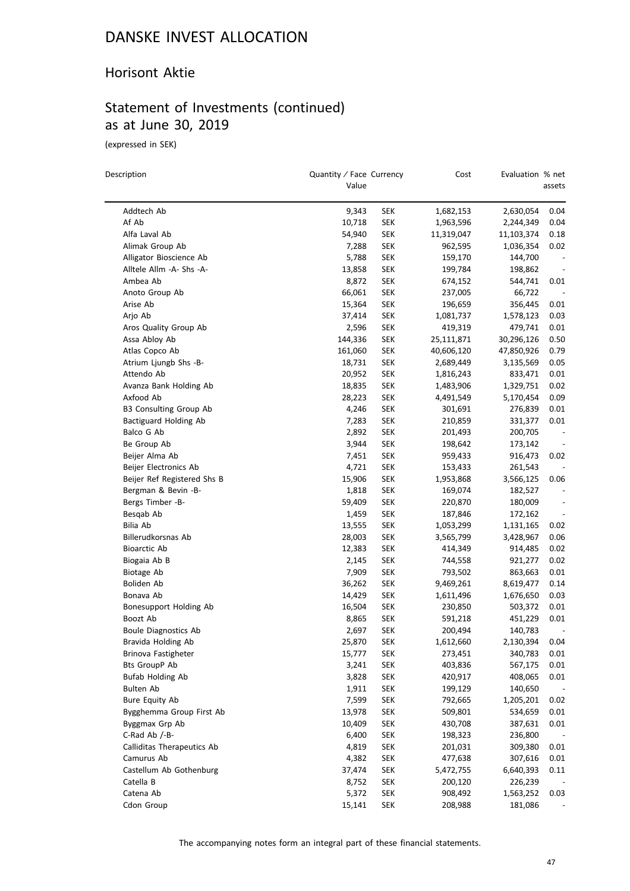# DANSKE INVEST ALLOCATION

## Horisont Aktie

## Statement of Investments (continued) as at June 30, 2019

(expressed in SEK)

| Description | Quantity / Face Value | Currency | Cost | Evaluation | % net assets |
|---|---|---|---|---|---|
| Addtech Ab | 9,343 | SEK | 1,682,153 | 2,630,054 | 0.04 |
| Af Ab | 10,718 | SEK | 1,963,596 | 2,244,349 | 0.04 |
| Alfa Laval Ab | 54,940 | SEK | 11,319,047 | 11,103,374 | 0.18 |
| Alimak Group Ab | 7,288 | SEK | 962,595 | 1,036,354 | 0.02 |
| Alligator Bioscience Ab | 5,788 | SEK | 159,170 | 144,700 | - |
| Alltele Allm -A- Shs -A- | 13,858 | SEK | 199,784 | 198,862 | - |
| Ambea Ab | 8,872 | SEK | 674,152 | 544,741 | 0.01 |
| Anoto Group Ab | 66,061 | SEK | 237,005 | 66,722 | - |
| Arise Ab | 15,364 | SEK | 196,659 | 356,445 | 0.01 |
| Arjo Ab | 37,414 | SEK | 1,081,737 | 1,578,123 | 0.03 |
| Aros Quality Group Ab | 2,596 | SEK | 419,319 | 479,741 | 0.01 |
| Assa Abloy Ab | 144,336 | SEK | 25,111,871 | 30,296,126 | 0.50 |
| Atlas Copco Ab | 161,060 | SEK | 40,606,120 | 47,850,926 | 0.79 |
| Atrium Ljungb Shs -B- | 18,731 | SEK | 2,689,449 | 3,135,569 | 0.05 |
| Attendo Ab | 20,952 | SEK | 1,816,243 | 833,471 | 0.01 |
| Avanza Bank Holding Ab | 18,835 | SEK | 1,483,906 | 1,329,751 | 0.02 |
| Axfood Ab | 28,223 | SEK | 4,491,549 | 5,170,454 | 0.09 |
| B3 Consulting Group Ab | 4,246 | SEK | 301,691 | 276,839 | 0.01 |
| Bactiguard Holding Ab | 7,283 | SEK | 210,859 | 331,377 | 0.01 |
| Balco G Ab | 2,892 | SEK | 201,493 | 200,705 | - |
| Be Group Ab | 3,944 | SEK | 198,642 | 173,142 | - |
| Beijer Alma Ab | 7,451 | SEK | 959,433 | 916,473 | 0.02 |
| Beijer Electronics Ab | 4,721 | SEK | 153,433 | 261,543 | - |
| Beijer Ref Registered Shs B | 15,906 | SEK | 1,953,868 | 3,566,125 | 0.06 |
| Bergman & Bevin -B- | 1,818 | SEK | 169,074 | 182,527 | - |
| Bergs Timber -B- | 59,409 | SEK | 220,870 | 180,009 | - |
| Besqab Ab | 1,459 | SEK | 187,846 | 172,162 | - |
| Bilia Ab | 13,555 | SEK | 1,053,299 | 1,131,165 | 0.02 |
| Billerudkorsnas Ab | 28,003 | SEK | 3,565,799 | 3,428,967 | 0.06 |
| Bioarctic Ab | 12,383 | SEK | 414,349 | 914,485 | 0.02 |
| Biogaia Ab B | 2,145 | SEK | 744,558 | 921,277 | 0.02 |
| Biotage Ab | 7,909 | SEK | 793,502 | 863,663 | 0.01 |
| Boliden Ab | 36,262 | SEK | 9,469,261 | 8,619,477 | 0.14 |
| Bonava Ab | 14,429 | SEK | 1,611,496 | 1,676,650 | 0.03 |
| Bonesupport Holding Ab | 16,504 | SEK | 230,850 | 503,372 | 0.01 |
| Boozt Ab | 8,865 | SEK | 591,218 | 451,229 | 0.01 |
| Boule Diagnostics Ab | 2,697 | SEK | 200,494 | 140,783 | - |
| Bravida Holding Ab | 25,870 | SEK | 1,612,660 | 2,130,394 | 0.04 |
| Brinova Fastigheter | 15,777 | SEK | 273,451 | 340,783 | 0.01 |
| Bts GroupP Ab | 3,241 | SEK | 403,836 | 567,175 | 0.01 |
| Bufab Holding Ab | 3,828 | SEK | 420,917 | 408,065 | 0.01 |
| Bulten Ab | 1,911 | SEK | 199,129 | 140,650 | - |
| Bure Equity Ab | 7,599 | SEK | 792,665 | 1,205,201 | 0.02 |
| Bygghemma Group First Ab | 13,978 | SEK | 509,801 | 534,659 | 0.01 |
| Byggmax Grp Ab | 10,409 | SEK | 430,708 | 387,631 | 0.01 |
| C-Rad Ab /-B- | 6,400 | SEK | 198,323 | 236,800 | - |
| Calliditas Therapeutics Ab | 4,819 | SEK | 201,031 | 309,380 | 0.01 |
| Camurus Ab | 4,382 | SEK | 477,638 | 307,616 | 0.01 |
| Castellum Ab Gothenburg | 37,474 | SEK | 5,472,755 | 6,640,393 | 0.11 |
| Catella B | 8,752 | SEK | 200,120 | 226,239 | - |
| Catena Ab | 5,372 | SEK | 908,492 | 1,563,252 | 0.03 |
| Cdon Group | 15,141 | SEK | 208,988 | 181,086 | - |

The accompanying notes form an integral part of these financial statements.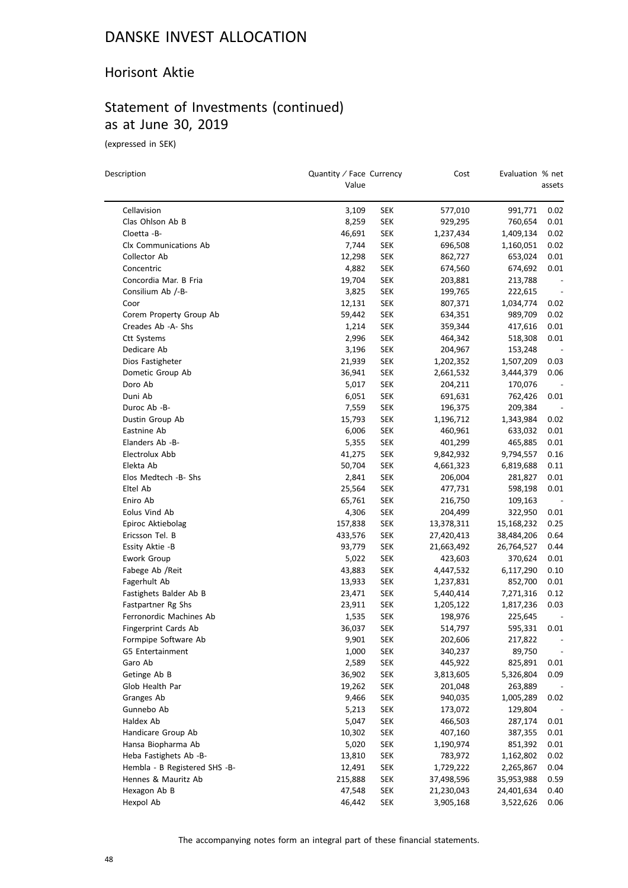# DANSKE INVEST ALLOCATION

## Horisont Aktie

## Statement of Investments (continued) as at June 30, 2019

(expressed in SEK)

| Description | Quantity / Face Value | Currency | Cost | Evaluation | % net assets |
|---|---|---|---|---|---|
| Cellavision | 3,109 | SEK | 577,010 | 991,771 | 0.02 |
| Clas Ohlson Ab B | 8,259 | SEK | 929,295 | 760,654 | 0.01 |
| Cloetta -B- | 46,691 | SEK | 1,237,434 | 1,409,134 | 0.02 |
| Clx Communications Ab | 7,744 | SEK | 696,508 | 1,160,051 | 0.02 |
| Collector Ab | 12,298 | SEK | 862,727 | 653,024 | 0.01 |
| Concentric | 4,882 | SEK | 674,560 | 674,692 | 0.01 |
| Concordia Mar. B Fria | 19,704 | SEK | 203,881 | 213,788 | - |
| Consilium Ab /-B- | 3,825 | SEK | 199,765 | 222,615 | - |
| Coor | 12,131 | SEK | 807,371 | 1,034,774 | 0.02 |
| Corem Property Group Ab | 59,442 | SEK | 634,351 | 989,709 | 0.02 |
| Creades Ab -A- Shs | 1,214 | SEK | 359,344 | 417,616 | 0.01 |
| Ctt Systems | 2,996 | SEK | 464,342 | 518,308 | 0.01 |
| Dedicare Ab | 3,196 | SEK | 204,967 | 153,248 | - |
| Dios Fastigheter | 21,939 | SEK | 1,202,352 | 1,507,209 | 0.03 |
| Dometic Group Ab | 36,941 | SEK | 2,661,532 | 3,444,379 | 0.06 |
| Doro Ab | 5,017 | SEK | 204,211 | 170,076 | - |
| Duni Ab | 6,051 | SEK | 691,631 | 762,426 | 0.01 |
| Duroc Ab -B- | 7,559 | SEK | 196,375 | 209,384 | - |
| Dustin Group Ab | 15,793 | SEK | 1,196,712 | 1,343,984 | 0.02 |
| Eastnine Ab | 6,006 | SEK | 460,961 | 633,032 | 0.01 |
| Elanders Ab -B- | 5,355 | SEK | 401,299 | 465,885 | 0.01 |
| Electrolux Abb | 41,275 | SEK | 9,842,932 | 9,794,557 | 0.16 |
| Elekta Ab | 50,704 | SEK | 4,661,323 | 6,819,688 | 0.11 |
| Elos Medtech -B- Shs | 2,841 | SEK | 206,004 | 281,827 | 0.01 |
| Eltel Ab | 25,564 | SEK | 477,731 | 598,198 | 0.01 |
| Eniro Ab | 65,761 | SEK | 216,750 | 109,163 | - |
| Eolus Vind Ab | 4,306 | SEK | 204,499 | 322,950 | 0.01 |
| Epiroc Aktiebolag | 157,838 | SEK | 13,378,311 | 15,168,232 | 0.25 |
| Ericsson Tel. B | 433,576 | SEK | 27,420,413 | 38,484,206 | 0.64 |
| Essity Aktie -B | 93,779 | SEK | 21,663,492 | 26,764,527 | 0.44 |
| Ework Group | 5,022 | SEK | 423,603 | 370,624 | 0.01 |
| Fabege Ab /Reit | 43,883 | SEK | 4,447,532 | 6,117,290 | 0.10 |
| Fagerhult Ab | 13,933 | SEK | 1,237,831 | 852,700 | 0.01 |
| Fastighets Balder Ab B | 23,471 | SEK | 5,440,414 | 7,271,316 | 0.12 |
| Fastpartner Rg Shs | 23,911 | SEK | 1,205,122 | 1,817,236 | 0.03 |
| Ferronordic Machines Ab | 1,535 | SEK | 198,976 | 225,645 | - |
| Fingerprint Cards Ab | 36,037 | SEK | 514,797 | 595,331 | 0.01 |
| Formpipe Software Ab | 9,901 | SEK | 202,606 | 217,822 | - |
| G5 Entertainment | 1,000 | SEK | 340,237 | 89,750 | - |
| Garo Ab | 2,589 | SEK | 445,922 | 825,891 | 0.01 |
| Getinge Ab B | 36,902 | SEK | 3,813,605 | 5,326,804 | 0.09 |
| Glob Health Par | 19,262 | SEK | 201,048 | 263,889 | - |
| Granges Ab | 9,466 | SEK | 940,035 | 1,005,289 | 0.02 |
| Gunnebo Ab | 5,213 | SEK | 173,072 | 129,804 | - |
| Haldex Ab | 5,047 | SEK | 466,503 | 287,174 | 0.01 |
| Handicare Group Ab | 10,302 | SEK | 407,160 | 387,355 | 0.01 |
| Hansa Biopharma Ab | 5,020 | SEK | 1,190,974 | 851,392 | 0.01 |
| Heba Fastighets Ab -B- | 13,810 | SEK | 783,972 | 1,162,802 | 0.02 |
| Hembla - B Registered SHS -B- | 12,491 | SEK | 1,729,222 | 2,265,867 | 0.04 |
| Hennes & Mauritz Ab | 215,888 | SEK | 37,498,596 | 35,953,988 | 0.59 |
| Hexagon Ab B | 47,548 | SEK | 21,230,043 | 24,401,634 | 0.40 |
| Hexpol Ab | 46,442 | SEK | 3,905,168 | 3,522,626 | 0.06 |

The accompanying notes form an integral part of these financial statements.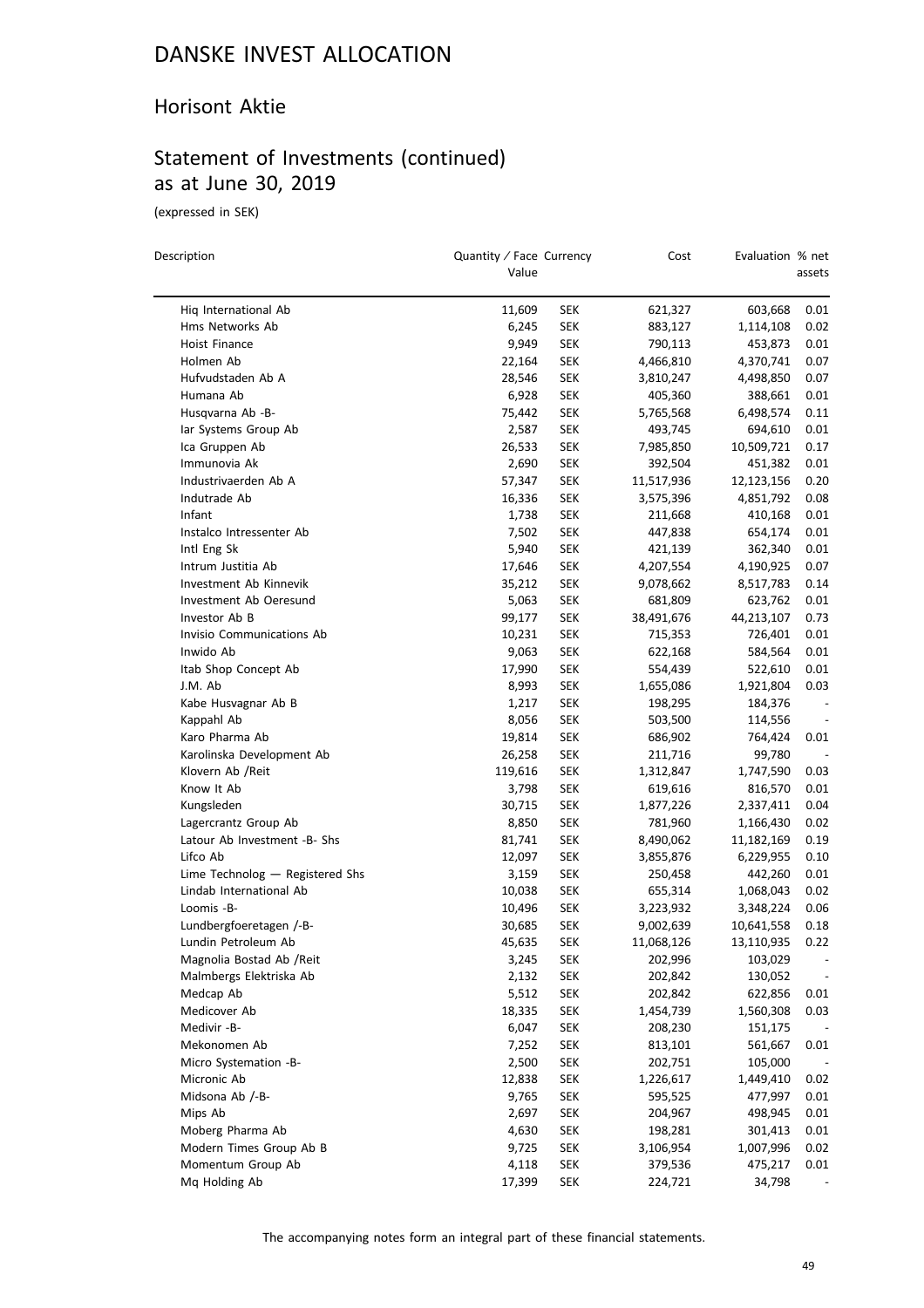# DANSKE INVEST ALLOCATION

## Horisont Aktie

## Statement of Investments (continued) as at June 30, 2019

(expressed in SEK)

| Description | Quantity / Face Value | Currency | Cost | Evaluation | % net assets |
|---|---|---|---|---|---|
| Hiq International Ab | 11,609 | SEK | 621,327 | 603,668 | 0.01 |
| Hms Networks Ab | 6,245 | SEK | 883,127 | 1,114,108 | 0.02 |
| Hoist Finance | 9,949 | SEK | 790,113 | 453,873 | 0.01 |
| Holmen Ab | 22,164 | SEK | 4,466,810 | 4,370,741 | 0.07 |
| Hufvudstaden Ab A | 28,546 | SEK | 3,810,247 | 4,498,850 | 0.07 |
| Humana Ab | 6,928 | SEK | 405,360 | 388,661 | 0.01 |
| Husqvarna Ab -B- | 75,442 | SEK | 5,765,568 | 6,498,574 | 0.11 |
| Iar Systems Group Ab | 2,587 | SEK | 493,745 | 694,610 | 0.01 |
| Ica Gruppen Ab | 26,533 | SEK | 7,985,850 | 10,509,721 | 0.17 |
| Immunovia Ak | 2,690 | SEK | 392,504 | 451,382 | 0.01 |
| Industrivaerden Ab A | 57,347 | SEK | 11,517,936 | 12,123,156 | 0.20 |
| Indutrade Ab | 16,336 | SEK | 3,575,396 | 4,851,792 | 0.08 |
| Infant | 1,738 | SEK | 211,668 | 410,168 | 0.01 |
| Instalco Intressenter Ab | 7,502 | SEK | 447,838 | 654,174 | 0.01 |
| Intl Eng Sk | 5,940 | SEK | 421,139 | 362,340 | 0.01 |
| Intrum Justitia Ab | 17,646 | SEK | 4,207,554 | 4,190,925 | 0.07 |
| Investment Ab Kinnevik | 35,212 | SEK | 9,078,662 | 8,517,783 | 0.14 |
| Investment Ab Oeresund | 5,063 | SEK | 681,809 | 623,762 | 0.01 |
| Investor Ab B | 99,177 | SEK | 38,491,676 | 44,213,107 | 0.73 |
| Invisio Communications Ab | 10,231 | SEK | 715,353 | 726,401 | 0.01 |
| Inwido Ab | 9,063 | SEK | 622,168 | 584,564 | 0.01 |
| Itab Shop Concept Ab | 17,990 | SEK | 554,439 | 522,610 | 0.01 |
| J.M. Ab | 8,993 | SEK | 1,655,086 | 1,921,804 | 0.03 |
| Kabe Husvagnar Ab B | 1,217 | SEK | 198,295 | 184,376 | - |
| Kappahl Ab | 8,056 | SEK | 503,500 | 114,556 | - |
| Karo Pharma Ab | 19,814 | SEK | 686,902 | 764,424 | 0.01 |
| Karolinska Development Ab | 26,258 | SEK | 211,716 | 99,780 | - |
| Klovern Ab /Reit | 119,616 | SEK | 1,312,847 | 1,747,590 | 0.03 |
| Know It Ab | 3,798 | SEK | 619,616 | 816,570 | 0.01 |
| Kungsleden | 30,715 | SEK | 1,877,226 | 2,337,411 | 0.04 |
| Lagercrantz Group Ab | 8,850 | SEK | 781,960 | 1,166,430 | 0.02 |
| Latour Ab Investment -B- Shs | 81,741 | SEK | 8,490,062 | 11,182,169 | 0.19 |
| Lifco Ab | 12,097 | SEK | 3,855,876 | 6,229,955 | 0.10 |
| Lime Technolog — Registered Shs | 3,159 | SEK | 250,458 | 442,260 | 0.01 |
| Lindab International Ab | 10,038 | SEK | 655,314 | 1,068,043 | 0.02 |
| Loomis -B- | 10,496 | SEK | 3,223,932 | 3,348,224 | 0.06 |
| Lundbergfoeretagen /-B- | 30,685 | SEK | 9,002,639 | 10,641,558 | 0.18 |
| Lundin Petroleum Ab | 45,635 | SEK | 11,068,126 | 13,110,935 | 0.22 |
| Magnolia Bostad Ab /Reit | 3,245 | SEK | 202,996 | 103,029 | - |
| Malmbergs Elektriska Ab | 2,132 | SEK | 202,842 | 130,052 | - |
| Medcap Ab | 5,512 | SEK | 202,842 | 622,856 | 0.01 |
| Medicover Ab | 18,335 | SEK | 1,454,739 | 1,560,308 | 0.03 |
| Medivir -B- | 6,047 | SEK | 208,230 | 151,175 | - |
| Mekonomen Ab | 7,252 | SEK | 813,101 | 561,667 | 0.01 |
| Micro Systemation -B- | 2,500 | SEK | 202,751 | 105,000 | - |
| Micronic Ab | 12,838 | SEK | 1,226,617 | 1,449,410 | 0.02 |
| Midsona Ab /-B- | 9,765 | SEK | 595,525 | 477,997 | 0.01 |
| Mips Ab | 2,697 | SEK | 204,967 | 498,945 | 0.01 |
| Moberg Pharma Ab | 4,630 | SEK | 198,281 | 301,413 | 0.01 |
| Modern Times Group Ab B | 9,725 | SEK | 3,106,954 | 1,007,996 | 0.02 |
| Momentum Group Ab | 4,118 | SEK | 379,536 | 475,217 | 0.01 |
| Mq Holding Ab | 17,399 | SEK | 224,721 | 34,798 | - |

The accompanying notes form an integral part of these financial statements.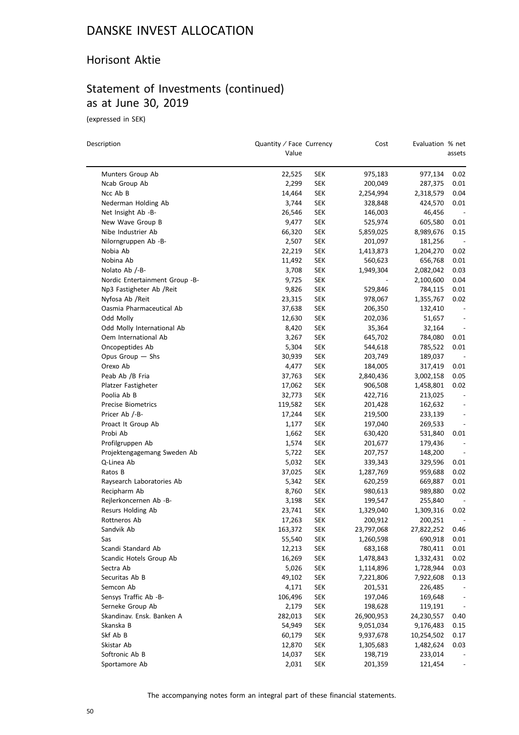# DANSKE INVEST ALLOCATION

## Horisont Aktie

## Statement of Investments (continued) as at June 30, 2019

(expressed in SEK)

| Description | Quantity ⁄ Face Value | Currency | Cost | Evaluation | % net assets |
|---|---|---|---|---|---|
| Munters Group Ab | 22,525 | SEK | 975,183 | 977,134 | 0.02 |
| Ncab Group Ab | 2,299 | SEK | 200,049 | 287,375 | 0.01 |
| Ncc Ab B | 14,464 | SEK | 2,254,994 | 2,318,579 | 0.04 |
| Nederman Holding Ab | 3,744 | SEK | 328,848 | 424,570 | 0.01 |
| Net Insight Ab -B- | 26,546 | SEK | 146,003 | 46,456 | - |
| New Wave Group B | 9,477 | SEK | 525,974 | 605,580 | 0.01 |
| Nibe Industrier Ab | 66,320 | SEK | 5,859,025 | 8,989,676 | 0.15 |
| Nilorngruppen Ab -B- | 2,507 | SEK | 201,097 | 181,256 | - |
| Nobia Ab | 22,219 | SEK | 1,413,873 | 1,204,270 | 0.02 |
| Nobina Ab | 11,492 | SEK | 560,623 | 656,768 | 0.01 |
| Nolato Ab /-B- | 3,708 | SEK | 1,949,304 | 2,082,042 | 0.03 |
| Nordic Entertainment Group -B- | 9,725 | SEK | - | 2,100,600 | 0.04 |
| Np3 Fastigheter Ab /Reit | 9,826 | SEK | 529,846 | 784,115 | 0.01 |
| Nyfosa Ab /Reit | 23,315 | SEK | 978,067 | 1,355,767 | 0.02 |
| Oasmia Pharmaceutical Ab | 37,638 | SEK | 206,350 | 132,410 | - |
| Odd Molly | 12,630 | SEK | 202,036 | 51,657 | - |
| Odd Molly International Ab | 8,420 | SEK | 35,364 | 32,164 | - |
| Oem International Ab | 3,267 | SEK | 645,702 | 784,080 | 0.01 |
| Oncopeptides Ab | 5,304 | SEK | 544,618 | 785,522 | 0.01 |
| Opus Group — Shs | 30,939 | SEK | 203,749 | 189,037 | - |
| Orexo Ab | 4,477 | SEK | 184,005 | 317,419 | 0.01 |
| Peab Ab /B Fria | 37,763 | SEK | 2,840,436 | 3,002,158 | 0.05 |
| Platzer Fastigheter | 17,062 | SEK | 906,508 | 1,458,801 | 0.02 |
| Poolia Ab B | 32,773 | SEK | 422,716 | 213,025 | - |
| Precise Biometrics | 119,582 | SEK | 201,428 | 162,632 | - |
| Pricer Ab /-B- | 17,244 | SEK | 219,500 | 233,139 | - |
| Proact It Group Ab | 1,177 | SEK | 197,040 | 269,533 | - |
| Probi Ab | 1,662 | SEK | 630,420 | 531,840 | 0.01 |
| Profilgruppen Ab | 1,574 | SEK | 201,677 | 179,436 | - |
| Projektengagemang Sweden Ab | 5,722 | SEK | 207,757 | 148,200 | - |
| Q-Linea Ab | 5,032 | SEK | 339,343 | 329,596 | 0.01 |
| Ratos B | 37,025 | SEK | 1,287,769 | 959,688 | 0.02 |
| Raysearch Laboratories Ab | 5,342 | SEK | 620,259 | 669,887 | 0.01 |
| Recipharm Ab | 8,760 | SEK | 980,613 | 989,880 | 0.02 |
| Rejlerkoncernen Ab -B- | 3,198 | SEK | 199,547 | 255,840 | - |
| Resurs Holding Ab | 23,741 | SEK | 1,329,040 | 1,309,316 | 0.02 |
| Rottneros Ab | 17,263 | SEK | 200,912 | 200,251 | - |
| Sandvik Ab | 163,372 | SEK | 23,797,068 | 27,822,252 | 0.46 |
| Sas | 55,540 | SEK | 1,260,598 | 690,918 | 0.01 |
| Scandi Standard Ab | 12,213 | SEK | 683,168 | 780,411 | 0.01 |
| Scandic Hotels Group Ab | 16,269 | SEK | 1,478,843 | 1,332,431 | 0.02 |
| Sectra Ab | 5,026 | SEK | 1,114,896 | 1,728,944 | 0.03 |
| Securitas Ab B | 49,102 | SEK | 7,221,806 | 7,922,608 | 0.13 |
| Semcon Ab | 4,171 | SEK | 201,531 | 226,485 | - |
| Sensys Traffic Ab -B- | 106,496 | SEK | 197,046 | 169,648 | - |
| Serneke Group Ab | 2,179 | SEK | 198,628 | 119,191 | - |
| Skandinav. Ensk. Banken A | 282,013 | SEK | 26,900,953 | 24,230,557 | 0.40 |
| Skanska B | 54,949 | SEK | 9,051,034 | 9,176,483 | 0.15 |
| Skf Ab B | 60,179 | SEK | 9,937,678 | 10,254,502 | 0.17 |
| Skistar Ab | 12,870 | SEK | 1,305,683 | 1,482,624 | 0.03 |
| Softronic Ab B | 14,037 | SEK | 198,719 | 233,014 | - |
| Sportamore Ab | 2,031 | SEK | 201,359 | 121,454 | - |

The accompanying notes form an integral part of these financial statements.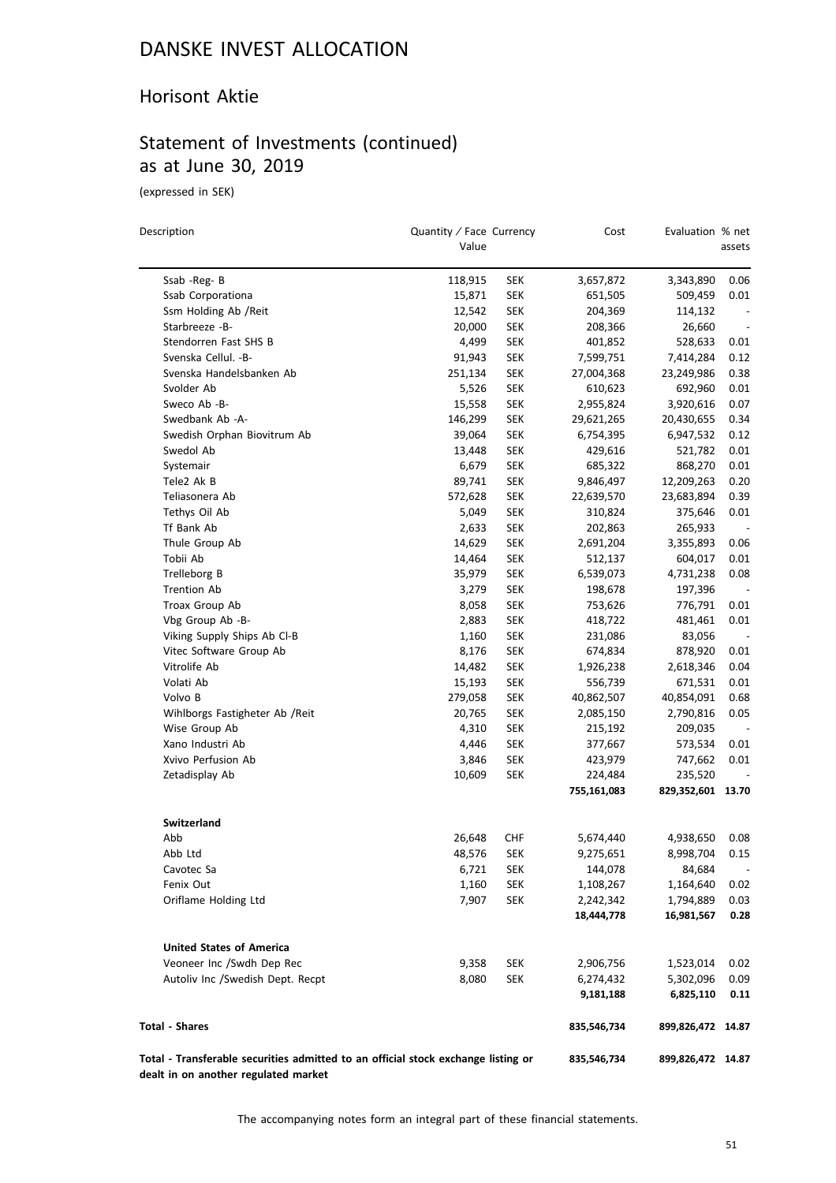# DANSKE INVEST ALLOCATION

## Horisont Aktie

## Statement of Investments (continued) as at June 30, 2019

(expressed in SEK)

| Description | Quantity / Face Value | Currency | Cost | Evaluation | % net assets |
|---|---|---|---|---|---|
| Ssab -Reg- B | 118,915 | SEK | 3,657,872 | 3,343,890 | 0.06 |
| Ssab Corporationa | 15,871 | SEK | 651,505 | 509,459 | 0.01 |
| Ssm Holding Ab /Reit | 12,542 | SEK | 204,369 | 114,132 | - |
| Starbreeze -B- | 20,000 | SEK | 208,366 | 26,660 | - |
| Stendorren Fast SHS B | 4,499 | SEK | 401,852 | 528,633 | 0.01 |
| Svenska Cellul. -B- | 91,943 | SEK | 7,599,751 | 7,414,284 | 0.12 |
| Svenska Handelsbanken Ab | 251,134 | SEK | 27,004,368 | 23,249,986 | 0.38 |
| Svolder Ab | 5,526 | SEK | 610,623 | 692,960 | 0.01 |
| Sweco Ab -B- | 15,558 | SEK | 2,955,824 | 3,920,616 | 0.07 |
| Swedbank Ab -A- | 146,299 | SEK | 29,621,265 | 20,430,655 | 0.34 |
| Swedish Orphan Biovitrum Ab | 39,064 | SEK | 6,754,395 | 6,947,532 | 0.12 |
| Swedol Ab | 13,448 | SEK | 429,616 | 521,782 | 0.01 |
| Systemair | 6,679 | SEK | 685,322 | 868,270 | 0.01 |
| Tele2 Ak B | 89,741 | SEK | 9,846,497 | 12,209,263 | 0.20 |
| Teliasonera Ab | 572,628 | SEK | 22,639,570 | 23,683,894 | 0.39 |
| Tethys Oil Ab | 5,049 | SEK | 310,824 | 375,646 | 0.01 |
| Tf Bank Ab | 2,633 | SEK | 202,863 | 265,933 | - |
| Thule Group Ab | 14,629 | SEK | 2,691,204 | 3,355,893 | 0.06 |
| Tobii Ab | 14,464 | SEK | 512,137 | 604,017 | 0.01 |
| Trelleborg B | 35,979 | SEK | 6,539,073 | 4,731,238 | 0.08 |
| Trention Ab | 3,279 | SEK | 198,678 | 197,396 | - |
| Troax Group Ab | 8,058 | SEK | 753,626 | 776,791 | 0.01 |
| Vbg Group Ab -B- | 2,883 | SEK | 418,722 | 481,461 | 0.01 |
| Viking Supply Ships Ab Cl-B | 1,160 | SEK | 231,086 | 83,056 | - |
| Vitec Software Group Ab | 8,176 | SEK | 674,834 | 878,920 | 0.01 |
| Vitrolife Ab | 14,482 | SEK | 1,926,238 | 2,618,346 | 0.04 |
| Volati Ab | 15,193 | SEK | 556,739 | 671,531 | 0.01 |
| Volvo B | 279,058 | SEK | 40,862,507 | 40,854,091 | 0.68 |
| Wihlborgs Fastigheter Ab /Reit | 20,765 | SEK | 2,085,150 | 2,790,816 | 0.05 |
| Wise Group Ab | 4,310 | SEK | 215,192 | 209,035 | - |
| Xano Industri Ab | 4,446 | SEK | 377,667 | 573,534 | 0.01 |
| Xvivo Perfusion Ab | 3,846 | SEK | 423,979 | 747,662 | 0.01 |
| Zetadisplay Ab | 10,609 | SEK | 224,484 | 235,520 | - |
| | | | **755,161,083** | **829,352,601** | **13.70** |
| **Switzerland** | | | | | |
| Abb | 26,648 | CHF | 5,674,440 | 4,938,650 | 0.08 |
| Abb Ltd | 48,576 | SEK | 9,275,651 | 8,998,704 | 0.15 |
| Cavotec Sa | 6,721 | SEK | 144,078 | 84,684 | - |
| Fenix Out | 1,160 | SEK | 1,108,267 | 1,164,640 | 0.02 |
| Oriflame Holding Ltd | 7,907 | SEK | 2,242,342 | 1,794,889 | 0.03 |
| | | | **18,444,778** | **16,981,567** | **0.28** |
| **United States of America** | | | | | |
| Veoneer Inc /Swdh Dep Rec | 9,358 | SEK | 2,906,756 | 1,523,014 | 0.02 |
| Autoliv Inc /Swedish Dept. Recpt | 8,080 | SEK | 6,274,432 | 5,302,096 | 0.09 |
| | | | **9,181,188** | **6,825,110** | **0.11** |
| **Total - Shares** | | | **835,546,734** | **899,826,472** | **14.87** |
| **Total - Transferable securities admitted to an official stock exchange listing or dealt in on another regulated market** | | | **835,546,734** | **899,826,472** | **14.87** |

The accompanying notes form an integral part of these financial statements.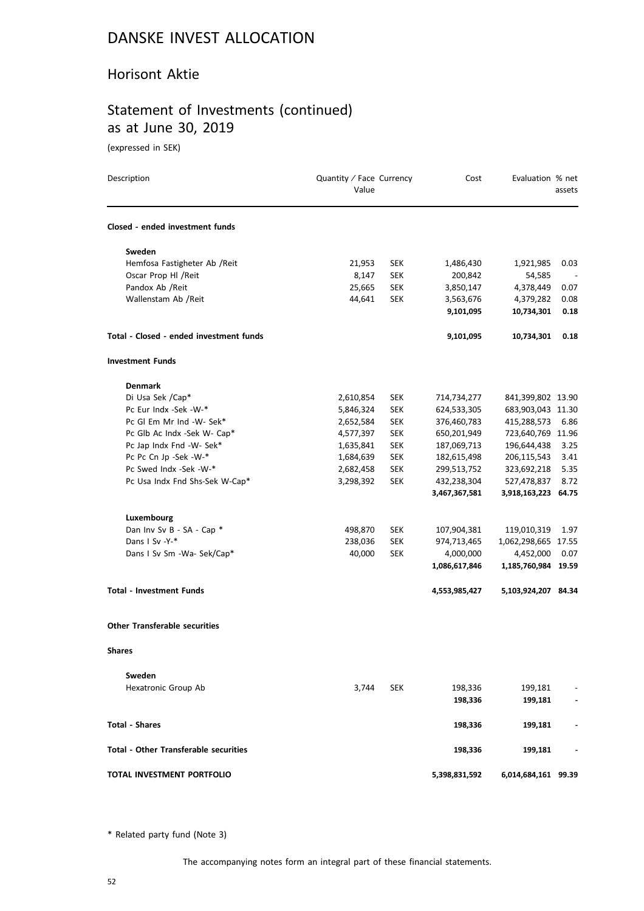# DANSKE INVEST ALLOCATION

## Horisont Aktie

## Statement of Investments (continued) as at June 30, 2019

(expressed in SEK)

| Description | Quantity / Face Value | Currency | Cost | Evaluation | % net assets |
|---|---|---|---|---|---|
| **Closed - ended investment funds** | | | | | |
| **Sweden** | | | | | |
| Hemfosa Fastigheter Ab /Reit | 21,953 | SEK | 1,486,430 | 1,921,985 | 0.03 |
| Oscar Prop Hl /Reit | 8,147 | SEK | 200,842 | 54,585 | - |
| Pandox Ab /Reit | 25,665 | SEK | 3,850,147 | 4,378,449 | 0.07 |
| Wallenstam Ab /Reit | 44,641 | SEK | 3,563,676 | 4,379,282 | 0.08 |
| | | | **9,101,095** | **10,734,301** | **0.18** |
| **Total - Closed - ended investment funds** | | | **9,101,095** | **10,734,301** | **0.18** |
| **Investment Funds** | | | | | |
| **Denmark** | | | | | |
| Di Usa Sek /Cap* | 2,610,854 | SEK | 714,734,277 | 841,399,802 | 13.90 |
| Pc Eur Indx -Sek -W-* | 5,846,324 | SEK | 624,533,305 | 683,903,043 | 11.30 |
| Pc Gl Em Mr Ind -W- Sek* | 2,652,584 | SEK | 376,460,783 | 415,288,573 | 6.86 |
| Pc Glb Ac Indx -Sek W- Cap* | 4,577,397 | SEK | 650,201,949 | 723,640,769 | 11.96 |
| Pc Jap Indx Fnd -W- Sek* | 1,635,841 | SEK | 187,069,713 | 196,644,438 | 3.25 |
| Pc Pc Cn Jp -Sek -W-* | 1,684,639 | SEK | 182,615,498 | 206,115,543 | 3.41 |
| Pc Swed Indx -Sek -W-* | 2,682,458 | SEK | 299,513,752 | 323,692,218 | 5.35 |
| Pc Usa Indx Fnd Shs-Sek W-Cap* | 3,298,392 | SEK | 432,238,304 | 527,478,837 | 8.72 |
| | | | **3,467,367,581** | **3,918,163,223** | **64.75** |
| **Luxembourg** | | | | | |
| Dan Inv Sv B - SA - Cap * | 498,870 | SEK | 107,904,381 | 119,010,319 | 1.97 |
| Dans I Sv -Y-* | 238,036 | SEK | 974,713,465 | 1,062,298,665 | 17.55 |
| Dans I Sv Sm -Wa- Sek/Cap* | 40,000 | SEK | 4,000,000 | 4,452,000 | 0.07 |
| | | | **1,086,617,846** | **1,185,760,984** | **19.59** |
| **Total - Investment Funds** | | | **4,553,985,427** | **5,103,924,207** | **84.34** |
| **Other Transferable securities** | | | | | |
| **Shares** | | | | | |
| **Sweden** | | | | | |
| Hexatronic Group Ab | 3,744 | SEK | 198,336 | 199,181 | - |
| | | | **198,336** | **199,181** | **-** |
| **Total - Shares** | | | **198,336** | **199,181** | **-** |
| **Total - Other Transferable securities** | | | **198,336** | **199,181** | **-** |
| **TOTAL INVESTMENT PORTFOLIO** | | | **5,398,831,592** | **6,014,684,161** | **99.39** |

\* Related party fund (Note 3)

The accompanying notes form an integral part of these financial statements.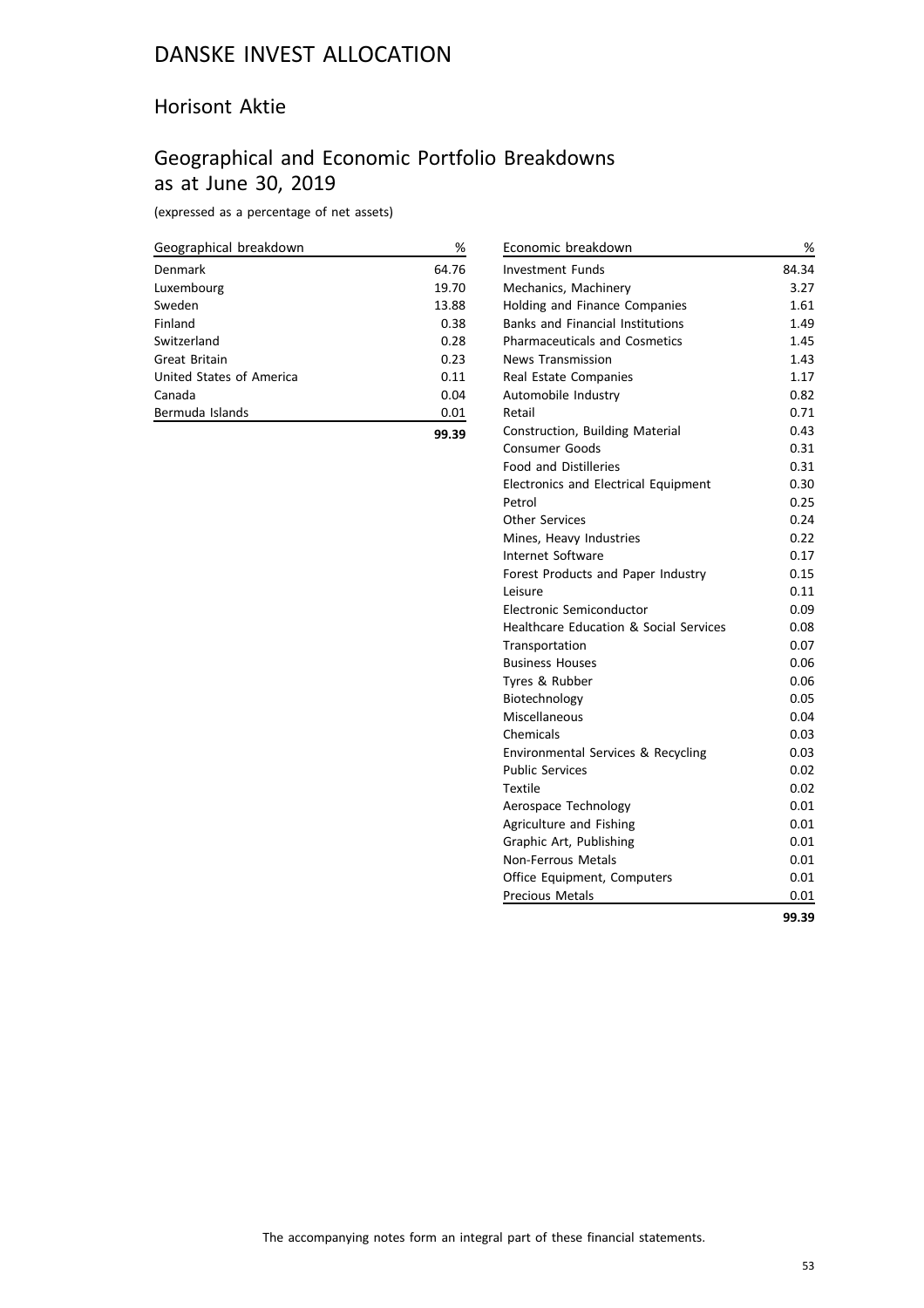# DANSKE INVEST ALLOCATION

## Horisont Aktie

## Geographical and Economic Portfolio Breakdowns as at June 30, 2019

(expressed as a percentage of net assets)

| Geographical breakdown | % |
|---|---|
| Denmark | 64.76 |
| Luxembourg | 19.70 |
| Sweden | 13.88 |
| Finland | 0.38 |
| Switzerland | 0.28 |
| Great Britain | 0.23 |
| United States of America | 0.11 |
| Canada | 0.04 |
| Bermuda Islands | 0.01 |
| | **99.39** |

| Economic breakdown | % |
|---|---|
| Investment Funds | 84.34 |
| Mechanics, Machinery | 3.27 |
| Holding and Finance Companies | 1.61 |
| Banks and Financial Institutions | 1.49 |
| Pharmaceuticals and Cosmetics | 1.45 |
| News Transmission | 1.43 |
| Real Estate Companies | 1.17 |
| Automobile Industry | 0.82 |
| Retail | 0.71 |
| Construction, Building Material | 0.43 |
| Consumer Goods | 0.31 |
| Food and Distilleries | 0.31 |
| Electronics and Electrical Equipment | 0.30 |
| Petrol | 0.25 |
| Other Services | 0.24 |
| Mines, Heavy Industries | 0.22 |
| Internet Software | 0.17 |
| Forest Products and Paper Industry | 0.15 |
| Leisure | 0.11 |
| Electronic Semiconductor | 0.09 |
| Healthcare Education & Social Services | 0.08 |
| Transportation | 0.07 |
| Business Houses | 0.06 |
| Tyres & Rubber | 0.06 |
| Biotechnology | 0.05 |
| Miscellaneous | 0.04 |
| Chemicals | 0.03 |
| Environmental Services & Recycling | 0.03 |
| Public Services | 0.02 |
| Textile | 0.02 |
| Aerospace Technology | 0.01 |
| Agriculture and Fishing | 0.01 |
| Graphic Art, Publishing | 0.01 |
| Non-Ferrous Metals | 0.01 |
| Office Equipment, Computers | 0.01 |
| Precious Metals | 0.01 |
| | **99.39** |

The accompanying notes form an integral part of these financial statements.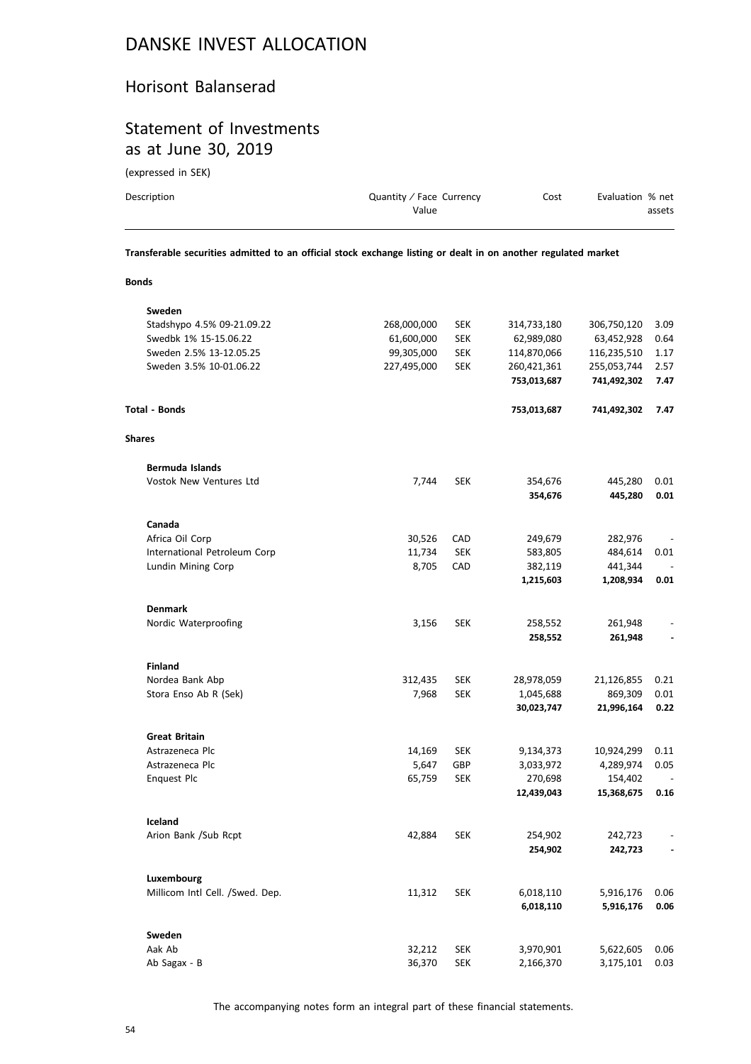# DANSKE INVEST ALLOCATION

## Horisont Balanserad

## Statement of Investments as at June 30, 2019

(expressed in SEK)

| Description | Quantity / Face Value | Currency | Cost | Evaluation | % net assets |
|---|---|---|---|---|---|
| **Transferable securities admitted to an official stock exchange listing or dealt in on another regulated market** | | | | | |
| **Bonds** | | | | | |
| **Sweden** | | | | | |
| Stadshypo 4.5% 09-21.09.22 | 268,000,000 | SEK | 314,733,180 | 306,750,120 | 3.09 |
| Swedbk 1% 15-15.06.22 | 61,600,000 | SEK | 62,989,080 | 63,452,928 | 0.64 |
| Sweden 2.5% 13-12.05.25 | 99,305,000 | SEK | 114,870,066 | 116,235,510 | 1.17 |
| Sweden 3.5% 10-01.06.22 | 227,495,000 | SEK | 260,421,361 | 255,053,744 | 2.57 |
| | | | **753,013,687** | **741,492,302** | **7.47** |
| **Total - Bonds** | | | **753,013,687** | **741,492,302** | **7.47** |
| **Shares** | | | | | |
| **Bermuda Islands** | | | | | |
| Vostok New Ventures Ltd | 7,744 | SEK | 354,676 | 445,280 | 0.01 |
| | | | **354,676** | **445,280** | **0.01** |
| **Canada** | | | | | |
| Africa Oil Corp | 30,526 | CAD | 249,679 | 282,976 | - |
| International Petroleum Corp | 11,734 | SEK | 583,805 | 484,614 | 0.01 |
| Lundin Mining Corp | 8,705 | CAD | 382,119 | 441,344 | - |
| | | | **1,215,603** | **1,208,934** | **0.01** |
| **Denmark** | | | | | |
| Nordic Waterproofing | 3,156 | SEK | 258,552 | 261,948 | - |
| | | | **258,552** | **261,948** | **-** |
| **Finland** | | | | | |
| Nordea Bank Abp | 312,435 | SEK | 28,978,059 | 21,126,855 | 0.21 |
| Stora Enso Ab R (Sek) | 7,968 | SEK | 1,045,688 | 869,309 | 0.01 |
| | | | **30,023,747** | **21,996,164** | **0.22** |
| **Great Britain** | | | | | |
| Astrazeneca Plc | 14,169 | SEK | 9,134,373 | 10,924,299 | 0.11 |
| Astrazeneca Plc | 5,647 | GBP | 3,033,972 | 4,289,974 | 0.05 |
| Enquest Plc | 65,759 | SEK | 270,698 | 154,402 | - |
| | | | **12,439,043** | **15,368,675** | **0.16** |
| **Iceland** | | | | | |
| Arion Bank /Sub Rcpt | 42,884 | SEK | 254,902 | 242,723 | - |
| | | | **254,902** | **242,723** | **-** |
| **Luxembourg** | | | | | |
| Millicom Intl Cell. /Swed. Dep. | 11,312 | SEK | 6,018,110 | 5,916,176 | 0.06 |
| | | | **6,018,110** | **5,916,176** | **0.06** |
| **Sweden** | | | | | |
| Aak Ab | 32,212 | SEK | 3,970,901 | 5,622,605 | 0.06 |
| Ab Sagax - B | 36,370 | SEK | 2,166,370 | 3,175,101 | 0.03 |

The accompanying notes form an integral part of these financial statements.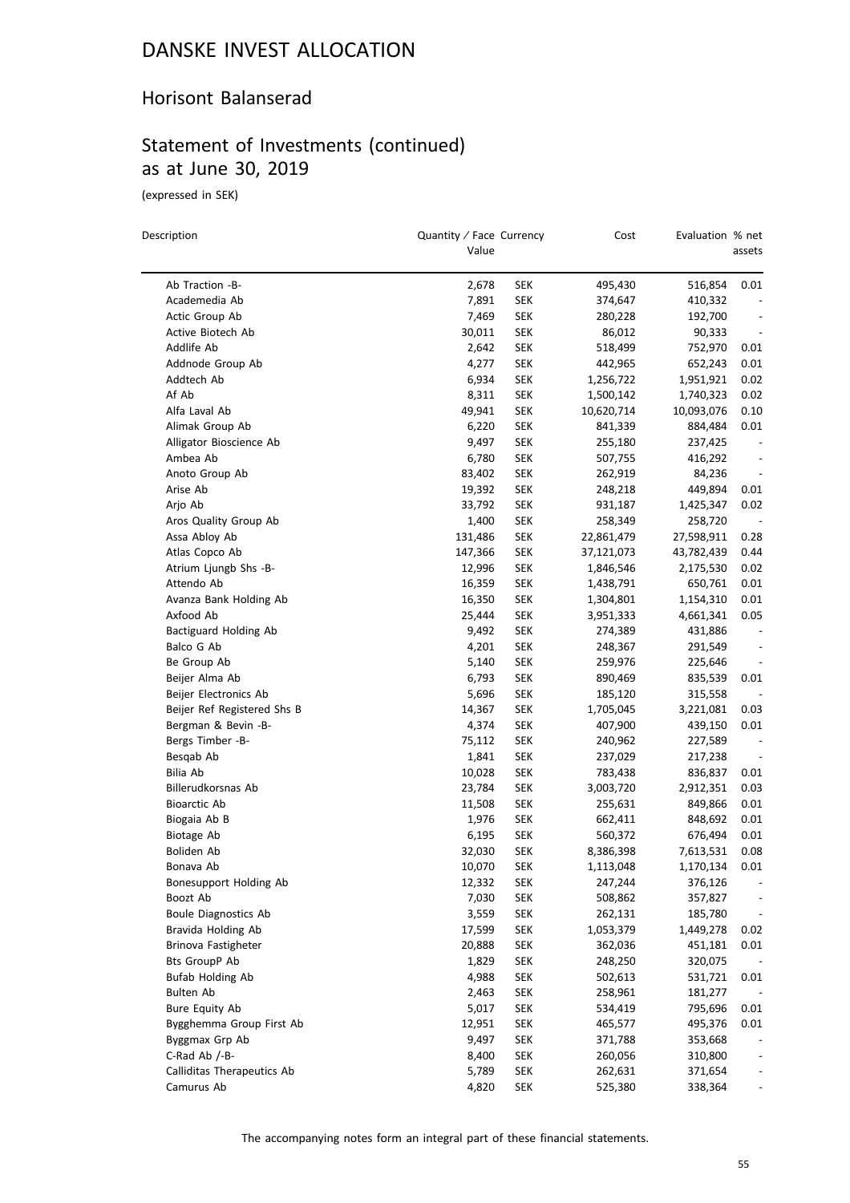# DANSKE INVEST ALLOCATION

## Horisont Balanserad

## Statement of Investments (continued) as at June 30, 2019

(expressed in SEK)

| Description | Quantity / Face Value | Currency | Cost | Evaluation | % net assets |
|---|---|---|---|---|---|
| Ab Traction -B- | 2,678 | SEK | 495,430 | 516,854 | 0.01 |
| Academedia Ab | 7,891 | SEK | 374,647 | 410,332 | - |
| Actic Group Ab | 7,469 | SEK | 280,228 | 192,700 | - |
| Active Biotech Ab | 30,011 | SEK | 86,012 | 90,333 | - |
| Addlife Ab | 2,642 | SEK | 518,499 | 752,970 | 0.01 |
| Addnode Group Ab | 4,277 | SEK | 442,965 | 652,243 | 0.01 |
| Addtech Ab | 6,934 | SEK | 1,256,722 | 1,951,921 | 0.02 |
| Af Ab | 8,311 | SEK | 1,500,142 | 1,740,323 | 0.02 |
| Alfa Laval Ab | 49,941 | SEK | 10,620,714 | 10,093,076 | 0.10 |
| Alimak Group Ab | 6,220 | SEK | 841,339 | 884,484 | 0.01 |
| Alligator Bioscience Ab | 9,497 | SEK | 255,180 | 237,425 | - |
| Ambea Ab | 6,780 | SEK | 507,755 | 416,292 | - |
| Anoto Group Ab | 83,402 | SEK | 262,919 | 84,236 | - |
| Arise Ab | 19,392 | SEK | 248,218 | 449,894 | 0.01 |
| Arjo Ab | 33,792 | SEK | 931,187 | 1,425,347 | 0.02 |
| Aros Quality Group Ab | 1,400 | SEK | 258,349 | 258,720 | - |
| Assa Abloy Ab | 131,486 | SEK | 22,861,479 | 27,598,911 | 0.28 |
| Atlas Copco Ab | 147,366 | SEK | 37,121,073 | 43,782,439 | 0.44 |
| Atrium Ljungb Shs -B- | 12,996 | SEK | 1,846,546 | 2,175,530 | 0.02 |
| Attendo Ab | 16,359 | SEK | 1,438,791 | 650,761 | 0.01 |
| Avanza Bank Holding Ab | 16,350 | SEK | 1,304,801 | 1,154,310 | 0.01 |
| Axfood Ab | 25,444 | SEK | 3,951,333 | 4,661,341 | 0.05 |
| Bactiguard Holding Ab | 9,492 | SEK | 274,389 | 431,886 | - |
| Balco G Ab | 4,201 | SEK | 248,367 | 291,549 | - |
| Be Group Ab | 5,140 | SEK | 259,976 | 225,646 | - |
| Beijer Alma Ab | 6,793 | SEK | 890,469 | 835,539 | 0.01 |
| Beijer Electronics Ab | 5,696 | SEK | 185,120 | 315,558 | - |
| Beijer Ref Registered Shs B | 14,367 | SEK | 1,705,045 | 3,221,081 | 0.03 |
| Bergman & Bevin -B- | 4,374 | SEK | 407,900 | 439,150 | 0.01 |
| Bergs Timber -B- | 75,112 | SEK | 240,962 | 227,589 | - |
| Besqab Ab | 1,841 | SEK | 237,029 | 217,238 | - |
| Bilia Ab | 10,028 | SEK | 783,438 | 836,837 | 0.01 |
| Billerudkorsnas Ab | 23,784 | SEK | 3,003,720 | 2,912,351 | 0.03 |
| Bioarctic Ab | 11,508 | SEK | 255,631 | 849,866 | 0.01 |
| Biogaia Ab B | 1,976 | SEK | 662,411 | 848,692 | 0.01 |
| Biotage Ab | 6,195 | SEK | 560,372 | 676,494 | 0.01 |
| Boliden Ab | 32,030 | SEK | 8,386,398 | 7,613,531 | 0.08 |
| Bonava Ab | 10,070 | SEK | 1,113,048 | 1,170,134 | 0.01 |
| Bonesupport Holding Ab | 12,332 | SEK | 247,244 | 376,126 | - |
| Boozt Ab | 7,030 | SEK | 508,862 | 357,827 | - |
| Boule Diagnostics Ab | 3,559 | SEK | 262,131 | 185,780 | - |
| Bravida Holding Ab | 17,599 | SEK | 1,053,379 | 1,449,278 | 0.02 |
| Brinova Fastigheter | 20,888 | SEK | 362,036 | 451,181 | 0.01 |
| Bts GroupP Ab | 1,829 | SEK | 248,250 | 320,075 | - |
| Bufab Holding Ab | 4,988 | SEK | 502,613 | 531,721 | 0.01 |
| Bulten Ab | 2,463 | SEK | 258,961 | 181,277 | - |
| Bure Equity Ab | 5,017 | SEK | 534,419 | 795,696 | 0.01 |
| Bygghemma Group First Ab | 12,951 | SEK | 465,577 | 495,376 | 0.01 |
| Byggmax Grp Ab | 9,497 | SEK | 371,788 | 353,668 | - |
| C-Rad Ab /-B- | 8,400 | SEK | 260,056 | 310,800 | - |
| Calliditas Therapeutics Ab | 5,789 | SEK | 262,631 | 371,654 | - |
| Camurus Ab | 4,820 | SEK | 525,380 | 338,364 | - |

The accompanying notes form an integral part of these financial statements.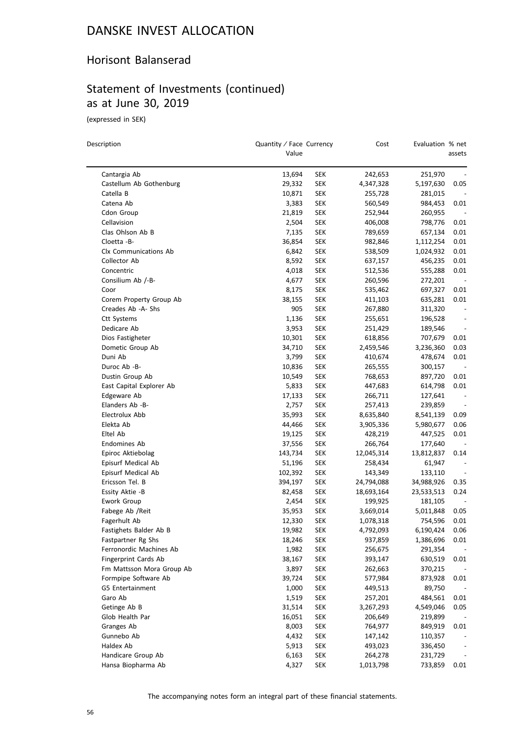# DANSKE INVEST ALLOCATION

## Horisont Balanserad

## Statement of Investments (continued) as at June 30, 2019

(expressed in SEK)

| Description | Quantity / Face Value | Currency | Cost | Evaluation | % net assets |
|---|---|---|---|---|---|
| Cantargia Ab | 13,694 | SEK | 242,653 | 251,970 | - |
| Castellum Ab Gothenburg | 29,332 | SEK | 4,347,328 | 5,197,630 | 0.05 |
| Catella B | 10,871 | SEK | 255,728 | 281,015 | - |
| Catena Ab | 3,383 | SEK | 560,549 | 984,453 | 0.01 |
| Cdon Group | 21,819 | SEK | 252,944 | 260,955 | - |
| Cellavision | 2,504 | SEK | 406,008 | 798,776 | 0.01 |
| Clas Ohlson Ab B | 7,135 | SEK | 789,659 | 657,134 | 0.01 |
| Cloetta -B- | 36,854 | SEK | 982,846 | 1,112,254 | 0.01 |
| Clx Communications Ab | 6,842 | SEK | 538,509 | 1,024,932 | 0.01 |
| Collector Ab | 8,592 | SEK | 637,157 | 456,235 | 0.01 |
| Concentric | 4,018 | SEK | 512,536 | 555,288 | 0.01 |
| Consilium Ab /-B- | 4,677 | SEK | 260,596 | 272,201 | - |
| Coor | 8,175 | SEK | 535,462 | 697,327 | 0.01 |
| Corem Property Group Ab | 38,155 | SEK | 411,103 | 635,281 | 0.01 |
| Creades Ab -A- Shs | 905 | SEK | 267,880 | 311,320 | - |
| Ctt Systems | 1,136 | SEK | 255,651 | 196,528 | - |
| Dedicare Ab | 3,953 | SEK | 251,429 | 189,546 | - |
| Dios Fastigheter | 10,301 | SEK | 618,856 | 707,679 | 0.01 |
| Dometic Group Ab | 34,710 | SEK | 2,459,546 | 3,236,360 | 0.03 |
| Duni Ab | 3,799 | SEK | 410,674 | 478,674 | 0.01 |
| Duroc Ab -B- | 10,836 | SEK | 265,555 | 300,157 | - |
| Dustin Group Ab | 10,549 | SEK | 768,653 | 897,720 | 0.01 |
| East Capital Explorer Ab | 5,833 | SEK | 447,683 | 614,798 | 0.01 |
| Edgeware Ab | 17,133 | SEK | 266,711 | 127,641 | - |
| Elanders Ab -B- | 2,757 | SEK | 257,413 | 239,859 | - |
| Electrolux Abb | 35,993 | SEK | 8,635,840 | 8,541,139 | 0.09 |
| Elekta Ab | 44,466 | SEK | 3,905,336 | 5,980,677 | 0.06 |
| Eltel Ab | 19,125 | SEK | 428,219 | 447,525 | 0.01 |
| Endomines Ab | 37,556 | SEK | 266,764 | 177,640 | - |
| Epiroc Aktiebolag | 143,734 | SEK | 12,045,314 | 13,812,837 | 0.14 |
| Episurf Medical Ab | 51,196 | SEK | 258,434 | 61,947 | - |
| Episurf Medical Ab | 102,392 | SEK | 143,349 | 133,110 | - |
| Ericsson Tel. B | 394,197 | SEK | 24,794,088 | 34,988,926 | 0.35 |
| Essity Aktie -B | 82,458 | SEK | 18,693,164 | 23,533,513 | 0.24 |
| Ework Group | 2,454 | SEK | 199,925 | 181,105 | - |
| Fabege Ab /Reit | 35,953 | SEK | 3,669,014 | 5,011,848 | 0.05 |
| Fagerhult Ab | 12,330 | SEK | 1,078,318 | 754,596 | 0.01 |
| Fastighets Balder Ab B | 19,982 | SEK | 4,792,093 | 6,190,424 | 0.06 |
| Fastpartner Rg Shs | 18,246 | SEK | 937,859 | 1,386,696 | 0.01 |
| Ferronordic Machines Ab | 1,982 | SEK | 256,675 | 291,354 | - |
| Fingerprint Cards Ab | 38,167 | SEK | 393,147 | 630,519 | 0.01 |
| Fm Mattsson Mora Group Ab | 3,897 | SEK | 262,663 | 370,215 | - |
| Formpipe Software Ab | 39,724 | SEK | 577,984 | 873,928 | 0.01 |
| G5 Entertainment | 1,000 | SEK | 449,513 | 89,750 | - |
| Garo Ab | 1,519 | SEK | 257,201 | 484,561 | 0.01 |
| Getinge Ab B | 31,514 | SEK | 3,267,293 | 4,549,046 | 0.05 |
| Glob Health Par | 16,051 | SEK | 206,649 | 219,899 | - |
| Granges Ab | 8,003 | SEK | 764,977 | 849,919 | 0.01 |
| Gunnebo Ab | 4,432 | SEK | 147,142 | 110,357 | - |
| Haldex Ab | 5,913 | SEK | 493,023 | 336,450 | - |
| Handicare Group Ab | 6,163 | SEK | 264,278 | 231,729 | - |
| Hansa Biopharma Ab | 4,327 | SEK | 1,013,798 | 733,859 | 0.01 |

The accompanying notes form an integral part of these financial statements.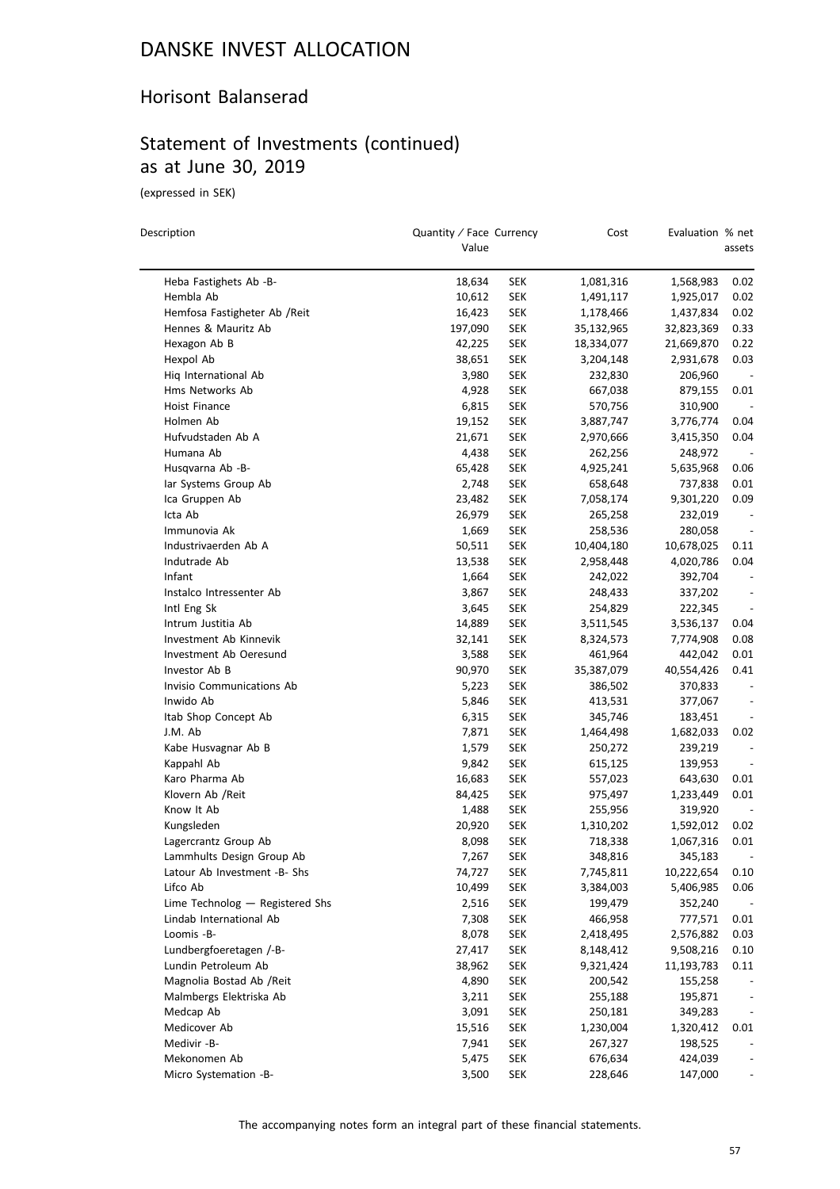# DANSKE INVEST ALLOCATION

## Horisont Balanserad

## Statement of Investments (continued) as at June 30, 2019

(expressed in SEK)

| Description | Quantity / Face Value | Currency | Cost | Evaluation | % net assets |
|---|---|---|---|---|---|
| Heba Fastighets Ab -B- | 18,634 | SEK | 1,081,316 | 1,568,983 | 0.02 |
| Hembla Ab | 10,612 | SEK | 1,491,117 | 1,925,017 | 0.02 |
| Hemfosa Fastigheter Ab /Reit | 16,423 | SEK | 1,178,466 | 1,437,834 | 0.02 |
| Hennes & Mauritz Ab | 197,090 | SEK | 35,132,965 | 32,823,369 | 0.33 |
| Hexagon Ab B | 42,225 | SEK | 18,334,077 | 21,669,870 | 0.22 |
| Hexpol Ab | 38,651 | SEK | 3,204,148 | 2,931,678 | 0.03 |
| Hiq International Ab | 3,980 | SEK | 232,830 | 206,960 | - |
| Hms Networks Ab | 4,928 | SEK | 667,038 | 879,155 | 0.01 |
| Hoist Finance | 6,815 | SEK | 570,756 | 310,900 | - |
| Holmen Ab | 19,152 | SEK | 3,887,747 | 3,776,774 | 0.04 |
| Hufvudstaden Ab A | 21,671 | SEK | 2,970,666 | 3,415,350 | 0.04 |
| Humana Ab | 4,438 | SEK | 262,256 | 248,972 | - |
| Husqvarna Ab -B- | 65,428 | SEK | 4,925,241 | 5,635,968 | 0.06 |
| Iar Systems Group Ab | 2,748 | SEK | 658,648 | 737,838 | 0.01 |
| Ica Gruppen Ab | 23,482 | SEK | 7,058,174 | 9,301,220 | 0.09 |
| Icta Ab | 26,979 | SEK | 265,258 | 232,019 | - |
| Immunovia Ak | 1,669 | SEK | 258,536 | 280,058 | - |
| Industrivaerden Ab A | 50,511 | SEK | 10,404,180 | 10,678,025 | 0.11 |
| Indutrade Ab | 13,538 | SEK | 2,958,448 | 4,020,786 | 0.04 |
| Infant | 1,664 | SEK | 242,022 | 392,704 | - |
| Instalco Intressenter Ab | 3,867 | SEK | 248,433 | 337,202 | - |
| Intl Eng Sk | 3,645 | SEK | 254,829 | 222,345 | - |
| Intrum Justitia Ab | 14,889 | SEK | 3,511,545 | 3,536,137 | 0.04 |
| Investment Ab Kinnevik | 32,141 | SEK | 8,324,573 | 7,774,908 | 0.08 |
| Investment Ab Oeresund | 3,588 | SEK | 461,964 | 442,042 | 0.01 |
| Investor Ab B | 90,970 | SEK | 35,387,079 | 40,554,426 | 0.41 |
| Invisio Communications Ab | 5,223 | SEK | 386,502 | 370,833 | - |
| Inwido Ab | 5,846 | SEK | 413,531 | 377,067 | - |
| Itab Shop Concept Ab | 6,315 | SEK | 345,746 | 183,451 | - |
| J.M. Ab | 7,871 | SEK | 1,464,498 | 1,682,033 | 0.02 |
| Kabe Husvagnar Ab B | 1,579 | SEK | 250,272 | 239,219 | - |
| Kappahl Ab | 9,842 | SEK | 615,125 | 139,953 | - |
| Karo Pharma Ab | 16,683 | SEK | 557,023 | 643,630 | 0.01 |
| Klovern Ab /Reit | 84,425 | SEK | 975,497 | 1,233,449 | 0.01 |
| Know It Ab | 1,488 | SEK | 255,956 | 319,920 | - |
| Kungsleden | 20,920 | SEK | 1,310,202 | 1,592,012 | 0.02 |
| Lagercrantz Group Ab | 8,098 | SEK | 718,338 | 1,067,316 | 0.01 |
| Lammhults Design Group Ab | 7,267 | SEK | 348,816 | 345,183 | - |
| Latour Ab Investment -B- Shs | 74,727 | SEK | 7,745,811 | 10,222,654 | 0.10 |
| Lifco Ab | 10,499 | SEK | 3,384,003 | 5,406,985 | 0.06 |
| Lime Technolog — Registered Shs | 2,516 | SEK | 199,479 | 352,240 | - |
| Lindab International Ab | 7,308 | SEK | 466,958 | 777,571 | 0.01 |
| Loomis -B- | 8,078 | SEK | 2,418,495 | 2,576,882 | 0.03 |
| Lundbergfoeretagen /-B- | 27,417 | SEK | 8,148,412 | 9,508,216 | 0.10 |
| Lundin Petroleum Ab | 38,962 | SEK | 9,321,424 | 11,193,783 | 0.11 |
| Magnolia Bostad Ab /Reit | 4,890 | SEK | 200,542 | 155,258 | - |
| Malmbergs Elektriska Ab | 3,211 | SEK | 255,188 | 195,871 | - |
| Medcap Ab | 3,091 | SEK | 250,181 | 349,283 | - |
| Medicover Ab | 15,516 | SEK | 1,230,004 | 1,320,412 | 0.01 |
| Medivir -B- | 7,941 | SEK | 267,327 | 198,525 | - |
| Mekonomen Ab | 5,475 | SEK | 676,634 | 424,039 | - |
| Micro Systemation -B- | 3,500 | SEK | 228,646 | 147,000 | - |

The accompanying notes form an integral part of these financial statements.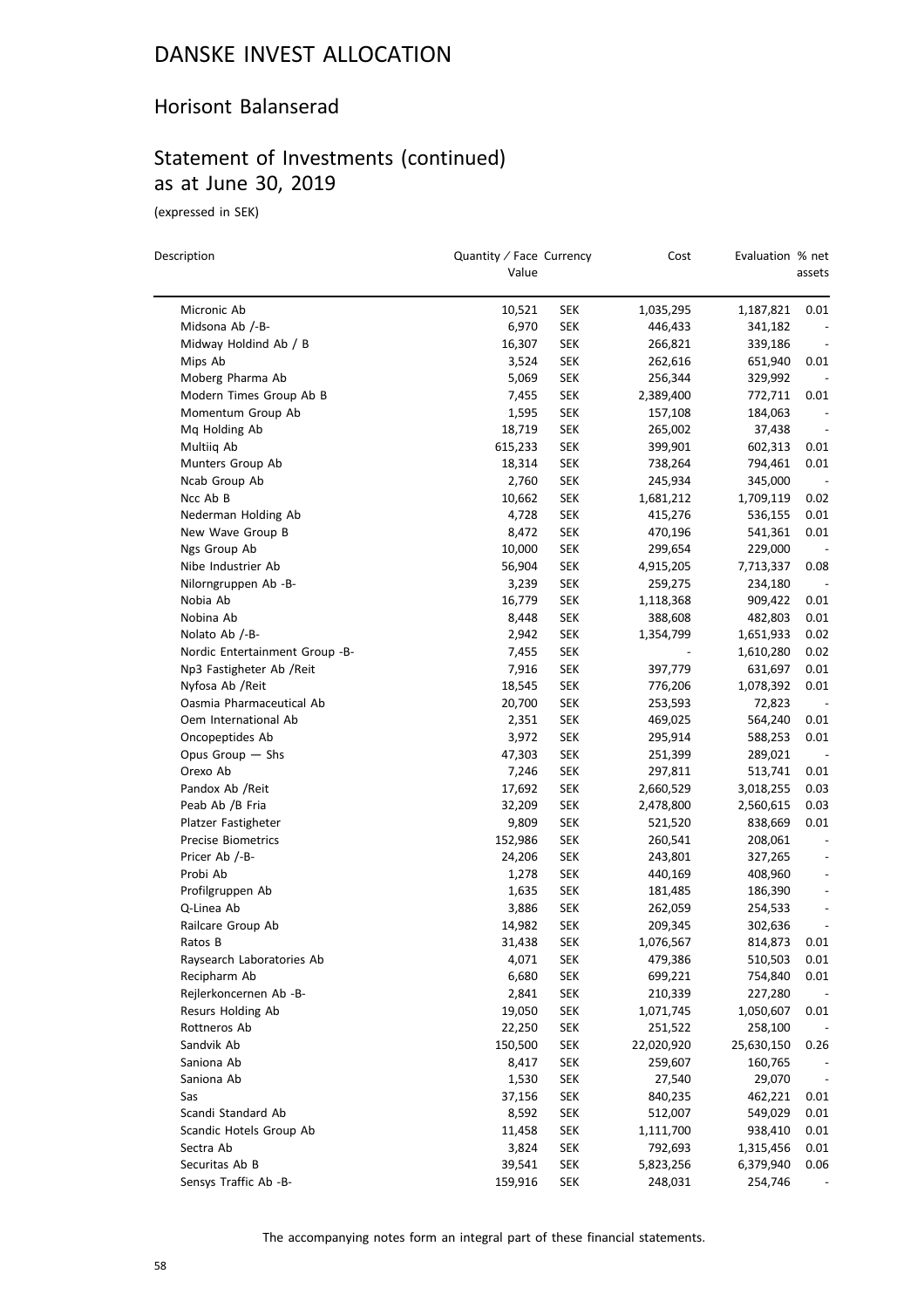# DANSKE INVEST ALLOCATION

## Horisont Balanserad

## Statement of Investments (continued) as at June 30, 2019

(expressed in SEK)

| Description | Quantity / Face Value | Currency | Cost | Evaluation | % net assets |
|---|---|---|---|---|---|
| Micronic Ab | 10,521 | SEK | 1,035,295 | 1,187,821 | 0.01 |
| Midsona Ab /-B- | 6,970 | SEK | 446,433 | 341,182 | - |
| Midway Holdind Ab / B | 16,307 | SEK | 266,821 | 339,186 | - |
| Mips Ab | 3,524 | SEK | 262,616 | 651,940 | 0.01 |
| Moberg Pharma Ab | 5,069 | SEK | 256,344 | 329,992 | - |
| Modern Times Group Ab B | 7,455 | SEK | 2,389,400 | 772,711 | 0.01 |
| Momentum Group Ab | 1,595 | SEK | 157,108 | 184,063 | - |
| Mq Holding Ab | 18,719 | SEK | 265,002 | 37,438 | - |
| Multiiq Ab | 615,233 | SEK | 399,901 | 602,313 | 0.01 |
| Munters Group Ab | 18,314 | SEK | 738,264 | 794,461 | 0.01 |
| Ncab Group Ab | 2,760 | SEK | 245,934 | 345,000 | - |
| Ncc Ab B | 10,662 | SEK | 1,681,212 | 1,709,119 | 0.02 |
| Nederman Holding Ab | 4,728 | SEK | 415,276 | 536,155 | 0.01 |
| New Wave Group B | 8,472 | SEK | 470,196 | 541,361 | 0.01 |
| Ngs Group Ab | 10,000 | SEK | 299,654 | 229,000 | - |
| Nibe Industrier Ab | 56,904 | SEK | 4,915,205 | 7,713,337 | 0.08 |
| Nilorngruppen Ab -B- | 3,239 | SEK | 259,275 | 234,180 | - |
| Nobia Ab | 16,779 | SEK | 1,118,368 | 909,422 | 0.01 |
| Nobina Ab | 8,448 | SEK | 388,608 | 482,803 | 0.01 |
| Nolato Ab /-B- | 2,942 | SEK | 1,354,799 | 1,651,933 | 0.02 |
| Nordic Entertainment Group -B- | 7,455 | SEK | - | 1,610,280 | 0.02 |
| Np3 Fastigheter Ab /Reit | 7,916 | SEK | 397,779 | 631,697 | 0.01 |
| Nyfosa Ab /Reit | 18,545 | SEK | 776,206 | 1,078,392 | 0.01 |
| Oasmia Pharmaceutical Ab | 20,700 | SEK | 253,593 | 72,823 | - |
| Oem International Ab | 2,351 | SEK | 469,025 | 564,240 | 0.01 |
| Oncopeptides Ab | 3,972 | SEK | 295,914 | 588,253 | 0.01 |
| Opus Group — Shs | 47,303 | SEK | 251,399 | 289,021 | - |
| Orexo Ab | 7,246 | SEK | 297,811 | 513,741 | 0.01 |
| Pandox Ab /Reit | 17,692 | SEK | 2,660,529 | 3,018,255 | 0.03 |
| Peab Ab /B Fria | 32,209 | SEK | 2,478,800 | 2,560,615 | 0.03 |
| Platzer Fastigheter | 9,809 | SEK | 521,520 | 838,669 | 0.01 |
| Precise Biometrics | 152,986 | SEK | 260,541 | 208,061 | - |
| Pricer Ab /-B- | 24,206 | SEK | 243,801 | 327,265 | - |
| Probi Ab | 1,278 | SEK | 440,169 | 408,960 | - |
| Profilgruppen Ab | 1,635 | SEK | 181,485 | 186,390 | - |
| Q-Linea Ab | 3,886 | SEK | 262,059 | 254,533 | - |
| Railcare Group Ab | 14,982 | SEK | 209,345 | 302,636 | - |
| Ratos B | 31,438 | SEK | 1,076,567 | 814,873 | 0.01 |
| Raysearch Laboratories Ab | 4,071 | SEK | 479,386 | 510,503 | 0.01 |
| Recipharm Ab | 6,680 | SEK | 699,221 | 754,840 | 0.01 |
| Rejlerkoncernen Ab -B- | 2,841 | SEK | 210,339 | 227,280 | - |
| Resurs Holding Ab | 19,050 | SEK | 1,071,745 | 1,050,607 | 0.01 |
| Rottneros Ab | 22,250 | SEK | 251,522 | 258,100 | - |
| Sandvik Ab | 150,500 | SEK | 22,020,920 | 25,630,150 | 0.26 |
| Saniona Ab | 8,417 | SEK | 259,607 | 160,765 | - |
| Saniona Ab | 1,530 | SEK | 27,540 | 29,070 | - |
| Sas | 37,156 | SEK | 840,235 | 462,221 | 0.01 |
| Scandi Standard Ab | 8,592 | SEK | 512,007 | 549,029 | 0.01 |
| Scandic Hotels Group Ab | 11,458 | SEK | 1,111,700 | 938,410 | 0.01 |
| Sectra Ab | 3,824 | SEK | 792,693 | 1,315,456 | 0.01 |
| Securitas Ab B | 39,541 | SEK | 5,823,256 | 6,379,940 | 0.06 |
| Sensys Traffic Ab -B- | 159,916 | SEK | 248,031 | 254,746 | - |

The accompanying notes form an integral part of these financial statements.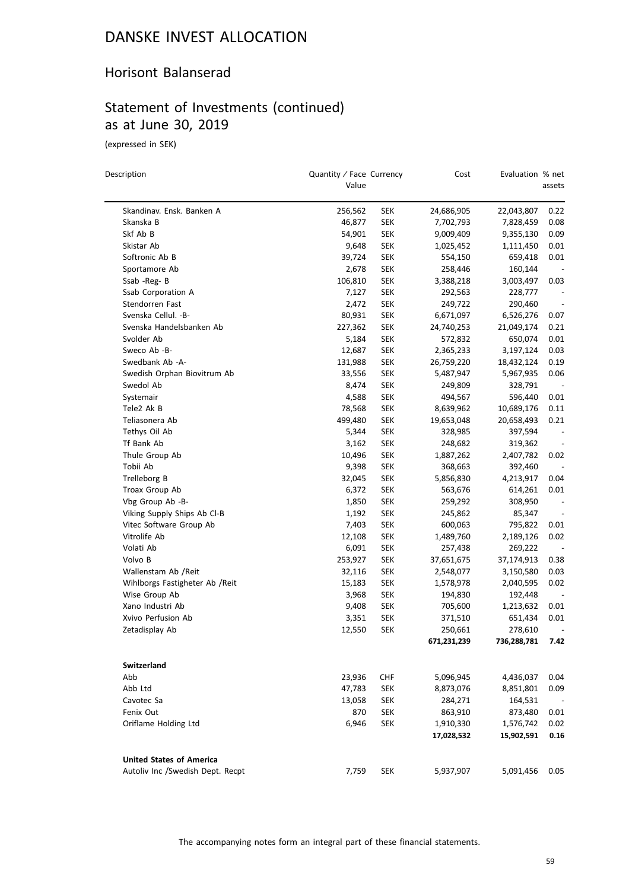# DANSKE INVEST ALLOCATION

## Horisont Balanserad

## Statement of Investments (continued) as at June 30, 2019

(expressed in SEK)

| Description | Quantity / Face Value | Currency | Cost | Evaluation | % net assets |
|---|---|---|---|---|---|
| Skandinav. Ensk. Banken A | 256,562 | SEK | 24,686,905 | 22,043,807 | 0.22 |
| Skanska B | 46,877 | SEK | 7,702,793 | 7,828,459 | 0.08 |
| Skf Ab B | 54,901 | SEK | 9,009,409 | 9,355,130 | 0.09 |
| Skistar Ab | 9,648 | SEK | 1,025,452 | 1,111,450 | 0.01 |
| Softronic Ab B | 39,724 | SEK | 554,150 | 659,418 | 0.01 |
| Sportamore Ab | 2,678 | SEK | 258,446 | 160,144 | - |
| Ssab -Reg- B | 106,810 | SEK | 3,388,218 | 3,003,497 | 0.03 |
| Ssab Corporation A | 7,127 | SEK | 292,563 | 228,777 | - |
| Stendorren Fast | 2,472 | SEK | 249,722 | 290,460 | - |
| Svenska Cellul. -B- | 80,931 | SEK | 6,671,097 | 6,526,276 | 0.07 |
| Svenska Handelsbanken Ab | 227,362 | SEK | 24,740,253 | 21,049,174 | 0.21 |
| Svolder Ab | 5,184 | SEK | 572,832 | 650,074 | 0.01 |
| Sweco Ab -B- | 12,687 | SEK | 2,365,233 | 3,197,124 | 0.03 |
| Swedbank Ab -A- | 131,988 | SEK | 26,759,220 | 18,432,124 | 0.19 |
| Swedish Orphan Biovitrum Ab | 33,556 | SEK | 5,487,947 | 5,967,935 | 0.06 |
| Swedol Ab | 8,474 | SEK | 249,809 | 328,791 | - |
| Systemair | 4,588 | SEK | 494,567 | 596,440 | 0.01 |
| Tele2 Ak B | 78,568 | SEK | 8,639,962 | 10,689,176 | 0.11 |
| Teliasonera Ab | 499,480 | SEK | 19,653,048 | 20,658,493 | 0.21 |
| Tethys Oil Ab | 5,344 | SEK | 328,985 | 397,594 | - |
| Tf Bank Ab | 3,162 | SEK | 248,682 | 319,362 | - |
| Thule Group Ab | 10,496 | SEK | 1,887,262 | 2,407,782 | 0.02 |
| Tobii Ab | 9,398 | SEK | 368,663 | 392,460 | - |
| Trelleborg B | 32,045 | SEK | 5,856,830 | 4,213,917 | 0.04 |
| Troax Group Ab | 6,372 | SEK | 563,676 | 614,261 | 0.01 |
| Vbg Group Ab -B- | 1,850 | SEK | 259,292 | 308,950 | - |
| Viking Supply Ships Ab Cl-B | 1,192 | SEK | 245,862 | 85,347 | - |
| Vitec Software Group Ab | 7,403 | SEK | 600,063 | 795,822 | 0.01 |
| Vitrolife Ab | 12,108 | SEK | 1,489,760 | 2,189,126 | 0.02 |
| Volati Ab | 6,091 | SEK | 257,438 | 269,222 | - |
| Volvo B | 253,927 | SEK | 37,651,675 | 37,174,913 | 0.38 |
| Wallenstam Ab /Reit | 32,116 | SEK | 2,548,077 | 3,150,580 | 0.03 |
| Wihlborgs Fastigheter Ab /Reit | 15,183 | SEK | 1,578,978 | 2,040,595 | 0.02 |
| Wise Group Ab | 3,968 | SEK | 194,830 | 192,448 | - |
| Xano Industri Ab | 9,408 | SEK | 705,600 | 1,213,632 | 0.01 |
| Xvivo Perfusion Ab | 3,351 | SEK | 371,510 | 651,434 | 0.01 |
| Zetadisplay Ab | 12,550 | SEK | 250,661 | 278,610 | - |
| | | | **671,231,239** | **736,288,781** | **7.42** |
| **Switzerland** | | | | | |
| Abb | 23,936 | CHF | 5,096,945 | 4,436,037 | 0.04 |
| Abb Ltd | 47,783 | SEK | 8,873,076 | 8,851,801 | 0.09 |
| Cavotec Sa | 13,058 | SEK | 284,271 | 164,531 | - |
| Fenix Out | 870 | SEK | 863,910 | 873,480 | 0.01 |
| Oriflame Holding Ltd | 6,946 | SEK | 1,910,330 | 1,576,742 | 0.02 |
| | | | **17,028,532** | **15,902,591** | **0.16** |
| **United States of America** | | | | | |
| Autoliv Inc /Swedish Dept. Recpt | 7,759 | SEK | 5,937,907 | 5,091,456 | 0.05 |

The accompanying notes form an integral part of these financial statements.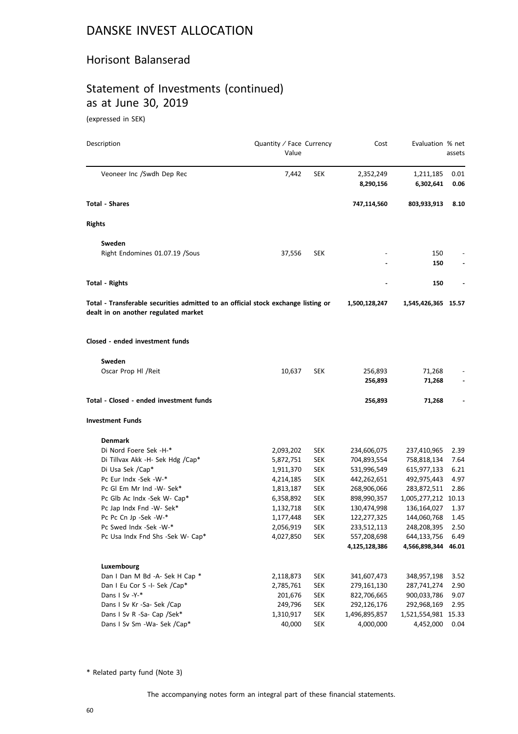# DANSKE INVEST ALLOCATION

## Horisont Balanserad

## Statement of Investments (continued) as at June 30, 2019

(expressed in SEK)

| Description | Quantity / Face Value | Currency | Cost | Evaluation | % net assets |
|---|---|---|---|---|---|
| Veoneer Inc /Swdh Dep Rec | 7,442 | SEK | 2,352,249 | 1,211,185 | 0.01 |
| | | | **8,290,156** | **6,302,641** | **0.06** |
| **Total - Shares** | | | **747,114,560** | **803,933,913** | **8.10** |
| **Rights** | | | | | |
| **Sweden** | | | | | |
| Right Endomines 01.07.19 /Sous | 37,556 | SEK | - | 150 | - |
| | | | **-** | **150** | **-** |
| **Total - Rights** | | | **-** | **150** | **-** |
| **Total - Transferable securities admitted to an official stock exchange listing or dealt in on another regulated market** | | | **1,500,128,247** | **1,545,426,365** | **15.57** |
| **Closed - ended investment funds** | | | | | |
| **Sweden** | | | | | |
| Oscar Prop Hl /Reit | 10,637 | SEK | 256,893 | 71,268 | - |
| | | | **256,893** | **71,268** | **-** |
| **Total - Closed - ended investment funds** | | | **256,893** | **71,268** | **-** |
| **Investment Funds** | | | | | |
| **Denmark** | | | | | |
| Di Nord Foere Sek -H-* | 2,093,202 | SEK | 234,606,075 | 237,410,965 | 2.39 |
| Di Tillvax Akk -H- Sek Hdg /Cap* | 5,872,751 | SEK | 704,893,554 | 758,818,134 | 7.64 |
| Di Usa Sek /Cap* | 1,911,370 | SEK | 531,996,549 | 615,977,133 | 6.21 |
| Pc Eur Indx -Sek -W-* | 4,214,185 | SEK | 442,262,651 | 492,975,443 | 4.97 |
| Pc Gl Em Mr Ind -W- Sek* | 1,813,187 | SEK | 268,906,066 | 283,872,511 | 2.86 |
| Pc Glb Ac Indx -Sek W- Cap* | 6,358,892 | SEK | 898,990,357 | 1,005,277,212 | 10.13 |
| Pc Jap Indx Fnd -W- Sek* | 1,132,718 | SEK | 130,474,998 | 136,164,027 | 1.37 |
| Pc Pc Cn Jp -Sek -W-* | 1,177,448 | SEK | 122,277,325 | 144,060,768 | 1.45 |
| Pc Swed Indx -Sek -W-* | 2,056,919 | SEK | 233,512,113 | 248,208,395 | 2.50 |
| Pc Usa Indx Fnd Shs -Sek W- Cap* | 4,027,850 | SEK | 557,208,698 | 644,133,756 | 6.49 |
| | | | **4,125,128,386** | **4,566,898,344** | **46.01** |
| **Luxembourg** | | | | | |
| Dan I Dan M Bd -A- Sek H Cap * | 2,118,873 | SEK | 341,607,473 | 348,957,198 | 3.52 |
| Dan I Eu Cor S -I- Sek /Cap* | 2,785,761 | SEK | 279,161,130 | 287,741,274 | 2.90 |
| Dans I Sv -Y-* | 201,676 | SEK | 822,706,665 | 900,033,786 | 9.07 |
| Dans I Sv Kr -Sa- Sek /Cap | 249,796 | SEK | 292,126,176 | 292,968,169 | 2.95 |
| Dans I Sv R -Sa- Cap /Sek* | 1,310,917 | SEK | 1,496,895,857 | 1,521,554,981 | 15.33 |
| Dans I Sv Sm -Wa- Sek /Cap* | 40,000 | SEK | 4,000,000 | 4,452,000 | 0.04 |

\* Related party fund (Note 3)

The accompanying notes form an integral part of these financial statements.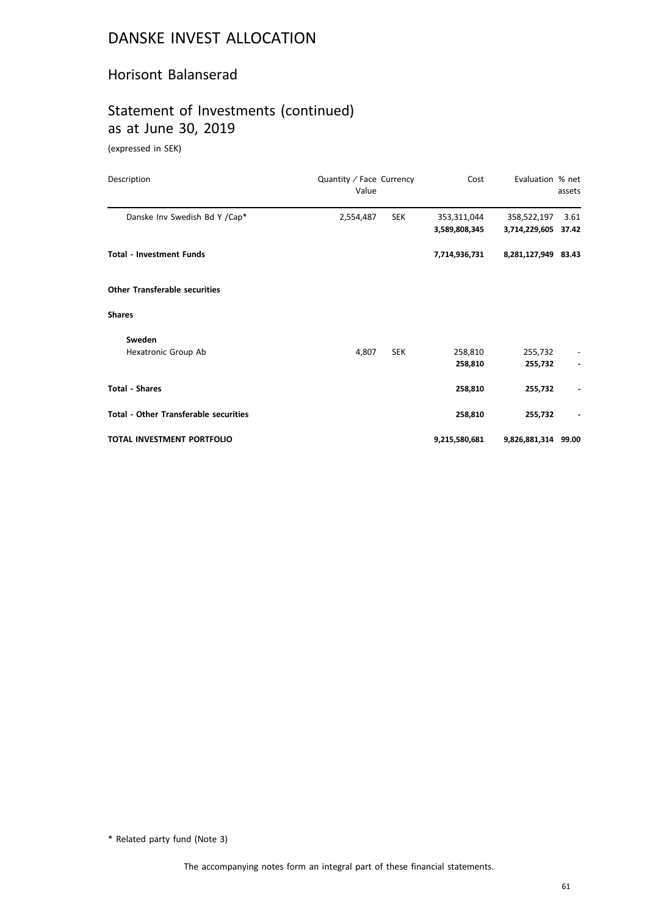# DANSKE INVEST ALLOCATION

## Horisont Balanserad

## Statement of Investments (continued) as at June 30, 2019

(expressed in SEK)

| Description | Quantity / Face Value | Currency | Cost | Evaluation | % net assets |
|---|---|---|---|---|---|
| Danske Inv Swedish Bd Y /Cap* | 2,554,487 | SEK | 353,311,044 | 358,522,197 | 3.61 |
| | | | **3,589,808,345** | **3,714,229,605** | **37.42** |
| **Total - Investment Funds** | | | **7,714,936,731** | **8,281,127,949** | **83.43** |
| **Other Transferable securities** | | | | | |
| **Shares** | | | | | |
| **Sweden** | | | | | |
| Hexatronic Group Ab | 4,807 | SEK | 258,810 | 255,732 | - |
| | | | **258,810** | **255,732** | **-** |
| **Total - Shares** | | | **258,810** | **255,732** | **-** |
| **Total - Other Transferable securities** | | | **258,810** | **255,732** | **-** |
| **TOTAL INVESTMENT PORTFOLIO** | | | **9,215,580,681** | **9,826,881,314** | **99.00** |

\* Related party fund (Note 3)

The accompanying notes form an integral part of these financial statements.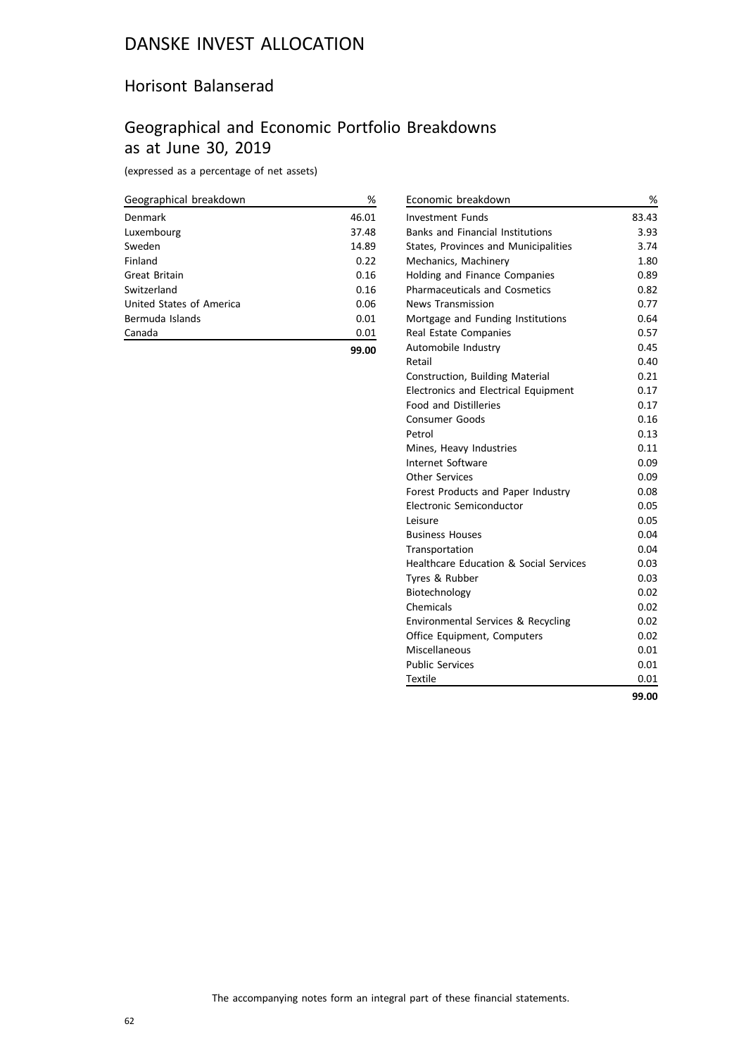# DANSKE INVEST ALLOCATION

## Horisont Balanserad

## Geographical and Economic Portfolio Breakdowns as at June 30, 2019

(expressed as a percentage of net assets)

| Geographical breakdown | % |
|---|---|
| Denmark | 46.01 |
| Luxembourg | 37.48 |
| Sweden | 14.89 |
| Finland | 0.22 |
| Great Britain | 0.16 |
| Switzerland | 0.16 |
| United States of America | 0.06 |
| Bermuda Islands | 0.01 |
| Canada | 0.01 |
| | **99.00** |

| Economic breakdown | % |
|---|---|
| Investment Funds | 83.43 |
| Banks and Financial Institutions | 3.93 |
| States, Provinces and Municipalities | 3.74 |
| Mechanics, Machinery | 1.80 |
| Holding and Finance Companies | 0.89 |
| Pharmaceuticals and Cosmetics | 0.82 |
| News Transmission | 0.77 |
| Mortgage and Funding Institutions | 0.64 |
| Real Estate Companies | 0.57 |
| Automobile Industry | 0.45 |
| Retail | 0.40 |
| Construction, Building Material | 0.21 |
| Electronics and Electrical Equipment | 0.17 |
| Food and Distilleries | 0.17 |
| Consumer Goods | 0.16 |
| Petrol | 0.13 |
| Mines, Heavy Industries | 0.11 |
| Internet Software | 0.09 |
| Other Services | 0.09 |
| Forest Products and Paper Industry | 0.08 |
| Electronic Semiconductor | 0.05 |
| Leisure | 0.05 |
| Business Houses | 0.04 |
| Transportation | 0.04 |
| Healthcare Education & Social Services | 0.03 |
| Tyres & Rubber | 0.03 |
| Biotechnology | 0.02 |
| Chemicals | 0.02 |
| Environmental Services & Recycling | 0.02 |
| Office Equipment, Computers | 0.02 |
| Miscellaneous | 0.01 |
| Public Services | 0.01 |
| Textile | 0.01 |
| | **99.00** |

The accompanying notes form an integral part of these financial statements.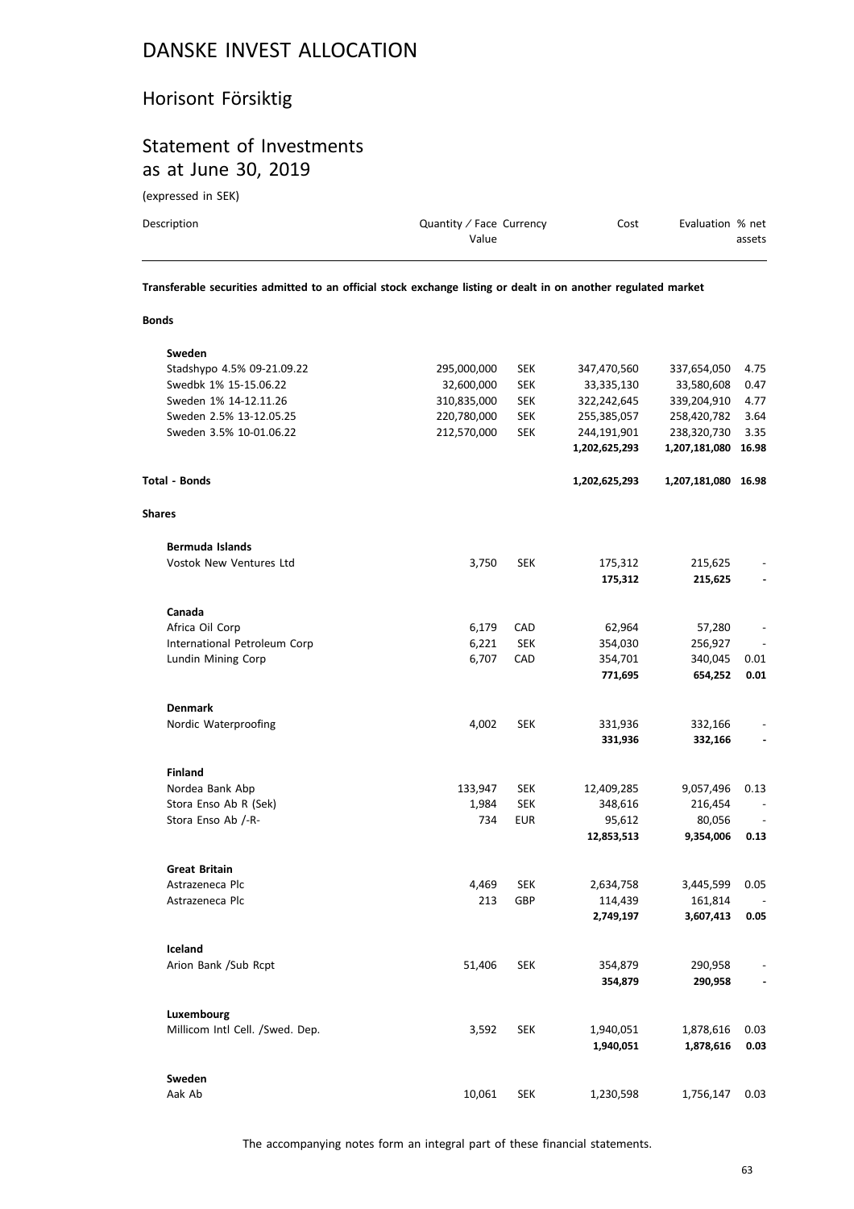# DANSKE INVEST ALLOCATION

## Horisont Försiktig

## Statement of Investments as at June 30, 2019

(expressed in SEK)

| Description | Quantity / Face Value | Currency | Cost | Evaluation | % net assets |
|---|---|---|---|---|---|
| **Transferable securities admitted to an official stock exchange listing or dealt in on another regulated market** | | | | | |
| **Bonds** | | | | | |
| **Sweden** | | | | | |
| Stadshypo 4.5% 09-21.09.22 | 295,000,000 | SEK | 347,470,560 | 337,654,050 | 4.75 |
| Swedbk 1% 15-15.06.22 | 32,600,000 | SEK | 33,335,130 | 33,580,608 | 0.47 |
| Sweden 1% 14-12.11.26 | 310,835,000 | SEK | 322,242,645 | 339,204,910 | 4.77 |
| Sweden 2.5% 13-12.05.25 | 220,780,000 | SEK | 255,385,057 | 258,420,782 | 3.64 |
| Sweden 3.5% 10-01.06.22 | 212,570,000 | SEK | 244,191,901 | 238,320,730 | 3.35 |
| | | | **1,202,625,293** | **1,207,181,080** | **16.98** |
| **Total - Bonds** | | | **1,202,625,293** | **1,207,181,080** | **16.98** |
| **Shares** | | | | | |
| **Bermuda Islands** | | | | | |
| Vostok New Ventures Ltd | 3,750 | SEK | 175,312 | 215,625 | - |
| | | | **175,312** | **215,625** | **-** |
| **Canada** | | | | | |
| Africa Oil Corp | 6,179 | CAD | 62,964 | 57,280 | - |
| International Petroleum Corp | 6,221 | SEK | 354,030 | 256,927 | - |
| Lundin Mining Corp | 6,707 | CAD | 354,701 | 340,045 | 0.01 |
| | | | **771,695** | **654,252** | **0.01** |
| **Denmark** | | | | | |
| Nordic Waterproofing | 4,002 | SEK | 331,936 | 332,166 | - |
| | | | **331,936** | **332,166** | **-** |
| **Finland** | | | | | |
| Nordea Bank Abp | 133,947 | SEK | 12,409,285 | 9,057,496 | 0.13 |
| Stora Enso Ab R (Sek) | 1,984 | SEK | 348,616 | 216,454 | - |
| Stora Enso Ab /-R- | 734 | EUR | 95,612 | 80,056 | - |
| | | | **12,853,513** | **9,354,006** | **0.13** |
| **Great Britain** | | | | | |
| Astrazeneca Plc | 4,469 | SEK | 2,634,758 | 3,445,599 | 0.05 |
| Astrazeneca Plc | 213 | GBP | 114,439 | 161,814 | - |
| | | | **2,749,197** | **3,607,413** | **0.05** |
| **Iceland** | | | | | |
| Arion Bank /Sub Rcpt | 51,406 | SEK | 354,879 | 290,958 | - |
| | | | **354,879** | **290,958** | **-** |
| **Luxembourg** | | | | | |
| Millicom Intl Cell. /Swed. Dep. | 3,592 | SEK | 1,940,051 | 1,878,616 | 0.03 |
| | | | **1,940,051** | **1,878,616** | **0.03** |
| **Sweden** | | | | | |
| Aak Ab | 10,061 | SEK | 1,230,598 | 1,756,147 | 0.03 |

The accompanying notes form an integral part of these financial statements.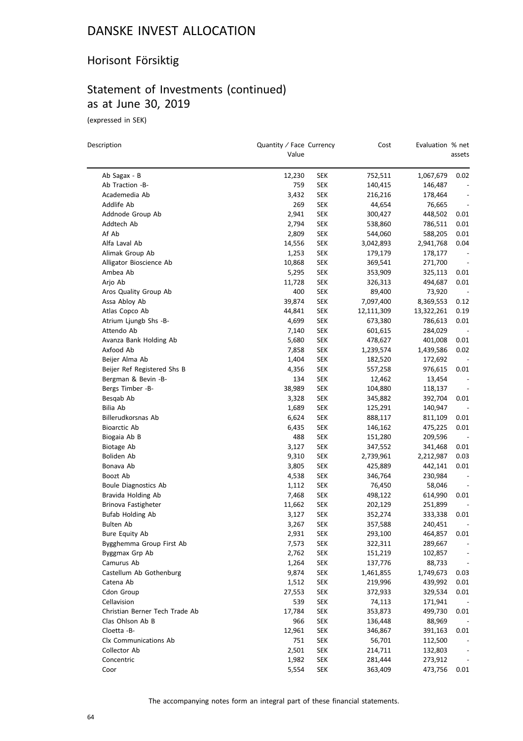# DANSKE INVEST ALLOCATION

## Horisont Försiktig

## Statement of Investments (continued) as at June 30, 2019

(expressed in SEK)

| Description | Quantity / Face Value | Currency | Cost | Evaluation | % net assets |
|---|---|---|---|---|---|
| Ab Sagax - B | 12,230 | SEK | 752,511 | 1,067,679 | 0.02 |
| Ab Traction -B- | 759 | SEK | 140,415 | 146,487 | - |
| Academedia Ab | 3,432 | SEK | 216,216 | 178,464 | - |
| Addlife Ab | 269 | SEK | 44,654 | 76,665 | - |
| Addnode Group Ab | 2,941 | SEK | 300,427 | 448,502 | 0.01 |
| Addtech Ab | 2,794 | SEK | 538,860 | 786,511 | 0.01 |
| Af Ab | 2,809 | SEK | 544,060 | 588,205 | 0.01 |
| Alfa Laval Ab | 14,556 | SEK | 3,042,893 | 2,941,768 | 0.04 |
| Alimak Group Ab | 1,253 | SEK | 179,179 | 178,177 | - |
| Alligator Bioscience Ab | 10,868 | SEK | 369,541 | 271,700 | - |
| Ambea Ab | 5,295 | SEK | 353,909 | 325,113 | 0.01 |
| Arjo Ab | 11,728 | SEK | 326,313 | 494,687 | 0.01 |
| Aros Quality Group Ab | 400 | SEK | 89,400 | 73,920 | - |
| Assa Abloy Ab | 39,874 | SEK | 7,097,400 | 8,369,553 | 0.12 |
| Atlas Copco Ab | 44,841 | SEK | 12,111,309 | 13,322,261 | 0.19 |
| Atrium Ljungb Shs -B- | 4,699 | SEK | 673,380 | 786,613 | 0.01 |
| Attendo Ab | 7,140 | SEK | 601,615 | 284,029 | - |
| Avanza Bank Holding Ab | 5,680 | SEK | 478,627 | 401,008 | 0.01 |
| Axfood Ab | 7,858 | SEK | 1,239,574 | 1,439,586 | 0.02 |
| Beijer Alma Ab | 1,404 | SEK | 182,520 | 172,692 | - |
| Beijer Ref Registered Shs B | 4,356 | SEK | 557,258 | 976,615 | 0.01 |
| Bergman & Bevin -B- | 134 | SEK | 12,462 | 13,454 | - |
| Bergs Timber -B- | 38,989 | SEK | 104,880 | 118,137 | - |
| Besqab Ab | 3,328 | SEK | 345,882 | 392,704 | 0.01 |
| Bilia Ab | 1,689 | SEK | 125,291 | 140,947 | - |
| Billerudkorsnas Ab | 6,624 | SEK | 888,117 | 811,109 | 0.01 |
| Bioarctic Ab | 6,435 | SEK | 146,162 | 475,225 | 0.01 |
| Biogaia Ab B | 488 | SEK | 151,280 | 209,596 | - |
| Biotage Ab | 3,127 | SEK | 347,552 | 341,468 | 0.01 |
| Boliden Ab | 9,310 | SEK | 2,739,961 | 2,212,987 | 0.03 |
| Bonava Ab | 3,805 | SEK | 425,889 | 442,141 | 0.01 |
| Boozt Ab | 4,538 | SEK | 346,764 | 230,984 | - |
| Boule Diagnostics Ab | 1,112 | SEK | 76,450 | 58,046 | - |
| Bravida Holding Ab | 7,468 | SEK | 498,122 | 614,990 | 0.01 |
| Brinova Fastigheter | 11,662 | SEK | 202,129 | 251,899 | - |
| Bufab Holding Ab | 3,127 | SEK | 352,274 | 333,338 | 0.01 |
| Bulten Ab | 3,267 | SEK | 357,588 | 240,451 | - |
| Bure Equity Ab | 2,931 | SEK | 293,100 | 464,857 | 0.01 |
| Bygghemma Group First Ab | 7,573 | SEK | 322,311 | 289,667 | - |
| Byggmax Grp Ab | 2,762 | SEK | 151,219 | 102,857 | - |
| Camurus Ab | 1,264 | SEK | 137,776 | 88,733 | - |
| Castellum Ab Gothenburg | 9,874 | SEK | 1,461,855 | 1,749,673 | 0.03 |
| Catena Ab | 1,512 | SEK | 219,996 | 439,992 | 0.01 |
| Cdon Group | 27,553 | SEK | 372,933 | 329,534 | 0.01 |
| Cellavision | 539 | SEK | 74,113 | 171,941 | - |
| Christian Berner Tech Trade Ab | 17,784 | SEK | 353,873 | 499,730 | 0.01 |
| Clas Ohlson Ab B | 966 | SEK | 136,448 | 88,969 | - |
| Cloetta -B- | 12,961 | SEK | 346,867 | 391,163 | 0.01 |
| Clx Communications Ab | 751 | SEK | 56,701 | 112,500 | - |
| Collector Ab | 2,501 | SEK | 214,711 | 132,803 | - |
| Concentric | 1,982 | SEK | 281,444 | 273,912 | - |
| Coor | 5,554 | SEK | 363,409 | 473,756 | 0.01 |

The accompanying notes form an integral part of these financial statements.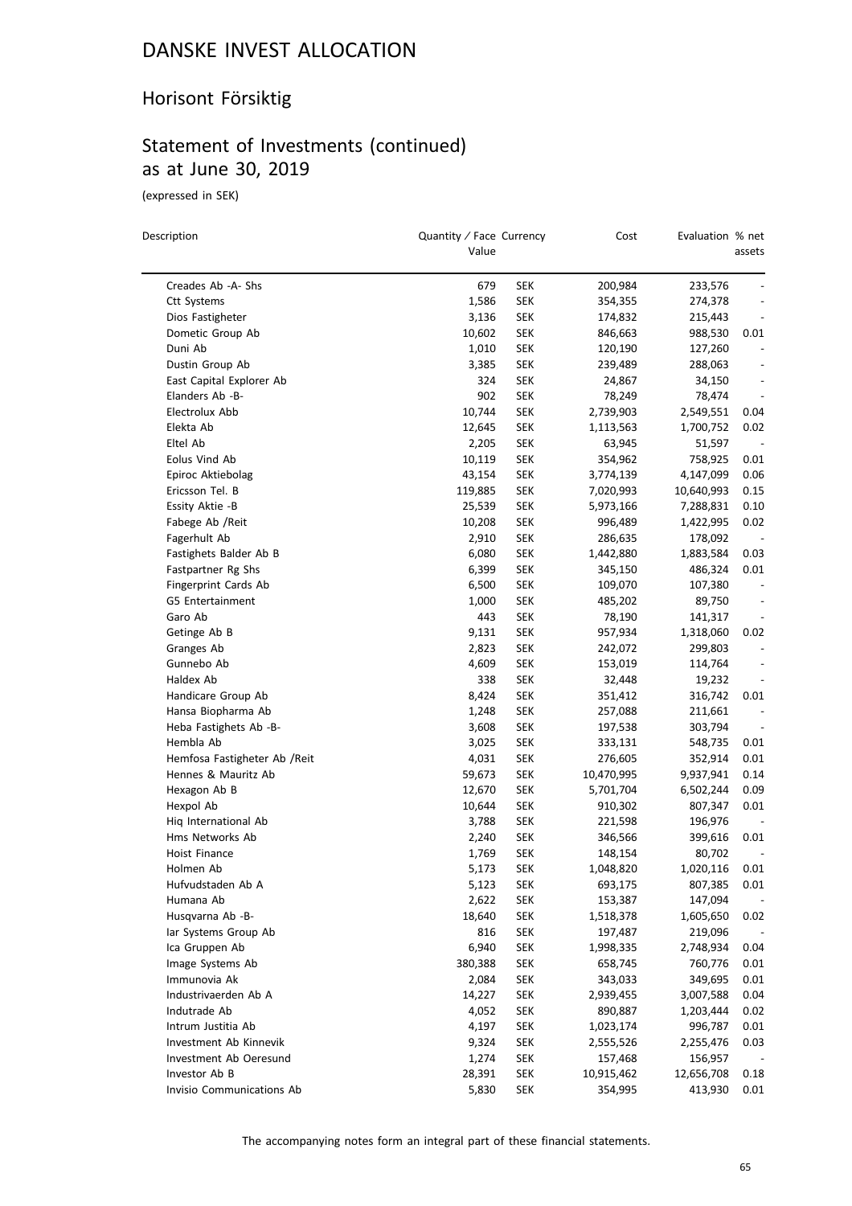# DANSKE INVEST ALLOCATION

## Horisont Försiktig

## Statement of Investments (continued) as at June 30, 2019

(expressed in SEK)

| Description | Quantity / Face Value | Currency | Cost | Evaluation | % net assets |
|---|---|---|---|---|---|
| Creades Ab -A- Shs | 679 | SEK | 200,984 | 233,576 | - |
| Ctt Systems | 1,586 | SEK | 354,355 | 274,378 | - |
| Dios Fastigheter | 3,136 | SEK | 174,832 | 215,443 | - |
| Dometic Group Ab | 10,602 | SEK | 846,663 | 988,530 | 0.01 |
| Duni Ab | 1,010 | SEK | 120,190 | 127,260 | - |
| Dustin Group Ab | 3,385 | SEK | 239,489 | 288,063 | - |
| East Capital Explorer Ab | 324 | SEK | 24,867 | 34,150 | - |
| Elanders Ab -B- | 902 | SEK | 78,249 | 78,474 | - |
| Electrolux Abb | 10,744 | SEK | 2,739,903 | 2,549,551 | 0.04 |
| Elekta Ab | 12,645 | SEK | 1,113,563 | 1,700,752 | 0.02 |
| Eltel Ab | 2,205 | SEK | 63,945 | 51,597 | - |
| Eolus Vind Ab | 10,119 | SEK | 354,962 | 758,925 | 0.01 |
| Epiroc Aktiebolag | 43,154 | SEK | 3,774,139 | 4,147,099 | 0.06 |
| Ericsson Tel. B | 119,885 | SEK | 7,020,993 | 10,640,993 | 0.15 |
| Essity Aktie -B | 25,539 | SEK | 5,973,166 | 7,288,831 | 0.10 |
| Fabege Ab /Reit | 10,208 | SEK | 996,489 | 1,422,995 | 0.02 |
| Fagerhult Ab | 2,910 | SEK | 286,635 | 178,092 | - |
| Fastighets Balder Ab B | 6,080 | SEK | 1,442,880 | 1,883,584 | 0.03 |
| Fastpartner Rg Shs | 6,399 | SEK | 345,150 | 486,324 | 0.01 |
| Fingerprint Cards Ab | 6,500 | SEK | 109,070 | 107,380 | - |
| G5 Entertainment | 1,000 | SEK | 485,202 | 89,750 | - |
| Garo Ab | 443 | SEK | 78,190 | 141,317 | - |
| Getinge Ab B | 9,131 | SEK | 957,934 | 1,318,060 | 0.02 |
| Granges Ab | 2,823 | SEK | 242,072 | 299,803 | - |
| Gunnebo Ab | 4,609 | SEK | 153,019 | 114,764 | - |
| Haldex Ab | 338 | SEK | 32,448 | 19,232 | - |
| Handicare Group Ab | 8,424 | SEK | 351,412 | 316,742 | 0.01 |
| Hansa Biopharma Ab | 1,248 | SEK | 257,088 | 211,661 | - |
| Heba Fastighets Ab -B- | 3,608 | SEK | 197,538 | 303,794 | - |
| Hembla Ab | 3,025 | SEK | 333,131 | 548,735 | 0.01 |
| Hemfosa Fastigheter Ab /Reit | 4,031 | SEK | 276,605 | 352,914 | 0.01 |
| Hennes & Mauritz Ab | 59,673 | SEK | 10,470,995 | 9,937,941 | 0.14 |
| Hexagon Ab B | 12,670 | SEK | 5,701,704 | 6,502,244 | 0.09 |
| Hexpol Ab | 10,644 | SEK | 910,302 | 807,347 | 0.01 |
| Hiq International Ab | 3,788 | SEK | 221,598 | 196,976 | - |
| Hms Networks Ab | 2,240 | SEK | 346,566 | 399,616 | 0.01 |
| Hoist Finance | 1,769 | SEK | 148,154 | 80,702 | - |
| Holmen Ab | 5,173 | SEK | 1,048,820 | 1,020,116 | 0.01 |
| Hufvudstaden Ab A | 5,123 | SEK | 693,175 | 807,385 | 0.01 |
| Humana Ab | 2,622 | SEK | 153,387 | 147,094 | - |
| Husqvarna Ab -B- | 18,640 | SEK | 1,518,378 | 1,605,650 | 0.02 |
| Iar Systems Group Ab | 816 | SEK | 197,487 | 219,096 | - |
| Ica Gruppen Ab | 6,940 | SEK | 1,998,335 | 2,748,934 | 0.04 |
| Image Systems Ab | 380,388 | SEK | 658,745 | 760,776 | 0.01 |
| Immunovia Ak | 2,084 | SEK | 343,033 | 349,695 | 0.01 |
| Industrivaerden Ab A | 14,227 | SEK | 2,939,455 | 3,007,588 | 0.04 |
| Indutrade Ab | 4,052 | SEK | 890,887 | 1,203,444 | 0.02 |
| Intrum Justitia Ab | 4,197 | SEK | 1,023,174 | 996,787 | 0.01 |
| Investment Ab Kinnevik | 9,324 | SEK | 2,555,526 | 2,255,476 | 0.03 |
| Investment Ab Oeresund | 1,274 | SEK | 157,468 | 156,957 | - |
| Investor Ab B | 28,391 | SEK | 10,915,462 | 12,656,708 | 0.18 |
| Invisio Communications Ab | 5,830 | SEK | 354,995 | 413,930 | 0.01 |

The accompanying notes form an integral part of these financial statements.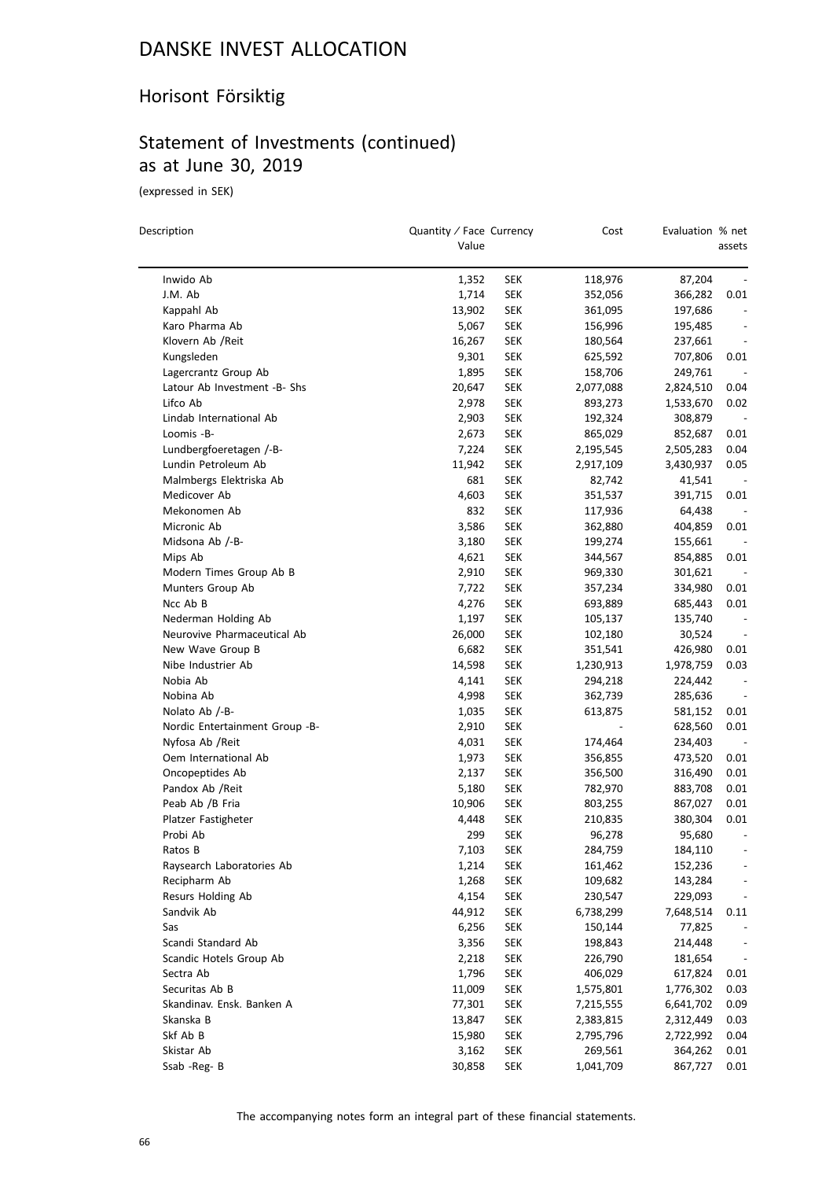# DANSKE INVEST ALLOCATION

## Horisont Försiktig

## Statement of Investments (continued) as at June 30, 2019

(expressed in SEK)

| Description | Quantity / Face Value | Currency | Cost | Evaluation | % net assets |
|---|---|---|---|---|---|
| Inwido Ab | 1,352 | SEK | 118,976 | 87,204 | - |
| J.M. Ab | 1,714 | SEK | 352,056 | 366,282 | 0.01 |
| Kappahl Ab | 13,902 | SEK | 361,095 | 197,686 | - |
| Karo Pharma Ab | 5,067 | SEK | 156,996 | 195,485 | - |
| Klovern Ab /Reit | 16,267 | SEK | 180,564 | 237,661 | - |
| Kungsleden | 9,301 | SEK | 625,592 | 707,806 | 0.01 |
| Lagercrantz Group Ab | 1,895 | SEK | 158,706 | 249,761 | - |
| Latour Ab Investment -B- Shs | 20,647 | SEK | 2,077,088 | 2,824,510 | 0.04 |
| Lifco Ab | 2,978 | SEK | 893,273 | 1,533,670 | 0.02 |
| Lindab International Ab | 2,903 | SEK | 192,324 | 308,879 | - |
| Loomis -B- | 2,673 | SEK | 865,029 | 852,687 | 0.01 |
| Lundbergfoeretagen /-B- | 7,224 | SEK | 2,195,545 | 2,505,283 | 0.04 |
| Lundin Petroleum Ab | 11,942 | SEK | 2,917,109 | 3,430,937 | 0.05 |
| Malmbergs Elektriska Ab | 681 | SEK | 82,742 | 41,541 | - |
| Medicover Ab | 4,603 | SEK | 351,537 | 391,715 | 0.01 |
| Mekonomen Ab | 832 | SEK | 117,936 | 64,438 | - |
| Micronic Ab | 3,586 | SEK | 362,880 | 404,859 | 0.01 |
| Midsona Ab /-B- | 3,180 | SEK | 199,274 | 155,661 | - |
| Mips Ab | 4,621 | SEK | 344,567 | 854,885 | 0.01 |
| Modern Times Group Ab B | 2,910 | SEK | 969,330 | 301,621 | - |
| Munters Group Ab | 7,722 | SEK | 357,234 | 334,980 | 0.01 |
| Ncc Ab B | 4,276 | SEK | 693,889 | 685,443 | 0.01 |
| Nederman Holding Ab | 1,197 | SEK | 105,137 | 135,740 | - |
| Neurovive Pharmaceutical Ab | 26,000 | SEK | 102,180 | 30,524 | - |
| New Wave Group B | 6,682 | SEK | 351,541 | 426,980 | 0.01 |
| Nibe Industrier Ab | 14,598 | SEK | 1,230,913 | 1,978,759 | 0.03 |
| Nobia Ab | 4,141 | SEK | 294,218 | 224,442 | - |
| Nobina Ab | 4,998 | SEK | 362,739 | 285,636 | - |
| Nolato Ab /-B- | 1,035 | SEK | 613,875 | 581,152 | 0.01 |
| Nordic Entertainment Group -B- | 2,910 | SEK | - | 628,560 | 0.01 |
| Nyfosa Ab /Reit | 4,031 | SEK | 174,464 | 234,403 | - |
| Oem International Ab | 1,973 | SEK | 356,855 | 473,520 | 0.01 |
| Oncopeptides Ab | 2,137 | SEK | 356,500 | 316,490 | 0.01 |
| Pandox Ab /Reit | 5,180 | SEK | 782,970 | 883,708 | 0.01 |
| Peab Ab /B Fria | 10,906 | SEK | 803,255 | 867,027 | 0.01 |
| Platzer Fastigheter | 4,448 | SEK | 210,835 | 380,304 | 0.01 |
| Probi Ab | 299 | SEK | 96,278 | 95,680 | - |
| Ratos B | 7,103 | SEK | 284,759 | 184,110 | - |
| Raysearch Laboratories Ab | 1,214 | SEK | 161,462 | 152,236 | - |
| Recipharm Ab | 1,268 | SEK | 109,682 | 143,284 | - |
| Resurs Holding Ab | 4,154 | SEK | 230,547 | 229,093 | - |
| Sandvik Ab | 44,912 | SEK | 6,738,299 | 7,648,514 | 0.11 |
| Sas | 6,256 | SEK | 150,144 | 77,825 | - |
| Scandi Standard Ab | 3,356 | SEK | 198,843 | 214,448 | - |
| Scandic Hotels Group Ab | 2,218 | SEK | 226,790 | 181,654 | - |
| Sectra Ab | 1,796 | SEK | 406,029 | 617,824 | 0.01 |
| Securitas Ab B | 11,009 | SEK | 1,575,801 | 1,776,302 | 0.03 |
| Skandinav. Ensk. Banken A | 77,301 | SEK | 7,215,555 | 6,641,702 | 0.09 |
| Skanska B | 13,847 | SEK | 2,383,815 | 2,312,449 | 0.03 |
| Skf Ab B | 15,980 | SEK | 2,795,796 | 2,722,992 | 0.04 |
| Skistar Ab | 3,162 | SEK | 269,561 | 364,262 | 0.01 |
| Ssab -Reg- B | 30,858 | SEK | 1,041,709 | 867,727 | 0.01 |

The accompanying notes form an integral part of these financial statements.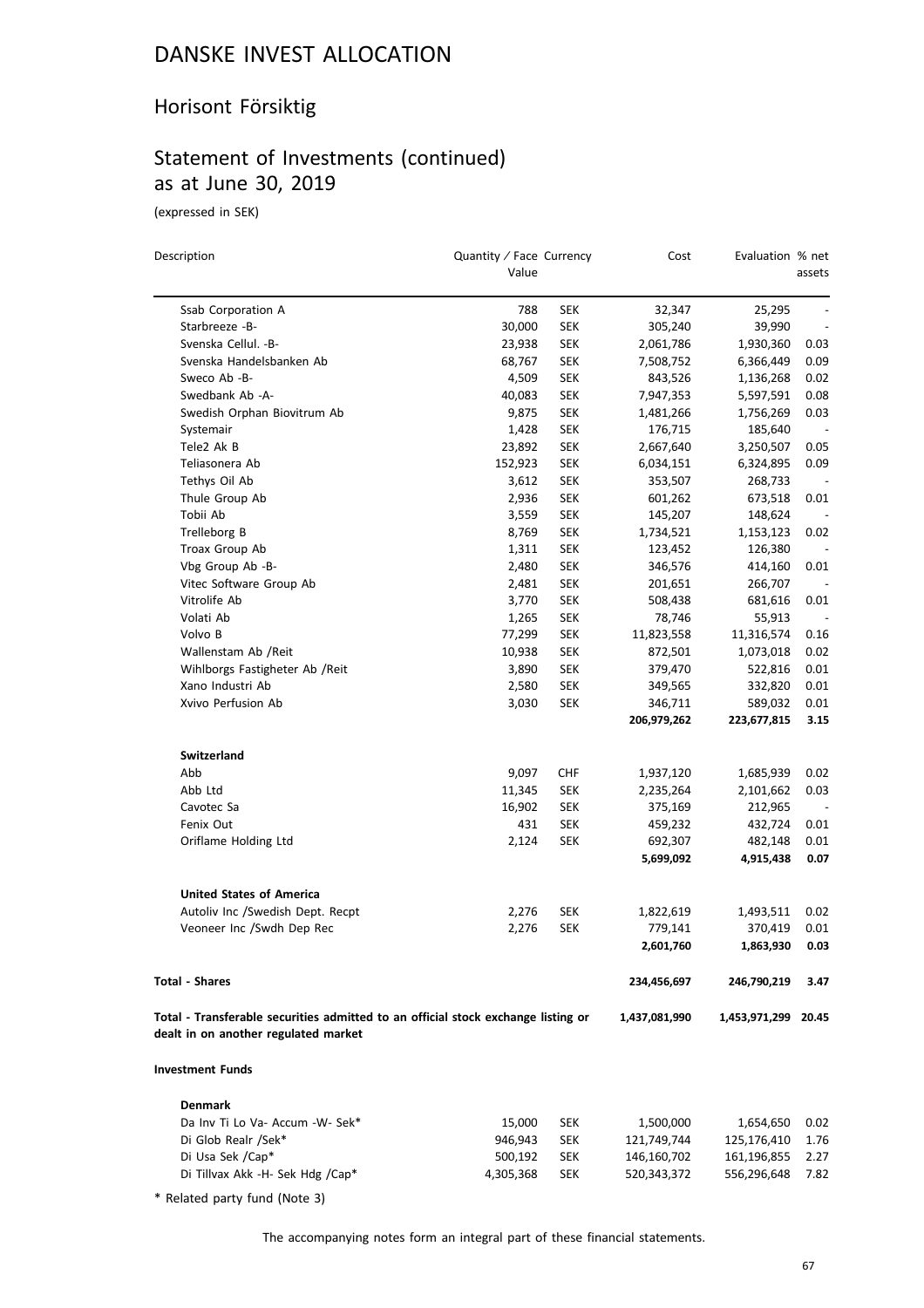# DANSKE INVEST ALLOCATION

## Horisont Försiktig

## Statement of Investments (continued) as at June 30, 2019

(expressed in SEK)

| Description | Quantity / Face Value | Currency | Cost | Evaluation | % net assets |
|---|---|---|---|---|---|
| Ssab Corporation A | 788 | SEK | 32,347 | 25,295 | - |
| Starbreeze -B- | 30,000 | SEK | 305,240 | 39,990 | - |
| Svenska Cellul. -B- | 23,938 | SEK | 2,061,786 | 1,930,360 | 0.03 |
| Svenska Handelsbanken Ab | 68,767 | SEK | 7,508,752 | 6,366,449 | 0.09 |
| Sweco Ab -B- | 4,509 | SEK | 843,526 | 1,136,268 | 0.02 |
| Swedbank Ab -A- | 40,083 | SEK | 7,947,353 | 5,597,591 | 0.08 |
| Swedish Orphan Biovitrum Ab | 9,875 | SEK | 1,481,266 | 1,756,269 | 0.03 |
| Systemair | 1,428 | SEK | 176,715 | 185,640 | - |
| Tele2 Ak B | 23,892 | SEK | 2,667,640 | 3,250,507 | 0.05 |
| Teliasonera Ab | 152,923 | SEK | 6,034,151 | 6,324,895 | 0.09 |
| Tethys Oil Ab | 3,612 | SEK | 353,507 | 268,733 | - |
| Thule Group Ab | 2,936 | SEK | 601,262 | 673,518 | 0.01 |
| Tobii Ab | 3,559 | SEK | 145,207 | 148,624 | - |
| Trelleborg B | 8,769 | SEK | 1,734,521 | 1,153,123 | 0.02 |
| Troax Group Ab | 1,311 | SEK | 123,452 | 126,380 | - |
| Vbg Group Ab -B- | 2,480 | SEK | 346,576 | 414,160 | 0.01 |
| Vitec Software Group Ab | 2,481 | SEK | 201,651 | 266,707 | - |
| Vitrolife Ab | 3,770 | SEK | 508,438 | 681,616 | 0.01 |
| Volati Ab | 1,265 | SEK | 78,746 | 55,913 | - |
| Volvo B | 77,299 | SEK | 11,823,558 | 11,316,574 | 0.16 |
| Wallenstam Ab /Reit | 10,938 | SEK | 872,501 | 1,073,018 | 0.02 |
| Wihlborgs Fastigheter Ab /Reit | 3,890 | SEK | 379,470 | 522,816 | 0.01 |
| Xano Industri Ab | 2,580 | SEK | 349,565 | 332,820 | 0.01 |
| Xvivo Perfusion Ab | 3,030 | SEK | 346,711 | 589,032 | 0.01 |
| | | | **206,979,262** | **223,677,815** | **3.15** |
| **Switzerland** | | | | | |
| Abb | 9,097 | CHF | 1,937,120 | 1,685,939 | 0.02 |
| Abb Ltd | 11,345 | SEK | 2,235,264 | 2,101,662 | 0.03 |
| Cavotec Sa | 16,902 | SEK | 375,169 | 212,965 | - |
| Fenix Out | 431 | SEK | 459,232 | 432,724 | 0.01 |
| Oriflame Holding Ltd | 2,124 | SEK | 692,307 | 482,148 | 0.01 |
| | | | **5,699,092** | **4,915,438** | **0.07** |
| **United States of America** | | | | | |
| Autoliv Inc /Swedish Dept. Recpt | 2,276 | SEK | 1,822,619 | 1,493,511 | 0.02 |
| Veoneer Inc /Swdh Dep Rec | 2,276 | SEK | 779,141 | 370,419 | 0.01 |
| | | | **2,601,760** | **1,863,930** | **0.03** |
| **Total - Shares** | | | **234,456,697** | **246,790,219** | **3.47** |
| **Total - Transferable securities admitted to an official stock exchange listing or dealt in on another regulated market** | | | **1,437,081,990** | **1,453,971,299** | **20.45** |
| **Investment Funds** | | | | | |
| **Denmark** | | | | | |
| Da Inv Ti Lo Va- Accum -W- Sek* | 15,000 | SEK | 1,500,000 | 1,654,650 | 0.02 |
| Di Glob Realr /Sek* | 946,943 | SEK | 121,749,744 | 125,176,410 | 1.76 |
| Di Usa Sek /Cap* | 500,192 | SEK | 146,160,702 | 161,196,855 | 2.27 |
| Di Tillvax Akk -H- Sek Hdg /Cap* | 4,305,368 | SEK | 520,343,372 | 556,296,648 | 7.82 |

\* Related party fund (Note 3)

The accompanying notes form an integral part of these financial statements.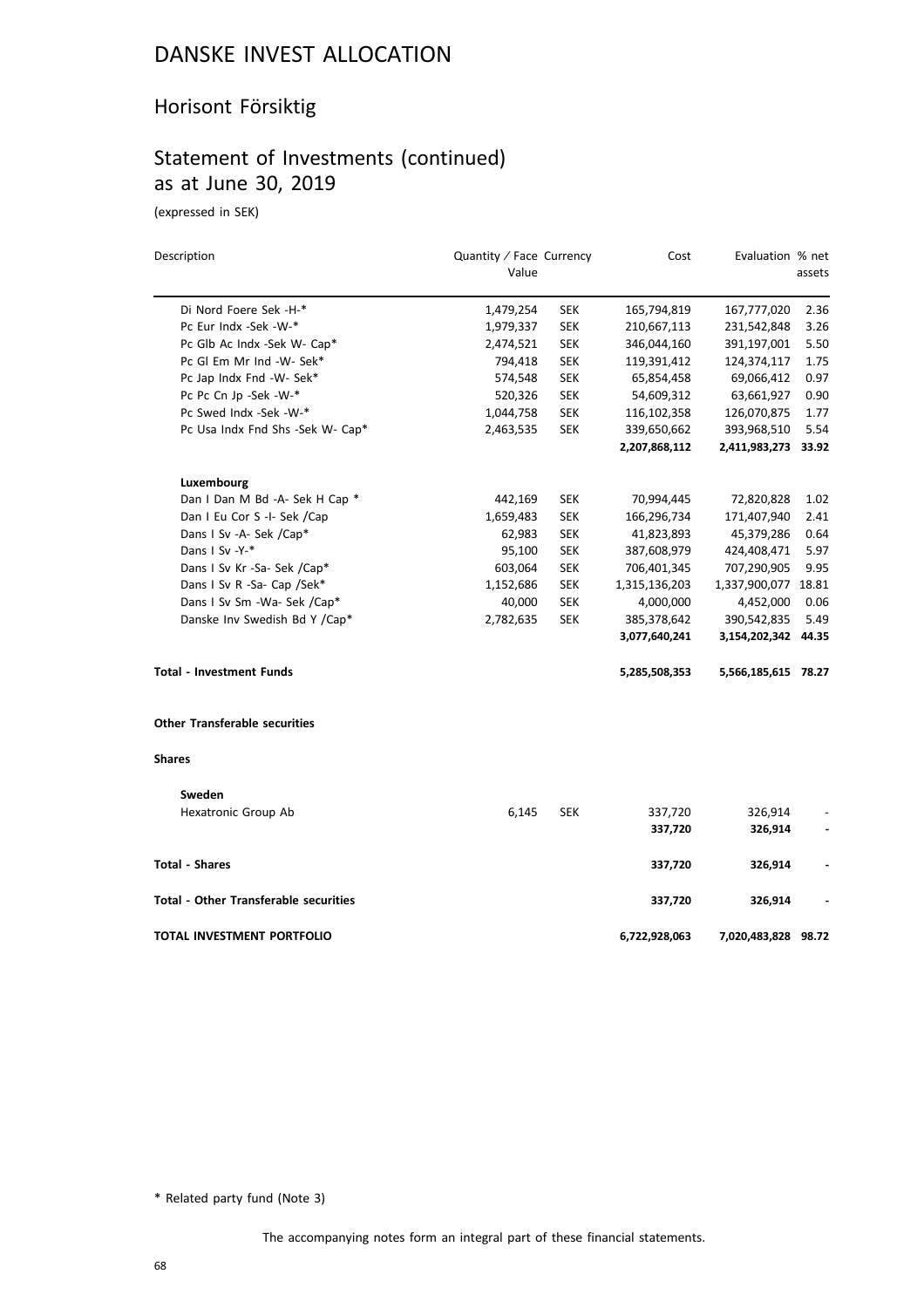# DANSKE INVEST ALLOCATION

## Horisont Försiktig

## Statement of Investments (continued) as at June 30, 2019

(expressed in SEK)

| Description | Quantity / Face Value | Currency | Cost | Evaluation | % net assets |
|---|---|---|---|---|---|
| Di Nord Foere Sek -H-* | 1,479,254 | SEK | 165,794,819 | 167,777,020 | 2.36 |
| Pc Eur Indx -Sek -W-* | 1,979,337 | SEK | 210,667,113 | 231,542,848 | 3.26 |
| Pc Glb Ac Indx -Sek W- Cap* | 2,474,521 | SEK | 346,044,160 | 391,197,001 | 5.50 |
| Pc Gl Em Mr Ind -W- Sek* | 794,418 | SEK | 119,391,412 | 124,374,117 | 1.75 |
| Pc Jap Indx Fnd -W- Sek* | 574,548 | SEK | 65,854,458 | 69,066,412 | 0.97 |
| Pc Pc Cn Jp -Sek -W-* | 520,326 | SEK | 54,609,312 | 63,661,927 | 0.90 |
| Pc Swed Indx -Sek -W-* | 1,044,758 | SEK | 116,102,358 | 126,070,875 | 1.77 |
| Pc Usa Indx Fnd Shs -Sek W- Cap* | 2,463,535 | SEK | 339,650,662 | 393,968,510 | 5.54 |
| | | | **2,207,868,112** | **2,411,983,273** | **33.92** |
| **Luxembourg** | | | | | |
| Dan I Dan M Bd -A- Sek H Cap * | 442,169 | SEK | 70,994,445 | 72,820,828 | 1.02 |
| Dan I Eu Cor S -I- Sek /Cap | 1,659,483 | SEK | 166,296,734 | 171,407,940 | 2.41 |
| Dans I Sv -A- Sek /Cap* | 62,983 | SEK | 41,823,893 | 45,379,286 | 0.64 |
| Dans I Sv -Y-* | 95,100 | SEK | 387,608,979 | 424,408,471 | 5.97 |
| Dans I Sv Kr -Sa- Sek /Cap* | 603,064 | SEK | 706,401,345 | 707,290,905 | 9.95 |
| Dans I Sv R -Sa- Cap /Sek* | 1,152,686 | SEK | 1,315,136,203 | 1,337,900,077 | 18.81 |
| Dans I Sv Sm -Wa- Sek /Cap* | 40,000 | SEK | 4,000,000 | 4,452,000 | 0.06 |
| Danske Inv Swedish Bd Y /Cap* | 2,782,635 | SEK | 385,378,642 | 390,542,835 | 5.49 |
| | | | **3,077,640,241** | **3,154,202,342** | **44.35** |
| **Total - Investment Funds** | | | **5,285,508,353** | **5,566,185,615** | **78.27** |
| **Other Transferable securities** | | | | | |
| **Shares** | | | | | |
| **Sweden** | | | | | |
| Hexatronic Group Ab | 6,145 | SEK | 337,720 | 326,914 | - |
| | | | **337,720** | **326,914** | **-** |
| **Total - Shares** | | | **337,720** | **326,914** | **-** |
| **Total - Other Transferable securities** | | | **337,720** | **326,914** | **-** |
| **TOTAL INVESTMENT PORTFOLIO** | | | **6,722,928,063** | **7,020,483,828** | **98.72** |

\* Related party fund (Note 3)

The accompanying notes form an integral part of these financial statements.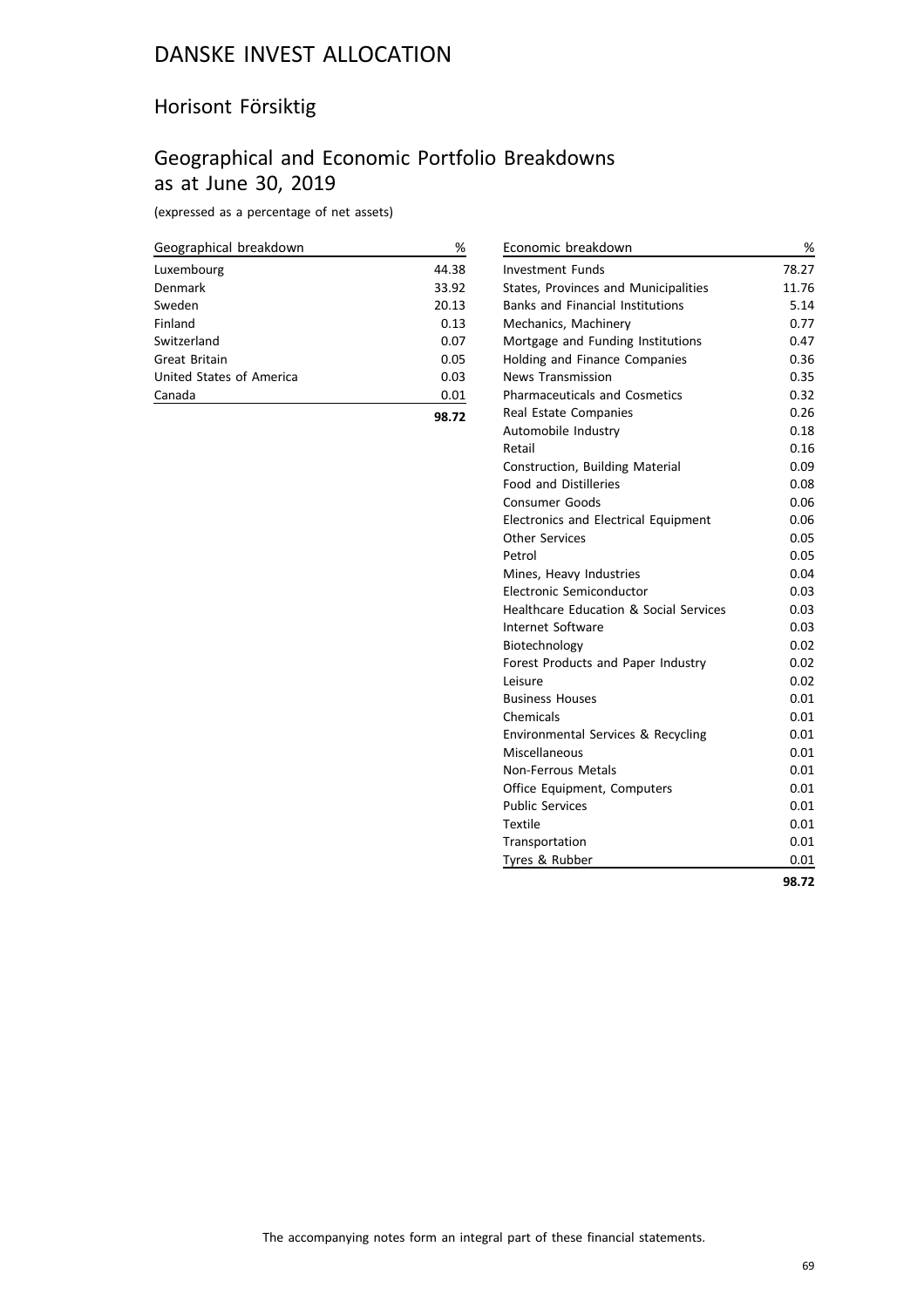# DANSKE INVEST ALLOCATION

## Horisont Försiktig

## Geographical and Economic Portfolio Breakdowns as at June 30, 2019

(expressed as a percentage of net assets)

| Geographical breakdown | % |
|---|---|
| Luxembourg | 44.38 |
| Denmark | 33.92 |
| Sweden | 20.13 |
| Finland | 0.13 |
| Switzerland | 0.07 |
| Great Britain | 0.05 |
| United States of America | 0.03 |
| Canada | 0.01 |
| | **98.72** |

| Economic breakdown | % |
|---|---|
| Investment Funds | 78.27 |
| States, Provinces and Municipalities | 11.76 |
| Banks and Financial Institutions | 5.14 |
| Mechanics, Machinery | 0.77 |
| Mortgage and Funding Institutions | 0.47 |
| Holding and Finance Companies | 0.36 |
| News Transmission | 0.35 |
| Pharmaceuticals and Cosmetics | 0.32 |
| Real Estate Companies | 0.26 |
| Automobile Industry | 0.18 |
| Retail | 0.16 |
| Construction, Building Material | 0.09 |
| Food and Distilleries | 0.08 |
| Consumer Goods | 0.06 |
| Electronics and Electrical Equipment | 0.06 |
| Other Services | 0.05 |
| Petrol | 0.05 |
| Mines, Heavy Industries | 0.04 |
| Electronic Semiconductor | 0.03 |
| Healthcare Education & Social Services | 0.03 |
| Internet Software | 0.03 |
| Biotechnology | 0.02 |
| Forest Products and Paper Industry | 0.02 |
| Leisure | 0.02 |
| Business Houses | 0.01 |
| Chemicals | 0.01 |
| Environmental Services & Recycling | 0.01 |
| Miscellaneous | 0.01 |
| Non-Ferrous Metals | 0.01 |
| Office Equipment, Computers | 0.01 |
| Public Services | 0.01 |
| Textile | 0.01 |
| Transportation | 0.01 |
| Tyres & Rubber | 0.01 |
| | **98.72** |

The accompanying notes form an integral part of these financial statements.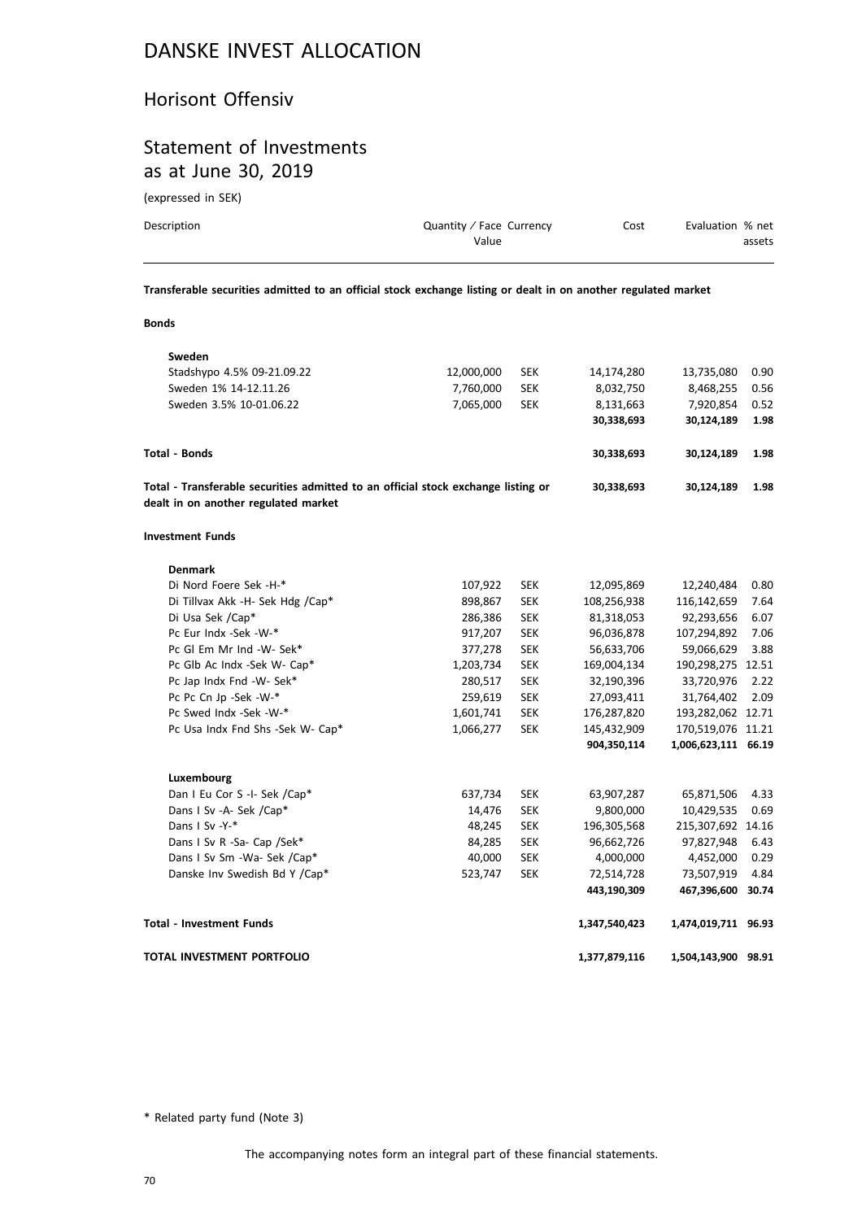# DANSKE INVEST ALLOCATION

## Horisont Offensiv

## Statement of Investments as at June 30, 2019

(expressed in SEK)

| Description | Quantity / Face Value | Currency | Cost | Evaluation | % net assets |
|---|---|---|---|---|---|
| **Transferable securities admitted to an official stock exchange listing or dealt in on another regulated market** | | | | | |
| **Bonds** | | | | | |
| **Sweden** | | | | | |
| Stadshypo 4.5% 09-21.09.22 | 12,000,000 | SEK | 14,174,280 | 13,735,080 | 0.90 |
| Sweden 1% 14-12.11.26 | 7,760,000 | SEK | 8,032,750 | 8,468,255 | 0.56 |
| Sweden 3.5% 10-01.06.22 | 7,065,000 | SEK | 8,131,663 | 7,920,854 | 0.52 |
| | | | **30,338,693** | **30,124,189** | **1.98** |
| **Total - Bonds** | | | **30,338,693** | **30,124,189** | **1.98** |
| **Total - Transferable securities admitted to an official stock exchange listing or dealt in on another regulated market** | | | **30,338,693** | **30,124,189** | **1.98** |
| **Investment Funds** | | | | | |
| **Denmark** | | | | | |
| Di Nord Foere Sek -H-* | 107,922 | SEK | 12,095,869 | 12,240,484 | 0.80 |
| Di Tillvax Akk -H- Sek Hdg /Cap* | 898,867 | SEK | 108,256,938 | 116,142,659 | 7.64 |
| Di Usa Sek /Cap* | 286,386 | SEK | 81,318,053 | 92,293,656 | 6.07 |
| Pc Eur Indx -Sek -W-* | 917,207 | SEK | 96,036,878 | 107,294,892 | 7.06 |
| Pc Gl Em Mr Ind -W- Sek* | 377,278 | SEK | 56,633,706 | 59,066,629 | 3.88 |
| Pc Glb Ac Indx -Sek W- Cap* | 1,203,734 | SEK | 169,004,134 | 190,298,275 | 12.51 |
| Pc Jap Indx Fnd -W- Sek* | 280,517 | SEK | 32,190,396 | 33,720,976 | 2.22 |
| Pc Pc Cn Jp -Sek -W-* | 259,619 | SEK | 27,093,411 | 31,764,402 | 2.09 |
| Pc Swed Indx -Sek -W-* | 1,601,741 | SEK | 176,287,820 | 193,282,062 | 12.71 |
| Pc Usa Indx Fnd Shs -Sek W- Cap* | 1,066,277 | SEK | 145,432,909 | 170,519,076 | 11.21 |
| | | | **904,350,114** | **1,006,623,111** | **66.19** |
| **Luxembourg** | | | | | |
| Dan I Eu Cor S -I- Sek /Cap* | 637,734 | SEK | 63,907,287 | 65,871,506 | 4.33 |
| Dans I Sv -A- Sek /Cap* | 14,476 | SEK | 9,800,000 | 10,429,535 | 0.69 |
| Dans I Sv -Y-* | 48,245 | SEK | 196,305,568 | 215,307,692 | 14.16 |
| Dans I Sv R -Sa- Cap /Sek* | 84,285 | SEK | 96,662,726 | 97,827,948 | 6.43 |
| Dans I Sv Sm -Wa- Sek /Cap* | 40,000 | SEK | 4,000,000 | 4,452,000 | 0.29 |
| Danske Inv Swedish Bd Y /Cap* | 523,747 | SEK | 72,514,728 | 73,507,919 | 4.84 |
| | | | **443,190,309** | **467,396,600** | **30.74** |
| **Total - Investment Funds** | | | **1,347,540,423** | **1,474,019,711** | **96.93** |
| **TOTAL INVESTMENT PORTFOLIO** | | | **1,377,879,116** | **1,504,143,900** | **98.91** |

\* Related party fund (Note 3)

The accompanying notes form an integral part of these financial statements.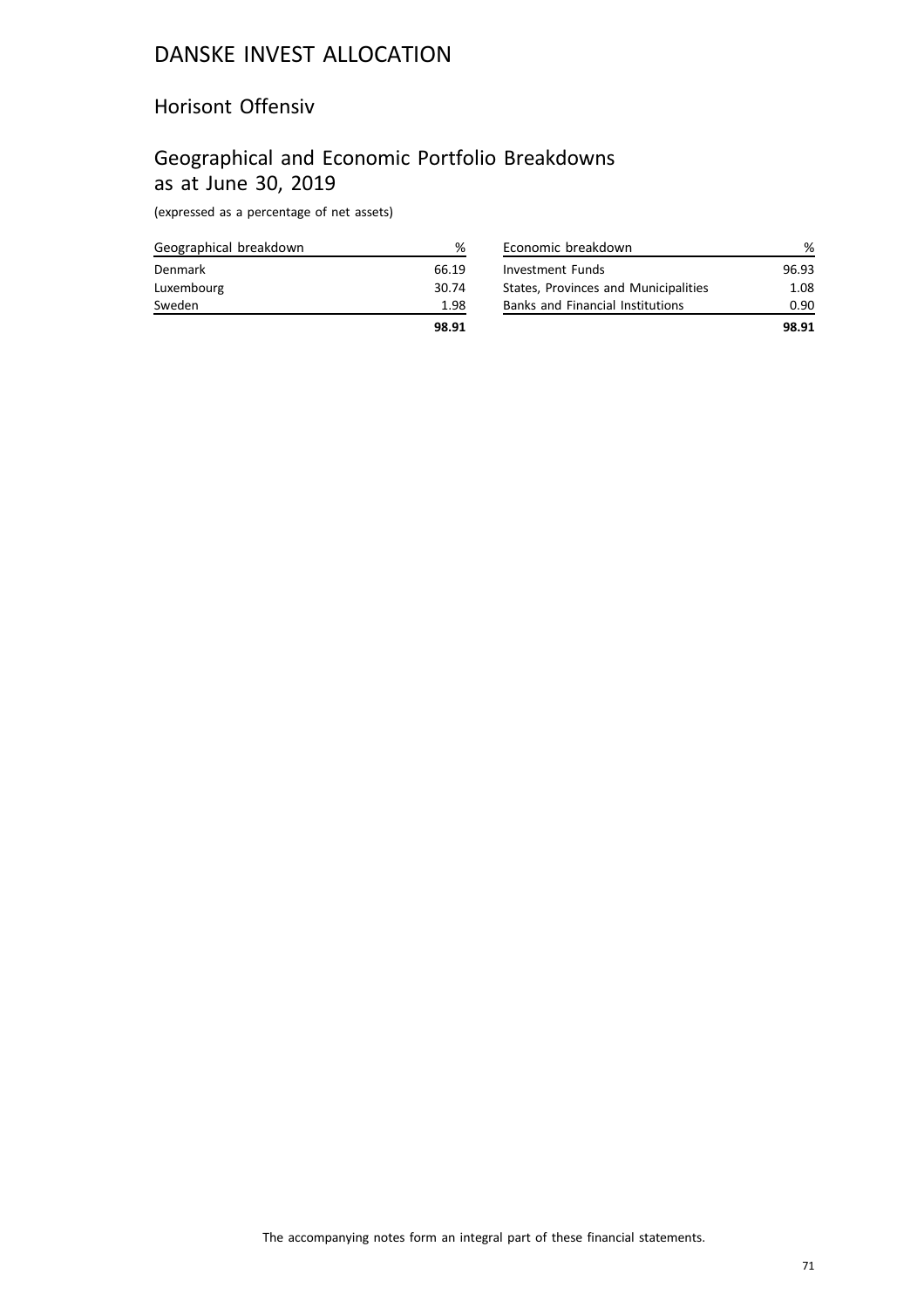# DANSKE INVEST ALLOCATION

## Horisont Offensiv

## Geographical and Economic Portfolio Breakdowns as at June 30, 2019

(expressed as a percentage of net assets)

| Geographical breakdown | % |
|---|---|
| Denmark | 66.19 |
| Luxembourg | 30.74 |
| Sweden | 1.98 |
| | **98.91** |

| Economic breakdown | % |
|---|---|
| Investment Funds | 96.93 |
| States, Provinces and Municipalities | 1.08 |
| Banks and Financial Institutions | 0.90 |
| | **98.91** |

The accompanying notes form an integral part of these financial statements.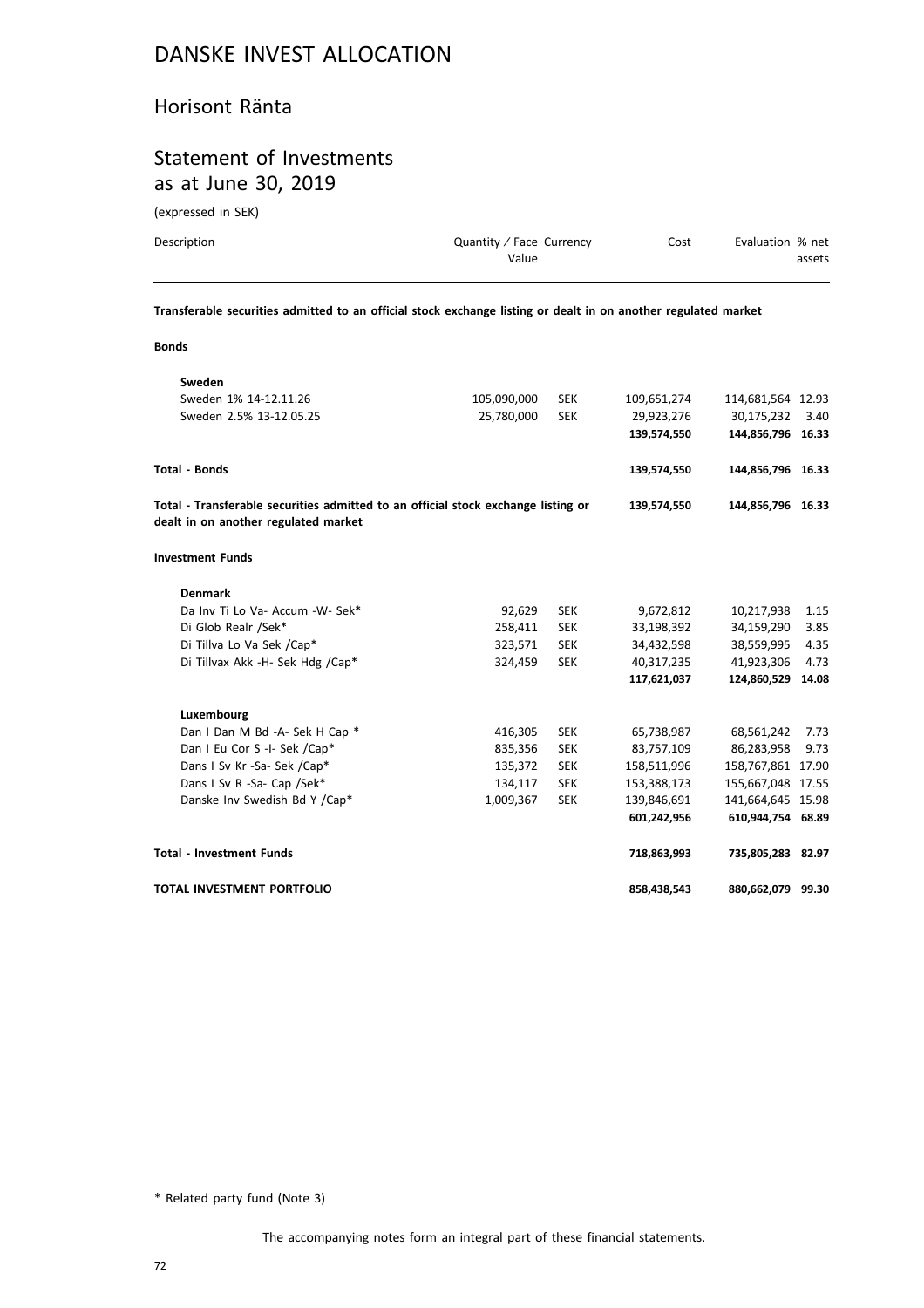# DANSKE INVEST ALLOCATION

## Horisont Ränta

## Statement of Investments as at June 30, 2019

(expressed in SEK)

| Description | Quantity / Face Value | Currency | Cost | Evaluation | % net assets |
|---|---|---|---|---|---|
| **Transferable securities admitted to an official stock exchange listing or dealt in on another regulated market** | | | | | |
| **Bonds** | | | | | |
| **Sweden** | | | | | |
| Sweden 1% 14-12.11.26 | 105,090,000 | SEK | 109,651,274 | 114,681,564 | 12.93 |
| Sweden 2.5% 13-12.05.25 | 25,780,000 | SEK | 29,923,276 | 30,175,232 | 3.40 |
| | | | **139,574,550** | **144,856,796** | **16.33** |
| **Total - Bonds** | | | **139,574,550** | **144,856,796** | **16.33** |
| **Total - Transferable securities admitted to an official stock exchange listing or dealt in on another regulated market** | | | **139,574,550** | **144,856,796** | **16.33** |
| **Investment Funds** | | | | | |
| **Denmark** | | | | | |
| Da Inv Ti Lo Va- Accum -W- Sek* | 92,629 | SEK | 9,672,812 | 10,217,938 | 1.15 |
| Di Glob Realr /Sek* | 258,411 | SEK | 33,198,392 | 34,159,290 | 3.85 |
| Di Tillva Lo Va Sek /Cap* | 323,571 | SEK | 34,432,598 | 38,559,995 | 4.35 |
| Di Tillvax Akk -H- Sek Hdg /Cap* | 324,459 | SEK | 40,317,235 | 41,923,306 | 4.73 |
| | | | **117,621,037** | **124,860,529** | **14.08** |
| **Luxembourg** | | | | | |
| Dan I Dan M Bd -A- Sek H Cap * | 416,305 | SEK | 65,738,987 | 68,561,242 | 7.73 |
| Dan I Eu Cor S -I- Sek /Cap* | 835,356 | SEK | 83,757,109 | 86,283,958 | 9.73 |
| Dans I Sv Kr -Sa- Sek /Cap* | 135,372 | SEK | 158,511,996 | 158,767,861 | 17.90 |
| Dans I Sv R -Sa- Cap /Sek* | 134,117 | SEK | 153,388,173 | 155,667,048 | 17.55 |
| Danske Inv Swedish Bd Y /Cap* | 1,009,367 | SEK | 139,846,691 | 141,664,645 | 15.98 |
| | | | **601,242,956** | **610,944,754** | **68.89** |
| **Total - Investment Funds** | | | **718,863,993** | **735,805,283** | **82.97** |
| **TOTAL INVESTMENT PORTFOLIO** | | | **858,438,543** | **880,662,079** | **99.30** |

\* Related party fund (Note 3)

The accompanying notes form an integral part of these financial statements.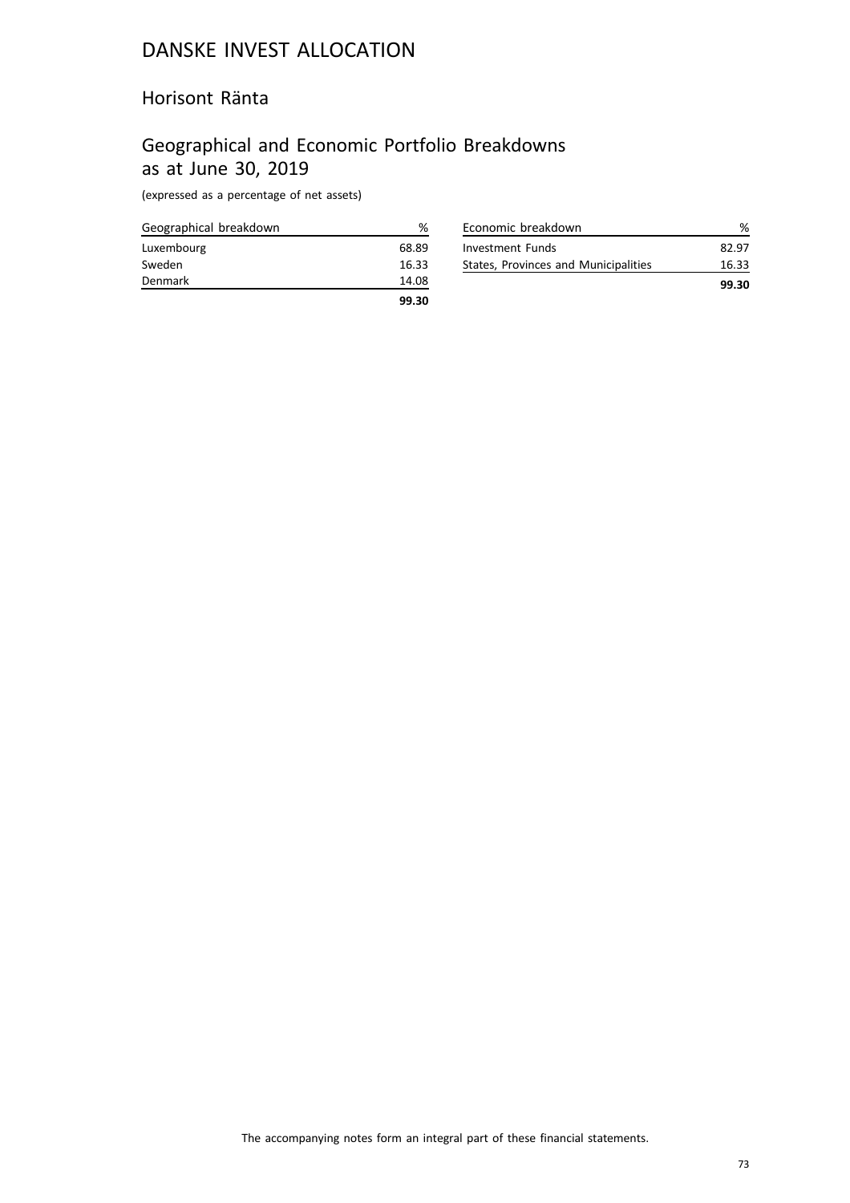# DANSKE INVEST ALLOCATION

## Horisont Ränta

## Geographical and Economic Portfolio Breakdowns as at June 30, 2019

(expressed as a percentage of net assets)

| Geographical breakdown | % |
|---|---|
| Luxembourg | 68.89 |
| Sweden | 16.33 |
| Denmark | 14.08 |
| | **99.30** |

| Economic breakdown | % |
|---|---|
| Investment Funds | 82.97 |
| States, Provinces and Municipalities | 16.33 |
| | **99.30** |

The accompanying notes form an integral part of these financial statements.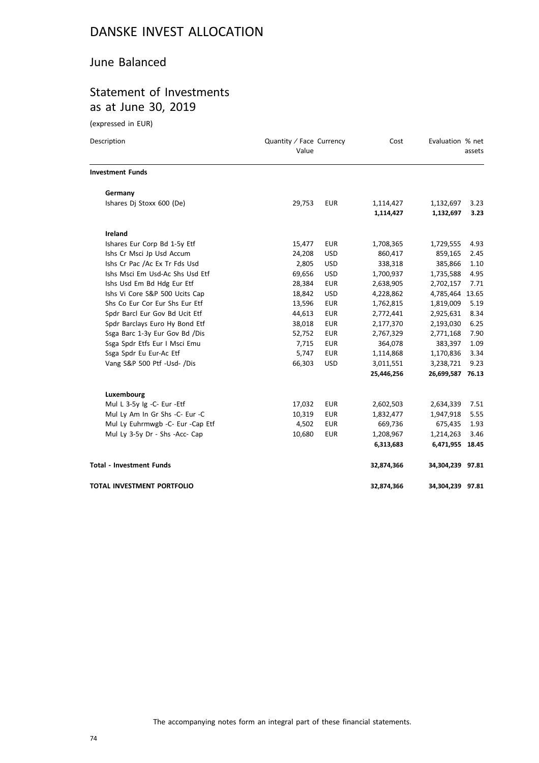# DANSKE INVEST ALLOCATION

## June Balanced

## Statement of Investments as at June 30, 2019

(expressed in EUR)

| Description | Quantity / Face Value | Currency | Cost | Evaluation | % net assets |
|---|---|---|---|---|---|
| **Investment Funds** | | | | | |
| **Germany** | | | | | |
| Ishares Dj Stoxx 600 (De) | 29,753 | EUR | 1,114,427 | 1,132,697 | 3.23 |
| | | | **1,114,427** | **1,132,697** | **3.23** |
| **Ireland** | | | | | |
| Ishares Eur Corp Bd 1-5y Etf | 15,477 | EUR | 1,708,365 | 1,729,555 | 4.93 |
| Ishs Cr Msci Jp Usd Accum | 24,208 | USD | 860,417 | 859,165 | 2.45 |
| Ishs Cr Pac /Ac Ex Tr Fds Usd | 2,805 | USD | 338,318 | 385,866 | 1.10 |
| Ishs Msci Em Usd-Ac Shs Usd Etf | 69,656 | USD | 1,700,937 | 1,735,588 | 4.95 |
| Ishs Usd Em Bd Hdg Eur Etf | 28,384 | EUR | 2,638,905 | 2,702,157 | 7.71 |
| Ishs Vi Core S&P 500 Ucits Cap | 18,842 | USD | 4,228,862 | 4,785,464 | 13.65 |
| Shs Co Eur Cor Eur Shs Eur Etf | 13,596 | EUR | 1,762,815 | 1,819,009 | 5.19 |
| Spdr Barcl Eur Gov Bd Ucit Etf | 44,613 | EUR | 2,772,441 | 2,925,631 | 8.34 |
| Spdr Barclays Euro Hy Bond Etf | 38,018 | EUR | 2,177,370 | 2,193,030 | 6.25 |
| Ssga Barc 1-3y Eur Gov Bd /Dis | 52,752 | EUR | 2,767,329 | 2,771,168 | 7.90 |
| Ssga Spdr Etfs Eur I Msci Emu | 7,715 | EUR | 364,078 | 383,397 | 1.09 |
| Ssga Spdr Eu Eur-Ac Etf | 5,747 | EUR | 1,114,868 | 1,170,836 | 3.34 |
| Vang S&P 500 Ptf -Usd- /Dis | 66,303 | USD | 3,011,551 | 3,238,721 | 9.23 |
| | | | **25,446,256** | **26,699,587** | **76.13** |
| **Luxembourg** | | | | | |
| Mul L 3-5y Ig -C- Eur -Etf | 17,032 | EUR | 2,602,503 | 2,634,339 | 7.51 |
| Mul Ly Am In Gr Shs -C- Eur -C | 10,319 | EUR | 1,832,477 | 1,947,918 | 5.55 |
| Mul Ly Euhrmwgb -C- Eur -Cap Etf | 4,502 | EUR | 669,736 | 675,435 | 1.93 |
| Mul Ly 3-5y Dr - Shs -Acc- Cap | 10,680 | EUR | 1,208,967 | 1,214,263 | 3.46 |
| | | | **6,313,683** | **6,471,955** | **18.45** |
| **Total - Investment Funds** | | | **32,874,366** | **34,304,239** | **97.81** |
| **TOTAL INVESTMENT PORTFOLIO** | | | **32,874,366** | **34,304,239** | **97.81** |

The accompanying notes form an integral part of these financial statements.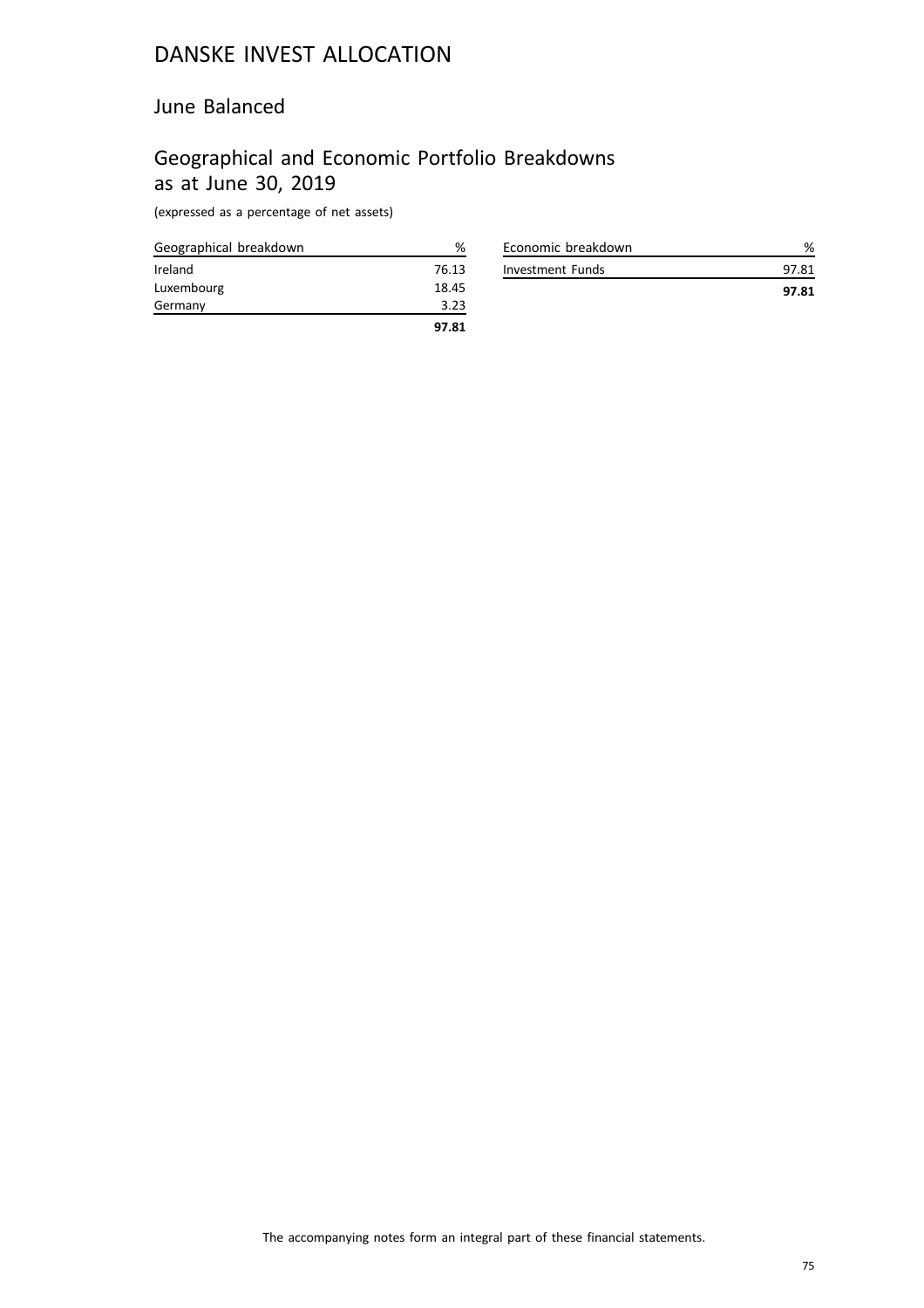# DANSKE INVEST ALLOCATION

## June Balanced

## Geographical and Economic Portfolio Breakdowns as at June 30, 2019

(expressed as a percentage of net assets)

| Geographical breakdown | % |
|---|---|
| Ireland | 76.13 |
| Luxembourg | 18.45 |
| Germany | 3.23 |
| | **97.81** |

| Economic breakdown | % |
|---|---|
| Investment Funds | 97.81 |
| | **97.81** |

The accompanying notes form an integral part of these financial statements.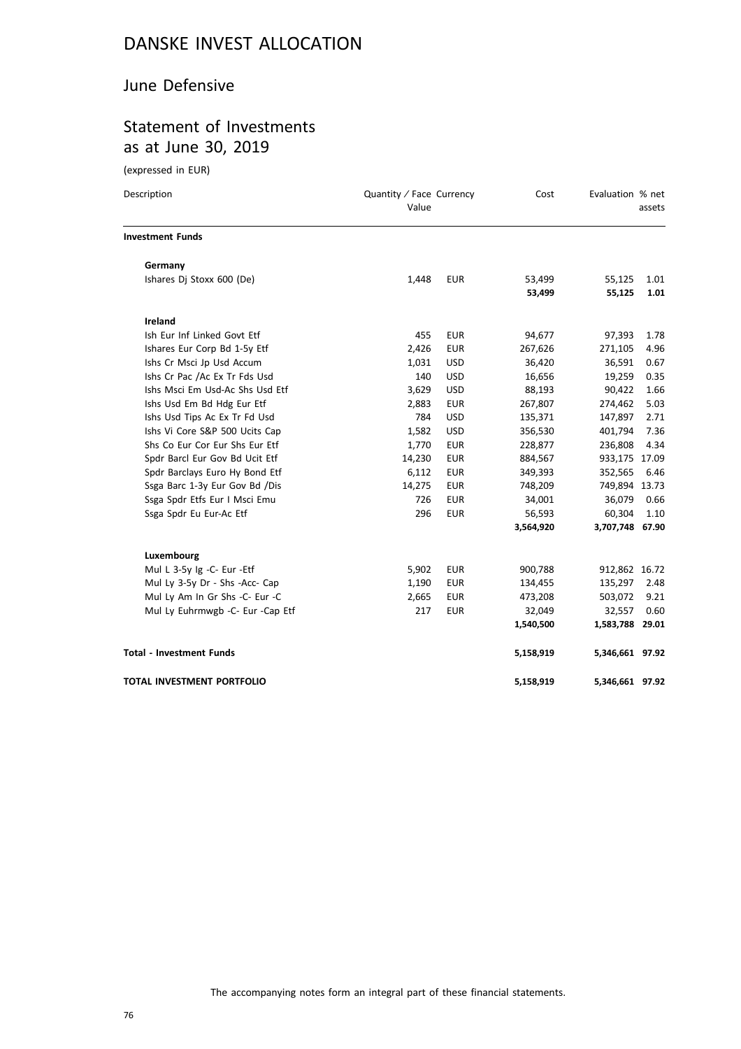# DANSKE INVEST ALLOCATION

## June Defensive

## Statement of Investments as at June 30, 2019

(expressed in EUR)

| Description | Quantity / Face Value | Currency | Cost | Evaluation | % net assets |
|---|---|---|---|---|---|
| **Investment Funds** | | | | | |
| **Germany** | | | | | |
| Ishares Dj Stoxx 600 (De) | 1,448 | EUR | 53,499 | 55,125 | 1.01 |
| | | | **53,499** | **55,125** | **1.01** |
| **Ireland** | | | | | |
| Ish Eur Inf Linked Govt Etf | 455 | EUR | 94,677 | 97,393 | 1.78 |
| Ishares Eur Corp Bd 1-5y Etf | 2,426 | EUR | 267,626 | 271,105 | 4.96 |
| Ishs Cr Msci Jp Usd Accum | 1,031 | USD | 36,420 | 36,591 | 0.67 |
| Ishs Cr Pac /Ac Ex Tr Fds Usd | 140 | USD | 16,656 | 19,259 | 0.35 |
| Ishs Msci Em Usd-Ac Shs Usd Etf | 3,629 | USD | 88,193 | 90,422 | 1.66 |
| Ishs Usd Em Bd Hdg Eur Etf | 2,883 | EUR | 267,807 | 274,462 | 5.03 |
| Ishs Usd Tips Ac Ex Tr Fd Usd | 784 | USD | 135,371 | 147,897 | 2.71 |
| Ishs Vi Core S&P 500 Ucits Cap | 1,582 | USD | 356,530 | 401,794 | 7.36 |
| Shs Co Eur Cor Eur Shs Eur Etf | 1,770 | EUR | 228,877 | 236,808 | 4.34 |
| Spdr Barcl Eur Gov Bd Ucit Etf | 14,230 | EUR | 884,567 | 933,175 | 17.09 |
| Spdr Barclays Euro Hy Bond Etf | 6,112 | EUR | 349,393 | 352,565 | 6.46 |
| Ssga Barc 1-3y Eur Gov Bd /Dis | 14,275 | EUR | 748,209 | 749,894 | 13.73 |
| Ssga Spdr Etfs Eur I Msci Emu | 726 | EUR | 34,001 | 36,079 | 0.66 |
| Ssga Spdr Eu Eur-Ac Etf | 296 | EUR | 56,593 | 60,304 | 1.10 |
| | | | **3,564,920** | **3,707,748** | **67.90** |
| **Luxembourg** | | | | | |
| Mul L 3-5y Ig -C- Eur -Etf | 5,902 | EUR | 900,788 | 912,862 | 16.72 |
| Mul Ly 3-5y Dr - Shs -Acc- Cap | 1,190 | EUR | 134,455 | 135,297 | 2.48 |
| Mul Ly Am In Gr Shs -C- Eur -C | 2,665 | EUR | 473,208 | 503,072 | 9.21 |
| Mul Ly Euhrmwgb -C- Eur -Cap Etf | 217 | EUR | 32,049 | 32,557 | 0.60 |
| | | | **1,540,500** | **1,583,788** | **29.01** |
| **Total - Investment Funds** | | | **5,158,919** | **5,346,661** | **97.92** |
| **TOTAL INVESTMENT PORTFOLIO** | | | **5,158,919** | **5,346,661** | **97.92** |

The accompanying notes form an integral part of these financial statements.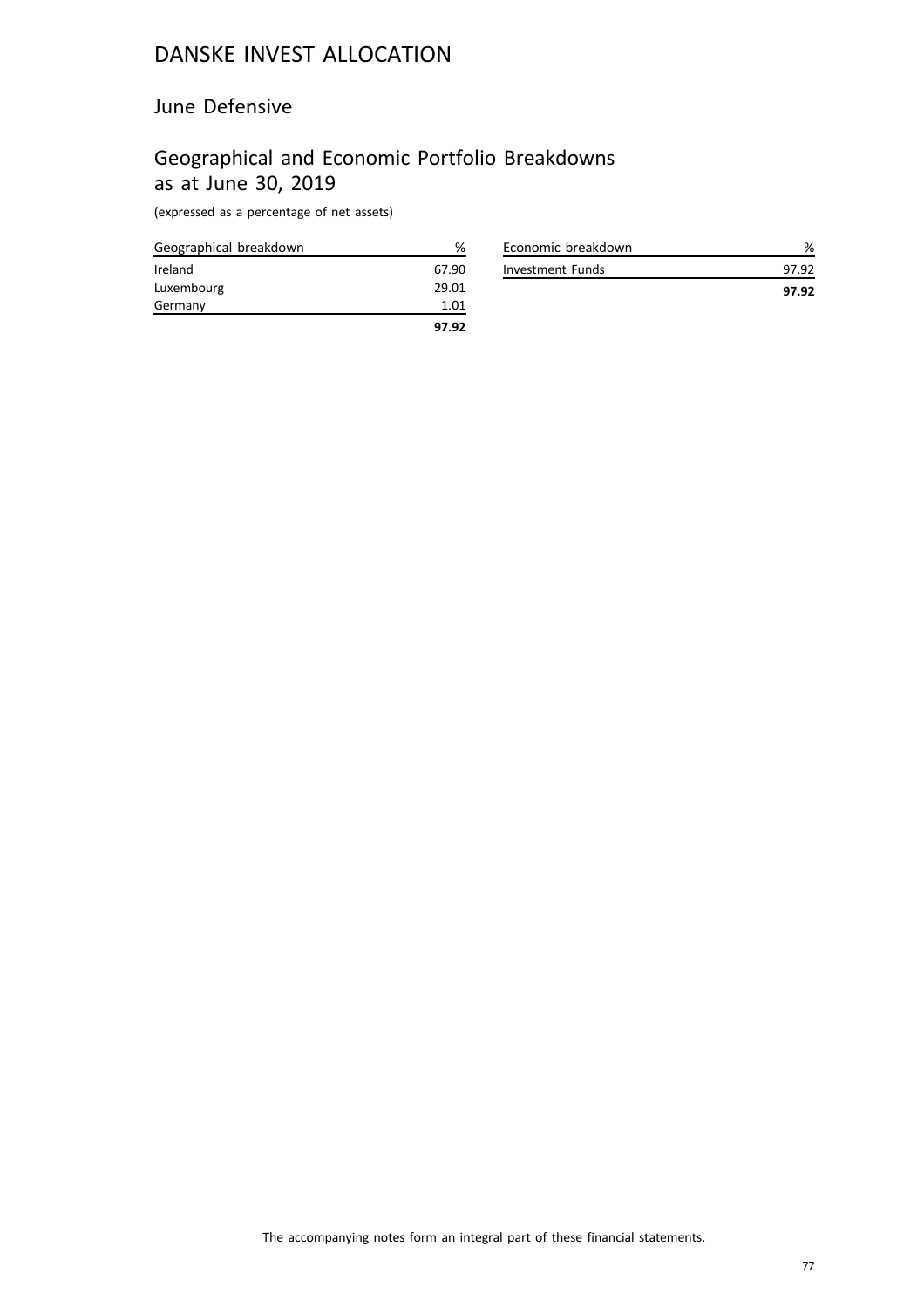# DANSKE INVEST ALLOCATION

## June Defensive

## Geographical and Economic Portfolio Breakdowns as at June 30, 2019

(expressed as a percentage of net assets)

| Geographical breakdown | % |
|---|---|
| Ireland | 67.90 |
| Luxembourg | 29.01 |
| Germany | 1.01 |
| | **97.92** |

| Economic breakdown | % |
|---|---|
| Investment Funds | 97.92 |
| | **97.92** |

The accompanying notes form an integral part of these financial statements.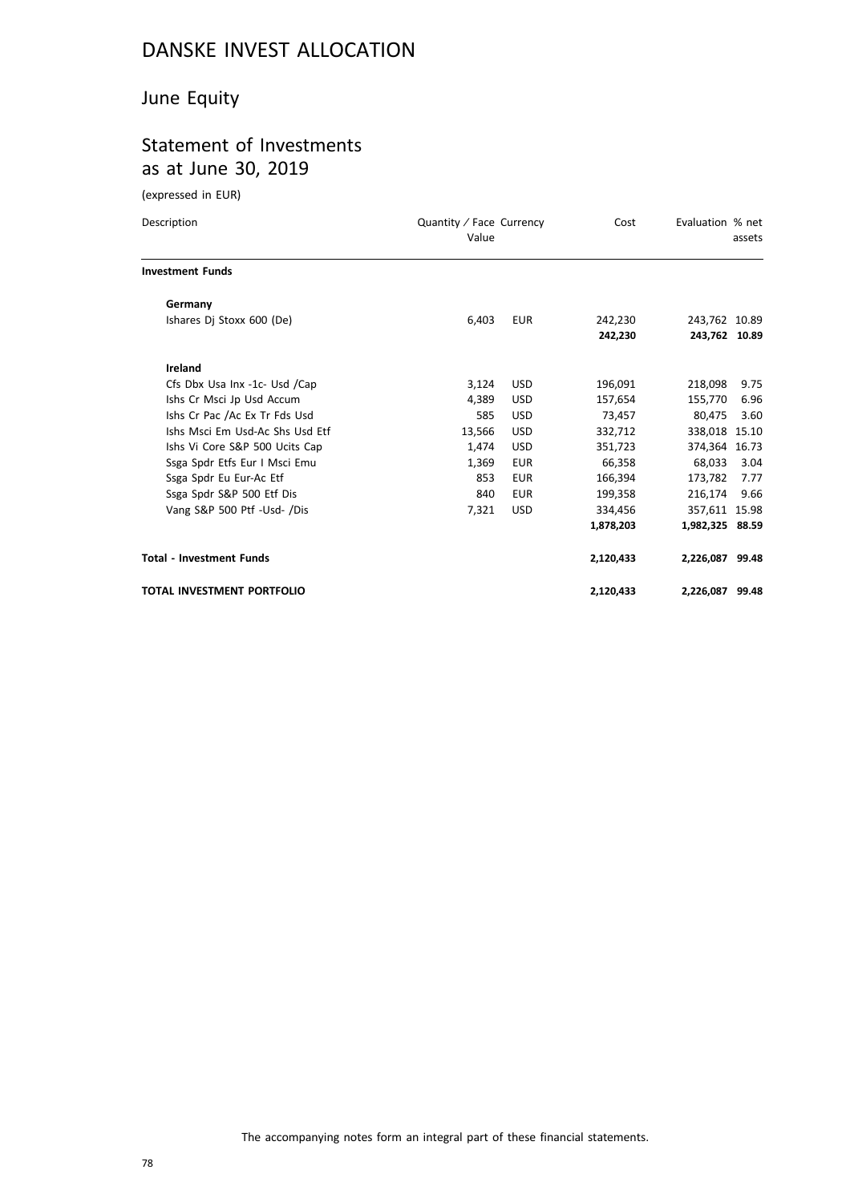# DANSKE INVEST ALLOCATION

## June Equity

## Statement of Investments as at June 30, 2019

(expressed in EUR)

| Description | Quantity / Face Value | Currency | Cost | Evaluation | % net assets |
|---|---|---|---|---|---|
| **Investment Funds** | | | | | |
| **Germany** | | | | | |
| Ishares Dj Stoxx 600 (De) | 6,403 | EUR | 242,230 | 243,762 | 10.89 |
| | | | **242,230** | **243,762** | **10.89** |
| **Ireland** | | | | | |
| Cfs Dbx Usa Inx -1c- Usd /Cap | 3,124 | USD | 196,091 | 218,098 | 9.75 |
| Ishs Cr Msci Jp Usd Accum | 4,389 | USD | 157,654 | 155,770 | 6.96 |
| Ishs Cr Pac /Ac Ex Tr Fds Usd | 585 | USD | 73,457 | 80,475 | 3.60 |
| Ishs Msci Em Usd-Ac Shs Usd Etf | 13,566 | USD | 332,712 | 338,018 | 15.10 |
| Ishs Vi Core S&P 500 Ucits Cap | 1,474 | USD | 351,723 | 374,364 | 16.73 |
| Ssga Spdr Etfs Eur I Msci Emu | 1,369 | EUR | 66,358 | 68,033 | 3.04 |
| Ssga Spdr Eu Eur-Ac Etf | 853 | EUR | 166,394 | 173,782 | 7.77 |
| Ssga Spdr S&P 500 Etf Dis | 840 | EUR | 199,358 | 216,174 | 9.66 |
| Vang S&P 500 Ptf -Usd- /Dis | 7,321 | USD | 334,456 | 357,611 | 15.98 |
| | | | **1,878,203** | **1,982,325** | **88.59** |
| **Total - Investment Funds** | | | **2,120,433** | **2,226,087** | **99.48** |
| **TOTAL INVESTMENT PORTFOLIO** | | | **2,120,433** | **2,226,087** | **99.48** |

The accompanying notes form an integral part of these financial statements.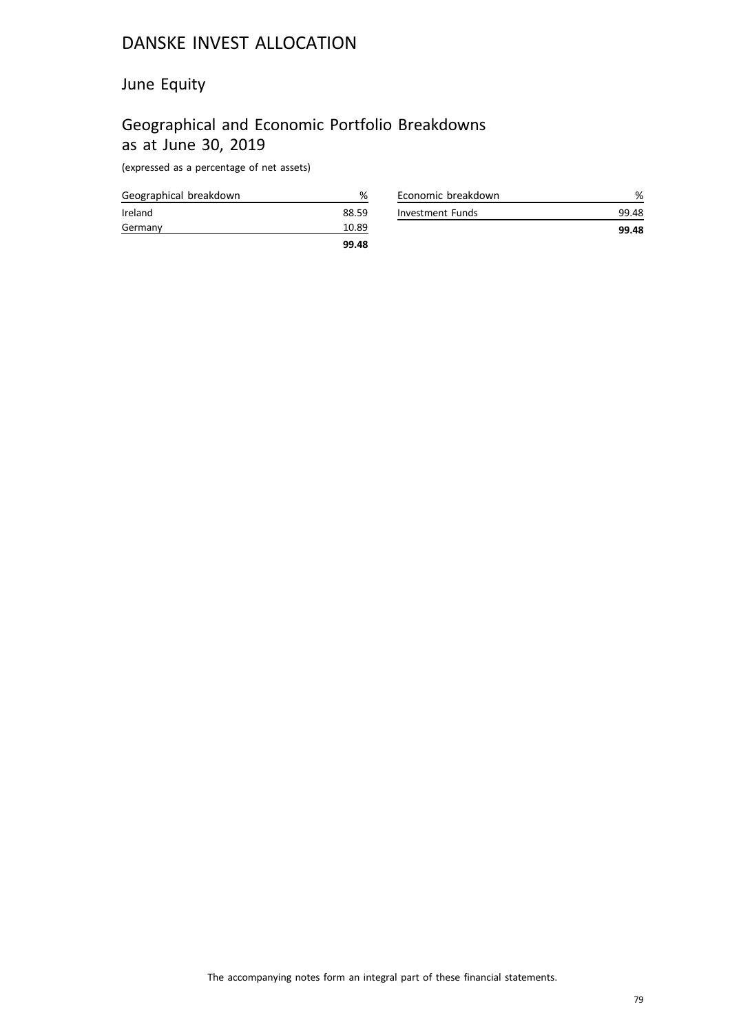# DANSKE INVEST ALLOCATION

## June Equity

## Geographical and Economic Portfolio Breakdowns as at June 30, 2019

(expressed as a percentage of net assets)

| Geographical breakdown | % |
|---|---|
| Ireland | 88.59 |
| Germany | 10.89 |
| | **99.48** |

| Economic breakdown | % |
|---|---|
| Investment Funds | 99.48 |
| | **99.48** |

The accompanying notes form an integral part of these financial statements.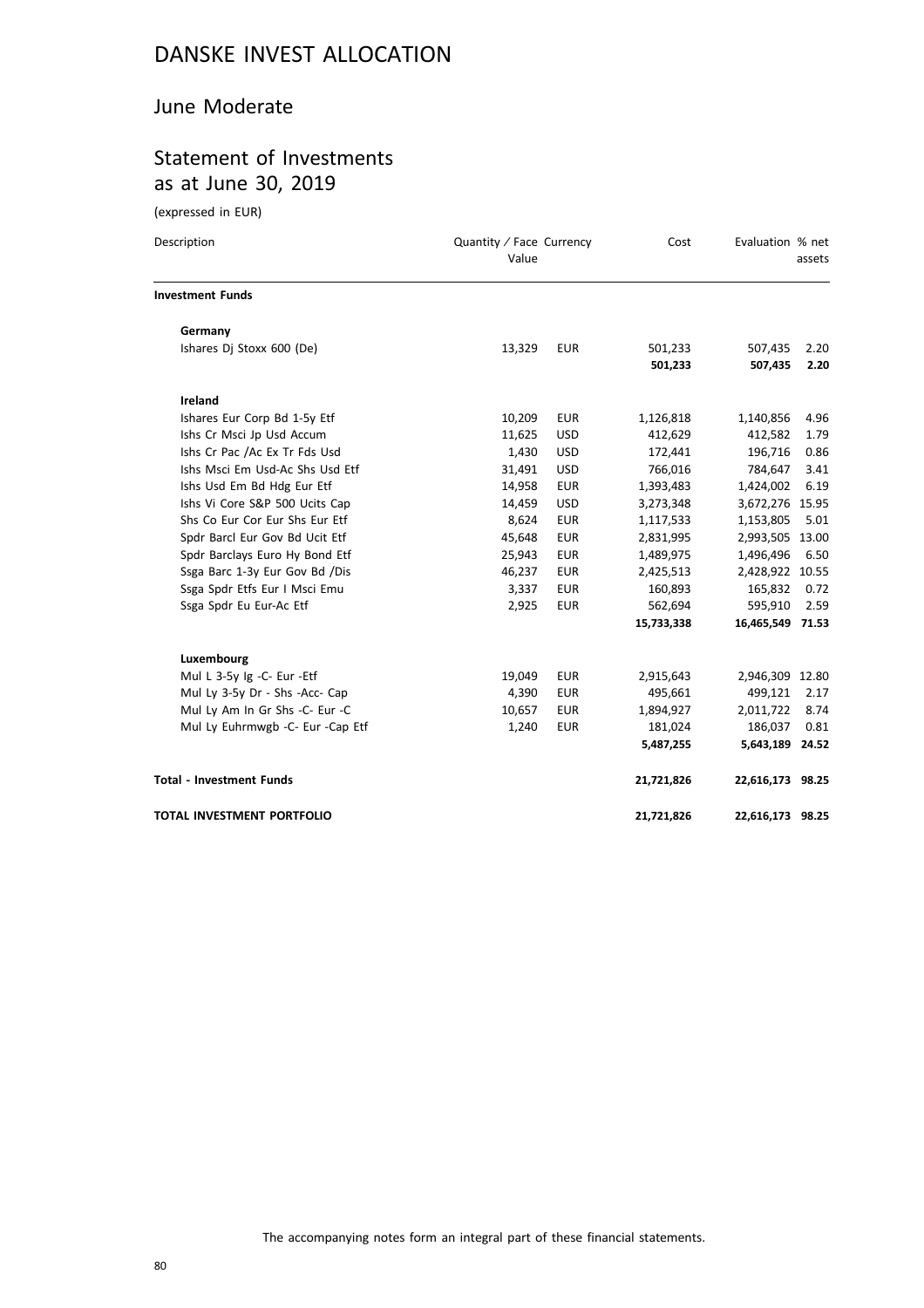# DANSKE INVEST ALLOCATION

## June Moderate

## Statement of Investments as at June 30, 2019

(expressed in EUR)

| Description | Quantity / Face Value | Currency | Cost | Evaluation | % net assets |
|---|---|---|---|---|---|
| **Investment Funds** | | | | | |
| **Germany** | | | | | |
| Ishares Dj Stoxx 600 (De) | 13,329 | EUR | 501,233 | 507,435 | 2.20 |
| | | | **501,233** | **507,435** | **2.20** |
| **Ireland** | | | | | |
| Ishares Eur Corp Bd 1-5y Etf | 10,209 | EUR | 1,126,818 | 1,140,856 | 4.96 |
| Ishs Cr Msci Jp Usd Accum | 11,625 | USD | 412,629 | 412,582 | 1.79 |
| Ishs Cr Pac /Ac Ex Tr Fds Usd | 1,430 | USD | 172,441 | 196,716 | 0.86 |
| Ishs Msci Em Usd-Ac Shs Usd Etf | 31,491 | USD | 766,016 | 784,647 | 3.41 |
| Ishs Usd Em Bd Hdg Eur Etf | 14,958 | EUR | 1,393,483 | 1,424,002 | 6.19 |
| Ishs Vi Core S&P 500 Ucits Cap | 14,459 | USD | 3,273,348 | 3,672,276 | 15.95 |
| Shs Co Eur Cor Eur Shs Eur Etf | 8,624 | EUR | 1,117,533 | 1,153,805 | 5.01 |
| Spdr Barcl Eur Gov Bd Ucit Etf | 45,648 | EUR | 2,831,995 | 2,993,505 | 13.00 |
| Spdr Barclays Euro Hy Bond Etf | 25,943 | EUR | 1,489,975 | 1,496,496 | 6.50 |
| Ssga Barc 1-3y Eur Gov Bd /Dis | 46,237 | EUR | 2,425,513 | 2,428,922 | 10.55 |
| Ssga Spdr Etfs Eur I Msci Emu | 3,337 | EUR | 160,893 | 165,832 | 0.72 |
| Ssga Spdr Eu Eur-Ac Etf | 2,925 | EUR | 562,694 | 595,910 | 2.59 |
| | | | **15,733,338** | **16,465,549** | **71.53** |
| **Luxembourg** | | | | | |
| Mul L 3-5y Ig -C- Eur -Etf | 19,049 | EUR | 2,915,643 | 2,946,309 | 12.80 |
| Mul Ly 3-5y Dr - Shs -Acc- Cap | 4,390 | EUR | 495,661 | 499,121 | 2.17 |
| Mul Ly Am In Gr Shs -C- Eur -C | 10,657 | EUR | 1,894,927 | 2,011,722 | 8.74 |
| Mul Ly Euhrmwgb -C- Eur -Cap Etf | 1,240 | EUR | 181,024 | 186,037 | 0.81 |
| | | | **5,487,255** | **5,643,189** | **24.52** |
| **Total - Investment Funds** | | | **21,721,826** | **22,616,173** | **98.25** |
| **TOTAL INVESTMENT PORTFOLIO** | | | **21,721,826** | **22,616,173** | **98.25** |

The accompanying notes form an integral part of these financial statements.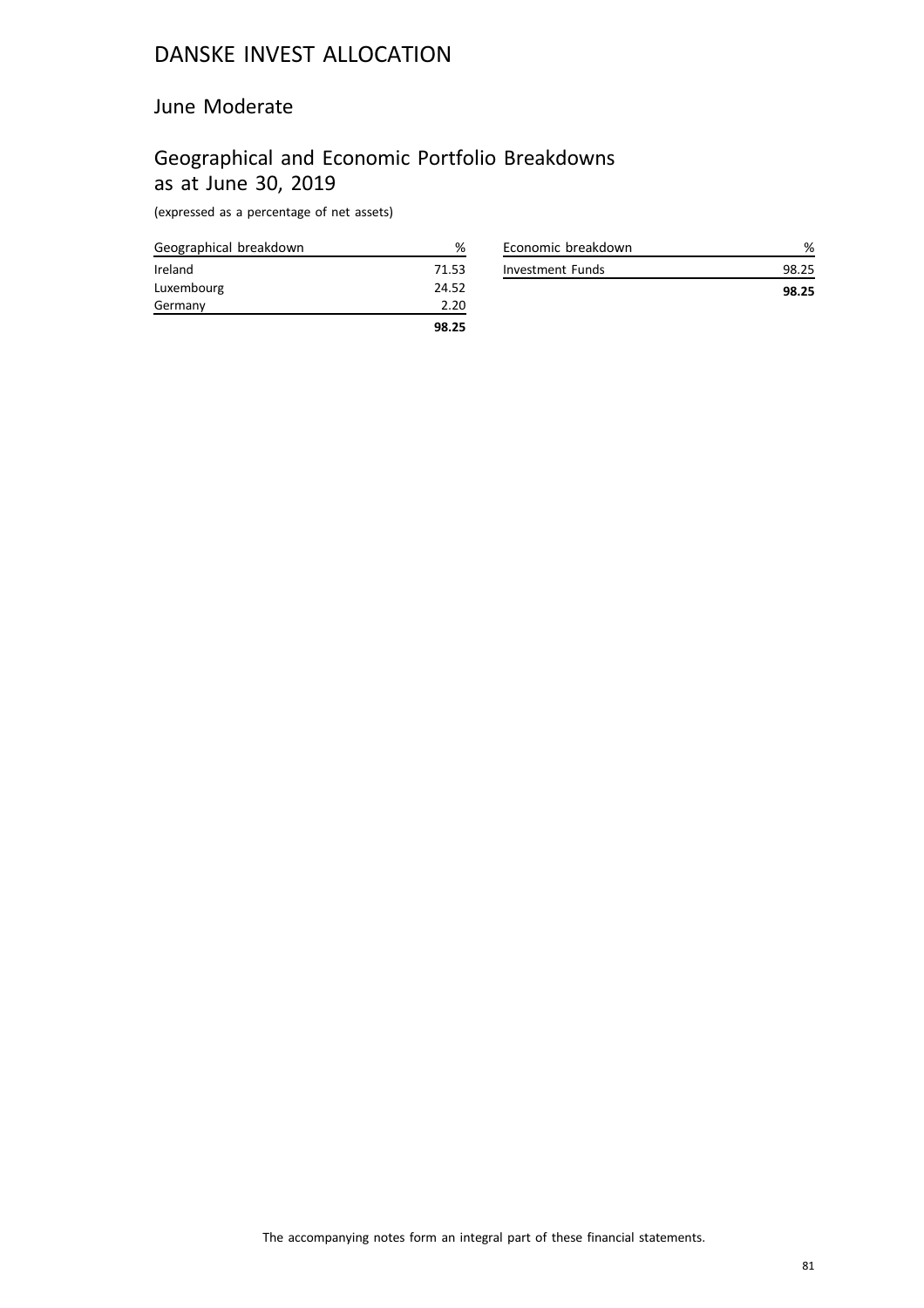# DANSKE INVEST ALLOCATION

## June Moderate

## Geographical and Economic Portfolio Breakdowns as at June 30, 2019

(expressed as a percentage of net assets)

| Geographical breakdown | % |
|---|---|
| Ireland | 71.53 |
| Luxembourg | 24.52 |
| Germany | 2.20 |
| | **98.25** |

| Economic breakdown | % |
|---|---|
| Investment Funds | 98.25 |
| | **98.25** |

The accompanying notes form an integral part of these financial statements.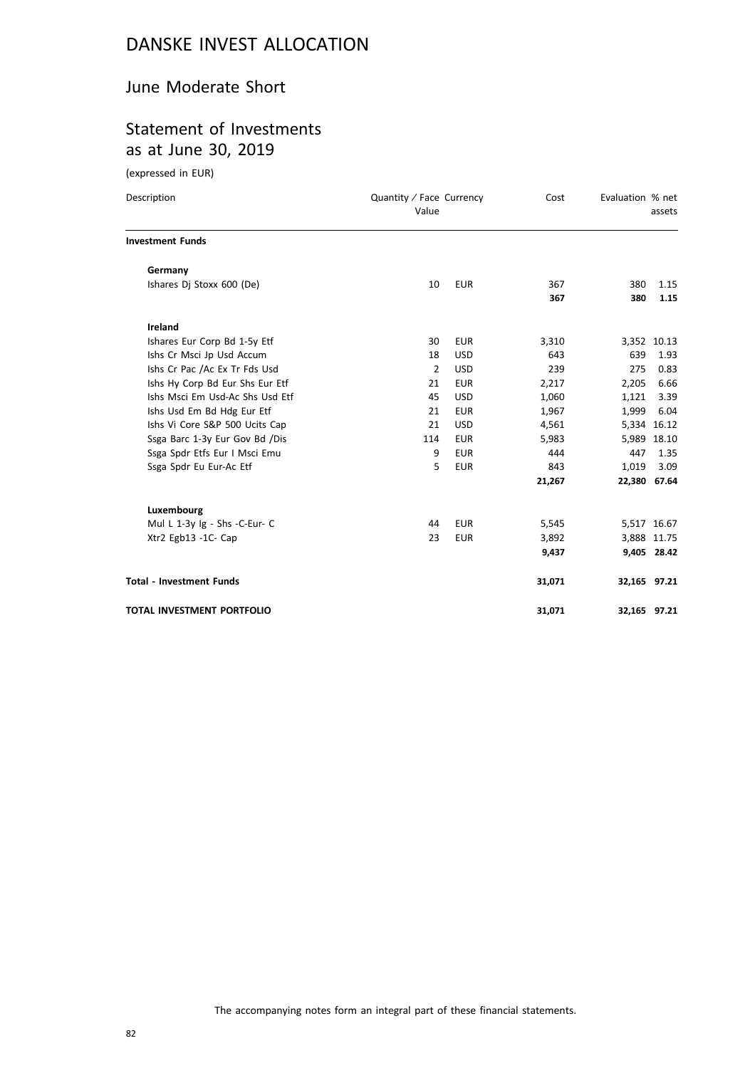# DANSKE INVEST ALLOCATION

## June Moderate Short

## Statement of Investments as at June 30, 2019

(expressed in EUR)

| Description | Quantity / Face Value | Currency | Cost | Evaluation | % net assets |
|---|---|---|---|---|---|
| **Investment Funds** | | | | | |
| **Germany** | | | | | |
| Ishares Dj Stoxx 600 (De) | 10 | EUR | 367 | 380 | 1.15 |
| | | | **367** | **380** | **1.15** |
| **Ireland** | | | | | |
| Ishares Eur Corp Bd 1-5y Etf | 30 | EUR | 3,310 | 3,352 | 10.13 |
| Ishs Cr Msci Jp Usd Accum | 18 | USD | 643 | 639 | 1.93 |
| Ishs Cr Pac /Ac Ex Tr Fds Usd | 2 | USD | 239 | 275 | 0.83 |
| Ishs Hy Corp Bd Eur Shs Eur Etf | 21 | EUR | 2,217 | 2,205 | 6.66 |
| Ishs Msci Em Usd-Ac Shs Usd Etf | 45 | USD | 1,060 | 1,121 | 3.39 |
| Ishs Usd Em Bd Hdg Eur Etf | 21 | EUR | 1,967 | 1,999 | 6.04 |
| Ishs Vi Core S&P 500 Ucits Cap | 21 | USD | 4,561 | 5,334 | 16.12 |
| Ssga Barc 1-3y Eur Gov Bd /Dis | 114 | EUR | 5,983 | 5,989 | 18.10 |
| Ssga Spdr Etfs Eur I Msci Emu | 9 | EUR | 444 | 447 | 1.35 |
| Ssga Spdr Eu Eur-Ac Etf | 5 | EUR | 843 | 1,019 | 3.09 |
| | | | **21,267** | **22,380** | **67.64** |
| **Luxembourg** | | | | | |
| Mul L 1-3y Ig - Shs -C-Eur- C | 44 | EUR | 5,545 | 5,517 | 16.67 |
| Xtr2 Egb13 -1C- Cap | 23 | EUR | 3,892 | 3,888 | 11.75 |
| | | | **9,437** | **9,405** | **28.42** |
| **Total - Investment Funds** | | | **31,071** | **32,165** | **97.21** |
| **TOTAL INVESTMENT PORTFOLIO** | | | **31,071** | **32,165** | **97.21** |

The accompanying notes form an integral part of these financial statements.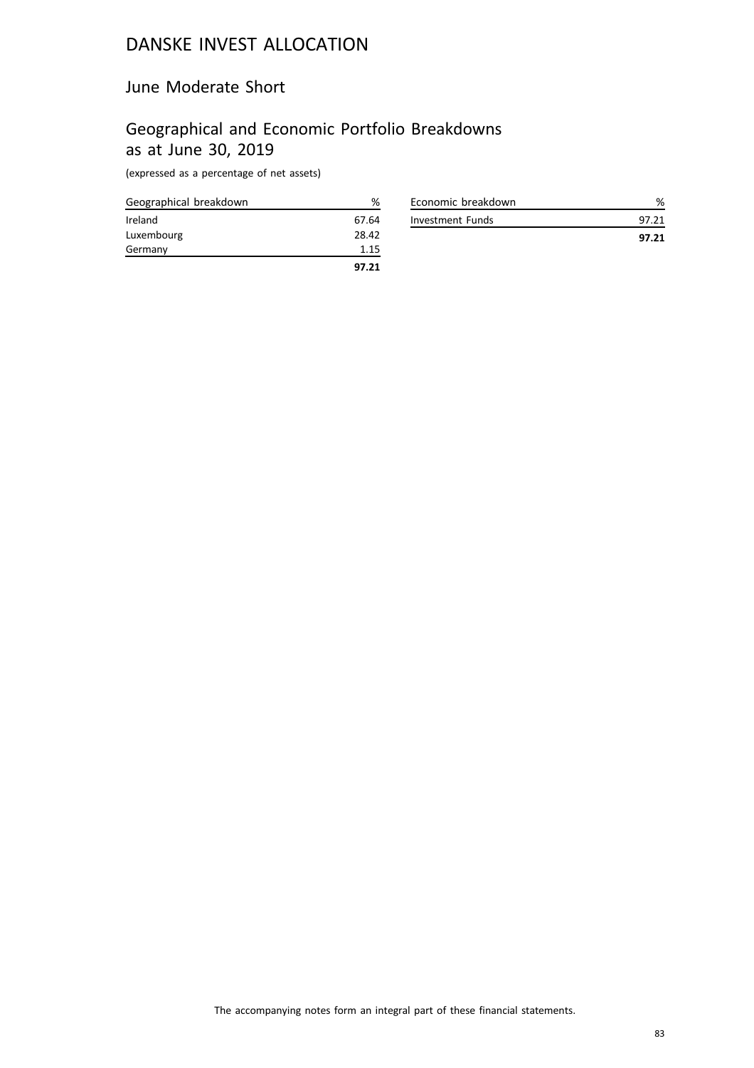# DANSKE INVEST ALLOCATION

## June Moderate Short

## Geographical and Economic Portfolio Breakdowns as at June 30, 2019

(expressed as a percentage of net assets)

| Geographical breakdown | % |
|---|---|
| Ireland | 67.64 |
| Luxembourg | 28.42 |
| Germany | 1.15 |
| | **97.21** |

| Economic breakdown | % |
|---|---|
| Investment Funds | 97.21 |
| | **97.21** |

The accompanying notes form an integral part of these financial statements.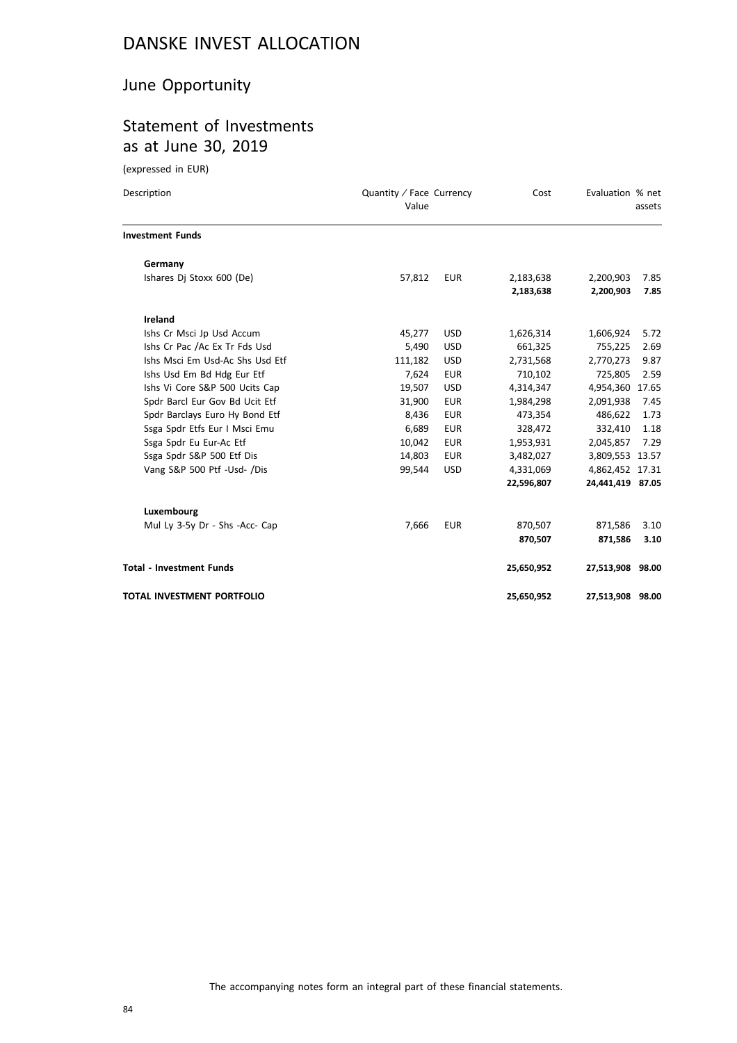# DANSKE INVEST ALLOCATION

## June Opportunity

## Statement of Investments as at June 30, 2019

(expressed in EUR)

| Description | Quantity / Face Value | Currency | Cost | Evaluation | % net assets |
|---|---|---|---|---|---|
| **Investment Funds** | | | | | |
| **Germany** | | | | | |
| Ishares Dj Stoxx 600 (De) | 57,812 | EUR | 2,183,638 | 2,200,903 | 7.85 |
| | | | **2,183,638** | **2,200,903** | **7.85** |
| **Ireland** | | | | | |
| Ishs Cr Msci Jp Usd Accum | 45,277 | USD | 1,626,314 | 1,606,924 | 5.72 |
| Ishs Cr Pac /Ac Ex Tr Fds Usd | 5,490 | USD | 661,325 | 755,225 | 2.69 |
| Ishs Msci Em Usd-Ac Shs Usd Etf | 111,182 | USD | 2,731,568 | 2,770,273 | 9.87 |
| Ishs Usd Em Bd Hdg Eur Etf | 7,624 | EUR | 710,102 | 725,805 | 2.59 |
| Ishs Vi Core S&P 500 Ucits Cap | 19,507 | USD | 4,314,347 | 4,954,360 | 17.65 |
| Spdr Barcl Eur Gov Bd Ucit Etf | 31,900 | EUR | 1,984,298 | 2,091,938 | 7.45 |
| Spdr Barclays Euro Hy Bond Etf | 8,436 | EUR | 473,354 | 486,622 | 1.73 |
| Ssga Spdr Etfs Eur I Msci Emu | 6,689 | EUR | 328,472 | 332,410 | 1.18 |
| Ssga Spdr Eu Eur-Ac Etf | 10,042 | EUR | 1,953,931 | 2,045,857 | 7.29 |
| Ssga Spdr S&P 500 Etf Dis | 14,803 | EUR | 3,482,027 | 3,809,553 | 13.57 |
| Vang S&P 500 Ptf -Usd- /Dis | 99,544 | USD | 4,331,069 | 4,862,452 | 17.31 |
| | | | **22,596,807** | **24,441,419** | **87.05** |
| **Luxembourg** | | | | | |
| Mul Ly 3-5y Dr - Shs -Acc- Cap | 7,666 | EUR | 870,507 | 871,586 | 3.10 |
| | | | **870,507** | **871,586** | **3.10** |
| **Total - Investment Funds** | | | **25,650,952** | **27,513,908** | **98.00** |
| **TOTAL INVESTMENT PORTFOLIO** | | | **25,650,952** | **27,513,908** | **98.00** |

The accompanying notes form an integral part of these financial statements.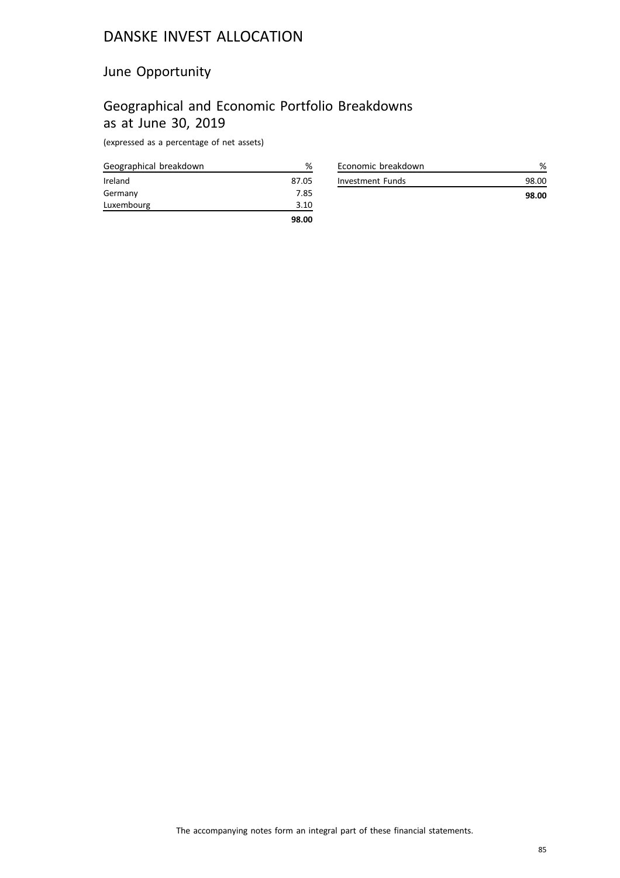# DANSKE INVEST ALLOCATION

## June Opportunity

## Geographical and Economic Portfolio Breakdowns as at June 30, 2019

(expressed as a percentage of net assets)

| Geographical breakdown | % |
|---|---|
| Ireland | 87.05 |
| Germany | 7.85 |
| Luxembourg | 3.10 |
| | **98.00** |

| Economic breakdown | % |
|---|---|
| Investment Funds | 98.00 |
| | **98.00** |

The accompanying notes form an integral part of these financial statements.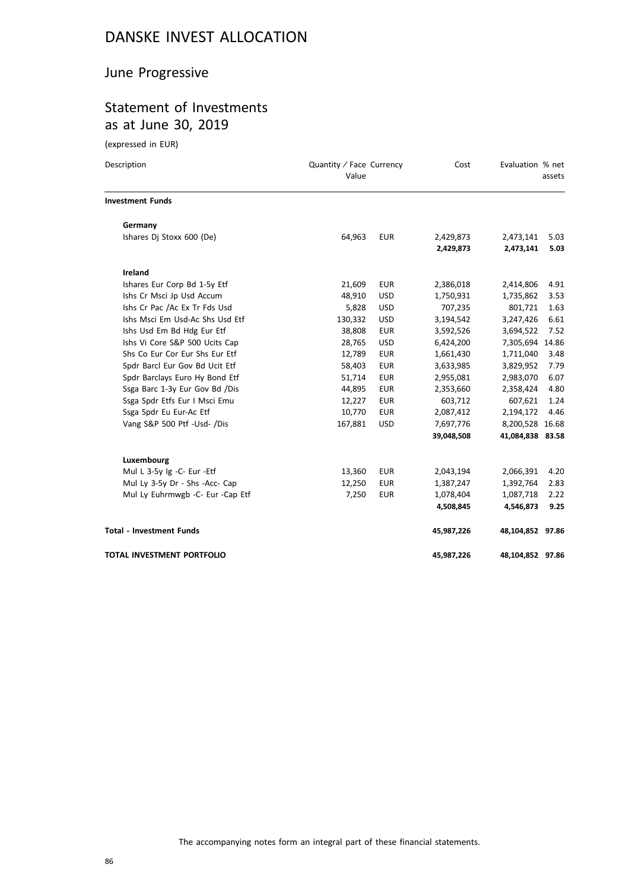# DANSKE INVEST ALLOCATION

## June Progressive

## Statement of Investments as at June 30, 2019

(expressed in EUR)

| Description | Quantity / Face Value | Currency | Cost | Evaluation | % net assets |
|---|---|---|---|---|---|
| **Investment Funds** | | | | | |
| **Germany** | | | | | |
| Ishares Dj Stoxx 600 (De) | 64,963 | EUR | 2,429,873 | 2,473,141 | 5.03 |
| | | | **2,429,873** | **2,473,141** | **5.03** |
| **Ireland** | | | | | |
| Ishares Eur Corp Bd 1-5y Etf | 21,609 | EUR | 2,386,018 | 2,414,806 | 4.91 |
| Ishs Cr Msci Jp Usd Accum | 48,910 | USD | 1,750,931 | 1,735,862 | 3.53 |
| Ishs Cr Pac /Ac Ex Tr Fds Usd | 5,828 | USD | 707,235 | 801,721 | 1.63 |
| Ishs Msci Em Usd-Ac Shs Usd Etf | 130,332 | USD | 3,194,542 | 3,247,426 | 6.61 |
| Ishs Usd Em Bd Hdg Eur Etf | 38,808 | EUR | 3,592,526 | 3,694,522 | 7.52 |
| Ishs Vi Core S&P 500 Ucits Cap | 28,765 | USD | 6,424,200 | 7,305,694 | 14.86 |
| Shs Co Eur Cor Eur Shs Eur Etf | 12,789 | EUR | 1,661,430 | 1,711,040 | 3.48 |
| Spdr Barcl Eur Gov Bd Ucit Etf | 58,403 | EUR | 3,633,985 | 3,829,952 | 7.79 |
| Spdr Barclays Euro Hy Bond Etf | 51,714 | EUR | 2,955,081 | 2,983,070 | 6.07 |
| Ssga Barc 1-3y Eur Gov Bd /Dis | 44,895 | EUR | 2,353,660 | 2,358,424 | 4.80 |
| Ssga Spdr Etfs Eur I Msci Emu | 12,227 | EUR | 603,712 | 607,621 | 1.24 |
| Ssga Spdr Eu Eur-Ac Etf | 10,770 | EUR | 2,087,412 | 2,194,172 | 4.46 |
| Vang S&P 500 Ptf -Usd- /Dis | 167,881 | USD | 7,697,776 | 8,200,528 | 16.68 |
| | | | **39,048,508** | **41,084,838** | **83.58** |
| **Luxembourg** | | | | | |
| Mul L 3-5y Ig -C- Eur -Etf | 13,360 | EUR | 2,043,194 | 2,066,391 | 4.20 |
| Mul Ly 3-5y Dr - Shs -Acc- Cap | 12,250 | EUR | 1,387,247 | 1,392,764 | 2.83 |
| Mul Ly Euhrmwgb -C- Eur -Cap Etf | 7,250 | EUR | 1,078,404 | 1,087,718 | 2.22 |
| | | | **4,508,845** | **4,546,873** | **9.25** |
| **Total - Investment Funds** | | | **45,987,226** | **48,104,852** | **97.86** |
| **TOTAL INVESTMENT PORTFOLIO** | | | **45,987,226** | **48,104,852** | **97.86** |

The accompanying notes form an integral part of these financial statements.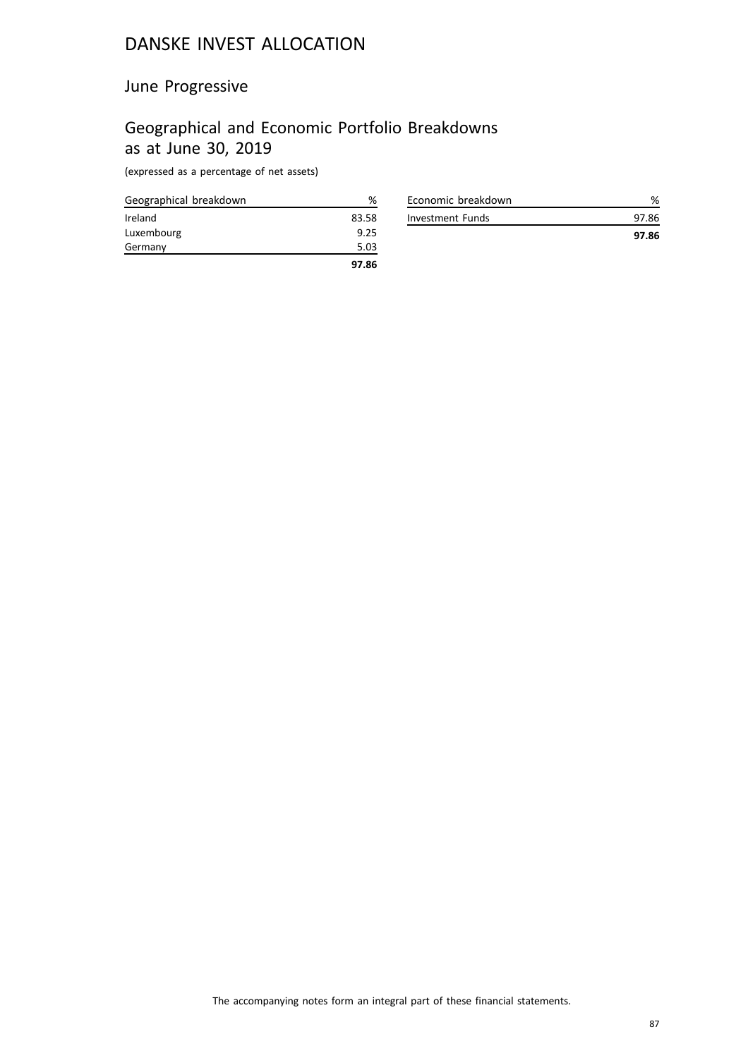# DANSKE INVEST ALLOCATION

## June Progressive

## Geographical and Economic Portfolio Breakdowns as at June 30, 2019

(expressed as a percentage of net assets)

| Geographical breakdown | % |
|---|---|
| Ireland | 83.58 |
| Luxembourg | 9.25 |
| Germany | 5.03 |
| | **97.86** |

| Economic breakdown | % |
|---|---|
| Investment Funds | 97.86 |
| | **97.86** |

The accompanying notes form an integral part of these financial statements.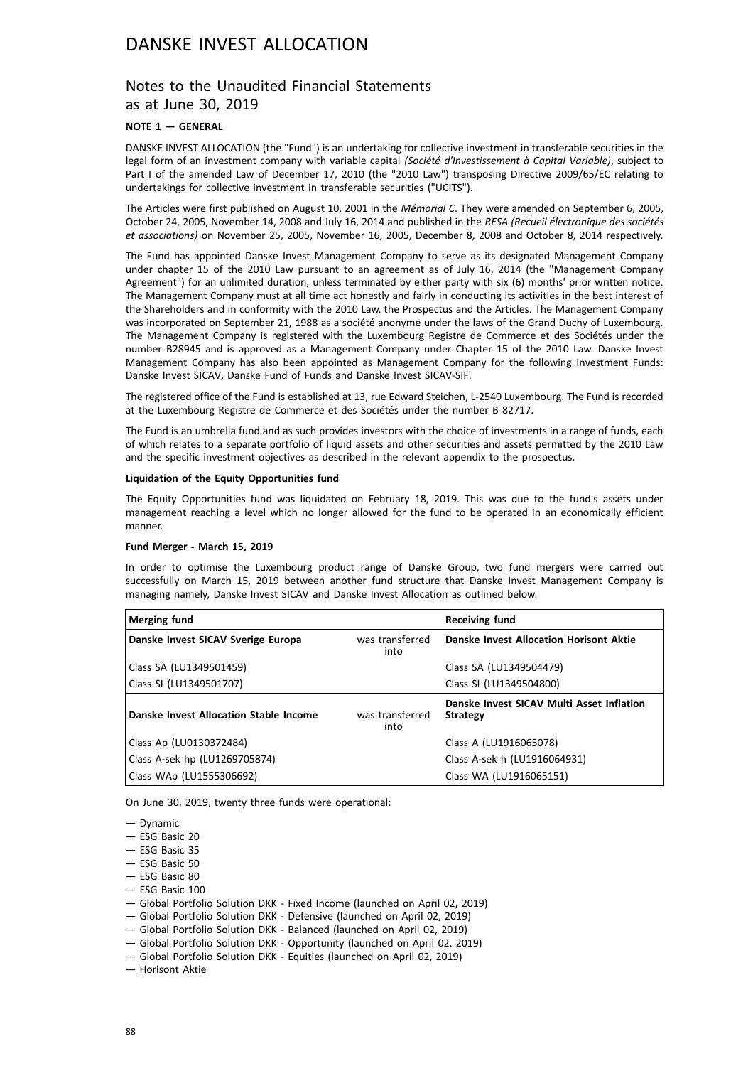# DANSKE INVEST ALLOCATION

## Notes to the Unaudited Financial Statements as at June 30, 2019

**NOTE 1 — GENERAL**

DANSKE INVEST ALLOCATION (the "Fund") is an undertaking for collective investment in transferable securities in the legal form of an investment company with variable capital *(Société d'Investissement à Capital Variable)*, subject to Part I of the amended Law of December 17, 2010 (the "2010 Law") transposing Directive 2009/65/EC relating to undertakings for collective investment in transferable securities ("UCITS").

The Articles were first published on August 10, 2001 in the *Mémorial C*. They were amended on September 6, 2005, October 24, 2005, November 14, 2008 and July 16, 2014 and published in the *RESA (Recueil électronique des sociétés et associations)* on November 25, 2005, November 16, 2005, December 8, 2008 and October 8, 2014 respectively.

The Fund has appointed Danske Invest Management Company to serve as its designated Management Company under chapter 15 of the 2010 Law pursuant to an agreement as of July 16, 2014 (the "Management Company Agreement") for an unlimited duration, unless terminated by either party with six (6) months' prior written notice. The Management Company must at all time act honestly and fairly in conducting its activities in the best interest of the Shareholders and in conformity with the 2010 Law, the Prospectus and the Articles. The Management Company was incorporated on September 21, 1988 as a société anonyme under the laws of the Grand Duchy of Luxembourg. The Management Company is registered with the Luxembourg Registre de Commerce et des Sociétés under the number B28945 and is approved as a Management Company under Chapter 15 of the 2010 Law. Danske Invest Management Company has also been appointed as Management Company for the following Investment Funds: Danske Invest SICAV, Danske Fund of Funds and Danske Invest SICAV-SIF.

The registered office of the Fund is established at 13, rue Edward Steichen, L-2540 Luxembourg. The Fund is recorded at the Luxembourg Registre de Commerce et des Sociétés under the number B 82717.

The Fund is an umbrella fund and as such provides investors with the choice of investments in a range of funds, each of which relates to a separate portfolio of liquid assets and other securities and assets permitted by the 2010 Law and the specific investment objectives as described in the relevant appendix to the prospectus.

**Liquidation of the Equity Opportunities fund**

The Equity Opportunities fund was liquidated on February 18, 2019. This was due to the fund's assets under management reaching a level which no longer allowed for the fund to be operated in an economically efficient manner.

**Fund Merger - March 15, 2019**

In order to optimise the Luxembourg product range of Danske Group, two fund mergers were carried out successfully on March 15, 2019 between another fund structure that Danske Invest Management Company is managing namely, Danske Invest SICAV and Danske Invest Allocation as outlined below.

| Merging fund | | Receiving fund |
|---|---|---|
| **Danske Invest SICAV Sverige Europa** | was transferred into | **Danske Invest Allocation Horisont Aktie** |
| Class SA (LU1349501459) | | Class SA (LU1349504479) |
| Class SI (LU1349501707) | | Class SI (LU1349504800) |
| **Danske Invest Allocation Stable Income** | was transferred into | **Danske Invest SICAV Multi Asset Inflation Strategy** |
| Class Ap (LU0130372484) | | Class A (LU1916065078) |
| Class A-sek hp (LU1269705874) | | Class A-sek h (LU1916064931) |
| Class WAp (LU1555306692) | | Class WA (LU1916065151) |

On June 30, 2019, twenty three funds were operational:

— Dynamic
— ESG Basic 20
— ESG Basic 35
— ESG Basic 50
— ESG Basic 80
— ESG Basic 100
— Global Portfolio Solution DKK - Fixed Income (launched on April 02, 2019)
— Global Portfolio Solution DKK - Defensive (launched on April 02, 2019)
— Global Portfolio Solution DKK - Balanced (launched on April 02, 2019)
— Global Portfolio Solution DKK - Opportunity (launched on April 02, 2019)
— Global Portfolio Solution DKK - Equities (launched on April 02, 2019)
— Horisont Aktie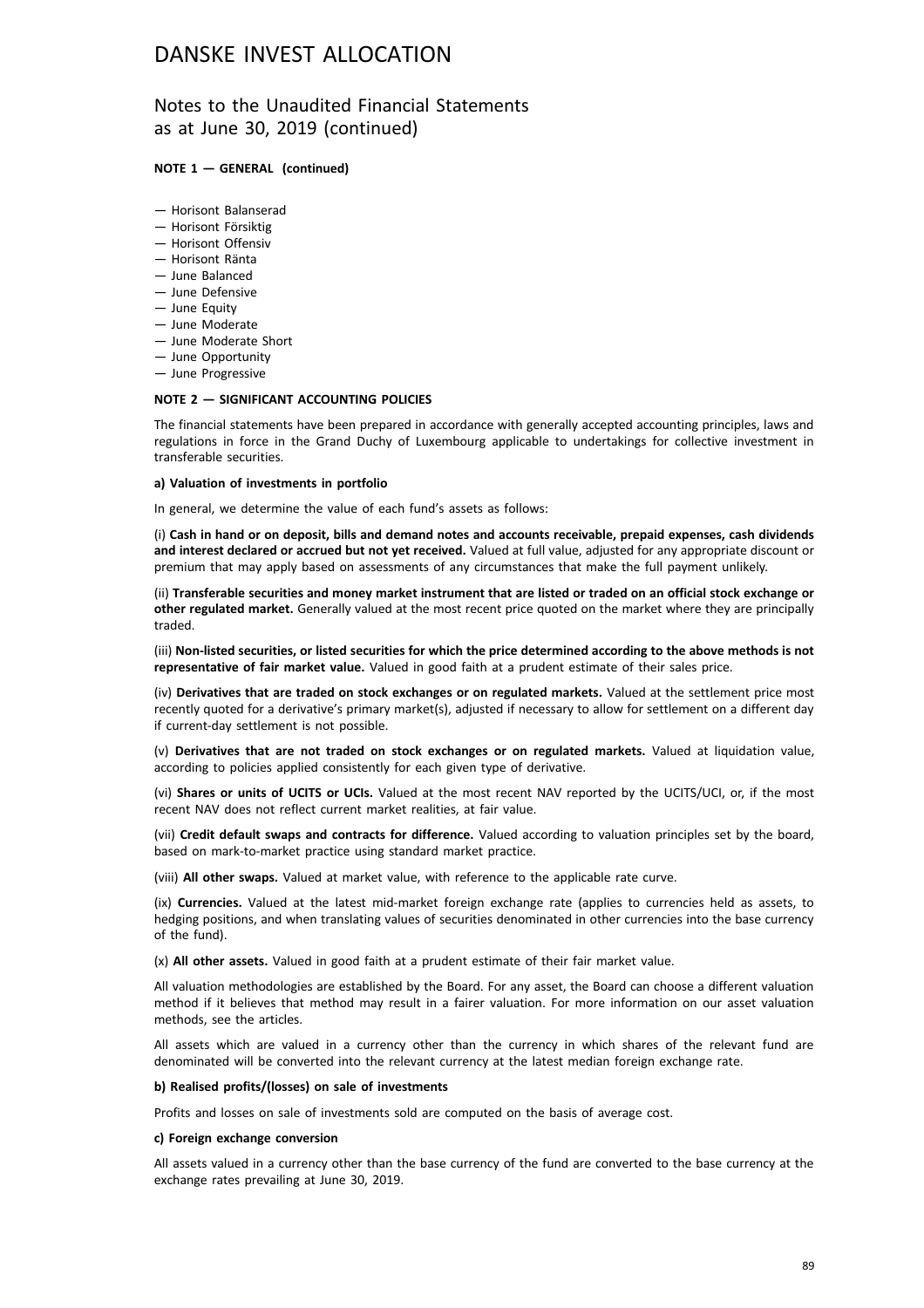# DANSKE INVEST ALLOCATION

## Notes to the Unaudited Financial Statements as at June 30, 2019 (continued)

**NOTE 1 — GENERAL (continued)**

— Horisont Balanserad
— Horisont Försiktig
— Horisont Offensiv
— Horisont Ränta
— June Balanced
— June Defensive
— June Equity
— June Moderate
— June Moderate Short
— June Opportunity
— June Progressive

**NOTE 2 — SIGNIFICANT ACCOUNTING POLICIES**

The financial statements have been prepared in accordance with generally accepted accounting principles, laws and regulations in force in the Grand Duchy of Luxembourg applicable to undertakings for collective investment in transferable securities.

**a) Valuation of investments in portfolio**

In general, we determine the value of each fund's assets as follows:

(i) **Cash in hand or on deposit, bills and demand notes and accounts receivable, prepaid expenses, cash dividends and interest declared or accrued but not yet received.** Valued at full value, adjusted for any appropriate discount or premium that may apply based on assessments of any circumstances that make the full payment unlikely.

(ii) **Transferable securities and money market instrument that are listed or traded on an official stock exchange or other regulated market.** Generally valued at the most recent price quoted on the market where they are principally traded.

(iii) **Non-listed securities, or listed securities for which the price determined according to the above methods is not representative of fair market value.** Valued in good faith at a prudent estimate of their sales price.

(iv) **Derivatives that are traded on stock exchanges or on regulated markets.** Valued at the settlement price most recently quoted for a derivative's primary market(s), adjusted if necessary to allow for settlement on a different day if current-day settlement is not possible.

(v) **Derivatives that are not traded on stock exchanges or on regulated markets.** Valued at liquidation value, according to policies applied consistently for each given type of derivative.

(vi) **Shares or units of UCITS or UCIs.** Valued at the most recent NAV reported by the UCITS/UCI, or, if the most recent NAV does not reflect current market realities, at fair value.

(vii) **Credit default swaps and contracts for difference.** Valued according to valuation principles set by the board, based on mark-to-market practice using standard market practice.

(viii) **All other swaps.** Valued at market value, with reference to the applicable rate curve.

(ix) **Currencies.** Valued at the latest mid-market foreign exchange rate (applies to currencies held as assets, to hedging positions, and when translating values of securities denominated in other currencies into the base currency of the fund).

(x) **All other assets.** Valued in good faith at a prudent estimate of their fair market value.

All valuation methodologies are established by the Board. For any asset, the Board can choose a different valuation method if it believes that method may result in a fairer valuation. For more information on our asset valuation methods, see the articles.

All assets which are valued in a currency other than the currency in which shares of the relevant fund are denominated will be converted into the relevant currency at the latest median foreign exchange rate.

**b) Realised profits/(losses) on sale of investments**

Profits and losses on sale of investments sold are computed on the basis of average cost.

**c) Foreign exchange conversion**

All assets valued in a currency other than the base currency of the fund are converted to the base currency at the exchange rates prevailing at June 30, 2019.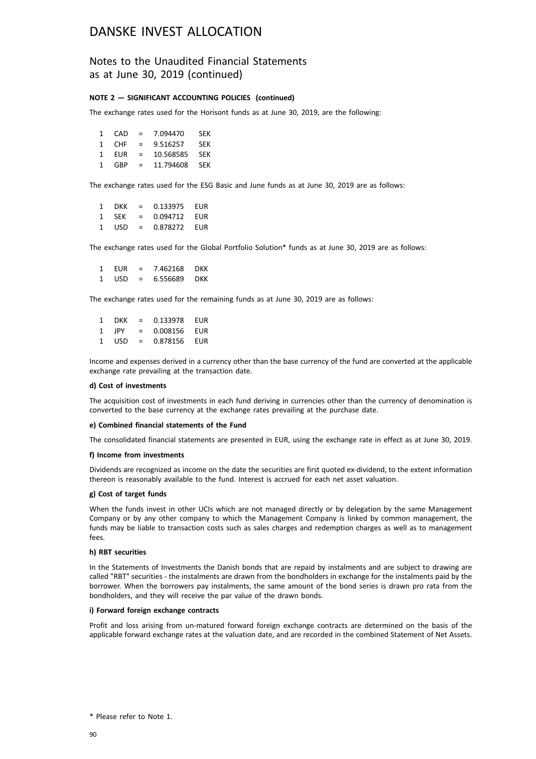# DANSKE INVEST ALLOCATION

## Notes to the Unaudited Financial Statements as at June 30, 2019 (continued)

**NOTE 2 — SIGNIFICANT ACCOUNTING POLICIES (continued)**

The exchange rates used for the Horisont funds as at June 30, 2019, are the following:

| | | | | |
|---|---|---|---|---|
| 1 | CAD | = | 7.094470 | SEK |
| 1 | CHF | = | 9.516257 | SEK |
| 1 | EUR | = | 10.568585 | SEK |
| 1 | GBP | = | 11.794608 | SEK |

The exchange rates used for the ESG Basic and June funds as at June 30, 2019 are as follows:

| | | | | |
|---|---|---|---|---|
| 1 | DKK | = | 0.133975 | EUR |
| 1 | SEK | = | 0.094712 | EUR |
| 1 | USD | = | 0.878272 | EUR |

The exchange rates used for the Global Portfolio Solution* funds as at June 30, 2019 are as follows:

| | | | | |
|---|---|---|---|---|
| 1 | EUR | = | 7.462168 | DKK |
| 1 | USD | = | 6.556689 | DKK |

The exchange rates used for the remaining funds as at June 30, 2019 are as follows:

| | | | | |
|---|---|---|---|---|
| 1 | DKK | = | 0.133978 | EUR |
| 1 | JPY | = | 0.008156 | EUR |
| 1 | USD | = | 0.878156 | EUR |

Income and expenses derived in a currency other than the base currency of the fund are converted at the applicable exchange rate prevailing at the transaction date.

**d) Cost of investments**

The acquisition cost of investments in each fund deriving in currencies other than the currency of denomination is converted to the base currency at the exchange rates prevailing at the purchase date.

**e) Combined financial statements of the Fund**

The consolidated financial statements are presented in EUR, using the exchange rate in effect as at June 30, 2019.

**f) Income from investments**

Dividends are recognized as income on the date the securities are first quoted ex-dividend, to the extent information thereon is reasonably available to the fund. Interest is accrued for each net asset valuation.

**g) Cost of target funds**

When the funds invest in other UCIs which are not managed directly or by delegation by the same Management Company or by any other company to which the Management Company is linked by common management, the funds may be liable to transaction costs such as sales charges and redemption charges as well as to management fees.

**h) RBT securities**

In the Statements of Investments the Danish bonds that are repaid by instalments and are subject to drawing are called "RBT" securities - the instalments are drawn from the bondholders in exchange for the instalments paid by the borrower. When the borrowers pay instalments, the same amount of the bond series is drawn pro rata from the bondholders, and they will receive the par value of the drawn bonds.

**i) Forward foreign exchange contracts**

Profit and loss arising from un-matured forward foreign exchange contracts are determined on the basis of the applicable forward exchange rates at the valuation date, and are recorded in the combined Statement of Net Assets.

\* Please refer to Note 1.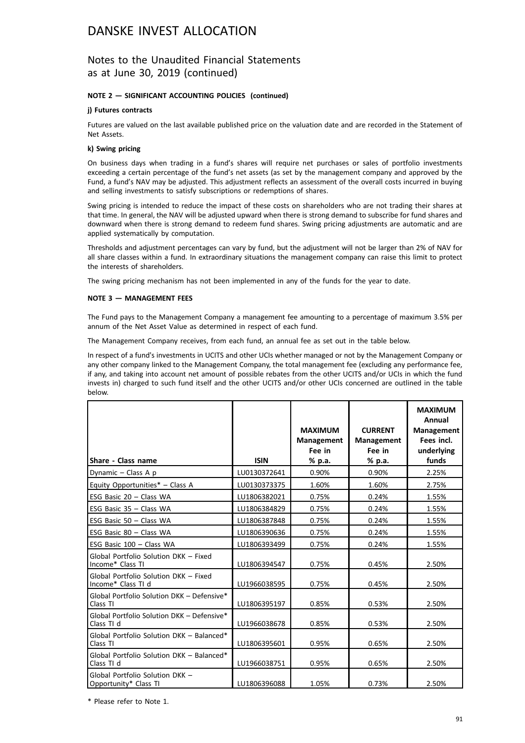# DANSKE INVEST ALLOCATION

## Notes to the Unaudited Financial Statements as at June 30, 2019 (continued)

**NOTE 2 — SIGNIFICANT ACCOUNTING POLICIES (continued)**

**j) Futures contracts**

Futures are valued on the last available published price on the valuation date and are recorded in the Statement of Net Assets.

**k) Swing pricing**

On business days when trading in a fund's shares will require net purchases or sales of portfolio investments exceeding a certain percentage of the fund's net assets (as set by the management company and approved by the Fund, a fund's NAV may be adjusted. This adjustment reflects an assessment of the overall costs incurred in buying and selling investments to satisfy subscriptions or redemptions of shares.

Swing pricing is intended to reduce the impact of these costs on shareholders who are not trading their shares at that time. In general, the NAV will be adjusted upward when there is strong demand to subscribe for fund shares and downward when there is strong demand to redeem fund shares. Swing pricing adjustments are automatic and are applied systematically by computation.

Thresholds and adjustment percentages can vary by fund, but the adjustment will not be larger than 2% of NAV for all share classes within a fund. In extraordinary situations the management company can raise this limit to protect the interests of shareholders.

The swing pricing mechanism has not been implemented in any of the funds for the year to date.

**NOTE 3 — MANAGEMENT FEES**

The Fund pays to the Management Company a management fee amounting to a percentage of maximum 3.5% per annum of the Net Asset Value as determined in respect of each fund.

The Management Company receives, from each fund, an annual fee as set out in the table below.

In respect of a fund's investments in UCITS and other UCIs whether managed or not by the Management Company or any other company linked to the Management Company, the total management fee (excluding any performance fee, if any, and taking into account net amount of possible rebates from the other UCITS and/or UCIs in which the fund invests in) charged to such fund itself and the other UCITS and/or other UCIs concerned are outlined in the table below.

| Share - Class name | ISIN | MAXIMUM Management Fee in % p.a. | CURRENT Management Fee in % p.a. | MAXIMUM Annual Management Fees incl. underlying funds |
|---|---|---|---|---|
| Dynamic – Class A p | LU0130372641 | 0.90% | 0.90% | 2.25% |
| Equity Opportunities* – Class A | LU0130373375 | 1.60% | 1.60% | 2.75% |
| ESG Basic 20 – Class WA | LU1806382021 | 0.75% | 0.24% | 1.55% |
| ESG Basic 35 – Class WA | LU1806384829 | 0.75% | 0.24% | 1.55% |
| ESG Basic 50 – Class WA | LU1806387848 | 0.75% | 0.24% | 1.55% |
| ESG Basic 80 – Class WA | LU1806390636 | 0.75% | 0.24% | 1.55% |
| ESG Basic 100 – Class WA | LU1806393499 | 0.75% | 0.24% | 1.55% |
| Global Portfolio Solution DKK – Fixed Income* Class TI | LU1806394547 | 0.75% | 0.45% | 2.50% |
| Global Portfolio Solution DKK – Fixed Income* Class TI d | LU1966038595 | 0.75% | 0.45% | 2.50% |
| Global Portfolio Solution DKK – Defensive* Class TI | LU1806395197 | 0.85% | 0.53% | 2.50% |
| Global Portfolio Solution DKK – Defensive* Class TI d | LU1966038678 | 0.85% | 0.53% | 2.50% |
| Global Portfolio Solution DKK – Balanced* Class TI | LU1806395601 | 0.95% | 0.65% | 2.50% |
| Global Portfolio Solution DKK – Balanced* Class TI d | LU1966038751 | 0.95% | 0.65% | 2.50% |
| Global Portfolio Solution DKK – Opportunity* Class TI | LU1806396088 | 1.05% | 0.73% | 2.50% |

* Please refer to Note 1.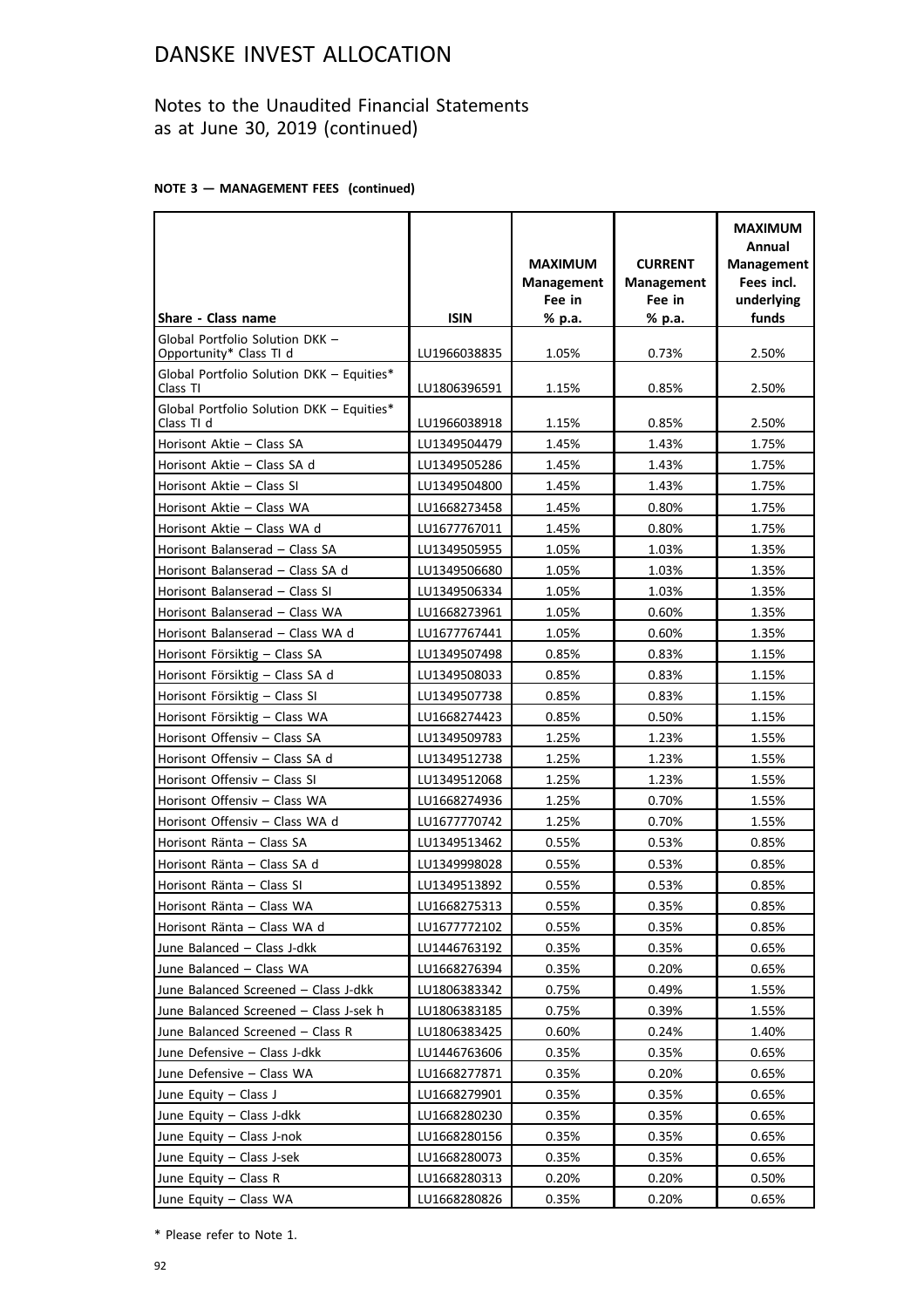# DANSKE INVEST ALLOCATION

## Notes to the Unaudited Financial Statements as at June 30, 2019 (continued)

**NOTE 3 — MANAGEMENT FEES (continued)**

| Share - Class name | ISIN | MAXIMUM Management Fee in % p.a. | CURRENT Management Fee in % p.a. | MAXIMUM Annual Management Fees incl. underlying funds |
|---|---|---|---|---|
| Global Portfolio Solution DKK – Opportunity* Class TI d | LU1966038835 | 1.05% | 0.73% | 2.50% |
| Global Portfolio Solution DKK – Equities* Class TI | LU1806396591 | 1.15% | 0.85% | 2.50% |
| Global Portfolio Solution DKK – Equities* Class TI d | LU1966038918 | 1.15% | 0.85% | 2.50% |
| Horisont Aktie – Class SA | LU1349504479 | 1.45% | 1.43% | 1.75% |
| Horisont Aktie – Class SA d | LU1349505286 | 1.45% | 1.43% | 1.75% |
| Horisont Aktie – Class SI | LU1349504800 | 1.45% | 1.43% | 1.75% |
| Horisont Aktie – Class WA | LU1668273458 | 1.45% | 0.80% | 1.75% |
| Horisont Aktie – Class WA d | LU1677767011 | 1.45% | 0.80% | 1.75% |
| Horisont Balanserad – Class SA | LU1349505955 | 1.05% | 1.03% | 1.35% |
| Horisont Balanserad – Class SA d | LU1349506680 | 1.05% | 1.03% | 1.35% |
| Horisont Balanserad – Class SI | LU1349506334 | 1.05% | 1.03% | 1.35% |
| Horisont Balanserad – Class WA | LU1668273961 | 1.05% | 0.60% | 1.35% |
| Horisont Balanserad – Class WA d | LU1677767441 | 1.05% | 0.60% | 1.35% |
| Horisont Försiktig – Class SA | LU1349507498 | 0.85% | 0.83% | 1.15% |
| Horisont Försiktig – Class SA d | LU1349508033 | 0.85% | 0.83% | 1.15% |
| Horisont Försiktig – Class SI | LU1349507738 | 0.85% | 0.83% | 1.15% |
| Horisont Försiktig – Class WA | LU1668274423 | 0.85% | 0.50% | 1.15% |
| Horisont Offensiv – Class SA | LU1349509783 | 1.25% | 1.23% | 1.55% |
| Horisont Offensiv – Class SA d | LU1349512738 | 1.25% | 1.23% | 1.55% |
| Horisont Offensiv – Class SI | LU1349512068 | 1.25% | 1.23% | 1.55% |
| Horisont Offensiv – Class WA | LU1668274936 | 1.25% | 0.70% | 1.55% |
| Horisont Offensiv – Class WA d | LU1677770742 | 1.25% | 0.70% | 1.55% |
| Horisont Ränta – Class SA | LU1349513462 | 0.55% | 0.53% | 0.85% |
| Horisont Ränta – Class SA d | LU1349998028 | 0.55% | 0.53% | 0.85% |
| Horisont Ränta – Class SI | LU1349513892 | 0.55% | 0.53% | 0.85% |
| Horisont Ränta – Class WA | LU1668275313 | 0.55% | 0.35% | 0.85% |
| Horisont Ränta – Class WA d | LU1677772102 | 0.55% | 0.35% | 0.85% |
| June Balanced – Class J-dkk | LU1446763192 | 0.35% | 0.35% | 0.65% |
| June Balanced – Class WA | LU1668276394 | 0.35% | 0.20% | 0.65% |
| June Balanced Screened – Class J-dkk | LU1806383342 | 0.75% | 0.49% | 1.55% |
| June Balanced Screened – Class J-sek h | LU1806383185 | 0.75% | 0.39% | 1.55% |
| June Balanced Screened – Class R | LU1806383425 | 0.60% | 0.24% | 1.40% |
| June Defensive – Class J-dkk | LU1446763606 | 0.35% | 0.35% | 0.65% |
| June Defensive – Class WA | LU1668277871 | 0.35% | 0.20% | 0.65% |
| June Equity – Class J | LU1668279901 | 0.35% | 0.35% | 0.65% |
| June Equity – Class J-dkk | LU1668280230 | 0.35% | 0.35% | 0.65% |
| June Equity – Class J-nok | LU1668280156 | 0.35% | 0.35% | 0.65% |
| June Equity – Class J-sek | LU1668280073 | 0.35% | 0.35% | 0.65% |
| June Equity – Class R | LU1668280313 | 0.20% | 0.20% | 0.50% |
| June Equity – Class WA | LU1668280826 | 0.35% | 0.20% | 0.65% |

\* Please refer to Note 1.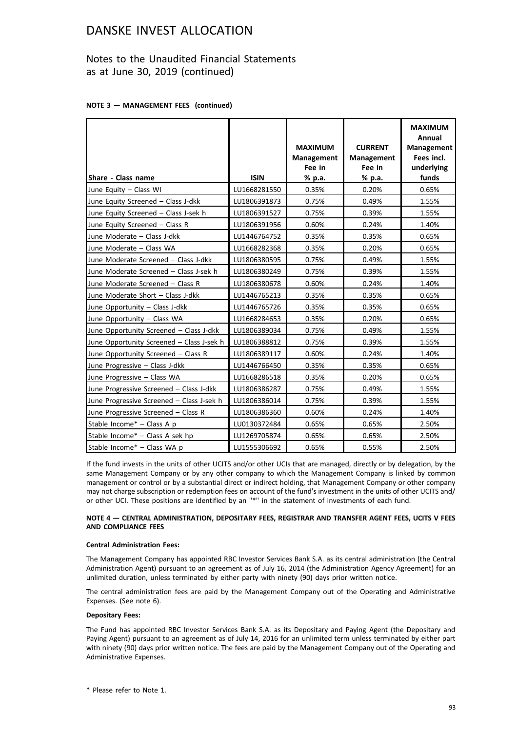# DANSKE INVEST ALLOCATION

## Notes to the Unaudited Financial Statements as at June 30, 2019 (continued)

**NOTE 3 — MANAGEMENT FEES (continued)**

| Share - Class name | ISIN | MAXIMUM Management Fee in % p.a. | CURRENT Management Fee in % p.a. | MAXIMUM Annual Management Fees incl. underlying funds |
|---|---|---|---|---|
| June Equity – Class WI | LU1668281550 | 0.35% | 0.20% | 0.65% |
| June Equity Screened – Class J-dkk | LU1806391873 | 0.75% | 0.49% | 1.55% |
| June Equity Screened – Class J-sek h | LU1806391527 | 0.75% | 0.39% | 1.55% |
| June Equity Screened – Class R | LU1806391956 | 0.60% | 0.24% | 1.40% |
| June Moderate – Class J-dkk | LU1446764752 | 0.35% | 0.35% | 0.65% |
| June Moderate – Class WA | LU1668282368 | 0.35% | 0.20% | 0.65% |
| June Moderate Screened – Class J-dkk | LU1806380595 | 0.75% | 0.49% | 1.55% |
| June Moderate Screened – Class J-sek h | LU1806380249 | 0.75% | 0.39% | 1.55% |
| June Moderate Screened – Class R | LU1806380678 | 0.60% | 0.24% | 1.40% |
| June Moderate Short – Class J-dkk | LU1446765213 | 0.35% | 0.35% | 0.65% |
| June Opportunity – Class J-dkk | LU1446765726 | 0.35% | 0.35% | 0.65% |
| June Opportunity – Class WA | LU1668284653 | 0.35% | 0.20% | 0.65% |
| June Opportunity Screened – Class J-dkk | LU1806389034 | 0.75% | 0.49% | 1.55% |
| June Opportunity Screened – Class J-sek h | LU1806388812 | 0.75% | 0.39% | 1.55% |
| June Opportunity Screened – Class R | LU1806389117 | 0.60% | 0.24% | 1.40% |
| June Progressive – Class J-dkk | LU1446766450 | 0.35% | 0.35% | 0.65% |
| June Progressive – Class WA | LU1668286518 | 0.35% | 0.20% | 0.65% |
| June Progressive Screened – Class J-dkk | LU1806386287 | 0.75% | 0.49% | 1.55% |
| June Progressive Screened – Class J-sek h | LU1806386014 | 0.75% | 0.39% | 1.55% |
| June Progressive Screened – Class R | LU1806386360 | 0.60% | 0.24% | 1.40% |
| Stable Income* – Class A p | LU0130372484 | 0.65% | 0.65% | 2.50% |
| Stable Income* – Class A sek hp | LU1269705874 | 0.65% | 0.65% | 2.50% |
| Stable Income* – Class WA p | LU1555306692 | 0.65% | 0.55% | 2.50% |

If the fund invests in the units of other UCITS and/or other UCIs that are managed, directly or by delegation, by the same Management Company or by any other company to which the Management Company is linked by common management or control or by a substantial direct or indirect holding, that Management Company or other company may not charge subscription or redemption fees on account of the fund's investment in the units of other UCITS and/ or other UCI. These positions are identified by an "*" in the statement of investments of each fund.

**NOTE 4 — CENTRAL ADMINISTRATION, DEPOSITARY FEES, REGISTRAR AND TRANSFER AGENT FEES, UCITS V FEES AND COMPLIANCE FEES**

**Central Administration Fees:**

The Management Company has appointed RBC Investor Services Bank S.A. as its central administration (the Central Administration Agent) pursuant to an agreement as of July 16, 2014 (the Administration Agency Agreement) for an unlimited duration, unless terminated by either party with ninety (90) days prior written notice.

The central administration fees are paid by the Management Company out of the Operating and Administrative Expenses. (See note 6).

**Depositary Fees:**

The Fund has appointed RBC Investor Services Bank S.A. as its Depositary and Paying Agent (the Depositary and Paying Agent) pursuant to an agreement as of July 14, 2016 for an unlimited term unless terminated by either part with ninety (90) days prior written notice. The fees are paid by the Management Company out of the Operating and Administrative Expenses.

\* Please refer to Note 1.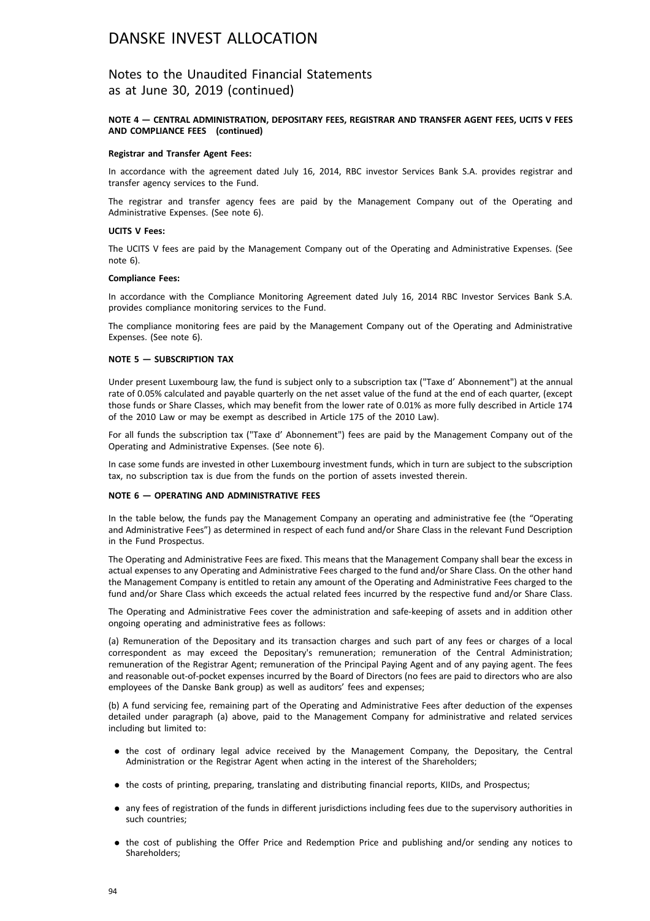# DANSKE INVEST ALLOCATION

## Notes to the Unaudited Financial Statements as at June 30, 2019 (continued)

### NOTE 4 — CENTRAL ADMINISTRATION, DEPOSITARY FEES, REGISTRAR AND TRANSFER AGENT FEES, UCITS V FEES AND COMPLIANCE FEES (continued)

**Registrar and Transfer Agent Fees:**

In accordance with the agreement dated July 16, 2014, RBC investor Services Bank S.A. provides registrar and transfer agency services to the Fund.

The registrar and transfer agency fees are paid by the Management Company out of the Operating and Administrative Expenses. (See note 6).

**UCITS V Fees:**

The UCITS V fees are paid by the Management Company out of the Operating and Administrative Expenses. (See note 6).

**Compliance Fees:**

In accordance with the Compliance Monitoring Agreement dated July 16, 2014 RBC Investor Services Bank S.A. provides compliance monitoring services to the Fund.

The compliance monitoring fees are paid by the Management Company out of the Operating and Administrative Expenses. (See note 6).

### NOTE 5 — SUBSCRIPTION TAX

Under present Luxembourg law, the fund is subject only to a subscription tax ("Taxe d' Abonnement") at the annual rate of 0.05% calculated and payable quarterly on the net asset value of the fund at the end of each quarter, (except those funds or Share Classes, which may benefit from the lower rate of 0.01% as more fully described in Article 174 of the 2010 Law or may be exempt as described in Article 175 of the 2010 Law).

For all funds the subscription tax ("Taxe d' Abonnement") fees are paid by the Management Company out of the Operating and Administrative Expenses. (See note 6).

In case some funds are invested in other Luxembourg investment funds, which in turn are subject to the subscription tax, no subscription tax is due from the funds on the portion of assets invested therein.

### NOTE 6 — OPERATING AND ADMINISTRATIVE FEES

In the table below, the funds pay the Management Company an operating and administrative fee (the "Operating and Administrative Fees") as determined in respect of each fund and/or Share Class in the relevant Fund Description in the Fund Prospectus.

The Operating and Administrative Fees are fixed. This means that the Management Company shall bear the excess in actual expenses to any Operating and Administrative Fees charged to the fund and/or Share Class. On the other hand the Management Company is entitled to retain any amount of the Operating and Administrative Fees charged to the fund and/or Share Class which exceeds the actual related fees incurred by the respective fund and/or Share Class.

The Operating and Administrative Fees cover the administration and safe-keeping of assets and in addition other ongoing operating and administrative fees as follows:

(a) Remuneration of the Depositary and its transaction charges and such part of any fees or charges of a local correspondent as may exceed the Depositary's remuneration; remuneration of the Central Administration; remuneration of the Registrar Agent; remuneration of the Principal Paying Agent and of any paying agent. The fees and reasonable out-of-pocket expenses incurred by the Board of Directors (no fees are paid to directors who are also employees of the Danske Bank group) as well as auditors' fees and expenses;

(b) A fund servicing fee, remaining part of the Operating and Administrative Fees after deduction of the expenses detailed under paragraph (a) above, paid to the Management Company for administrative and related services including but limited to:

- the cost of ordinary legal advice received by the Management Company, the Depositary, the Central Administration or the Registrar Agent when acting in the interest of the Shareholders;
- the costs of printing, preparing, translating and distributing financial reports, KIIDs, and Prospectus;
- any fees of registration of the funds in different jurisdictions including fees due to the supervisory authorities in such countries;
- the cost of publishing the Offer Price and Redemption Price and publishing and/or sending any notices to Shareholders;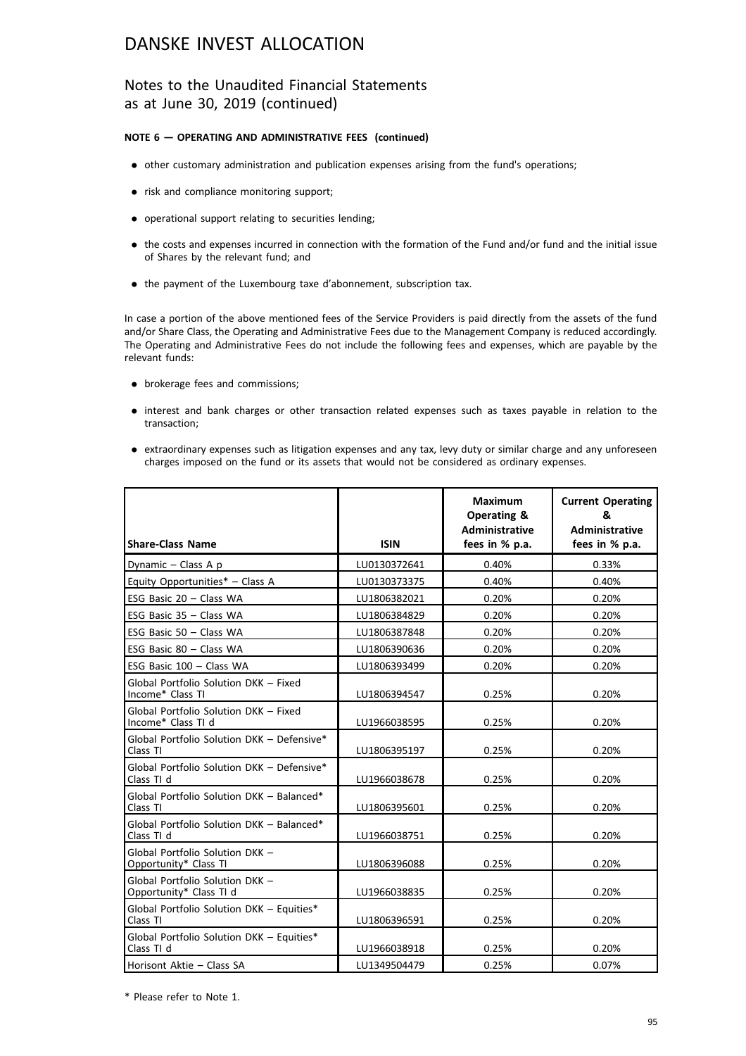# DANSKE INVEST ALLOCATION

## Notes to the Unaudited Financial Statements as at June 30, 2019 (continued)

**NOTE 6 — OPERATING AND ADMINISTRATIVE FEES (continued)**

- other customary administration and publication expenses arising from the fund's operations;
- risk and compliance monitoring support;
- operational support relating to securities lending;
- the costs and expenses incurred in connection with the formation of the Fund and/or fund and the initial issue of Shares by the relevant fund; and
- the payment of the Luxembourg taxe d'abonnement, subscription tax.

In case a portion of the above mentioned fees of the Service Providers is paid directly from the assets of the fund and/or Share Class, the Operating and Administrative Fees due to the Management Company is reduced accordingly. The Operating and Administrative Fees do not include the following fees and expenses, which are payable by the relevant funds:

- brokerage fees and commissions;
- interest and bank charges or other transaction related expenses such as taxes payable in relation to the transaction;
- extraordinary expenses such as litigation expenses and any tax, levy duty or similar charge and any unforeseen charges imposed on the fund or its assets that would not be considered as ordinary expenses.

| Share-Class Name | ISIN | Maximum Operating & Administrative fees in % p.a. | Current Operating & Administrative fees in % p.a. |
|---|---|---|---|
| Dynamic – Class A p | LU0130372641 | 0.40% | 0.33% |
| Equity Opportunities* – Class A | LU0130373375 | 0.40% | 0.40% |
| ESG Basic 20 – Class WA | LU1806382021 | 0.20% | 0.20% |
| ESG Basic 35 – Class WA | LU1806384829 | 0.20% | 0.20% |
| ESG Basic 50 – Class WA | LU1806387848 | 0.20% | 0.20% |
| ESG Basic 80 – Class WA | LU1806390636 | 0.20% | 0.20% |
| ESG Basic 100 – Class WA | LU1806393499 | 0.20% | 0.20% |
| Global Portfolio Solution DKK – Fixed Income* Class TI | LU1806394547 | 0.25% | 0.20% |
| Global Portfolio Solution DKK – Fixed Income* Class TI d | LU1966038595 | 0.25% | 0.20% |
| Global Portfolio Solution DKK – Defensive* Class TI | LU1806395197 | 0.25% | 0.20% |
| Global Portfolio Solution DKK – Defensive* Class TI d | LU1966038678 | 0.25% | 0.20% |
| Global Portfolio Solution DKK – Balanced* Class TI | LU1806395601 | 0.25% | 0.20% |
| Global Portfolio Solution DKK – Balanced* Class TI d | LU1966038751 | 0.25% | 0.20% |
| Global Portfolio Solution DKK – Opportunity* Class TI | LU1806396088 | 0.25% | 0.20% |
| Global Portfolio Solution DKK – Opportunity* Class TI d | LU1966038835 | 0.25% | 0.20% |
| Global Portfolio Solution DKK – Equities* Class TI | LU1806396591 | 0.25% | 0.20% |
| Global Portfolio Solution DKK – Equities* Class TI d | LU1966038918 | 0.25% | 0.20% |
| Horisont Aktie – Class SA | LU1349504479 | 0.25% | 0.07% |

\* Please refer to Note 1.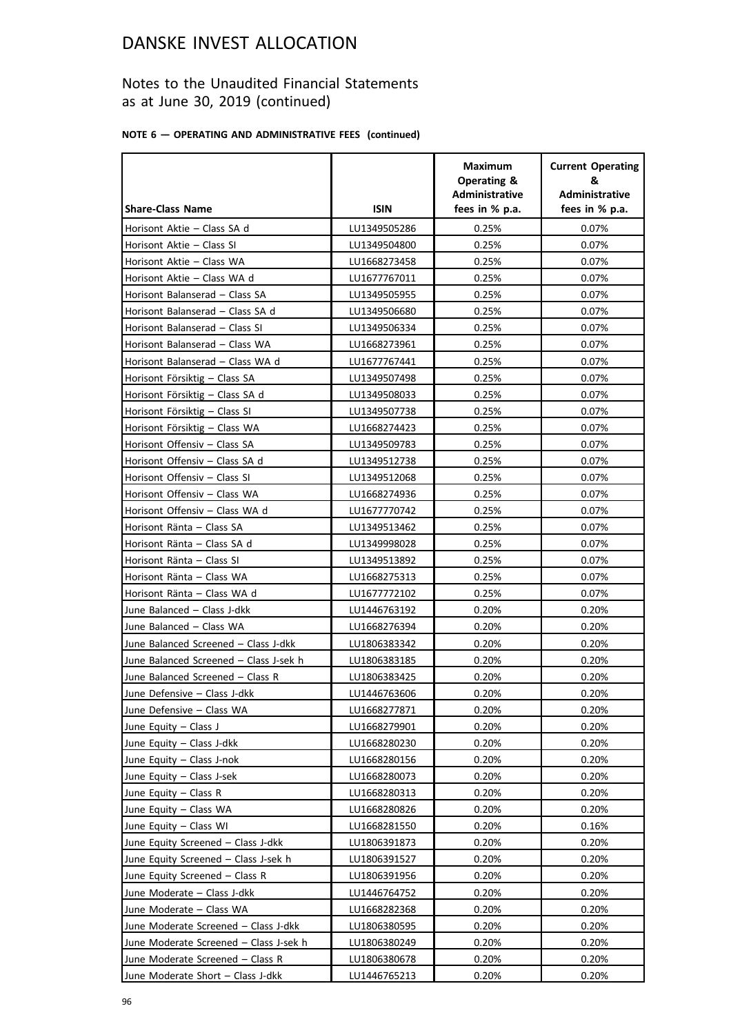# DANSKE INVEST ALLOCATION

## Notes to the Unaudited Financial Statements as at June 30, 2019 (continued)

**NOTE 6 — OPERATING AND ADMINISTRATIVE FEES (continued)**

| Share-Class Name | ISIN | Maximum Operating & Administrative fees in % p.a. | Current Operating & Administrative fees in % p.a. |
|---|---|---|---|
| Horisont Aktie – Class SA d | LU1349505286 | 0.25% | 0.07% |
| Horisont Aktie – Class SI | LU1349504800 | 0.25% | 0.07% |
| Horisont Aktie – Class WA | LU1668273458 | 0.25% | 0.07% |
| Horisont Aktie – Class WA d | LU1677767011 | 0.25% | 0.07% |
| Horisont Balanserad – Class SA | LU1349505955 | 0.25% | 0.07% |
| Horisont Balanserad – Class SA d | LU1349506680 | 0.25% | 0.07% |
| Horisont Balanserad – Class SI | LU1349506334 | 0.25% | 0.07% |
| Horisont Balanserad – Class WA | LU1668273961 | 0.25% | 0.07% |
| Horisont Balanserad – Class WA d | LU1677767441 | 0.25% | 0.07% |
| Horisont Försiktig – Class SA | LU1349507498 | 0.25% | 0.07% |
| Horisont Försiktig – Class SA d | LU1349508033 | 0.25% | 0.07% |
| Horisont Försiktig – Class SI | LU1349507738 | 0.25% | 0.07% |
| Horisont Försiktig – Class WA | LU1668274423 | 0.25% | 0.07% |
| Horisont Offensiv – Class SA | LU1349509783 | 0.25% | 0.07% |
| Horisont Offensiv – Class SA d | LU1349512738 | 0.25% | 0.07% |
| Horisont Offensiv – Class SI | LU1349512068 | 0.25% | 0.07% |
| Horisont Offensiv – Class WA | LU1668274936 | 0.25% | 0.07% |
| Horisont Offensiv – Class WA d | LU1677770742 | 0.25% | 0.07% |
| Horisont Ränta – Class SA | LU1349513462 | 0.25% | 0.07% |
| Horisont Ränta – Class SA d | LU1349998028 | 0.25% | 0.07% |
| Horisont Ränta – Class SI | LU1349513892 | 0.25% | 0.07% |
| Horisont Ränta – Class WA | LU1668275313 | 0.25% | 0.07% |
| Horisont Ränta – Class WA d | LU1677772102 | 0.25% | 0.07% |
| June Balanced – Class J-dkk | LU1446763192 | 0.20% | 0.20% |
| June Balanced – Class WA | LU1668276394 | 0.20% | 0.20% |
| June Balanced Screened – Class J-dkk | LU1806383342 | 0.20% | 0.20% |
| June Balanced Screened – Class J-sek h | LU1806383185 | 0.20% | 0.20% |
| June Balanced Screened – Class R | LU1806383425 | 0.20% | 0.20% |
| June Defensive – Class J-dkk | LU1446763606 | 0.20% | 0.20% |
| June Defensive – Class WA | LU1668277871 | 0.20% | 0.20% |
| June Equity – Class J | LU1668279901 | 0.20% | 0.20% |
| June Equity – Class J-dkk | LU1668280230 | 0.20% | 0.20% |
| June Equity – Class J-nok | LU1668280156 | 0.20% | 0.20% |
| June Equity – Class J-sek | LU1668280073 | 0.20% | 0.20% |
| June Equity – Class R | LU1668280313 | 0.20% | 0.20% |
| June Equity – Class WA | LU1668280826 | 0.20% | 0.20% |
| June Equity – Class WI | LU1668281550 | 0.20% | 0.16% |
| June Equity Screened – Class J-dkk | LU1806391873 | 0.20% | 0.20% |
| June Equity Screened – Class J-sek h | LU1806391527 | 0.20% | 0.20% |
| June Equity Screened – Class R | LU1806391956 | 0.20% | 0.20% |
| June Moderate – Class J-dkk | LU1446764752 | 0.20% | 0.20% |
| June Moderate – Class WA | LU1668282368 | 0.20% | 0.20% |
| June Moderate Screened – Class J-dkk | LU1806380595 | 0.20% | 0.20% |
| June Moderate Screened – Class J-sek h | LU1806380249 | 0.20% | 0.20% |
| June Moderate Screened – Class R | LU1806380678 | 0.20% | 0.20% |
| June Moderate Short – Class J-dkk | LU1446765213 | 0.20% | 0.20% |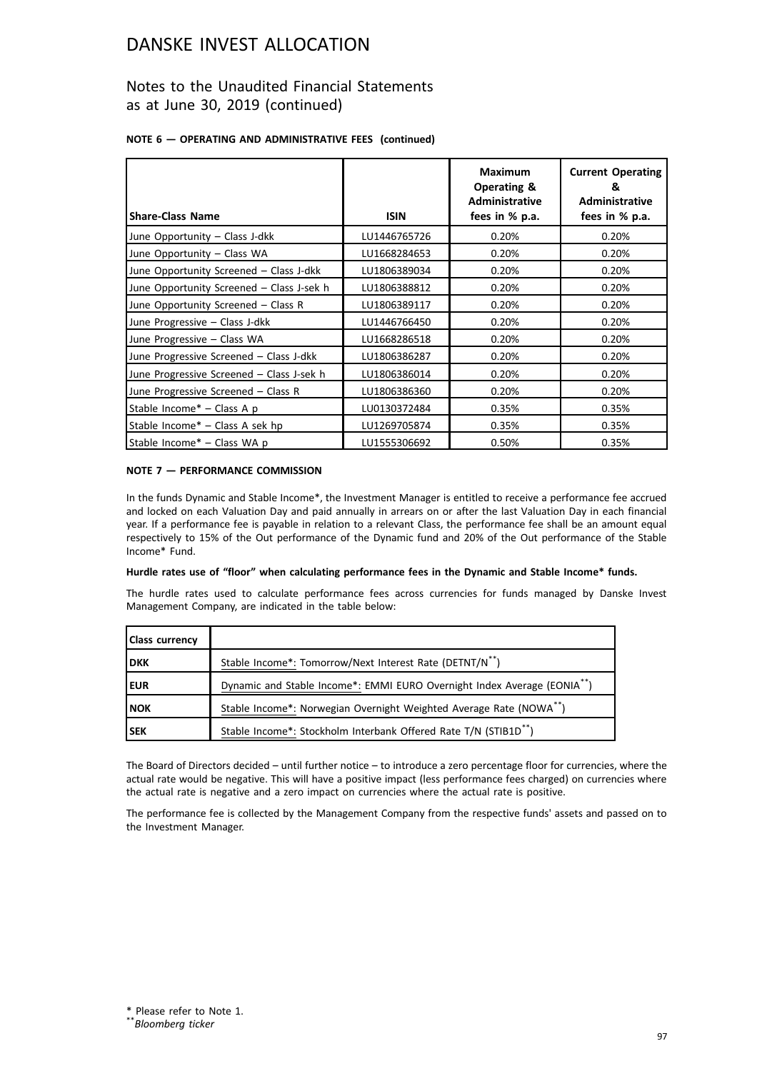# DANSKE INVEST ALLOCATION

## Notes to the Unaudited Financial Statements as at June 30, 2019 (continued)

**NOTE 6 — OPERATING AND ADMINISTRATIVE FEES (continued)**

| Share-Class Name | ISIN | Maximum Operating & Administrative fees in % p.a. | Current Operating & Administrative fees in % p.a. |
|---|---|---|---|
| June Opportunity – Class J-dkk | LU1446765726 | 0.20% | 0.20% |
| June Opportunity – Class WA | LU1668284653 | 0.20% | 0.20% |
| June Opportunity Screened – Class J-dkk | LU1806389034 | 0.20% | 0.20% |
| June Opportunity Screened – Class J-sek h | LU1806388812 | 0.20% | 0.20% |
| June Opportunity Screened – Class R | LU1806389117 | 0.20% | 0.20% |
| June Progressive – Class J-dkk | LU1446766450 | 0.20% | 0.20% |
| June Progressive – Class WA | LU1668286518 | 0.20% | 0.20% |
| June Progressive Screened – Class J-dkk | LU1806386287 | 0.20% | 0.20% |
| June Progressive Screened – Class J-sek h | LU1806386014 | 0.20% | 0.20% |
| June Progressive Screened – Class R | LU1806386360 | 0.20% | 0.20% |
| Stable Income* – Class A p | LU0130372484 | 0.35% | 0.35% |
| Stable Income* – Class A sek hp | LU1269705874 | 0.35% | 0.35% |
| Stable Income* – Class WA p | LU1555306692 | 0.50% | 0.35% |

**NOTE 7 — PERFORMANCE COMMISSION**

In the funds Dynamic and Stable Income*, the Investment Manager is entitled to receive a performance fee accrued and locked on each Valuation Day and paid annually in arrears on or after the last Valuation Day in each financial year. If a performance fee is payable in relation to a relevant Class, the performance fee shall be an amount equal respectively to 15% of the Out performance of the Dynamic fund and 20% of the Out performance of the Stable Income* Fund.

**Hurdle rates use of "floor" when calculating performance fees in the Dynamic and Stable Income* funds.**

The hurdle rates used to calculate performance fees across currencies for funds managed by Danske Invest Management Company, are indicated in the table below:

| Class currency | |
|---|---|
| **DKK** | Stable Income*: Tomorrow/Next Interest Rate (DETNT/N**) |
| **EUR** | Dynamic and Stable Income*: EMMI EURO Overnight Index Average (EONIA**) |
| **NOK** | Stable Income*: Norwegian Overnight Weighted Average Rate (NOWA**) |
| **SEK** | Stable Income*: Stockholm Interbank Offered Rate T/N (STIB1D**) |

The Board of Directors decided – until further notice – to introduce a zero percentage floor for currencies, where the actual rate would be negative. This will have a positive impact (less performance fees charged) on currencies where the actual rate is negative and a zero impact on currencies where the actual rate is positive.

The performance fee is collected by the Management Company from the respective funds' assets and passed on to the Investment Manager.

\* Please refer to Note 1.
** *Bloomberg ticker*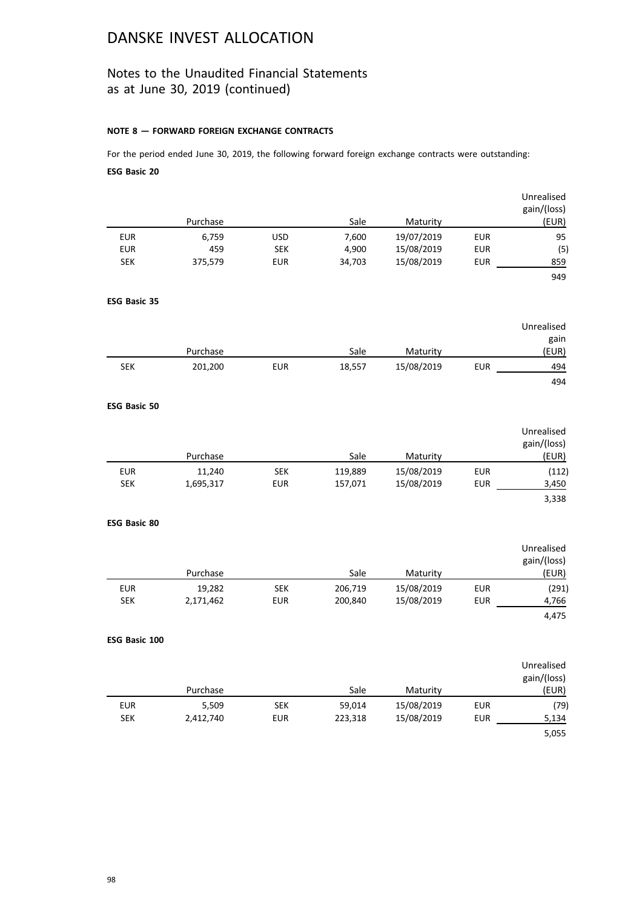# DANSKE INVEST ALLOCATION

## Notes to the Unaudited Financial Statements as at June 30, 2019 (continued)

**NOTE 8 — FORWARD FOREIGN EXCHANGE CONTRACTS**

For the period ended June 30, 2019, the following forward foreign exchange contracts were outstanding:

**ESG Basic 20**

| | Purchase | | Sale | Maturity | | Unrealised gain/(loss) (EUR) |
|---|---|---|---|---|---|---|
| EUR | 6,759 | USD | 7,600 | 19/07/2019 | EUR | 95 |
| EUR | 459 | SEK | 4,900 | 15/08/2019 | EUR | (5) |
| SEK | 375,579 | EUR | 34,703 | 15/08/2019 | EUR | 859 |
| | | | | | | 949 |

**ESG Basic 35**

| | Purchase | | Sale | Maturity | | Unrealised gain (EUR) |
|---|---|---|---|---|---|---|
| SEK | 201,200 | EUR | 18,557 | 15/08/2019 | EUR | 494 |
| | | | | | | 494 |

**ESG Basic 50**

| | Purchase | | Sale | Maturity | | Unrealised gain/(loss) (EUR) |
|---|---|---|---|---|---|---|
| EUR | 11,240 | SEK | 119,889 | 15/08/2019 | EUR | (112) |
| SEK | 1,695,317 | EUR | 157,071 | 15/08/2019 | EUR | 3,450 |
| | | | | | | 3,338 |

**ESG Basic 80**

| | Purchase | | Sale | Maturity | | Unrealised gain/(loss) (EUR) |
|---|---|---|---|---|---|---|
| EUR | 19,282 | SEK | 206,719 | 15/08/2019 | EUR | (291) |
| SEK | 2,171,462 | EUR | 200,840 | 15/08/2019 | EUR | 4,766 |
| | | | | | | 4,475 |

**ESG Basic 100**

| | Purchase | | Sale | Maturity | | Unrealised gain/(loss) (EUR) |
|---|---|---|---|---|---|---|
| EUR | 5,509 | SEK | 59,014 | 15/08/2019 | EUR | (79) |
| SEK | 2,412,740 | EUR | 223,318 | 15/08/2019 | EUR | 5,134 |
| | | | | | | 5,055 |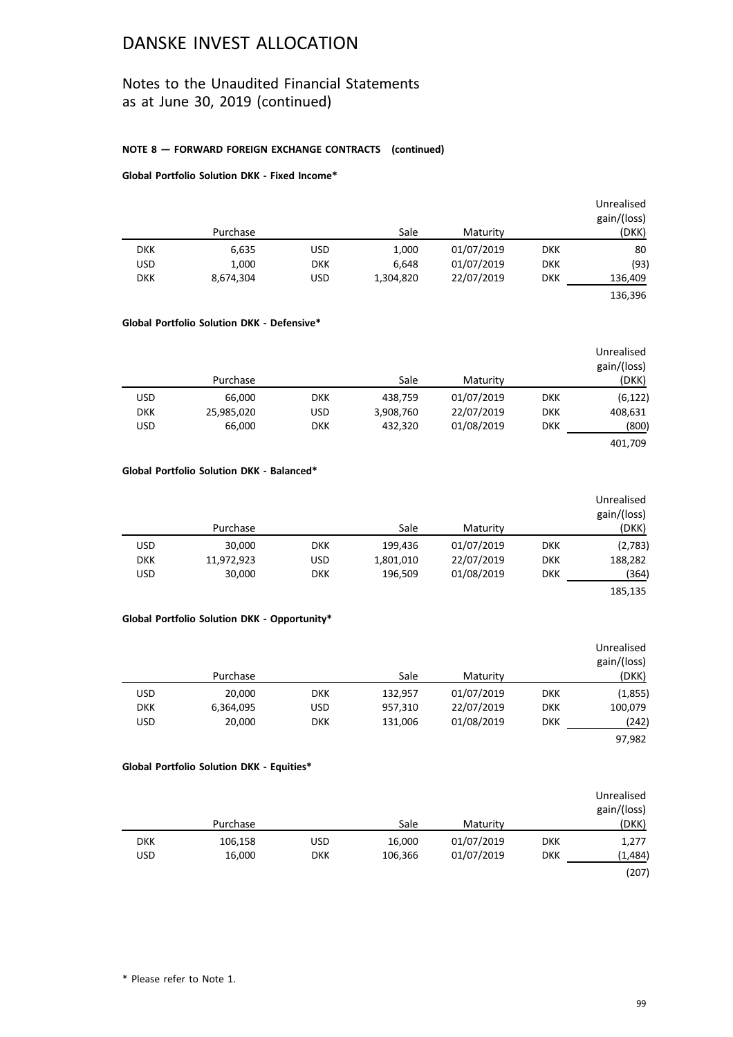# DANSKE INVEST ALLOCATION

## Notes to the Unaudited Financial Statements as at June 30, 2019 (continued)

**NOTE 8 — FORWARD FOREIGN EXCHANGE CONTRACTS (continued)**

**Global Portfolio Solution DKK - Fixed Income***

| | Purchase | | Sale | Maturity | | Unrealised gain/(loss) (DKK) |
|---|---|---|---|---|---|---|
| DKK | 6,635 | USD | 1,000 | 01/07/2019 | DKK | 80 |
| USD | 1,000 | DKK | 6,648 | 01/07/2019 | DKK | (93) |
| DKK | 8,674,304 | USD | 1,304,820 | 22/07/2019 | DKK | 136,409 |
| | | | | | | 136,396 |

**Global Portfolio Solution DKK - Defensive***

| | Purchase | | Sale | Maturity | | Unrealised gain/(loss) (DKK) |
|---|---|---|---|---|---|---|
| USD | 66,000 | DKK | 438,759 | 01/07/2019 | DKK | (6,122) |
| DKK | 25,985,020 | USD | 3,908,760 | 22/07/2019 | DKK | 408,631 |
| USD | 66,000 | DKK | 432,320 | 01/08/2019 | DKK | (800) |
| | | | | | | 401,709 |

**Global Portfolio Solution DKK - Balanced***

| | Purchase | | Sale | Maturity | | Unrealised gain/(loss) (DKK) |
|---|---|---|---|---|---|---|
| USD | 30,000 | DKK | 199,436 | 01/07/2019 | DKK | (2,783) |
| DKK | 11,972,923 | USD | 1,801,010 | 22/07/2019 | DKK | 188,282 |
| USD | 30,000 | DKK | 196,509 | 01/08/2019 | DKK | (364) |
| | | | | | | 185,135 |

**Global Portfolio Solution DKK - Opportunity***

| | Purchase | | Sale | Maturity | | Unrealised gain/(loss) (DKK) |
|---|---|---|---|---|---|---|
| USD | 20,000 | DKK | 132,957 | 01/07/2019 | DKK | (1,855) |
| DKK | 6,364,095 | USD | 957,310 | 22/07/2019 | DKK | 100,079 |
| USD | 20,000 | DKK | 131,006 | 01/08/2019 | DKK | (242) |
| | | | | | | 97,982 |

**Global Portfolio Solution DKK - Equities***

| | Purchase | | Sale | Maturity | | Unrealised gain/(loss) (DKK) |
|---|---|---|---|---|---|---|
| DKK | 106,158 | USD | 16,000 | 01/07/2019 | DKK | 1,277 |
| USD | 16,000 | DKK | 106,366 | 01/07/2019 | DKK | (1,484) |
| | | | | | | (207) |

\* Please refer to Note 1.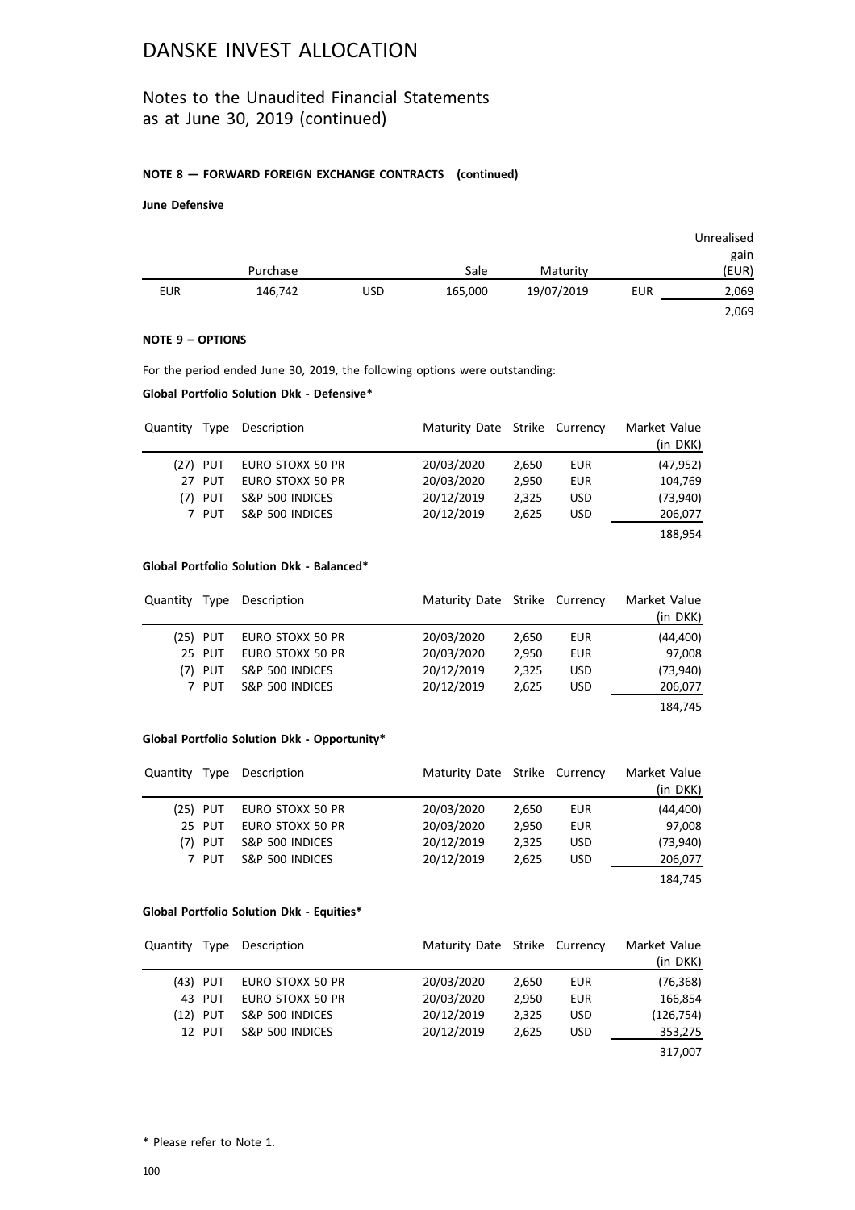# DANSKE INVEST ALLOCATION

## Notes to the Unaudited Financial Statements as at June 30, 2019 (continued)

**NOTE 8 — FORWARD FOREIGN EXCHANGE CONTRACTS (continued)**

**June Defensive**

| | Purchase | | Sale | Maturity | | Unrealised gain (EUR) |
|---|---|---|---|---|---|---|
| EUR | 146,742 | USD | 165,000 | 19/07/2019 | EUR | 2,069 |
| | | | | | | 2,069 |

**NOTE 9 – OPTIONS**

For the period ended June 30, 2019, the following options were outstanding:

**Global Portfolio Solution Dkk - Defensive***

| Quantity | Type | Description | Maturity Date | Strike | Currency | Market Value (in DKK) |
|---|---|---|---|---|---|---|
| (27) | PUT | EURO STOXX 50 PR | 20/03/2020 | 2,650 | EUR | (47,952) |
| 27 | PUT | EURO STOXX 50 PR | 20/03/2020 | 2,950 | EUR | 104,769 |
| (7) | PUT | S&P 500 INDICES | 20/12/2019 | 2,325 | USD | (73,940) |
| 7 | PUT | S&P 500 INDICES | 20/12/2019 | 2,625 | USD | 206,077 |
| | | | | | | 188,954 |

**Global Portfolio Solution Dkk - Balanced***

| Quantity | Type | Description | Maturity Date | Strike | Currency | Market Value (in DKK) |
|---|---|---|---|---|---|---|
| (25) | PUT | EURO STOXX 50 PR | 20/03/2020 | 2,650 | EUR | (44,400) |
| 25 | PUT | EURO STOXX 50 PR | 20/03/2020 | 2,950 | EUR | 97,008 |
| (7) | PUT | S&P 500 INDICES | 20/12/2019 | 2,325 | USD | (73,940) |
| 7 | PUT | S&P 500 INDICES | 20/12/2019 | 2,625 | USD | 206,077 |
| | | | | | | 184,745 |

**Global Portfolio Solution Dkk - Opportunity***

| Quantity | Type | Description | Maturity Date | Strike | Currency | Market Value (in DKK) |
|---|---|---|---|---|---|---|
| (25) | PUT | EURO STOXX 50 PR | 20/03/2020 | 2,650 | EUR | (44,400) |
| 25 | PUT | EURO STOXX 50 PR | 20/03/2020 | 2,950 | EUR | 97,008 |
| (7) | PUT | S&P 500 INDICES | 20/12/2019 | 2,325 | USD | (73,940) |
| 7 | PUT | S&P 500 INDICES | 20/12/2019 | 2,625 | USD | 206,077 |
| | | | | | | 184,745 |

**Global Portfolio Solution Dkk - Equities***

| Quantity | Type | Description | Maturity Date | Strike | Currency | Market Value (in DKK) |
|---|---|---|---|---|---|---|
| (43) | PUT | EURO STOXX 50 PR | 20/03/2020 | 2,650 | EUR | (76,368) |
| 43 | PUT | EURO STOXX 50 PR | 20/03/2020 | 2,950 | EUR | 166,854 |
| (12) | PUT | S&P 500 INDICES | 20/12/2019 | 2,325 | USD | (126,754) |
| 12 | PUT | S&P 500 INDICES | 20/12/2019 | 2,625 | USD | 353,275 |
| | | | | | | 317,007 |

* Please refer to Note 1.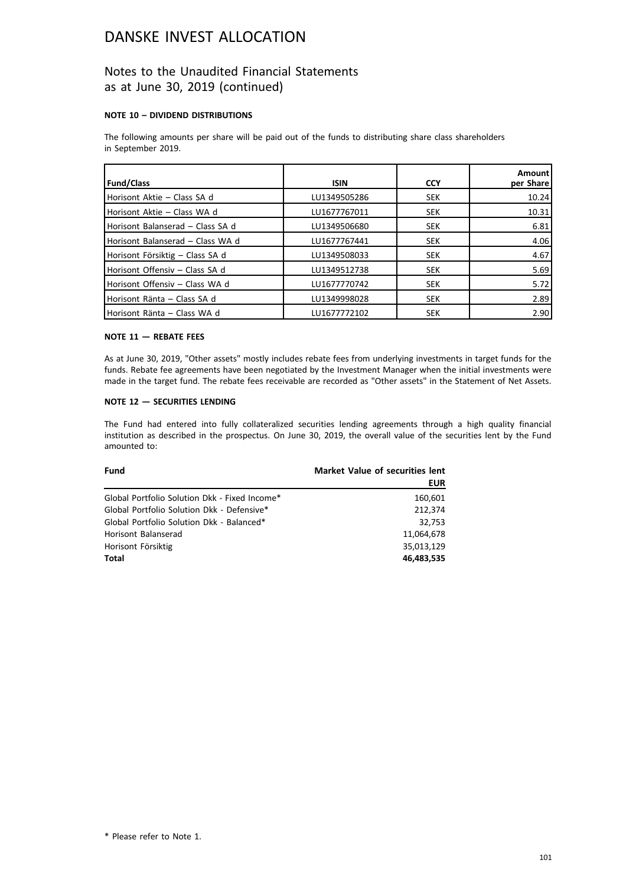# DANSKE INVEST ALLOCATION

## Notes to the Unaudited Financial Statements as at June 30, 2019 (continued)

### NOTE 10 – DIVIDEND DISTRIBUTIONS

The following amounts per share will be paid out of the funds to distributing share class shareholders in September 2019.

| Fund/Class | ISIN | CCY | Amount per Share |
|---|---|---|---|
| Horisont Aktie – Class SA d | LU1349505286 | SEK | 10.24 |
| Horisont Aktie – Class WA d | LU1677767011 | SEK | 10.31 |
| Horisont Balanserad – Class SA d | LU1349506680 | SEK | 6.81 |
| Horisont Balanserad – Class WA d | LU1677767441 | SEK | 4.06 |
| Horisont Försiktig – Class SA d | LU1349508033 | SEK | 4.67 |
| Horisont Offensiv – Class SA d | LU1349512738 | SEK | 5.69 |
| Horisont Offensiv – Class WA d | LU1677770742 | SEK | 5.72 |
| Horisont Ränta – Class SA d | LU1349998028 | SEK | 2.89 |
| Horisont Ränta – Class WA d | LU1677772102 | SEK | 2.90 |

### NOTE 11 — REBATE FEES

As at June 30, 2019, "Other assets" mostly includes rebate fees from underlying investments in target funds for the funds. Rebate fee agreements have been negotiated by the Investment Manager when the initial investments were made in the target fund. The rebate fees receivable are recorded as "Other assets" in the Statement of Net Assets.

### NOTE 12 — SECURITIES LENDING

The Fund had entered into fully collateralized securities lending agreements through a high quality financial institution as described in the prospectus. On June 30, 2019, the overall value of the securities lent by the Fund amounted to:

| Fund | Market Value of securities lent EUR |
|---|---|
| Global Portfolio Solution Dkk - Fixed Income* | 160,601 |
| Global Portfolio Solution Dkk - Defensive* | 212,374 |
| Global Portfolio Solution Dkk - Balanced* | 32,753 |
| Horisont Balanserad | 11,064,678 |
| Horisont Försiktig | 35,013,129 |
| **Total** | **46,483,535** |

* Please refer to Note 1.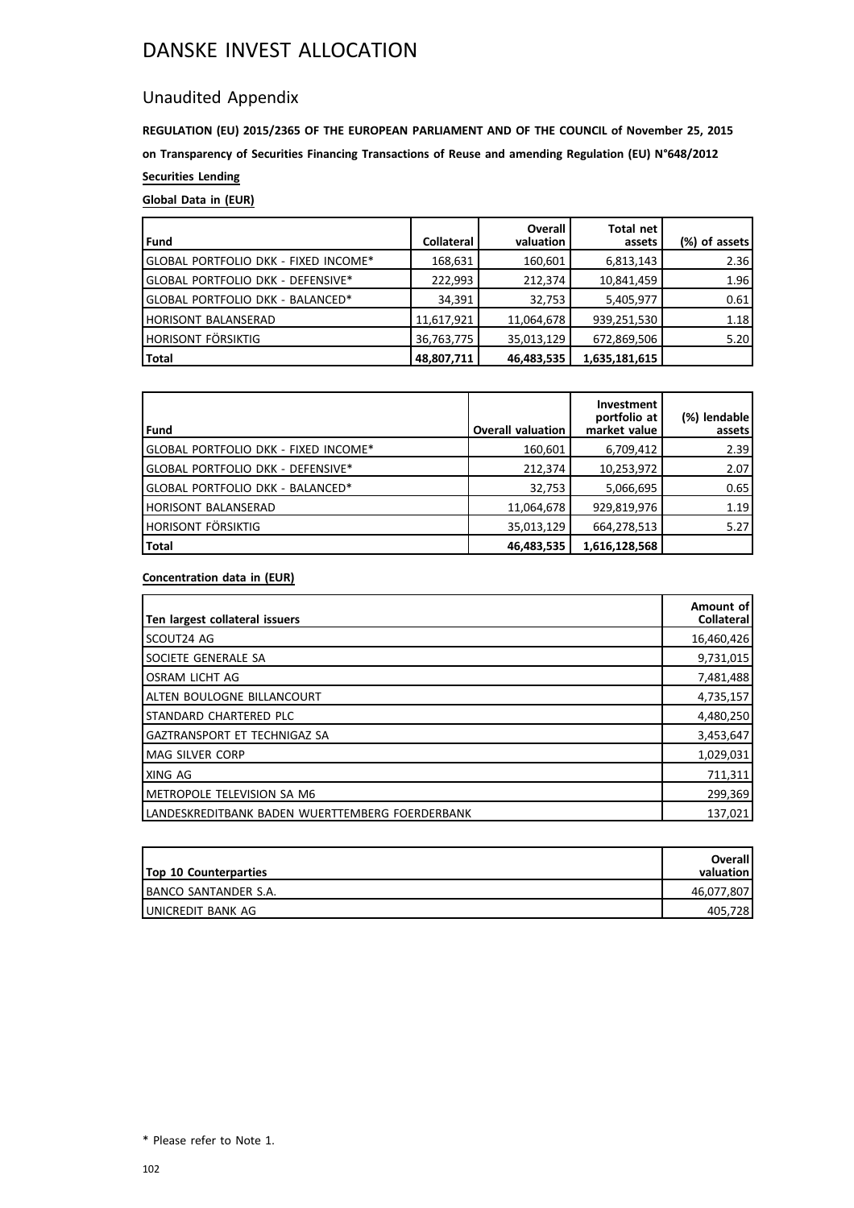# DANSKE INVEST ALLOCATION

## Unaudited Appendix

**REGULATION (EU) 2015/2365 OF THE EUROPEAN PARLIAMENT AND OF THE COUNCIL of November 25, 2015**

**on Transparency of Securities Financing Transactions of Reuse and amending Regulation (EU) N°648/2012**

**Securities Lending**

**Global Data in (EUR)**

| Fund | Collateral | Overall valuation | Total net assets | (%) of assets |
|---|---|---|---|---|
| GLOBAL PORTFOLIO DKK - FIXED INCOME* | 168,631 | 160,601 | 6,813,143 | 2.36 |
| GLOBAL PORTFOLIO DKK - DEFENSIVE* | 222,993 | 212,374 | 10,841,459 | 1.96 |
| GLOBAL PORTFOLIO DKK - BALANCED* | 34,391 | 32,753 | 5,405,977 | 0.61 |
| HORISONT BALANSERAD | 11,617,921 | 11,064,678 | 939,251,530 | 1.18 |
| HORISONT FÖRSIKTIG | 36,763,775 | 35,013,129 | 672,869,506 | 5.20 |
| **Total** | **48,807,711** | **46,483,535** | **1,635,181,615** | |

| Fund | Overall valuation | Investment portfolio at market value | (%) lendable assets |
|---|---|---|---|
| GLOBAL PORTFOLIO DKK - FIXED INCOME* | 160,601 | 6,709,412 | 2.39 |
| GLOBAL PORTFOLIO DKK - DEFENSIVE* | 212,374 | 10,253,972 | 2.07 |
| GLOBAL PORTFOLIO DKK - BALANCED* | 32,753 | 5,066,695 | 0.65 |
| HORISONT BALANSERAD | 11,064,678 | 929,819,976 | 1.19 |
| HORISONT FÖRSIKTIG | 35,013,129 | 664,278,513 | 5.27 |
| **Total** | **46,483,535** | **1,616,128,568** | |

**Concentration data in (EUR)**

| Ten largest collateral issuers | Amount of Collateral |
|---|---|
| SCOUT24 AG | 16,460,426 |
| SOCIETE GENERALE SA | 9,731,015 |
| OSRAM LICHT AG | 7,481,488 |
| ALTEN BOULOGNE BILLANCOURT | 4,735,157 |
| STANDARD CHARTERED PLC | 4,480,250 |
| GAZTRANSPORT ET TECHNIGAZ SA | 3,453,647 |
| MAG SILVER CORP | 1,029,031 |
| XING AG | 711,311 |
| METROPOLE TELEVISION SA M6 | 299,369 |
| LANDESKREDITBANK BADEN WUERTTEMBERG FOERDERBANK | 137,021 |

| Top 10 Counterparties | Overall valuation |
|---|---|
| BANCO SANTANDER S.A. | 46,077,807 |
| UNICREDIT BANK AG | 405,728 |

\* Please refer to Note 1.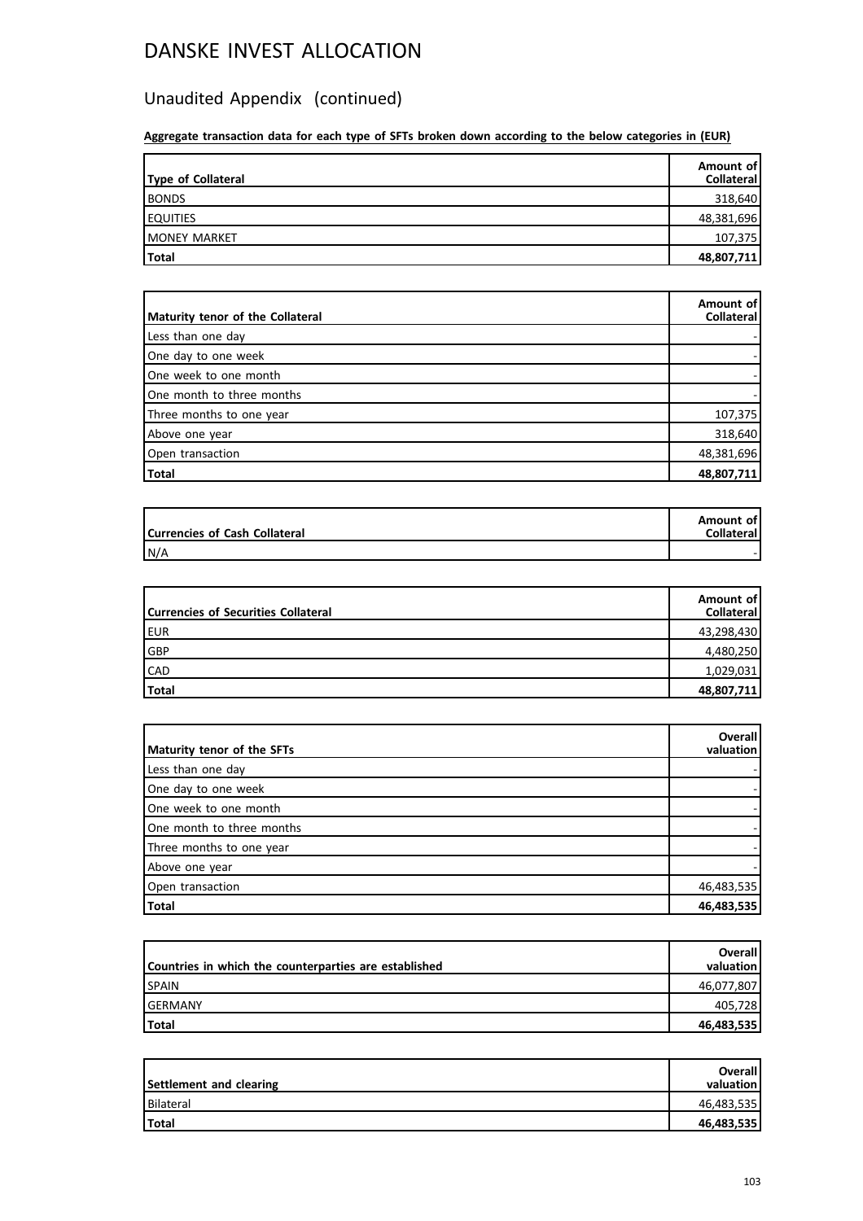# DANSKE INVEST ALLOCATION

## Unaudited Appendix (continued)

**Aggregate transaction data for each type of SFTs broken down according to the below categories in (EUR)**

| Type of Collateral | Amount of Collateral |
|---|---|
| BONDS | 318,640 |
| EQUITIES | 48,381,696 |
| MONEY MARKET | 107,375 |
| **Total** | **48,807,711** |

| Maturity tenor of the Collateral | Amount of Collateral |
|---|---|
| Less than one day | - |
| One day to one week | - |
| One week to one month | - |
| One month to three months | - |
| Three months to one year | 107,375 |
| Above one year | 318,640 |
| Open transaction | 48,381,696 |
| **Total** | **48,807,711** |

| Currencies of Cash Collateral | Amount of Collateral |
|---|---|
| N/A | - |

| Currencies of Securities Collateral | Amount of Collateral |
|---|---|
| EUR | 43,298,430 |
| GBP | 4,480,250 |
| CAD | 1,029,031 |
| **Total** | **48,807,711** |

| Maturity tenor of the SFTs | Overall valuation |
|---|---|
| Less than one day | - |
| One day to one week | - |
| One week to one month | - |
| One month to three months | - |
| Three months to one year | - |
| Above one year | - |
| Open transaction | 46,483,535 |
| **Total** | **46,483,535** |

| Countries in which the counterparties are established | Overall valuation |
|---|---|
| SPAIN | 46,077,807 |
| GERMANY | 405,728 |
| **Total** | **46,483,535** |

| Settlement and clearing | Overall valuation |
|---|---|
| Bilateral | 46,483,535 |
| **Total** | **46,483,535** |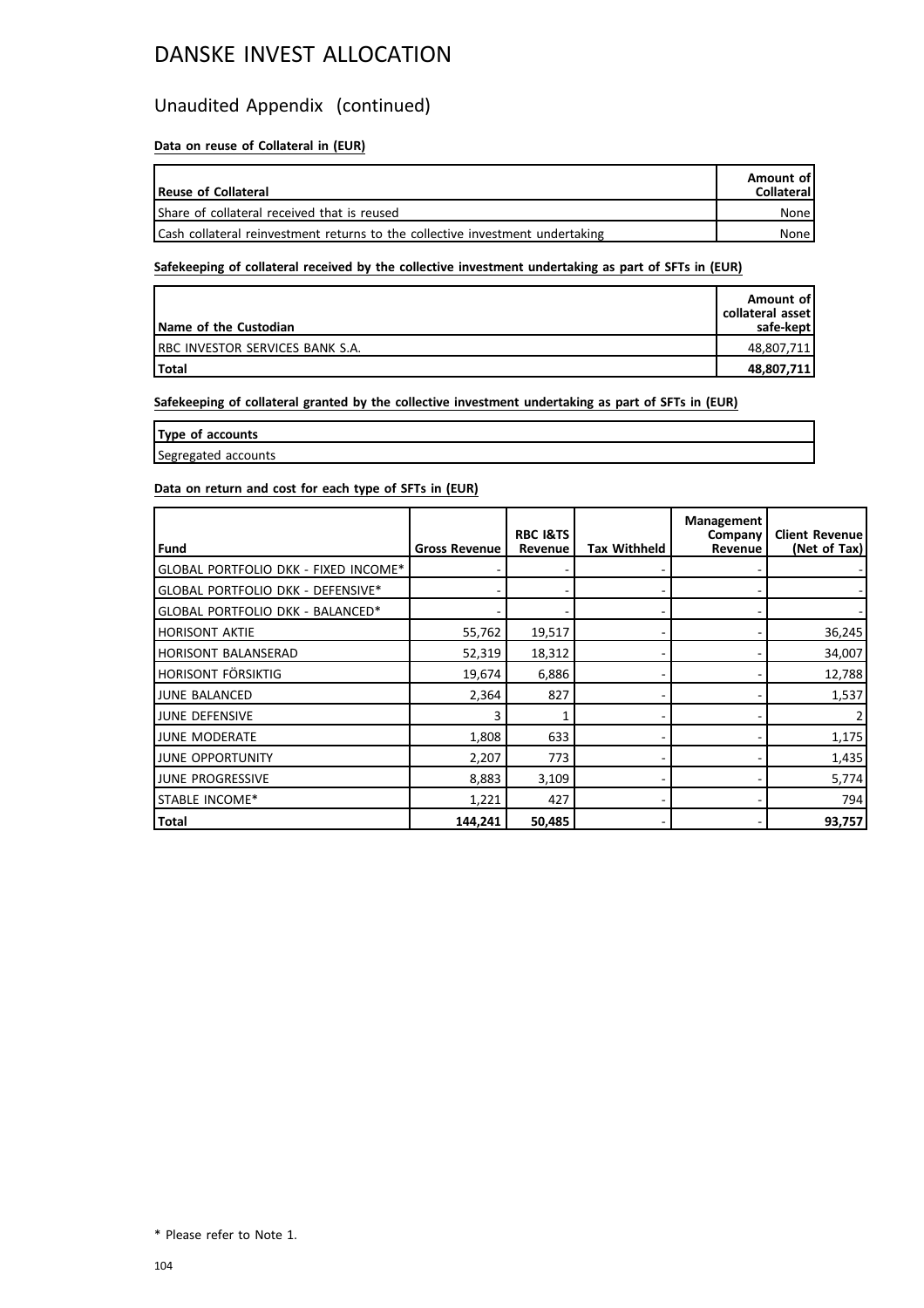# DANSKE INVEST ALLOCATION

## Unaudited Appendix (continued)

**Data on reuse of Collateral in (EUR)**

| Reuse of Collateral | Amount of Collateral |
|---|---|
| Share of collateral received that is reused | None |
| Cash collateral reinvestment returns to the collective investment undertaking | None |

**Safekeeping of collateral received by the collective investment undertaking as part of SFTs in (EUR)**

| Name of the Custodian | Amount of collateral asset safe-kept |
|---|---|
| RBC INVESTOR SERVICES BANK S.A. | 48,807,711 |
| **Total** | **48,807,711** |

**Safekeeping of collateral granted by the collective investment undertaking as part of SFTs in (EUR)**

| Type of accounts |
|---|
| Segregated accounts |

**Data on return and cost for each type of SFTs in (EUR)**

| Fund | Gross Revenue | RBC I&TS Revenue | Tax Withheld | Management Company Revenue | Client Revenue (Net of Tax) |
|---|---|---|---|---|---|
| GLOBAL PORTFOLIO DKK - FIXED INCOME* | - | - | - | - | - |
| GLOBAL PORTFOLIO DKK - DEFENSIVE* | - | - | - | - | - |
| GLOBAL PORTFOLIO DKK - BALANCED* | - | - | - | - | - |
| HORISONT AKTIE | 55,762 | 19,517 | - | - | 36,245 |
| HORISONT BALANSERAD | 52,319 | 18,312 | - | - | 34,007 |
| HORISONT FÖRSIKTIG | 19,674 | 6,886 | - | - | 12,788 |
| JUNE BALANCED | 2,364 | 827 | - | - | 1,537 |
| JUNE DEFENSIVE | 3 | 1 | - | - | 2 |
| JUNE MODERATE | 1,808 | 633 | - | - | 1,175 |
| JUNE OPPORTUNITY | 2,207 | 773 | - | - | 1,435 |
| JUNE PROGRESSIVE | 8,883 | 3,109 | - | - | 5,774 |
| STABLE INCOME* | 1,221 | 427 | - | - | 794 |
| **Total** | **144,241** | **50,485** | - | - | **93,757** |

\* Please refer to Note 1.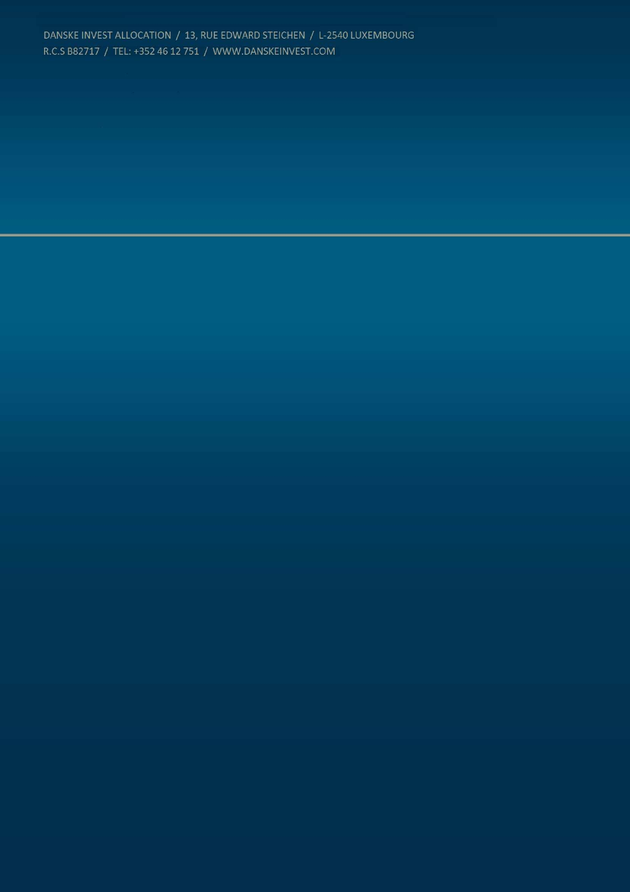DANSKE INVEST ALLOCATION / 13, RUE EDWARD STEICHEN / L-2540 LUXEMBOURG
R.C.S B82717 / TEL: +352 46 12 751 / WWW.DANSKEINVEST.COM